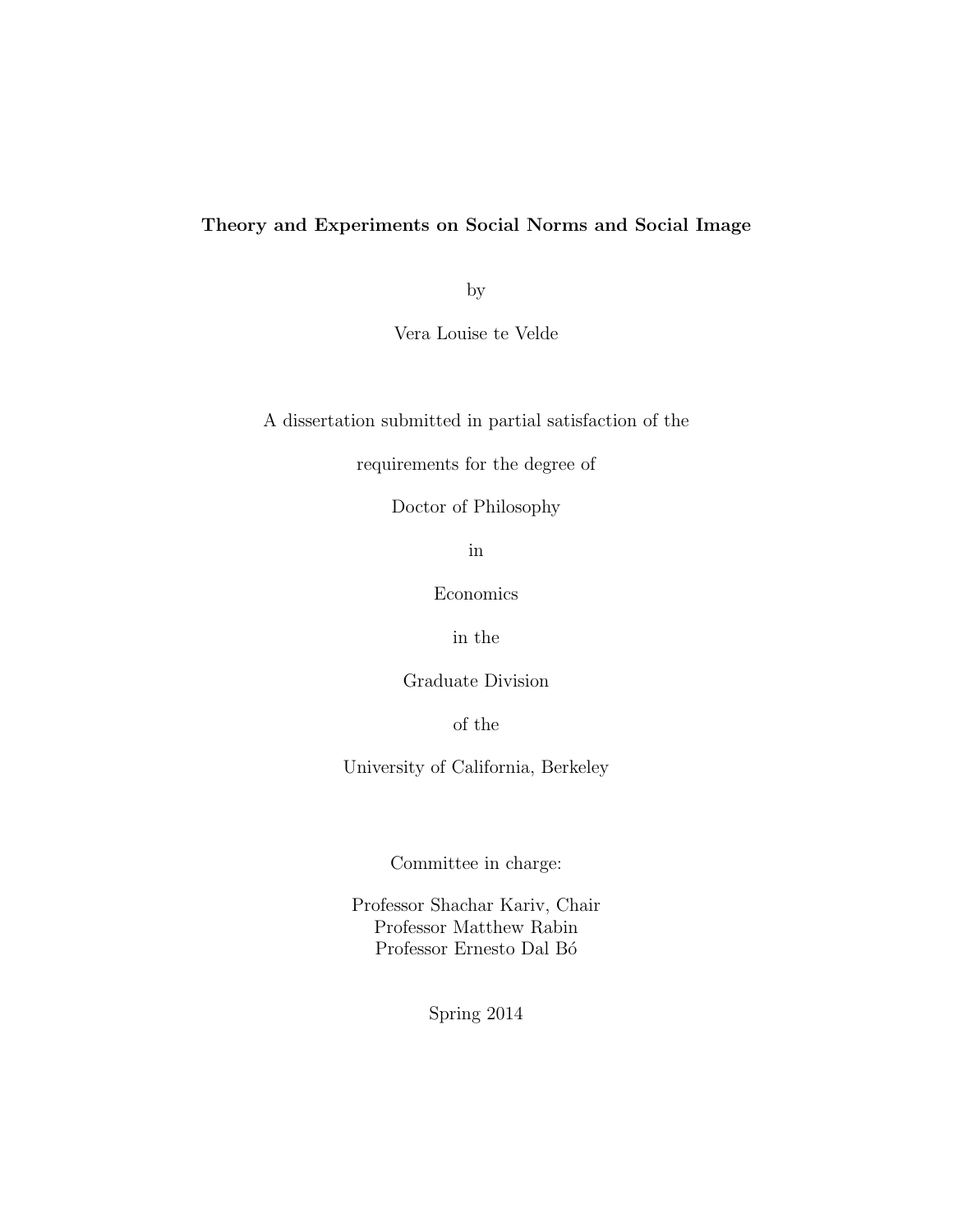**Theory and Experiments on Social Norms and Social Image**

by

Vera Louise te Velde

A dissertation submitted in partial satisfaction of the

requirements for the degree of

Doctor of Philosophy

in

Economics

in the

Graduate Division

of the

University of California, Berkeley

Committee in charge:

Professor Shachar Kariv, Chair
Professor Matthew Rabin
Professor Ernesto Dal Bó

Spring 2014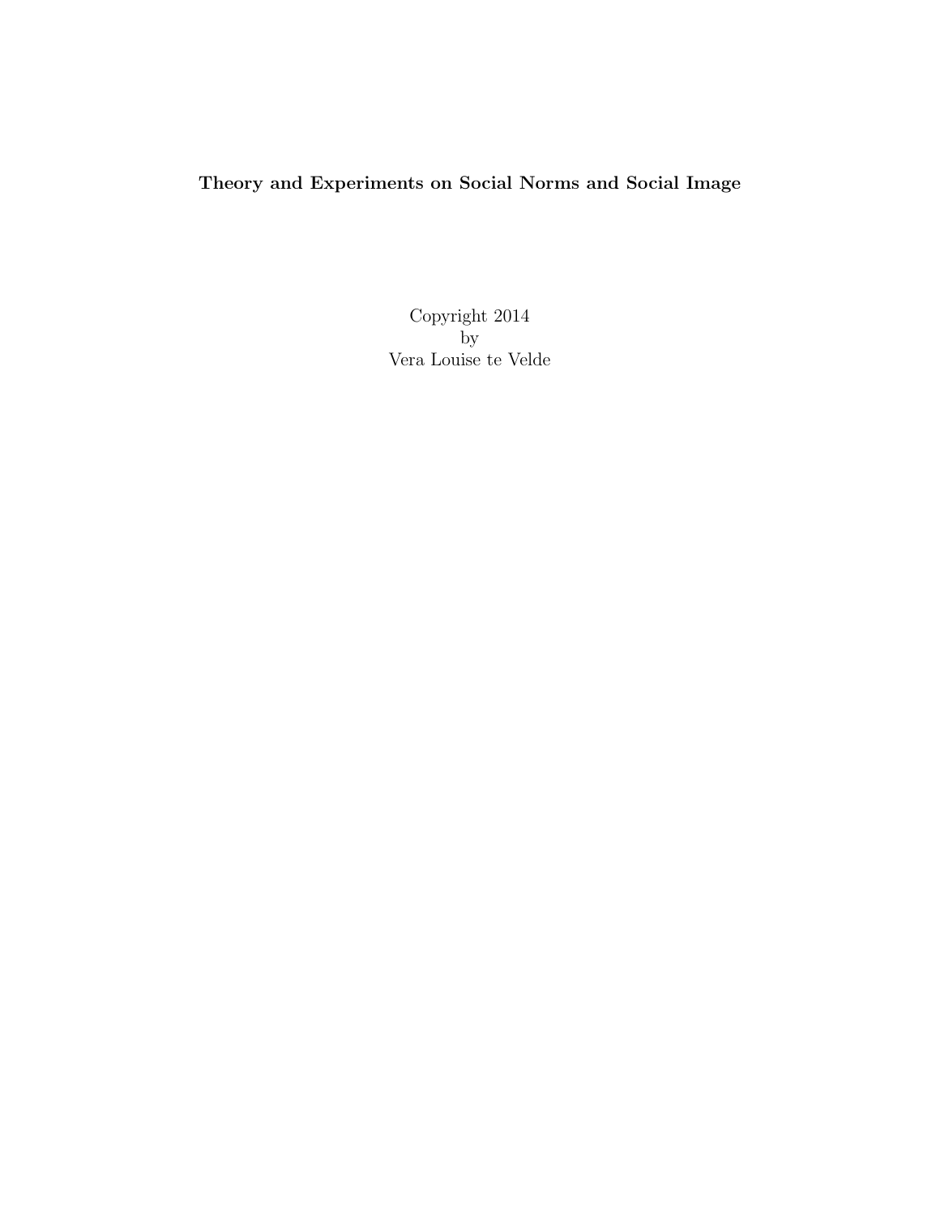**Theory and Experiments on Social Norms and Social Image**

Copyright 2014
by
Vera Louise te Velde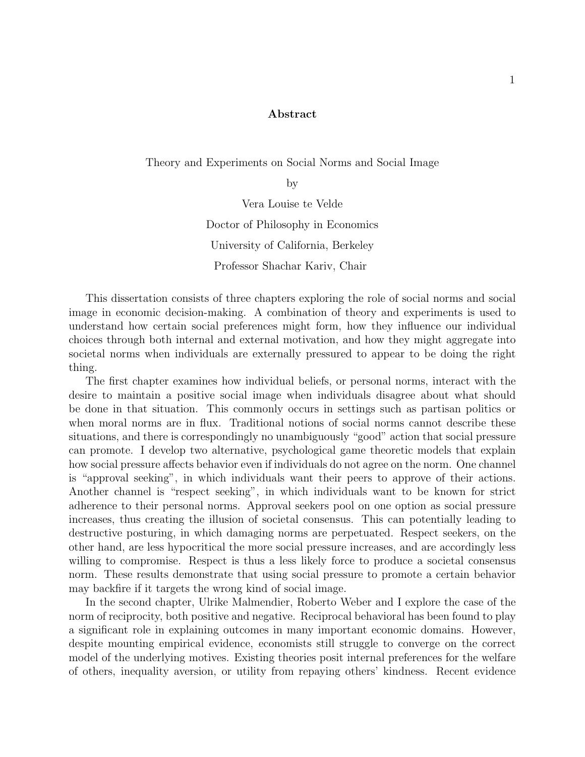# Abstract

Theory and Experiments on Social Norms and Social Image

by

Vera Louise te Velde

Doctor of Philosophy in Economics

University of California, Berkeley

Professor Shachar Kariv, Chair

This dissertation consists of three chapters exploring the role of social norms and social image in economic decision-making. A combination of theory and experiments is used to understand how certain social preferences might form, how they influence our individual choices through both internal and external motivation, and how they might aggregate into societal norms when individuals are externally pressured to appear to be doing the right thing.

The first chapter examines how individual beliefs, or personal norms, interact with the desire to maintain a positive social image when individuals disagree about what should be done in that situation. This commonly occurs in settings such as partisan politics or when moral norms are in flux. Traditional notions of social norms cannot describe these situations, and there is correspondingly no unambiguously "good" action that social pressure can promote. I develop two alternative, psychological game theoretic models that explain how social pressure affects behavior even if individuals do not agree on the norm. One channel is "approval seeking", in which individuals want their peers to approve of their actions. Another channel is "respect seeking", in which individuals want to be known for strict adherence to their personal norms. Approval seekers pool on one option as social pressure increases, thus creating the illusion of societal consensus. This can potentially leading to destructive posturing, in which damaging norms are perpetuated. Respect seekers, on the other hand, are less hypocritical the more social pressure increases, and are accordingly less willing to compromise. Respect is thus a less likely force to produce a societal consensus norm. These results demonstrate that using social pressure to promote a certain behavior may backfire if it targets the wrong kind of social image.

In the second chapter, Ulrike Malmendier, Roberto Weber and I explore the case of the norm of reciprocity, both positive and negative. Reciprocal behavioral has been found to play a significant role in explaining outcomes in many important economic domains. However, despite mounting empirical evidence, economists still struggle to converge on the correct model of the underlying motives. Existing theories posit internal preferences for the welfare of others, inequality aversion, or utility from repaying others' kindness. Recent evidence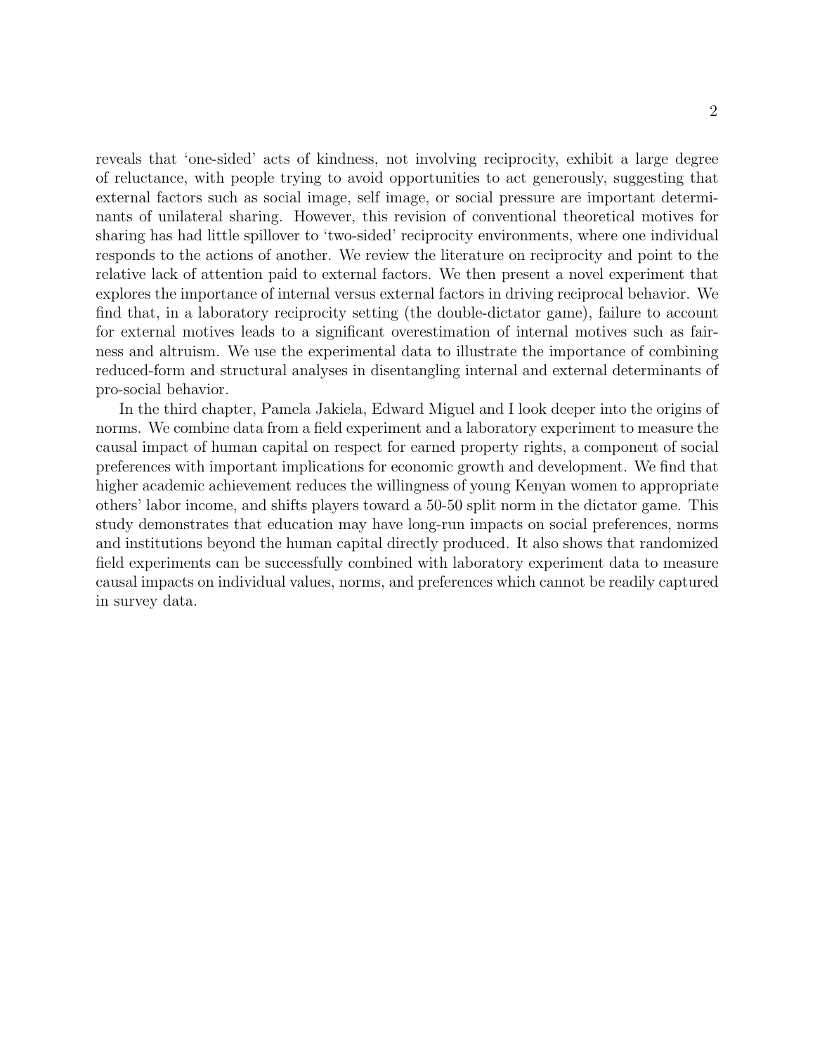reveals that 'one-sided' acts of kindness, not involving reciprocity, exhibit a large degree of reluctance, with people trying to avoid opportunities to act generously, suggesting that external factors such as social image, self image, or social pressure are important determinants of unilateral sharing. However, this revision of conventional theoretical motives for sharing has had little spillover to 'two-sided' reciprocity environments, where one individual responds to the actions of another. We review the literature on reciprocity and point to the relative lack of attention paid to external factors. We then present a novel experiment that explores the importance of internal versus external factors in driving reciprocal behavior. We find that, in a laboratory reciprocity setting (the double-dictator game), failure to account for external motives leads to a significant overestimation of internal motives such as fairness and altruism. We use the experimental data to illustrate the importance of combining reduced-form and structural analyses in disentangling internal and external determinants of pro-social behavior.

In the third chapter, Pamela Jakiela, Edward Miguel and I look deeper into the origins of norms. We combine data from a field experiment and a laboratory experiment to measure the causal impact of human capital on respect for earned property rights, a component of social preferences with important implications for economic growth and development. We find that higher academic achievement reduces the willingness of young Kenyan women to appropriate others' labor income, and shifts players toward a 50-50 split norm in the dictator game. This study demonstrates that education may have long-run impacts on social preferences, norms and institutions beyond the human capital directly produced. It also shows that randomized field experiments can be successfully combined with laboratory experiment data to measure causal impacts on individual values, norms, and preferences which cannot be readily captured in survey data.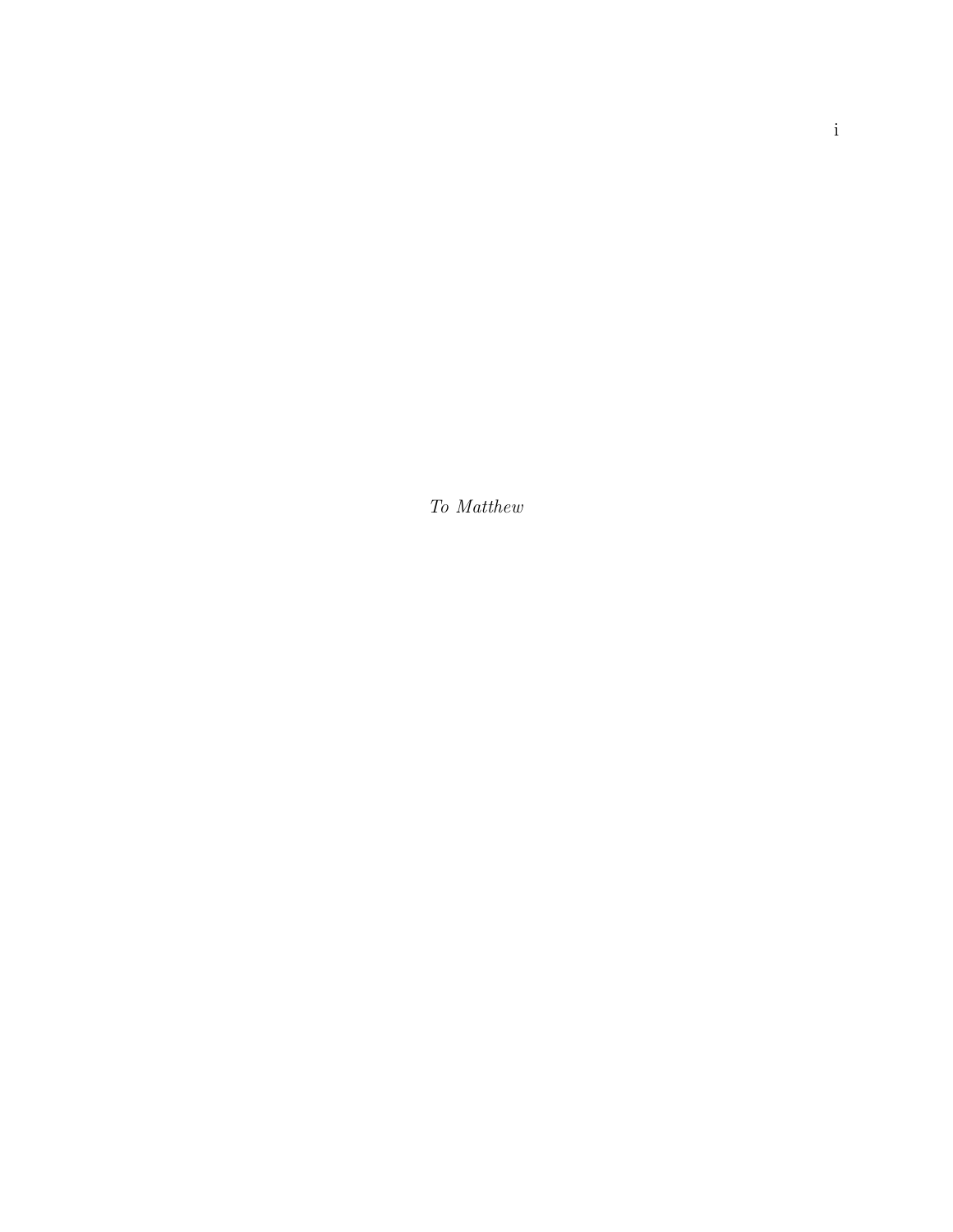*To Matthew*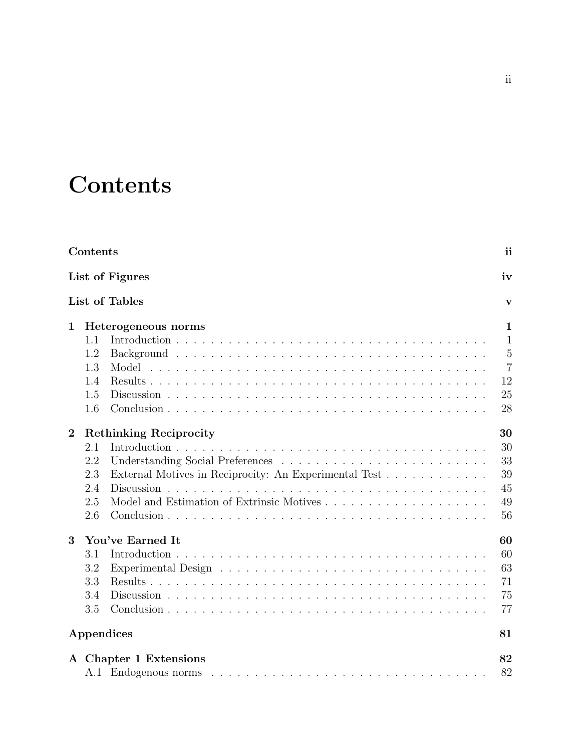# Contents

**Contents** **ii**

**List of Figures** **iv**

**List of Tables** **v**

**1 Heterogeneous norms** **1**

- 1.1 Introduction . . . 1
- 1.2 Background . . . 5
- 1.3 Model . . . 7
- 1.4 Results . . . 12
- 1.5 Discussion . . . 25
- 1.6 Conclusion . . . 28

**2 Rethinking Reciprocity** **30**

- 2.1 Introduction . . . 30
- 2.2 Understanding Social Preferences . . . 33
- 2.3 External Motives in Reciprocity: An Experimental Test . . . 39
- 2.4 Discussion . . . 45
- 2.5 Model and Estimation of Extrinsic Motives . . . 49
- 2.6 Conclusion . . . 56

**3 You've Earned It** **60**

- 3.1 Introduction . . . 60
- 3.2 Experimental Design . . . 63
- 3.3 Results . . . 71
- 3.4 Discussion . . . 75
- 3.5 Conclusion . . . 77

**Appendices** **81**

**A Chapter 1 Extensions** **82**

- A.1 Endogenous norms . . . 82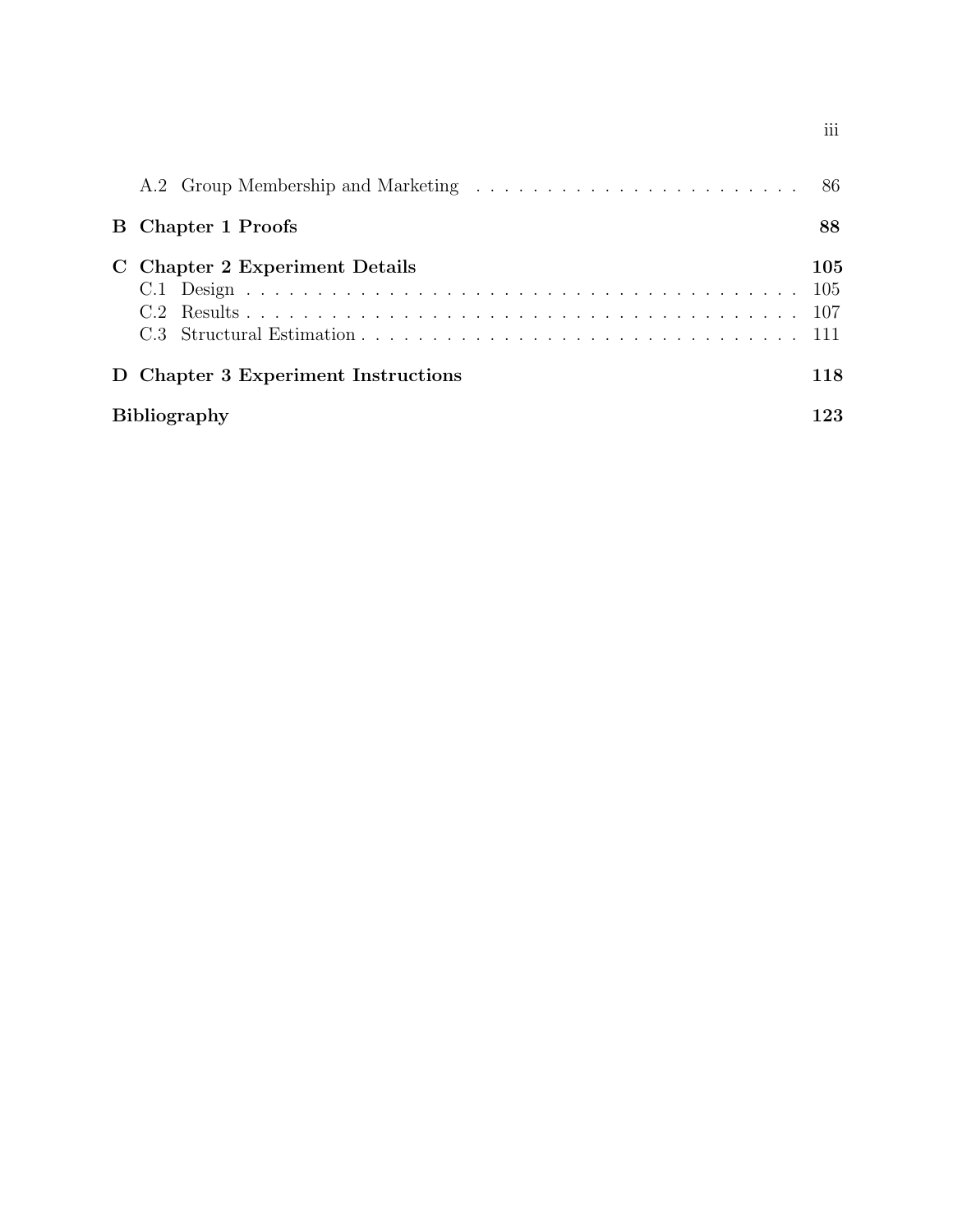A.2 Group Membership and Marketing . . . . . . . . . . . . . . . . . . . . . . . 86

**B Chapter 1 Proofs** **88**

**C Chapter 2 Experiment Details** **105**

C.1 Design . . . . . . . . . . . . . . . . . . . . . . . . . . . . . . . . . . . . . . . 105

C.2 Results . . . . . . . . . . . . . . . . . . . . . . . . . . . . . . . . . . . . . . . 107

C.3 Structural Estimation . . . . . . . . . . . . . . . . . . . . . . . . . . . . . . . 111

**D Chapter 3 Experiment Instructions** **118**

**Bibliography** **123**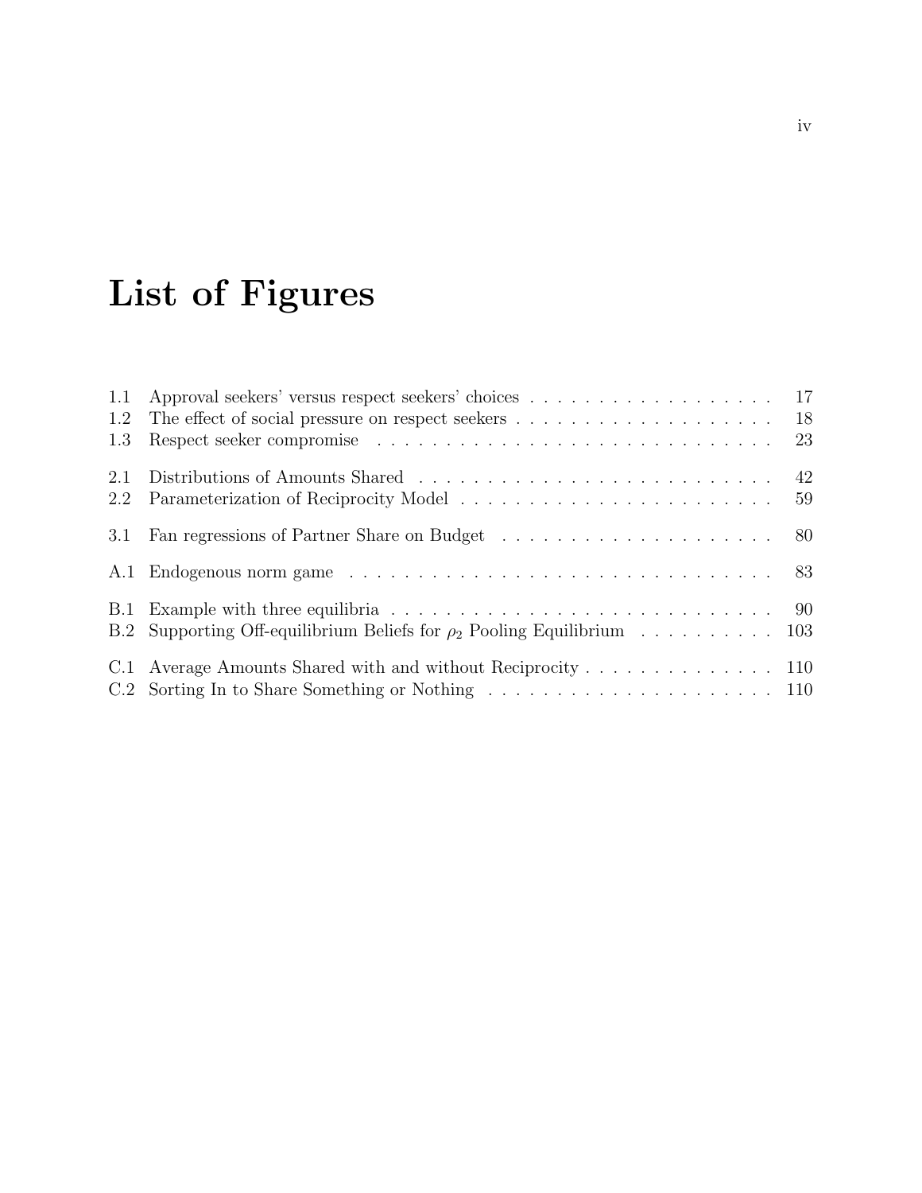# List of Figures

1.1 Approval seekers' versus respect seekers' choices . . . . . . . . . . . . . . . . . . . 17
1.2 The effect of social pressure on respect seekers . . . . . . . . . . . . . . . . . . . . 18
1.3 Respect seeker compromise . . . . . . . . . . . . . . . . . . . . . . . . . . . . . . 23

2.1 Distributions of Amounts Shared . . . . . . . . . . . . . . . . . . . . . . . . . . . 42
2.2 Parameterization of Reciprocity Model . . . . . . . . . . . . . . . . . . . . . . . . 59

3.1 Fan regressions of Partner Share on Budget . . . . . . . . . . . . . . . . . . . . . 80

A.1 Endogenous norm game . . . . . . . . . . . . . . . . . . . . . . . . . . . . . . . . 83

B.1 Example with three equilibria . . . . . . . . . . . . . . . . . . . . . . . . . . . . . 90
B.2 Supporting Off-equilibrium Beliefs for $\rho_2$ Pooling Equilibrium . . . . . . . . . . . 103

C.1 Average Amounts Shared with and without Reciprocity . . . . . . . . . . . . . . 110
C.2 Sorting In to Share Something or Nothing . . . . . . . . . . . . . . . . . . . . . 110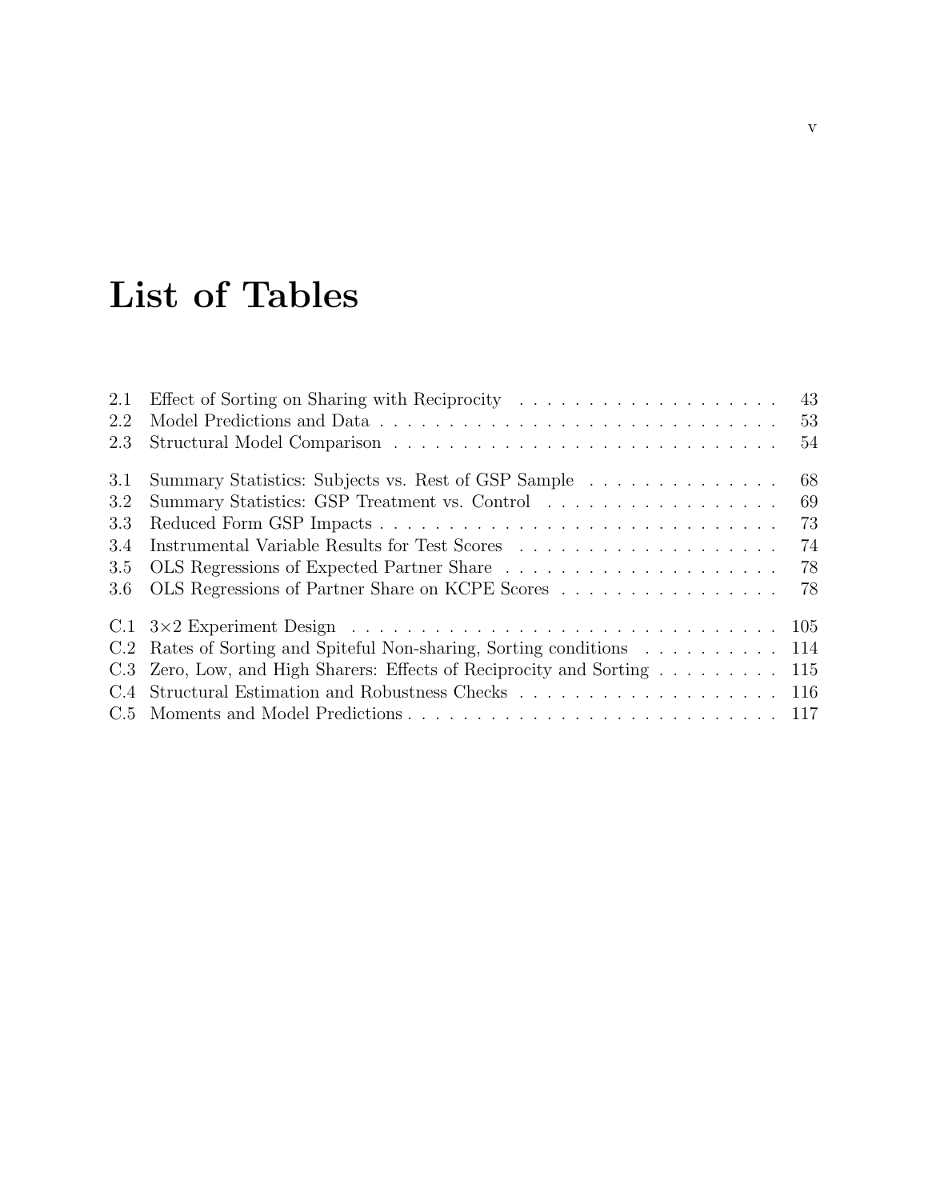# List of Tables

2.1 Effect of Sorting on Sharing with Reciprocity . . . . . . . . . . . . . . . . . . . . 43
2.2 Model Predictions and Data . . . . . . . . . . . . . . . . . . . . . . . . . . . . . . 53
2.3 Structural Model Comparison . . . . . . . . . . . . . . . . . . . . . . . . . . . . . 54

3.1 Summary Statistics: Subjects vs. Rest of GSP Sample . . . . . . . . . . . . . . 68
3.2 Summary Statistics: GSP Treatment vs. Control . . . . . . . . . . . . . . . . . 69
3.3 Reduced Form GSP Impacts . . . . . . . . . . . . . . . . . . . . . . . . . . . . . 73
3.4 Instrumental Variable Results for Test Scores . . . . . . . . . . . . . . . . . . . 74
3.5 OLS Regressions of Expected Partner Share . . . . . . . . . . . . . . . . . . . . 78
3.6 OLS Regressions of Partner Share on KCPE Scores . . . . . . . . . . . . . . . . 78

C.1 3×2 Experiment Design . . . . . . . . . . . . . . . . . . . . . . . . . . . . . . . 105
C.2 Rates of Sorting and Spiteful Non-sharing, Sorting conditions . . . . . . . . . . 114
C.3 Zero, Low, and High Sharers: Effects of Reciprocity and Sorting . . . . . . . . . 115
C.4 Structural Estimation and Robustness Checks . . . . . . . . . . . . . . . . . . . 116
C.5 Moments and Model Predictions . . . . . . . . . . . . . . . . . . . . . . . . . . . 117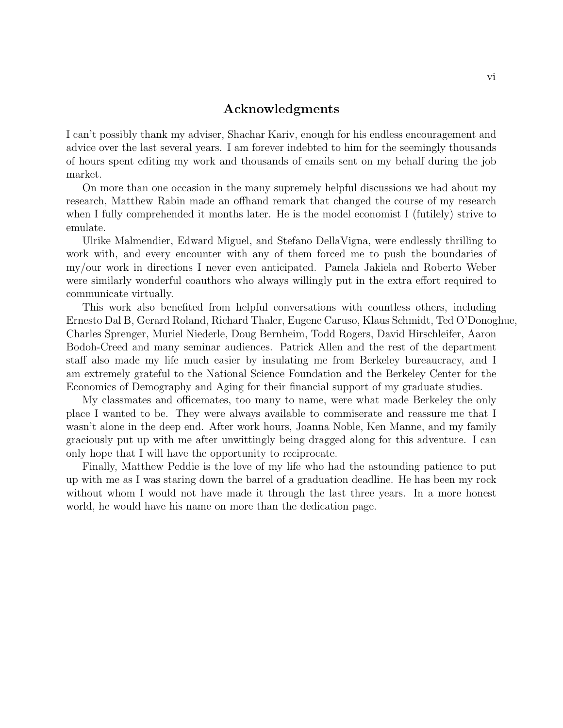## Acknowledgments

I can't possibly thank my adviser, Shachar Kariv, enough for his endless encouragement and advice over the last several years. I am forever indebted to him for the seemingly thousands of hours spent editing my work and thousands of emails sent on my behalf during the job market.

On more than one occasion in the many supremely helpful discussions we had about my research, Matthew Rabin made an offhand remark that changed the course of my research when I fully comprehended it months later. He is the model economist I (futilely) strive to emulate.

Ulrike Malmendier, Edward Miguel, and Stefano DellaVigna, were endlessly thrilling to work with, and every encounter with any of them forced me to push the boundaries of my/our work in directions I never even anticipated. Pamela Jakiela and Roberto Weber were similarly wonderful coauthors who always willingly put in the extra effort required to communicate virtually.

This work also benefited from helpful conversations with countless others, including Ernesto Dal B, Gerard Roland, Richard Thaler, Eugene Caruso, Klaus Schmidt, Ted O'Donoghue, Charles Sprenger, Muriel Niederle, Doug Bernheim, Todd Rogers, David Hirschleifer, Aaron Bodoh-Creed and many seminar audiences. Patrick Allen and the rest of the department staff also made my life much easier by insulating me from Berkeley bureaucracy, and I am extremely grateful to the National Science Foundation and the Berkeley Center for the Economics of Demography and Aging for their financial support of my graduate studies.

My classmates and officemates, too many to name, were what made Berkeley the only place I wanted to be. They were always available to commiserate and reassure me that I wasn't alone in the deep end. After work hours, Joanna Noble, Ken Manne, and my family graciously put up with me after unwittingly being dragged along for this adventure. I can only hope that I will have the opportunity to reciprocate.

Finally, Matthew Peddie is the love of my life who had the astounding patience to put up with me as I was staring down the barrel of a graduation deadline. He has been my rock without whom I would not have made it through the last three years. In a more honest world, he would have his name on more than the dedication page.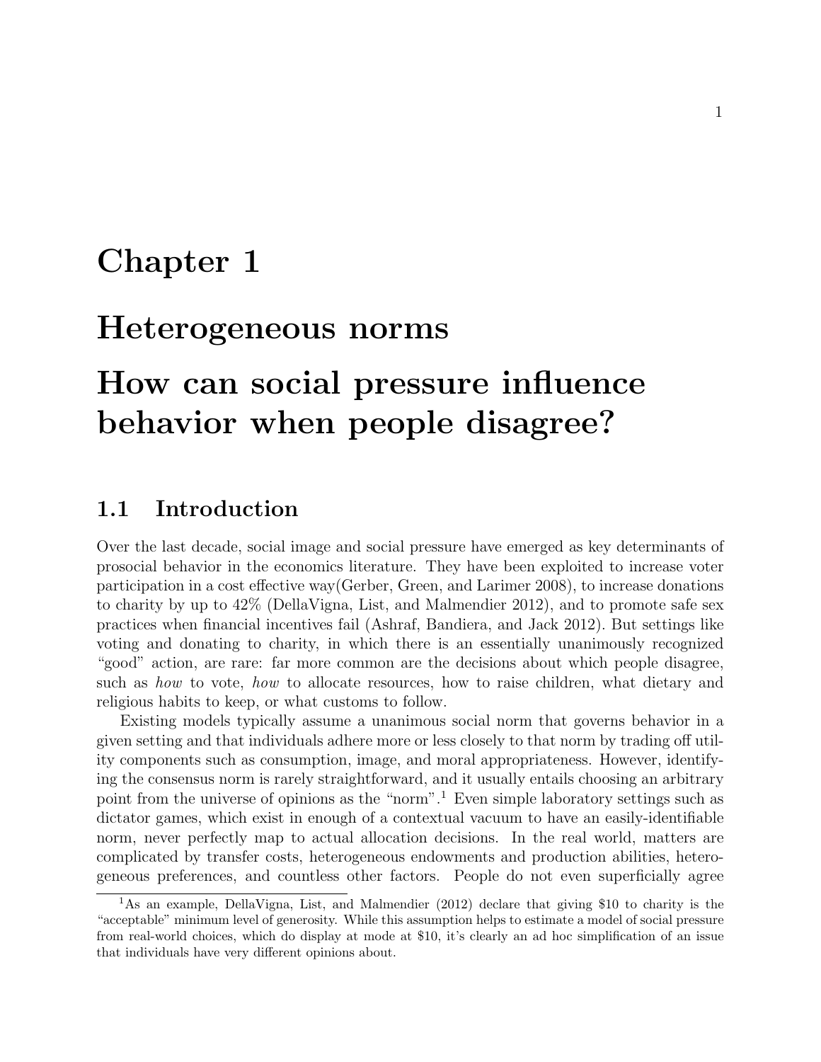# Chapter 1

# Heterogeneous norms

# How can social pressure influence behavior when people disagree?

## 1.1 Introduction

Over the last decade, social image and social pressure have emerged as key determinants of prosocial behavior in the economics literature. They have been exploited to increase voter participation in a cost effective way(Gerber, Green, and Larimer 2008), to increase donations to charity by up to 42% (DellaVigna, List, and Malmendier 2012), and to promote safe sex practices when financial incentives fail (Ashraf, Bandiera, and Jack 2012). But settings like voting and donating to charity, in which there is an essentially unanimously recognized "good" action, are rare: far more common are the decisions about which people disagree, such as *how* to vote, *how* to allocate resources, how to raise children, what dietary and religious habits to keep, or what customs to follow.

Existing models typically assume a unanimous social norm that governs behavior in a given setting and that individuals adhere more or less closely to that norm by trading off utility components such as consumption, image, and moral appropriateness. However, identifying the consensus norm is rarely straightforward, and it usually entails choosing an arbitrary point from the universe of opinions as the "norm".[1] Even simple laboratory settings such as dictator games, which exist in enough of a contextual vacuum to have an easily-identifiable norm, never perfectly map to actual allocation decisions. In the real world, matters are complicated by transfer costs, heterogeneous endowments and production abilities, heterogeneous preferences, and countless other factors. People do not even superficially agree

[1] As an example, DellaVigna, List, and Malmendier (2012) declare that giving $10 to charity is the "acceptable" minimum level of generosity. While this assumption helps to estimate a model of social pressure from real-world choices, which do display at mode at $10, it's clearly an ad hoc simplification of an issue that individuals have very different opinions about.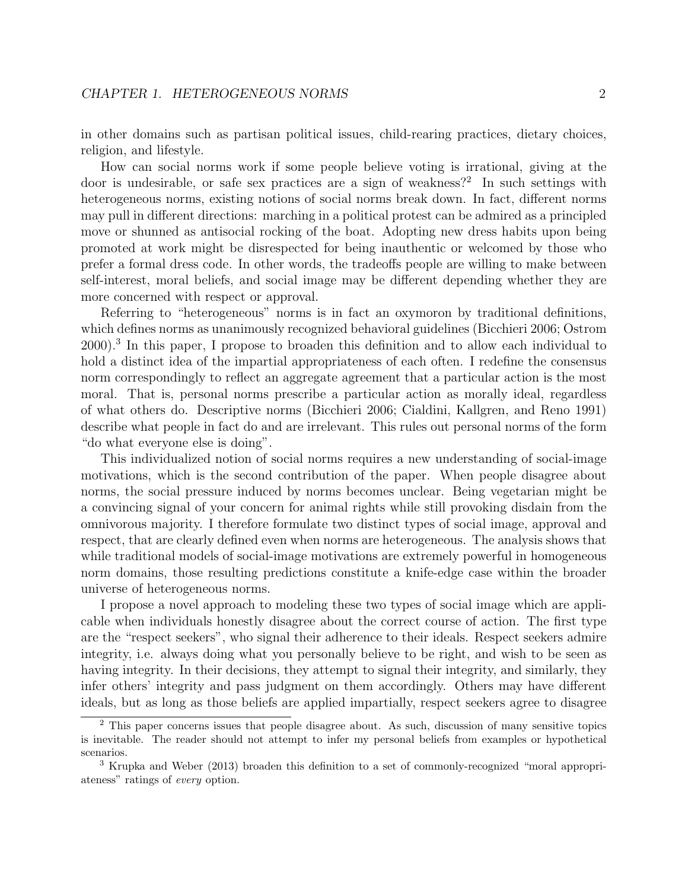in other domains such as partisan political issues, child-rearing practices, dietary choices, religion, and lifestyle.

How can social norms work if some people believe voting is irrational, giving at the door is undesirable, or safe sex practices are a sign of weakness?[2] In such settings with heterogeneous norms, existing notions of social norms break down. In fact, different norms may pull in different directions: marching in a political protest can be admired as a principled move or shunned as antisocial rocking of the boat. Adopting new dress habits upon being promoted at work might be disrespected for being inauthentic or welcomed by those who prefer a formal dress code. In other words, the tradeoffs people are willing to make between self-interest, moral beliefs, and social image may be different depending whether they are more concerned with respect or approval.

Referring to "heterogeneous" norms is in fact an oxymoron by traditional definitions, which defines norms as unanimously recognized behavioral guidelines (Bicchieri 2006; Ostrom 2000).[3] In this paper, I propose to broaden this definition and to allow each individual to hold a distinct idea of the impartial appropriateness of each often. I redefine the consensus norm correspondingly to reflect an aggregate agreement that a particular action is the most moral. That is, personal norms prescribe a particular action as morally ideal, regardless of what others do. Descriptive norms (Bicchieri 2006; Cialdini, Kallgren, and Reno 1991) describe what people in fact do and are irrelevant. This rules out personal norms of the form "do what everyone else is doing".

This individualized notion of social norms requires a new understanding of social-image motivations, which is the second contribution of the paper. When people disagree about norms, the social pressure induced by norms becomes unclear. Being vegetarian might be a convincing signal of your concern for animal rights while still provoking disdain from the omnivorous majority. I therefore formulate two distinct types of social image, approval and respect, that are clearly defined even when norms are heterogeneous. The analysis shows that while traditional models of social-image motivations are extremely powerful in homogeneous norm domains, those resulting predictions constitute a knife-edge case within the broader universe of heterogeneous norms.

I propose a novel approach to modeling these two types of social image which are applicable when individuals honestly disagree about the correct course of action. The first type are the "respect seekers", who signal their adherence to their ideals. Respect seekers admire integrity, i.e. always doing what you personally believe to be right, and wish to be seen as having integrity. In their decisions, they attempt to signal their integrity, and similarly, they infer others' integrity and pass judgment on them accordingly. Others may have different ideals, but as long as those beliefs are applied impartially, respect seekers agree to disagree

[2] This paper concerns issues that people disagree about. As such, discussion of many sensitive topics is inevitable. The reader should not attempt to infer my personal beliefs from examples or hypothetical scenarios.

[3] Krupka and Weber (2013) broaden this definition to a set of commonly-recognized "moral appropriateness" ratings of *every* option.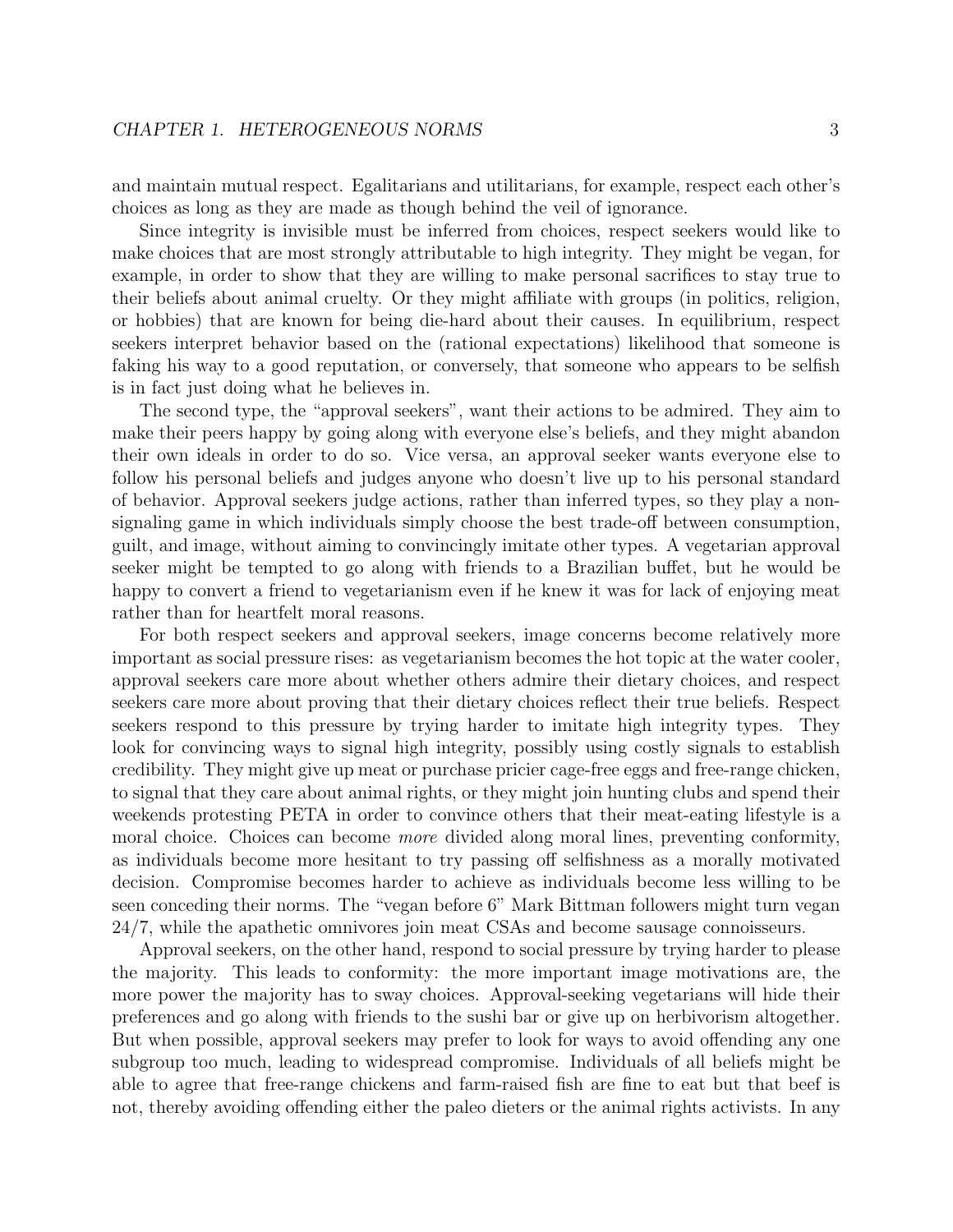and maintain mutual respect. Egalitarians and utilitarians, for example, respect each other's choices as long as they are made as though behind the veil of ignorance.

Since integrity is invisible must be inferred from choices, respect seekers would like to make choices that are most strongly attributable to high integrity. They might be vegan, for example, in order to show that they are willing to make personal sacrifices to stay true to their beliefs about animal cruelty. Or they might affiliate with groups (in politics, religion, or hobbies) that are known for being die-hard about their causes. In equilibrium, respect seekers interpret behavior based on the (rational expectations) likelihood that someone is faking his way to a good reputation, or conversely, that someone who appears to be selfish is in fact just doing what he believes in.

The second type, the "approval seekers", want their actions to be admired. They aim to make their peers happy by going along with everyone else's beliefs, and they might abandon their own ideals in order to do so. Vice versa, an approval seeker wants everyone else to follow his personal beliefs and judges anyone who doesn't live up to his personal standard of behavior. Approval seekers judge actions, rather than inferred types, so they play a non-signaling game in which individuals simply choose the best trade-off between consumption, guilt, and image, without aiming to convincingly imitate other types. A vegetarian approval seeker might be tempted to go along with friends to a Brazilian buffet, but he would be happy to convert a friend to vegetarianism even if he knew it was for lack of enjoying meat rather than for heartfelt moral reasons.

For both respect seekers and approval seekers, image concerns become relatively more important as social pressure rises: as vegetarianism becomes the hot topic at the water cooler, approval seekers care more about whether others admire their dietary choices, and respect seekers care more about proving that their dietary choices reflect their true beliefs. Respect seekers respond to this pressure by trying harder to imitate high integrity types. They look for convincing ways to signal high integrity, possibly using costly signals to establish credibility. They might give up meat or purchase pricier cage-free eggs and free-range chicken, to signal that they care about animal rights, or they might join hunting clubs and spend their weekends protesting PETA in order to convince others that their meat-eating lifestyle is a moral choice. Choices can become *more* divided along moral lines, preventing conformity, as individuals become more hesitant to try passing off selfishness as a morally motivated decision. Compromise becomes harder to achieve as individuals become less willing to be seen conceding their norms. The "vegan before 6" Mark Bittman followers might turn vegan 24/7, while the apathetic omnivores join meat CSAs and become sausage connoisseurs.

Approval seekers, on the other hand, respond to social pressure by trying harder to please the majority. This leads to conformity: the more important image motivations are, the more power the majority has to sway choices. Approval-seeking vegetarians will hide their preferences and go along with friends to the sushi bar or give up on herbivorism altogether. But when possible, approval seekers may prefer to look for ways to avoid offending any one subgroup too much, leading to widespread compromise. Individuals of all beliefs might be able to agree that free-range chickens and farm-raised fish are fine to eat but that beef is not, thereby avoiding offending either the paleo dieters or the animal rights activists. In any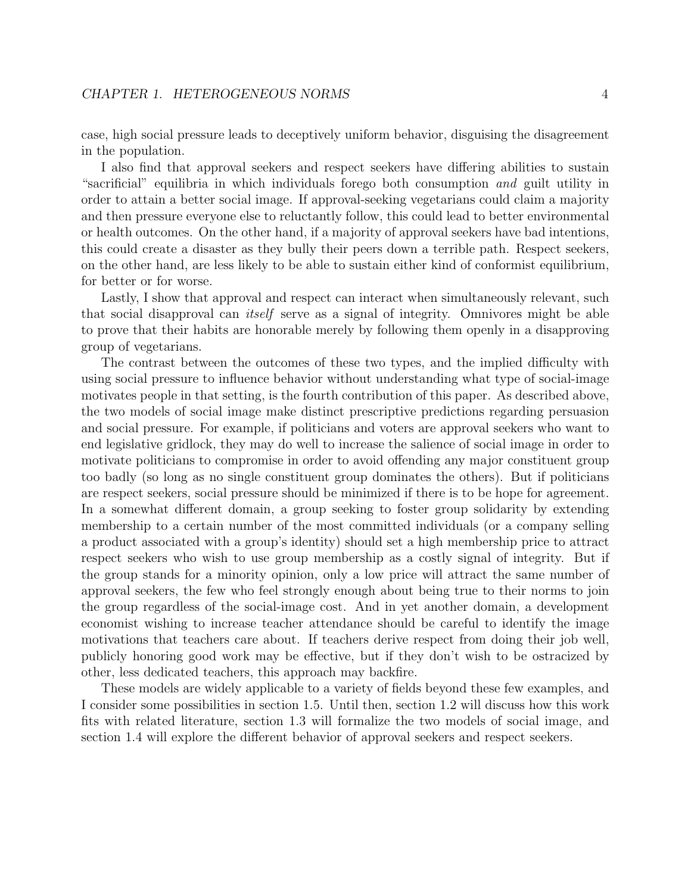case, high social pressure leads to deceptively uniform behavior, disguising the disagreement in the population.

I also find that approval seekers and respect seekers have differing abilities to sustain "sacrificial" equilibria in which individuals forego both consumption *and* guilt utility in order to attain a better social image. If approval-seeking vegetarians could claim a majority and then pressure everyone else to reluctantly follow, this could lead to better environmental or health outcomes. On the other hand, if a majority of approval seekers have bad intentions, this could create a disaster as they bully their peers down a terrible path. Respect seekers, on the other hand, are less likely to be able to sustain either kind of conformist equilibrium, for better or for worse.

Lastly, I show that approval and respect can interact when simultaneously relevant, such that social disapproval can *itself* serve as a signal of integrity. Omnivores might be able to prove that their habits are honorable merely by following them openly in a disapproving group of vegetarians.

The contrast between the outcomes of these two types, and the implied difficulty with using social pressure to influence behavior without understanding what type of social-image motivates people in that setting, is the fourth contribution of this paper. As described above, the two models of social image make distinct prescriptive predictions regarding persuasion and social pressure. For example, if politicians and voters are approval seekers who want to end legislative gridlock, they may do well to increase the salience of social image in order to motivate politicians to compromise in order to avoid offending any major constituent group too badly (so long as no single constituent group dominates the others). But if politicians are respect seekers, social pressure should be minimized if there is to be hope for agreement. In a somewhat different domain, a group seeking to foster group solidarity by extending membership to a certain number of the most committed individuals (or a company selling a product associated with a group's identity) should set a high membership price to attract respect seekers who wish to use group membership as a costly signal of integrity. But if the group stands for a minority opinion, only a low price will attract the same number of approval seekers, the few who feel strongly enough about being true to their norms to join the group regardless of the social-image cost. And in yet another domain, a development economist wishing to increase teacher attendance should be careful to identify the image motivations that teachers care about. If teachers derive respect from doing their job well, publicly honoring good work may be effective, but if they don't wish to be ostracized by other, less dedicated teachers, this approach may backfire.

These models are widely applicable to a variety of fields beyond these few examples, and I consider some possibilities in section 1.5. Until then, section 1.2 will discuss how this work fits with related literature, section 1.3 will formalize the two models of social image, and section 1.4 will explore the different behavior of approval seekers and respect seekers.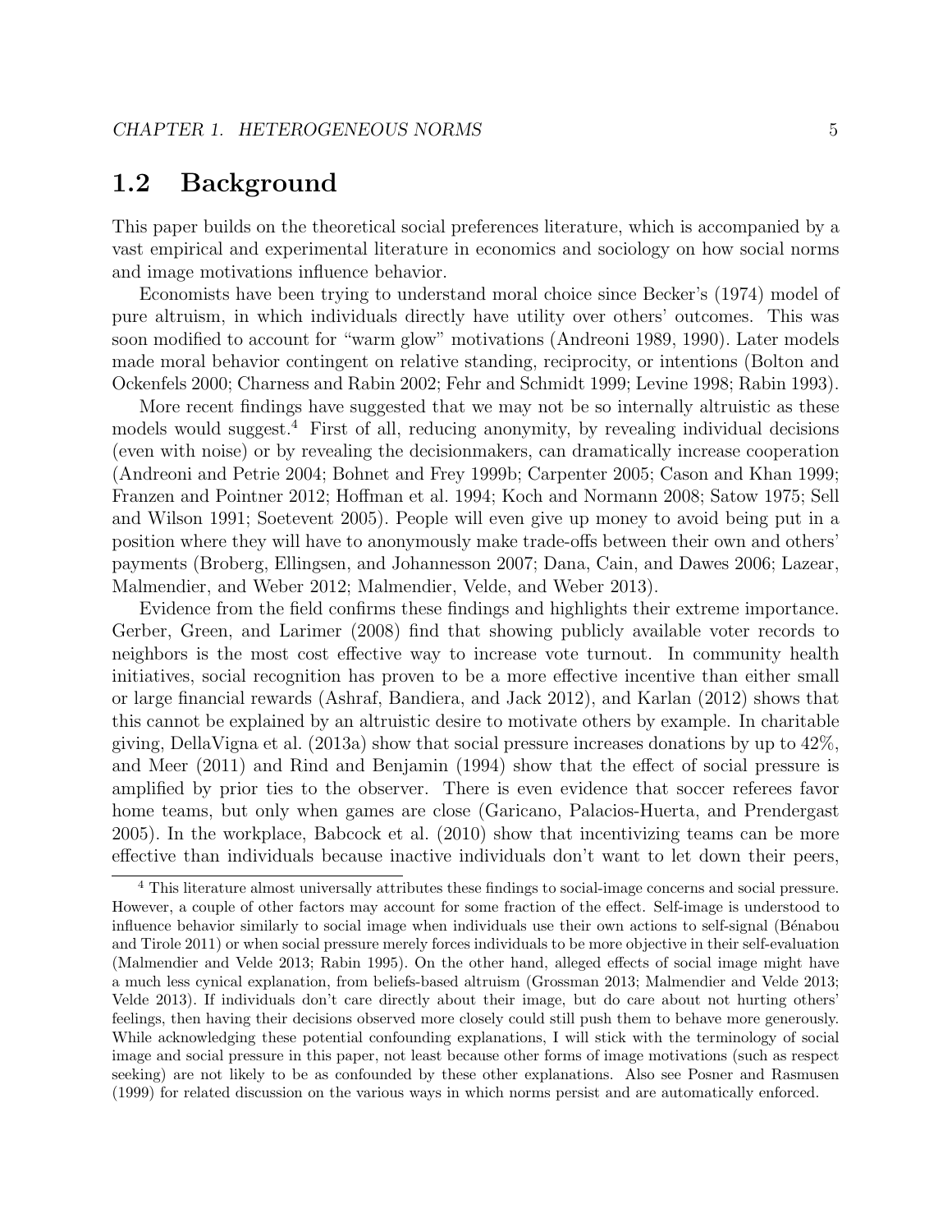## 1.2 Background

This paper builds on the theoretical social preferences literature, which is accompanied by a vast empirical and experimental literature in economics and sociology on how social norms and image motivations influence behavior.

Economists have been trying to understand moral choice since Becker's (1974) model of pure altruism, in which individuals directly have utility over others' outcomes. This was soon modified to account for "warm glow" motivations (Andreoni 1989, 1990). Later models made moral behavior contingent on relative standing, reciprocity, or intentions (Bolton and Ockenfels 2000; Charness and Rabin 2002; Fehr and Schmidt 1999; Levine 1998; Rabin 1993).

More recent findings have suggested that we may not be so internally altruistic as these models would suggest.[4] First of all, reducing anonymity, by revealing individual decisions (even with noise) or by revealing the decisionmakers, can dramatically increase cooperation (Andreoni and Petrie 2004; Bohnet and Frey 1999b; Carpenter 2005; Cason and Khan 1999; Franzen and Pointner 2012; Hoffman et al. 1994; Koch and Normann 2008; Satow 1975; Sell and Wilson 1991; Soetevent 2005). People will even give up money to avoid being put in a position where they will have to anonymously make trade-offs between their own and others' payments (Broberg, Ellingsen, and Johannesson 2007; Dana, Cain, and Dawes 2006; Lazear, Malmendier, and Weber 2012; Malmendier, Velde, and Weber 2013).

Evidence from the field confirms these findings and highlights their extreme importance. Gerber, Green, and Larimer (2008) find that showing publicly available voter records to neighbors is the most cost effective way to increase vote turnout. In community health initiatives, social recognition has proven to be a more effective incentive than either small or large financial rewards (Ashraf, Bandiera, and Jack 2012), and Karlan (2012) shows that this cannot be explained by an altruistic desire to motivate others by example. In charitable giving, DellaVigna et al. (2013a) show that social pressure increases donations by up to 42%, and Meer (2011) and Rind and Benjamin (1994) show that the effect of social pressure is amplified by prior ties to the observer. There is even evidence that soccer referees favor home teams, but only when games are close (Garicano, Palacios-Huerta, and Prendergast 2005). In the workplace, Babcock et al. (2010) show that incentivizing teams can be more effective than individuals because inactive individuals don't want to let down their peers,

[4] This literature almost universally attributes these findings to social-image concerns and social pressure. However, a couple of other factors may account for some fraction of the effect. Self-image is understood to influence behavior similarly to social image when individuals use their own actions to self-signal (Bénabou and Tirole 2011) or when social pressure merely forces individuals to be more objective in their self-evaluation (Malmendier and Velde 2013; Rabin 1995). On the other hand, alleged effects of social image might have a much less cynical explanation, from beliefs-based altruism (Grossman 2013; Malmendier and Velde 2013; Velde 2013). If individuals don't care directly about their image, but do care about not hurting others' feelings, then having their decisions observed more closely could still push them to behave more generously. While acknowledging these potential confounding explanations, I will stick with the terminology of social image and social pressure in this paper, not least because other forms of image motivations (such as respect seeking) are not likely to be as confounded by these other explanations. Also see Posner and Rasmusen (1999) for related discussion on the various ways in which norms persist and are automatically enforced.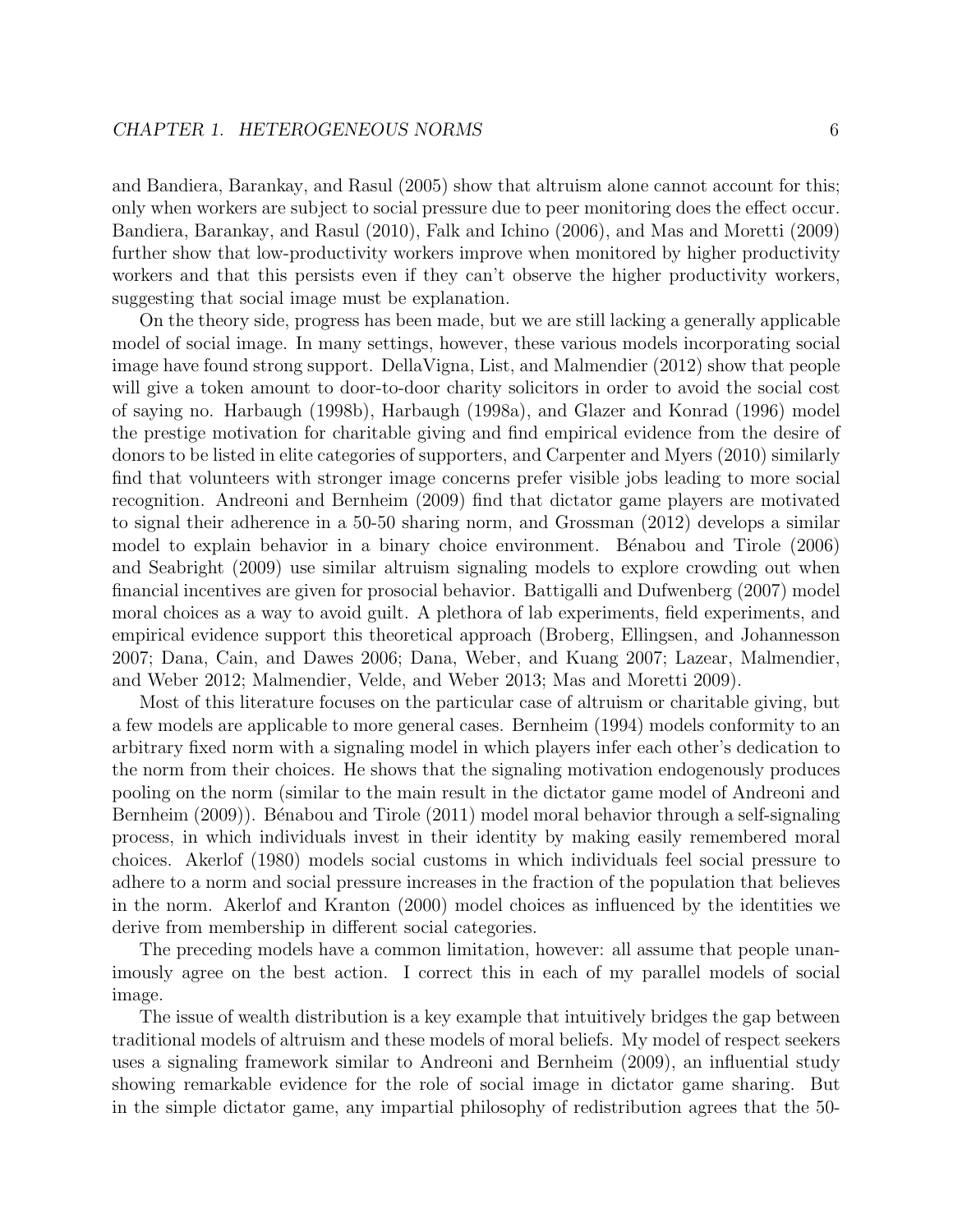and Bandiera, Barankay, and Rasul (2005) show that altruism alone cannot account for this; only when workers are subject to social pressure due to peer monitoring does the effect occur. Bandiera, Barankay, and Rasul (2010), Falk and Ichino (2006), and Mas and Moretti (2009) further show that low-productivity workers improve when monitored by higher productivity workers and that this persists even if they can't observe the higher productivity workers, suggesting that social image must be explanation.

On the theory side, progress has been made, but we are still lacking a generally applicable model of social image. In many settings, however, these various models incorporating social image have found strong support. DellaVigna, List, and Malmendier (2012) show that people will give a token amount to door-to-door charity solicitors in order to avoid the social cost of saying no. Harbaugh (1998b), Harbaugh (1998a), and Glazer and Konrad (1996) model the prestige motivation for charitable giving and find empirical evidence from the desire of donors to be listed in elite categories of supporters, and Carpenter and Myers (2010) similarly find that volunteers with stronger image concerns prefer visible jobs leading to more social recognition. Andreoni and Bernheim (2009) find that dictator game players are motivated to signal their adherence in a 50-50 sharing norm, and Grossman (2012) develops a similar model to explain behavior in a binary choice environment. Bénabou and Tirole (2006) and Seabright (2009) use similar altruism signaling models to explore crowding out when financial incentives are given for prosocial behavior. Battigalli and Dufwenberg (2007) model moral choices as a way to avoid guilt. A plethora of lab experiments, field experiments, and empirical evidence support this theoretical approach (Broberg, Ellingsen, and Johannesson 2007; Dana, Cain, and Dawes 2006; Dana, Weber, and Kuang 2007; Lazear, Malmendier, and Weber 2012; Malmendier, Velde, and Weber 2013; Mas and Moretti 2009).

Most of this literature focuses on the particular case of altruism or charitable giving, but a few models are applicable to more general cases. Bernheim (1994) models conformity to an arbitrary fixed norm with a signaling model in which players infer each other's dedication to the norm from their choices. He shows that the signaling motivation endogenously produces pooling on the norm (similar to the main result in the dictator game model of Andreoni and Bernheim (2009)). Bénabou and Tirole (2011) model moral behavior through a self-signaling process, in which individuals invest in their identity by making easily remembered moral choices. Akerlof (1980) models social customs in which individuals feel social pressure to adhere to a norm and social pressure increases in the fraction of the population that believes in the norm. Akerlof and Kranton (2000) model choices as influenced by the identities we derive from membership in different social categories.

The preceding models have a common limitation, however: all assume that people unanimously agree on the best action. I correct this in each of my parallel models of social image.

The issue of wealth distribution is a key example that intuitively bridges the gap between traditional models of altruism and these models of moral beliefs. My model of respect seekers uses a signaling framework similar to Andreoni and Bernheim (2009), an influential study showing remarkable evidence for the role of social image in dictator game sharing. But in the simple dictator game, any impartial philosophy of redistribution agrees that the 50-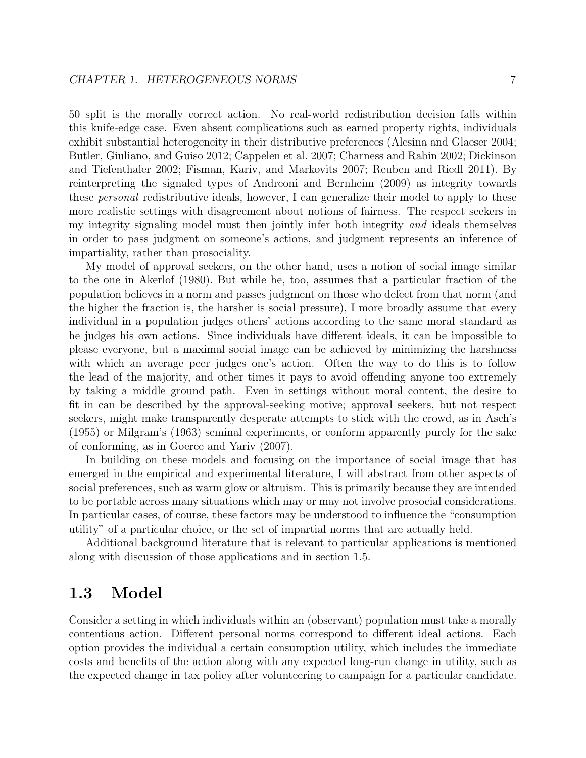50 split is the morally correct action. No real-world redistribution decision falls within this knife-edge case. Even absent complications such as earned property rights, individuals exhibit substantial heterogeneity in their distributive preferences (Alesina and Glaeser 2004; Butler, Giuliano, and Guiso 2012; Cappelen et al. 2007; Charness and Rabin 2002; Dickinson and Tiefenthaler 2002; Fisman, Kariv, and Markovits 2007; Reuben and Riedl 2011). By reinterpreting the signaled types of Andreoni and Bernheim (2009) as integrity towards these *personal* redistributive ideals, however, I can generalize their model to apply to these more realistic settings with disagreement about notions of fairness. The respect seekers in my integrity signaling model must then jointly infer both integrity *and* ideals themselves in order to pass judgment on someone's actions, and judgment represents an inference of impartiality, rather than prosociality.

My model of approval seekers, on the other hand, uses a notion of social image similar to the one in Akerlof (1980). But while he, too, assumes that a particular fraction of the population believes in a norm and passes judgment on those who defect from that norm (and the higher the fraction is, the harsher is social pressure), I more broadly assume that every individual in a population judges others' actions according to the same moral standard as he judges his own actions. Since individuals have different ideals, it can be impossible to please everyone, but a maximal social image can be achieved by minimizing the harshness with which an average peer judges one's action. Often the way to do this is to follow the lead of the majority, and other times it pays to avoid offending anyone too extremely by taking a middle ground path. Even in settings without moral content, the desire to fit in can be described by the approval-seeking motive; approval seekers, but not respect seekers, might make transparently desperate attempts to stick with the crowd, as in Asch's (1955) or Milgram's (1963) seminal experiments, or conform apparently purely for the sake of conforming, as in Goeree and Yariv (2007).

In building on these models and focusing on the importance of social image that has emerged in the empirical and experimental literature, I will abstract from other aspects of social preferences, such as warm glow or altruism. This is primarily because they are intended to be portable across many situations which may or may not involve prosocial considerations. In particular cases, of course, these factors may be understood to influence the "consumption utility" of a particular choice, or the set of impartial norms that are actually held.

Additional background literature that is relevant to particular applications is mentioned along with discussion of those applications and in section 1.5.

## 1.3 Model

Consider a setting in which individuals within an (observant) population must take a morally contentious action. Different personal norms correspond to different ideal actions. Each option provides the individual a certain consumption utility, which includes the immediate costs and benefits of the action along with any expected long-run change in utility, such as the expected change in tax policy after volunteering to campaign for a particular candidate.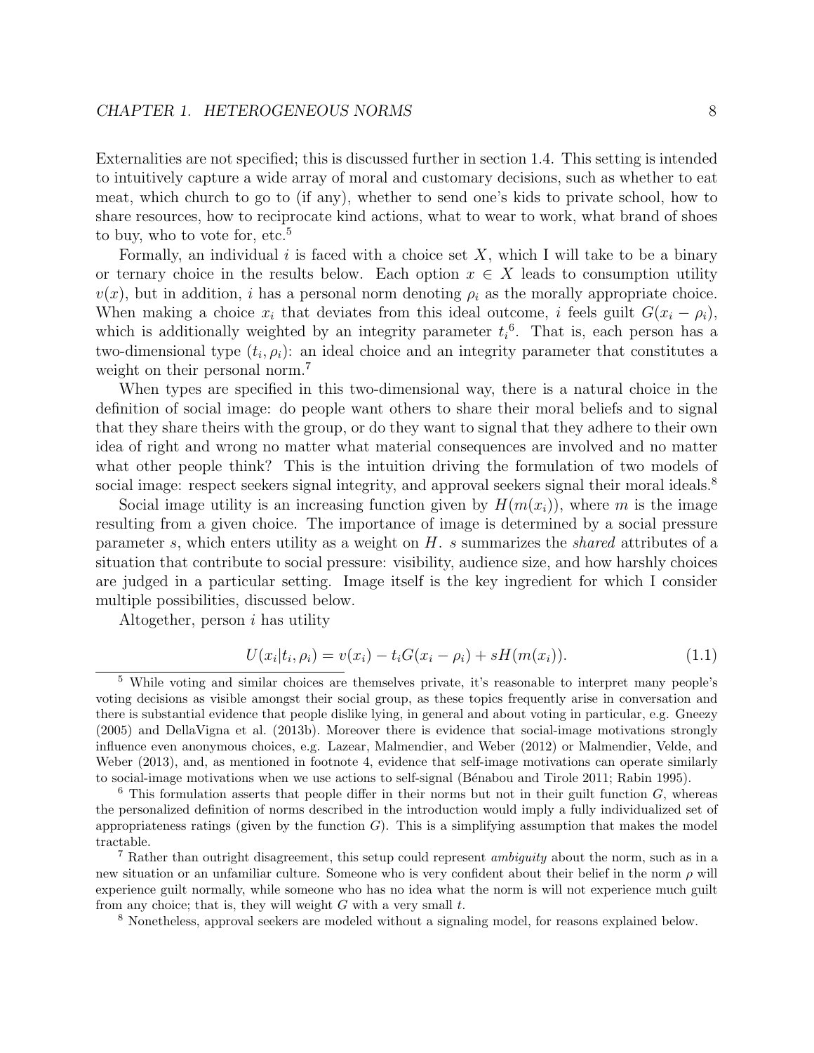Externalities are not specified; this is discussed further in section 1.4. This setting is intended to intuitively capture a wide array of moral and customary decisions, such as whether to eat meat, which church to go to (if any), whether to send one's kids to private school, how to share resources, how to reciprocate kind actions, what to wear to work, what brand of shoes to buy, who to vote for, etc.[5]

Formally, an individual $i$ is faced with a choice set $X$, which I will take to be a binary or ternary choice in the results below. Each option $x \in X$ leads to consumption utility $v(x)$, but in addition, $i$ has a personal norm denoting $\rho_i$ as the morally appropriate choice. When making a choice $x_i$ that deviates from this ideal outcome, $i$ feels guilt $G(x_i - \rho_i)$, which is additionally weighted by an integrity parameter $t_i$[6]. That is, each person has a two-dimensional type $(t_i, \rho_i)$: an ideal choice and an integrity parameter that constitutes a weight on their personal norm.[7]

When types are specified in this two-dimensional way, there is a natural choice in the definition of social image: do people want others to share their moral beliefs and to signal that they share theirs with the group, or do they want to signal that they adhere to their own idea of right and wrong no matter what material consequences are involved and no matter what other people think? This is the intuition driving the formulation of two models of social image: respect seekers signal integrity, and approval seekers signal their moral ideals.[8]

Social image utility is an increasing function given by $H(m(x_i))$, where $m$ is the image resulting from a given choice. The importance of image is determined by a social pressure parameter $s$, which enters utility as a weight on $H$. $s$ summarizes the *shared* attributes of a situation that contribute to social pressure: visibility, audience size, and how harshly choices are judged in a particular setting. Image itself is the key ingredient for which I consider multiple possibilities, discussed below.

Altogether, person $i$ has utility

$$U(x_i|t_i, \rho_i) = v(x_i) - t_i G(x_i - \rho_i) + sH(m(x_i)). \tag{1.1}$$

---

[5] While voting and similar choices are themselves private, it's reasonable to interpret many people's voting decisions as visible amongst their social group, as these topics frequently arise in conversation and there is substantial evidence that people dislike lying, in general and about voting in particular, e.g. Gneezy (2005) and DellaVigna et al. (2013b). Moreover there is evidence that social-image motivations strongly influence even anonymous choices, e.g. Lazear, Malmendier, and Weber (2012) or Malmendier, Velde, and Weber (2013), and, as mentioned in footnote 4, evidence that self-image motivations can operate similarly to social-image motivations when we use actions to self-signal (Bénabou and Tirole 2011; Rabin 1995).

[6] This formulation asserts that people differ in their norms but not in their guilt function $G$, whereas the personalized definition of norms described in the introduction would imply a fully individualized set of appropriateness ratings (given by the function $G$). This is a simplifying assumption that makes the model tractable.

[7] Rather than outright disagreement, this setup could represent *ambiguity* about the norm, such as in a new situation or an unfamiliar culture. Someone who is very confident about their belief in the norm $\rho$ will experience guilt normally, while someone who has no idea what the norm is will not experience much guilt from any choice; that is, they will weight $G$ with a very small $t$.

[8] Nonetheless, approval seekers are modeled without a signaling model, for reasons explained below.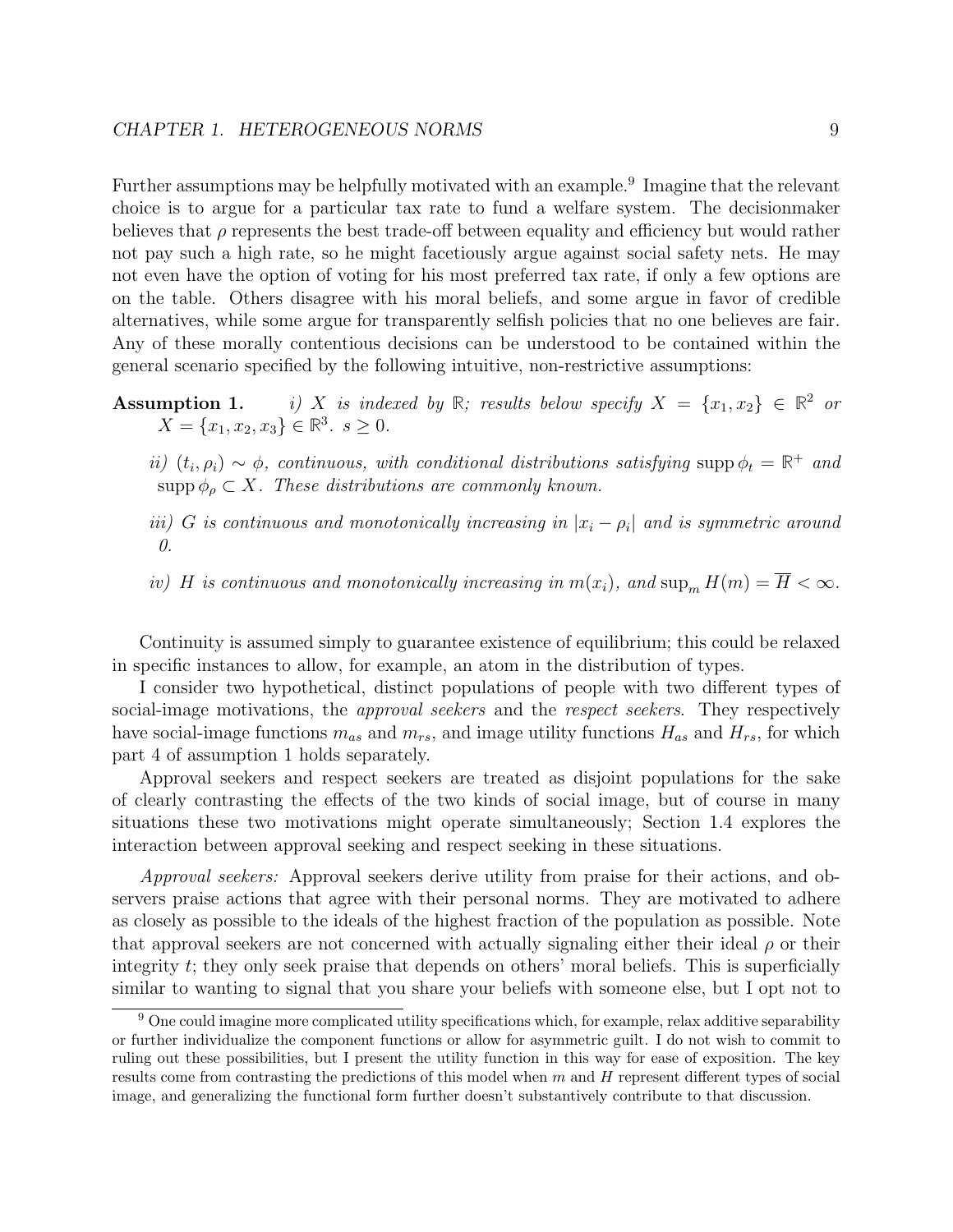Further assumptions may be helpfully motivated with an example.[9] Imagine that the relevant choice is to argue for a particular tax rate to fund a welfare system. The decisionmaker believes that $\rho$ represents the best trade-off between equality and efficiency but would rather not pay such a high rate, so he might facetiously argue against social safety nets. He may not even have the option of voting for his most preferred tax rate, if only a few options are on the table. Others disagree with his moral beliefs, and some argue in favor of credible alternatives, while some argue for transparently selfish policies that no one believes are fair. Any of these morally contentious decisions can be understood to be contained within the general scenario specified by the following intuitive, non-restrictive assumptions:

**Assumption 1.** *i) $X$ is indexed by $\mathbb{R}$; results below specify $X = \{x_1, x_2\} \in \mathbb{R}^2$ or $X = \{x_1, x_2, x_3\} \in \mathbb{R}^3$. $s \geq 0$.*

*ii) $(t_i, \rho_i) \sim \phi$, continuous, with conditional distributions satisfying $\operatorname{supp} \phi_t = \mathbb{R}^+$ and $\operatorname{supp} \phi_\rho \subset X$. These distributions are commonly known.*

*iii) $G$ is continuous and monotonically increasing in $|x_i - \rho_i|$ and is symmetric around 0.*

*iv) $H$ is continuous and monotonically increasing in $m(x_i)$, and $\sup_m H(m) = \overline{H} < \infty$.*

Continuity is assumed simply to guarantee existence of equilibrium; this could be relaxed in specific instances to allow, for example, an atom in the distribution of types.

I consider two hypothetical, distinct populations of people with two different types of social-image motivations, the *approval seekers* and the *respect seekers*. They respectively have social-image functions $m_{as}$ and $m_{rs}$, and image utility functions $H_{as}$ and $H_{rs}$, for which part 4 of assumption 1 holds separately.

Approval seekers and respect seekers are treated as disjoint populations for the sake of clearly contrasting the effects of the two kinds of social image, but of course in many situations these two motivations might operate simultaneously; Section 1.4 explores the interaction between approval seeking and respect seeking in these situations.

*Approval seekers:* Approval seekers derive utility from praise for their actions, and observers praise actions that agree with their personal norms. They are motivated to adhere as closely as possible to the ideals of the highest fraction of the population as possible. Note that approval seekers are not concerned with actually signaling either their ideal $\rho$ or their integrity $t$; they only seek praise that depends on others' moral beliefs. This is superficially similar to wanting to signal that you share your beliefs with someone else, but I opt not to

[9] One could imagine more complicated utility specifications which, for example, relax additive separability or further individualize the component functions or allow for asymmetric guilt. I do not wish to commit to ruling out these possibilities, but I present the utility function in this way for ease of exposition. The key results come from contrasting the predictions of this model when $m$ and $H$ represent different types of social image, and generalizing the functional form further doesn't substantively contribute to that discussion.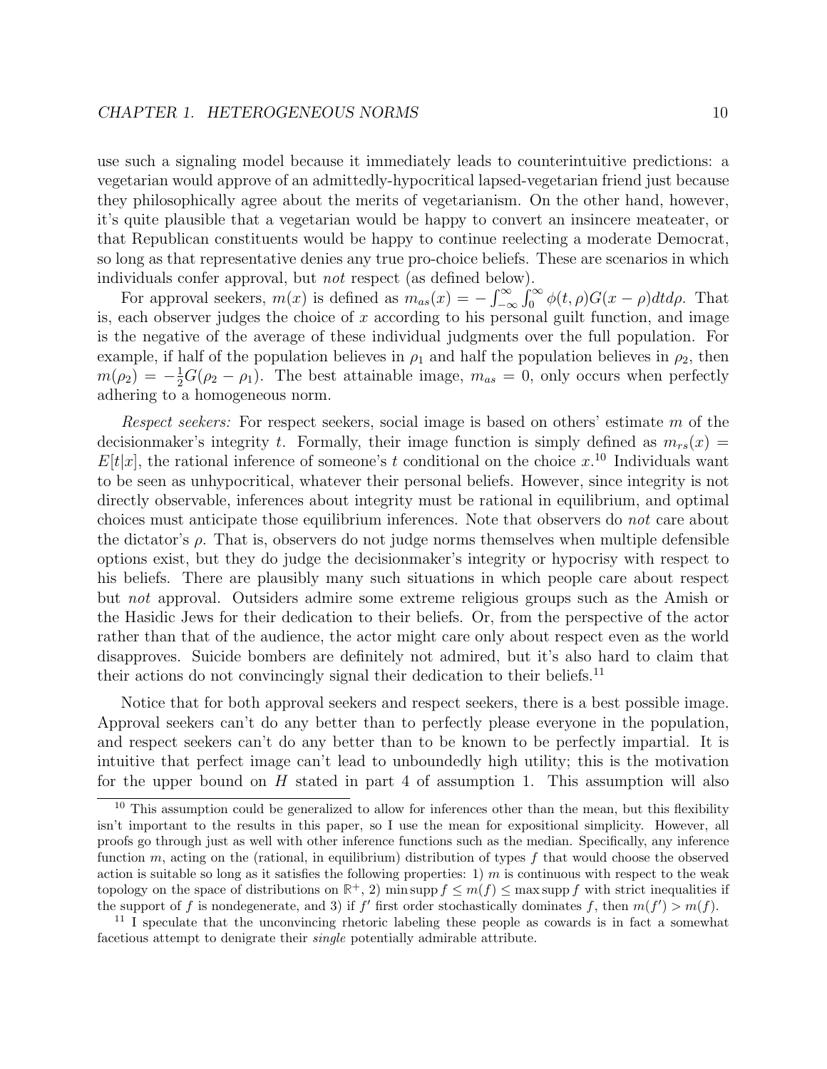use such a signaling model because it immediately leads to counterintuitive predictions: a vegetarian would approve of an admittedly-hypocritical lapsed-vegetarian friend just because they philosophically agree about the merits of vegetarianism. On the other hand, however, it's quite plausible that a vegetarian would be happy to convert an insincere meateater, or that Republican constituents would be happy to continue reelecting a moderate Democrat, so long as that representative denies any true pro-choice beliefs. These are scenarios in which individuals confer approval, but *not* respect (as defined below).

For approval seekers, $m(x)$ is defined as $m_{as}(x) = -\int_{-\infty}^{\infty}\int_{0}^{\infty}\phi(t,\rho)G(x-\rho)dtd\rho$. That is, each observer judges the choice of $x$ according to his personal guilt function, and image is the negative of the average of these individual judgments over the full population. For example, if half of the population believes in $\rho_1$ and half the population believes in $\rho_2$, then $m(\rho_2) = -\frac{1}{2}G(\rho_2 - \rho_1)$. The best attainable image, $m_{as} = 0$, only occurs when perfectly adhering to a homogeneous norm.

*Respect seekers:* For respect seekers, social image is based on others' estimate $m$ of the decisionmaker's integrity $t$. Formally, their image function is simply defined as $m_{rs}(x) = E[t|x]$, the rational inference of someone's $t$ conditional on the choice $x$.[10] Individuals want to be seen as unhypocritical, whatever their personal beliefs. However, since integrity is not directly observable, inferences about integrity must be rational in equilibrium, and optimal choices must anticipate those equilibrium inferences. Note that observers do *not* care about the dictator's $\rho$. That is, observers do not judge norms themselves when multiple defensible options exist, but they do judge the decisionmaker's integrity or hypocrisy with respect to his beliefs. There are plausibly many such situations in which people care about respect but *not* approval. Outsiders admire some extreme religious groups such as the Amish or the Hasidic Jews for their dedication to their beliefs. Or, from the perspective of the actor rather than that of the audience, the actor might care only about respect even as the world disapproves. Suicide bombers are definitely not admired, but it's also hard to claim that their actions do not convincingly signal their dedication to their beliefs.[11]

Notice that for both approval seekers and respect seekers, there is a best possible image. Approval seekers can't do any better than to perfectly please everyone in the population, and respect seekers can't do any better than to be known to be perfectly impartial. It is intuitive that perfect image can't lead to unboundedly high utility; this is the motivation for the upper bound on $H$ stated in part 4 of assumption 1. This assumption will also

[10] This assumption could be generalized to allow for inferences other than the mean, but this flexibility isn't important to the results in this paper, so I use the mean for expositional simplicity. However, all proofs go through just as well with other inference functions such as the median. Specifically, any inference function $m$, acting on the (rational, in equilibrium) distribution of types $f$ that would choose the observed action is suitable so long as it satisfies the following properties: 1) $m$ is continuous with respect to the weak topology on the space of distributions on $\mathbb{R}^+$, 2) $\min \operatorname{supp} f \leq m(f) \leq \max \operatorname{supp} f$ with strict inequalities if the support of $f$ is nondegenerate, and 3) if $f'$ first order stochastically dominates $f$, then $m(f') > m(f)$.

[11] I speculate that the unconvincing rhetoric labeling these people as cowards is in fact a somewhat facetious attempt to denigrate their *single* potentially admirable attribute.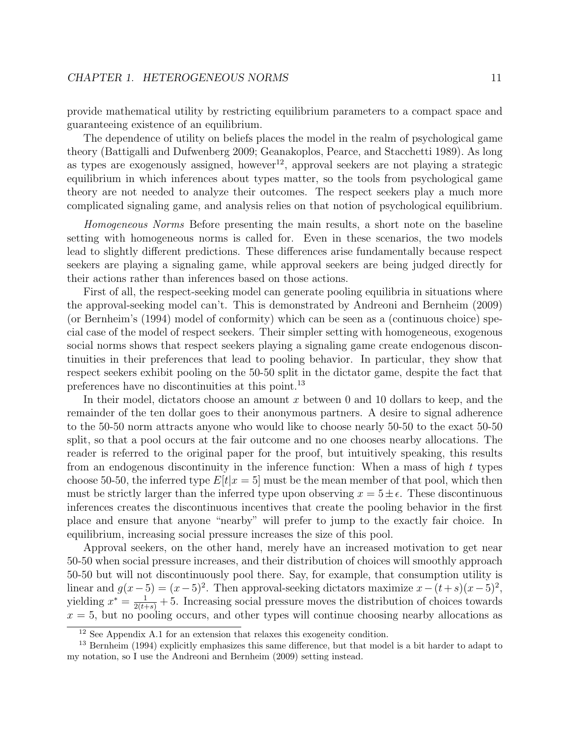provide mathematical utility by restricting equilibrium parameters to a compact space and guaranteeing existence of an equilibrium.

The dependence of utility on beliefs places the model in the realm of psychological game theory (Battigalli and Dufwenberg 2009; Geanakoplos, Pearce, and Stacchetti 1989). As long as types are exogenously assigned, however[12], approval seekers are not playing a strategic equilibrium in which inferences about types matter, so the tools from psychological game theory are not needed to analyze their outcomes. The respect seekers play a much more complicated signaling game, and analysis relies on that notion of psychological equilibrium.

*Homogeneous Norms* Before presenting the main results, a short note on the baseline setting with homogeneous norms is called for. Even in these scenarios, the two models lead to slightly different predictions. These differences arise fundamentally because respect seekers are playing a signaling game, while approval seekers are being judged directly for their actions rather than inferences based on those actions.

First of all, the respect-seeking model can generate pooling equilibria in situations where the approval-seeking model can't. This is demonstrated by Andreoni and Bernheim (2009) (or Bernheim's (1994) model of conformity) which can be seen as a (continuous choice) special case of the model of respect seekers. Their simpler setting with homogeneous, exogenous social norms shows that respect seekers playing a signaling game create endogenous discontinuities in their preferences that lead to pooling behavior. In particular, they show that respect seekers exhibit pooling on the 50-50 split in the dictator game, despite the fact that preferences have no discontinuities at this point.[13]

In their model, dictators choose an amount $x$ between 0 and 10 dollars to keep, and the remainder of the ten dollar goes to their anonymous partners. A desire to signal adherence to the 50-50 norm attracts anyone who would like to choose nearly 50-50 to the exact 50-50 split, so that a pool occurs at the fair outcome and no one chooses nearby allocations. The reader is referred to the original paper for the proof, but intuitively speaking, this results from an endogenous discontinuity in the inference function: When a mass of high $t$ types choose 50-50, the inferred type $E[t|x = 5]$ must be the mean member of that pool, which then must be strictly larger than the inferred type upon observing $x = 5 \pm \epsilon$. These discontinuous inferences creates the discontinuous incentives that create the pooling behavior in the first place and ensure that anyone "nearby" will prefer to jump to the exactly fair choice. In equilibrium, increasing social pressure increases the size of this pool.

Approval seekers, on the other hand, merely have an increased motivation to get near 50-50 when social pressure increases, and their distribution of choices will smoothly approach 50-50 but will not discontinuously pool there. Say, for example, that consumption utility is linear and $g(x-5) = (x-5)^2$. Then approval-seeking dictators maximize $x - (t+s)(x-5)^2$, yielding $x^* = \frac{1}{2(t+s)} + 5$. Increasing social pressure moves the distribution of choices towards $x = 5$, but no pooling occurs, and other types will continue choosing nearby allocations as

[12] See Appendix A.1 for an extension that relaxes this exogeneity condition.

[13] Bernheim (1994) explicitly emphasizes this same difference, but that model is a bit harder to adapt to my notation, so I use the Andreoni and Bernheim (2009) setting instead.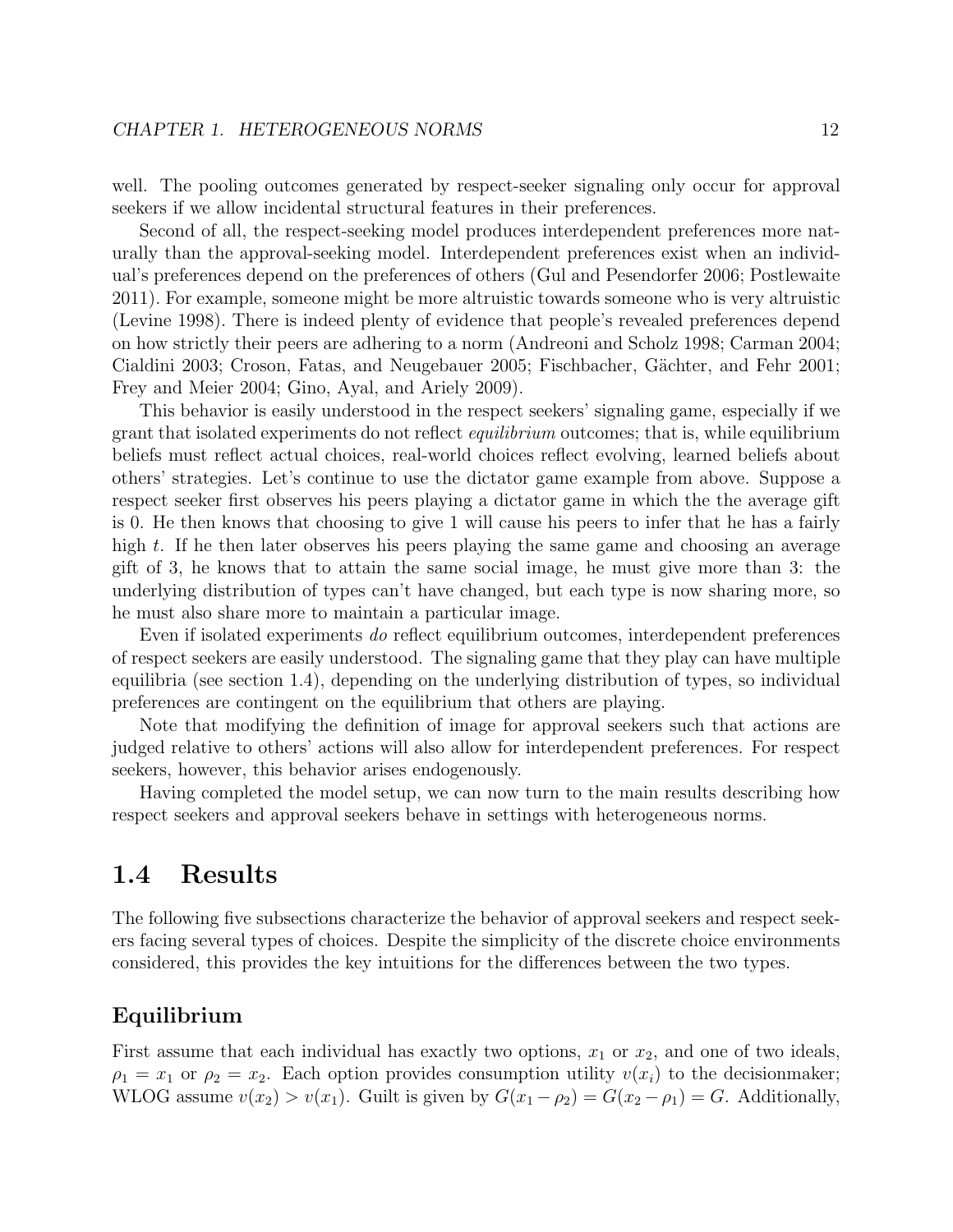well. The pooling outcomes generated by respect-seeker signaling only occur for approval seekers if we allow incidental structural features in their preferences.

Second of all, the respect-seeking model produces interdependent preferences more naturally than the approval-seeking model. Interdependent preferences exist when an individual's preferences depend on the preferences of others (Gul and Pesendorfer 2006; Postlewaite 2011). For example, someone might be more altruistic towards someone who is very altruistic (Levine 1998). There is indeed plenty of evidence that people's revealed preferences depend on how strictly their peers are adhering to a norm (Andreoni and Scholz 1998; Carman 2004; Cialdini 2003; Croson, Fatas, and Neugebauer 2005; Fischbacher, Gächter, and Fehr 2001; Frey and Meier 2004; Gino, Ayal, and Ariely 2009).

This behavior is easily understood in the respect seekers' signaling game, especially if we grant that isolated experiments do not reflect *equilibrium* outcomes; that is, while equilibrium beliefs must reflect actual choices, real-world choices reflect evolving, learned beliefs about others' strategies. Let's continue to use the dictator game example from above. Suppose a respect seeker first observes his peers playing a dictator game in which the the average gift is 0. He then knows that choosing to give 1 will cause his peers to infer that he has a fairly high $t$. If he then later observes his peers playing the same game and choosing an average gift of 3, he knows that to attain the same social image, he must give more than 3: the underlying distribution of types can't have changed, but each type is now sharing more, so he must also share more to maintain a particular image.

Even if isolated experiments *do* reflect equilibrium outcomes, interdependent preferences of respect seekers are easily understood. The signaling game that they play can have multiple equilibria (see section 1.4), depending on the underlying distribution of types, so individual preferences are contingent on the equilibrium that others are playing.

Note that modifying the definition of image for approval seekers such that actions are judged relative to others' actions will also allow for interdependent preferences. For respect seekers, however, this behavior arises endogenously.

Having completed the model setup, we can now turn to the main results describing how respect seekers and approval seekers behave in settings with heterogeneous norms.

## 1.4 Results

The following five subsections characterize the behavior of approval seekers and respect seekers facing several types of choices. Despite the simplicity of the discrete choice environments considered, this provides the key intuitions for the differences between the two types.

### Equilibrium

First assume that each individual has exactly two options, $x_1$ or $x_2$, and one of two ideals, $\rho_1 = x_1$ or $\rho_2 = x_2$. Each option provides consumption utility $v(x_i)$ to the decisionmaker; WLOG assume $v(x_2) > v(x_1)$. Guilt is given by $G(x_1 - \rho_2) = G(x_2 - \rho_1) = G$. Additionally,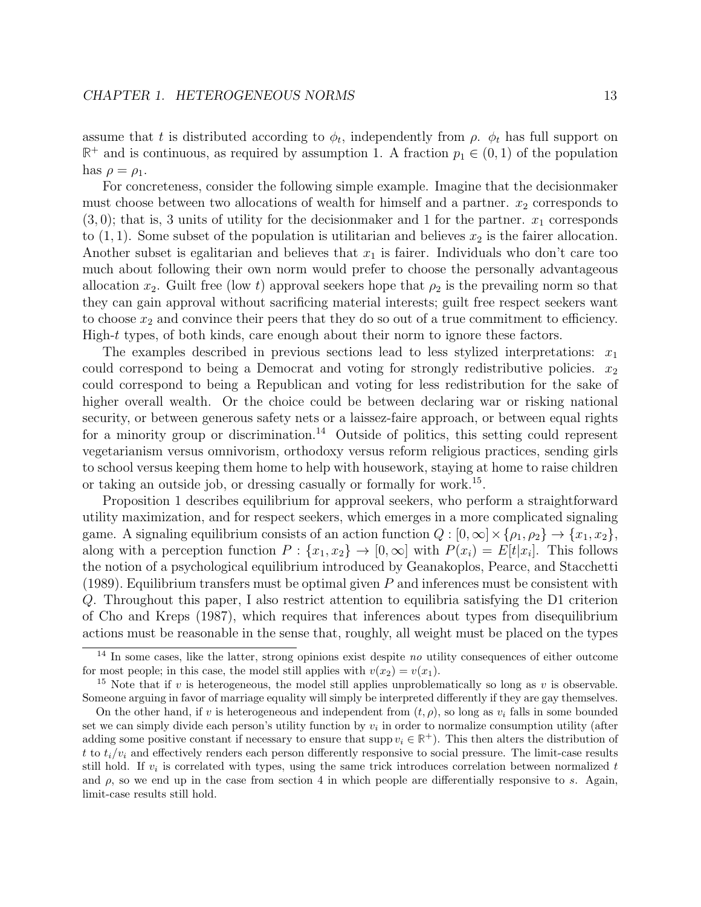assume that $t$ is distributed according to $\phi_t$, independently from $\rho$. $\phi_t$ has full support on $\mathbb{R}^+$ and is continuous, as required by assumption 1. A fraction $p_1 \in (0, 1)$ of the population has $\rho = \rho_1$.

For concreteness, consider the following simple example. Imagine that the decisionmaker must choose between two allocations of wealth for himself and a partner. $x_2$ corresponds to $(3, 0)$; that is, 3 units of utility for the decisionmaker and 1 for the partner. $x_1$ corresponds to $(1, 1)$. Some subset of the population is utilitarian and believes $x_2$ is the fairer allocation. Another subset is egalitarian and believes that $x_1$ is fairer. Individuals who don't care too much about following their own norm would prefer to choose the personally advantageous allocation $x_2$. Guilt free (low $t$) approval seekers hope that $\rho_2$ is the prevailing norm so that they can gain approval without sacrificing material interests; guilt free respect seekers want to choose $x_2$ and convince their peers that they do so out of a true commitment to efficiency. High-$t$ types, of both kinds, care enough about their norm to ignore these factors.

The examples described in previous sections lead to less stylized interpretations: $x_1$ could correspond to being a Democrat and voting for strongly redistributive policies. $x_2$ could correspond to being a Republican and voting for less redistribution for the sake of higher overall wealth. Or the choice could be between declaring war or risking national security, or between generous safety nets or a laissez-faire approach, or between equal rights for a minority group or discrimination.[14] Outside of politics, this setting could represent vegetarianism versus omnivorism, orthodoxy versus reform religious practices, sending girls to school versus keeping them home to help with housework, staying at home to raise children or taking an outside job, or dressing casually or formally for work.[15].

Proposition 1 describes equilibrium for approval seekers, who perform a straightforward utility maximization, and for respect seekers, which emerges in a more complicated signaling game. A signaling equilibrium consists of an action function $Q : [0, \infty] \times \{\rho_1, \rho_2\} \to \{x_1, x_2\}$, along with a perception function $P : \{x_1, x_2\} \to [0, \infty]$ with $P(x_i) = E[t|x_i]$. This follows the notion of a psychological equilibrium introduced by Geanakoplos, Pearce, and Stacchetti (1989). Equilibrium transfers must be optimal given $P$ and inferences must be consistent with $Q$. Throughout this paper, I also restrict attention to equilibria satisfying the D1 criterion of Cho and Kreps (1987), which requires that inferences about types from disequilibrium actions must be reasonable in the sense that, roughly, all weight must be placed on the types

---

[14] In some cases, like the latter, strong opinions exist despite *no* utility consequences of either outcome for most people; in this case, the model still applies with $v(x_2) = v(x_1)$.

[15] Note that if $v$ is heterogeneous, the model still applies unproblematically so long as $v$ is observable. Someone arguing in favor of marriage equality will simply be interpreted differently if they are gay themselves.

On the other hand, if $v$ is heterogeneous and independent from $(t, \rho)$, so long as $v_i$ falls in some bounded set we can simply divide each person's utility function by $v_i$ in order to normalize consumption utility (after adding some positive constant if necessary to ensure that $\operatorname{supp} v_i \in \mathbb{R}^+$). This then alters the distribution of $t$ to $t_i/v_i$ and effectively renders each person differently responsive to social pressure. The limit-case results still hold. If $v_i$ is correlated with types, using the same trick introduces correlation between normalized $t$ and $\rho$, so we end up in the case from section 4 in which people are differentially responsive to $s$. Again, limit-case results still hold.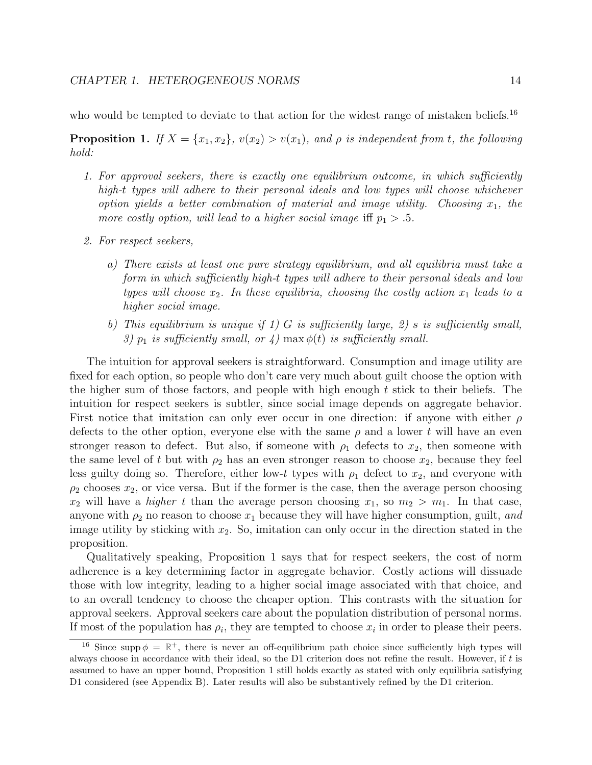who would be tempted to deviate to that action for the widest range of mistaken beliefs.[16]

**Proposition 1.** *If $X = \{x_1, x_2\}$, $v(x_2) > v(x_1)$, and $\rho$ is independent from $t$, the following hold:*

1. *For approval seekers, there is exactly one equilibrium outcome, in which sufficiently high-$t$ types will adhere to their personal ideals and low types will choose whichever option yields a better combination of material and image utility. Choosing $x_1$, the more costly option, will lead to a higher social image iff $p_1 > .5$.*
2. *For respect seekers,*
   a) *There exists at least one pure strategy equilibrium, and all equilibria must take a form in which sufficiently high-$t$ types will adhere to their personal ideals and low types will choose $x_2$. In these equilibria, choosing the costly action $x_1$ leads to a higher social image.*
   b) *This equilibrium is unique if 1) $G$ is sufficiently large, 2) $s$ is sufficiently small, 3) $p_1$ is sufficiently small, or 4) $\max \phi(t)$ is sufficiently small.*

The intuition for approval seekers is straightforward. Consumption and image utility are fixed for each option, so people who don't care very much about guilt choose the option with the higher sum of those factors, and people with high enough $t$ stick to their beliefs. The intuition for respect seekers is subtler, since social image depends on aggregate behavior. First notice that imitation can only ever occur in one direction: if anyone with either $\rho$ defects to the other option, everyone else with the same $\rho$ and a lower $t$ will have an even stronger reason to defect. But also, if someone with $\rho_1$ defects to $x_2$, then someone with the same level of $t$ but with $\rho_2$ has an even stronger reason to choose $x_2$, because they feel less guilty doing so. Therefore, either low-$t$ types with $\rho_1$ defect to $x_2$, and everyone with $\rho_2$ chooses $x_2$, or vice versa. But if the former is the case, then the average person choosing $x_2$ will have a *higher* $t$ than the average person choosing $x_1$, so $m_2 > m_1$. In that case, anyone with $\rho_2$ no reason to choose $x_1$ because they will have higher consumption, guilt, *and* image utility by sticking with $x_2$. So, imitation can only occur in the direction stated in the proposition.

Qualitatively speaking, Proposition 1 says that for respect seekers, the cost of norm adherence is a key determining factor in aggregate behavior. Costly actions will dissuade those with low integrity, leading to a higher social image associated with that choice, and to an overall tendency to choose the cheaper option. This contrasts with the situation for approval seekers. Approval seekers care about the population distribution of personal norms. If most of the population has $\rho_i$, they are tempted to choose $x_i$ in order to please their peers.

[16] Since $\operatorname{supp} \phi = \mathbb{R}^+$, there is never an off-equilibrium path choice since sufficiently high types will always choose in accordance with their ideal, so the D1 criterion does not refine the result. However, if $t$ is assumed to have an upper bound, Proposition 1 still holds exactly as stated with only equilibria satisfying D1 considered (see Appendix B). Later results will also be substantively refined by the D1 criterion.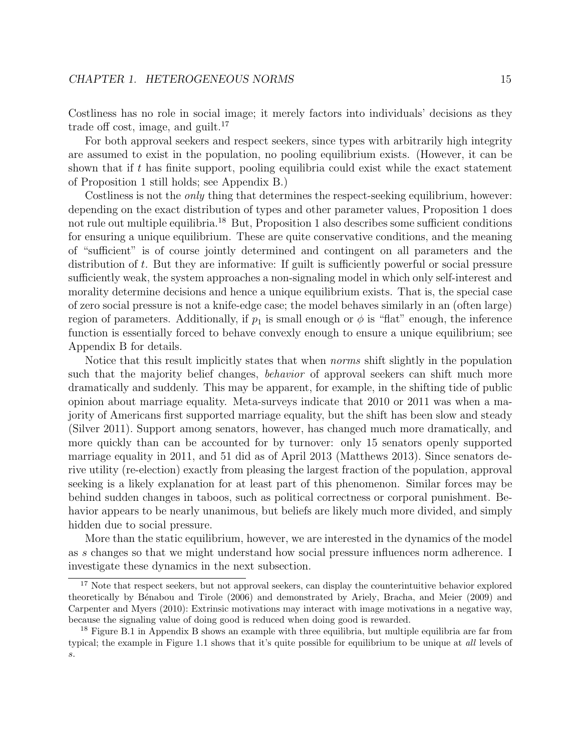Costliness has no role in social image; it merely factors into individuals' decisions as they trade off cost, image, and guilt.[17]

For both approval seekers and respect seekers, since types with arbitrarily high integrity are assumed to exist in the population, no pooling equilibrium exists. (However, it can be shown that if $t$ has finite support, pooling equilibria could exist while the exact statement of Proposition 1 still holds; see Appendix B.)

Costliness is not the *only* thing that determines the respect-seeking equilibrium, however: depending on the exact distribution of types and other parameter values, Proposition 1 does not rule out multiple equilibria.[18] But, Proposition 1 also describes some sufficient conditions for ensuring a unique equilibrium. These are quite conservative conditions, and the meaning of "sufficient" is of course jointly determined and contingent on all parameters and the distribution of $t$. But they are informative: If guilt is sufficiently powerful or social pressure sufficiently weak, the system approaches a non-signaling model in which only self-interest and morality determine decisions and hence a unique equilibrium exists. That is, the special case of zero social pressure is not a knife-edge case; the model behaves similarly in an (often large) region of parameters. Additionally, if $p_1$ is small enough or $\phi$ is "flat" enough, the inference function is essentially forced to behave convexly enough to ensure a unique equilibrium; see Appendix B for details.

Notice that this result implicitly states that when *norms* shift slightly in the population such that the majority belief changes, *behavior* of approval seekers can shift much more dramatically and suddenly. This may be apparent, for example, in the shifting tide of public opinion about marriage equality. Meta-surveys indicate that 2010 or 2011 was when a majority of Americans first supported marriage equality, but the shift has been slow and steady (Silver 2011). Support among senators, however, has changed much more dramatically, and more quickly than can be accounted for by turnover: only 15 senators openly supported marriage equality in 2011, and 51 did as of April 2013 (Matthews 2013). Since senators derive utility (re-election) exactly from pleasing the largest fraction of the population, approval seeking is a likely explanation for at least part of this phenomenon. Similar forces may be behind sudden changes in taboos, such as political correctness or corporal punishment. Behavior appears to be nearly unanimous, but beliefs are likely much more divided, and simply hidden due to social pressure.

More than the static equilibrium, however, we are interested in the dynamics of the model as $s$ changes so that we might understand how social pressure influences norm adherence. I investigate these dynamics in the next subsection.

---

[17] Note that respect seekers, but not approval seekers, can display the counterintuitive behavior explored theoretically by Bénabou and Tirole (2006) and demonstrated by Ariely, Bracha, and Meier (2009) and Carpenter and Myers (2010): Extrinsic motivations may interact with image motivations in a negative way, because the signaling value of doing good is reduced when doing good is rewarded.

[18] Figure B.1 in Appendix B shows an example with three equilibria, but multiple equilibria are far from typical; the example in Figure 1.1 shows that it's quite possible for equilibrium to be unique at *all* levels of $s$.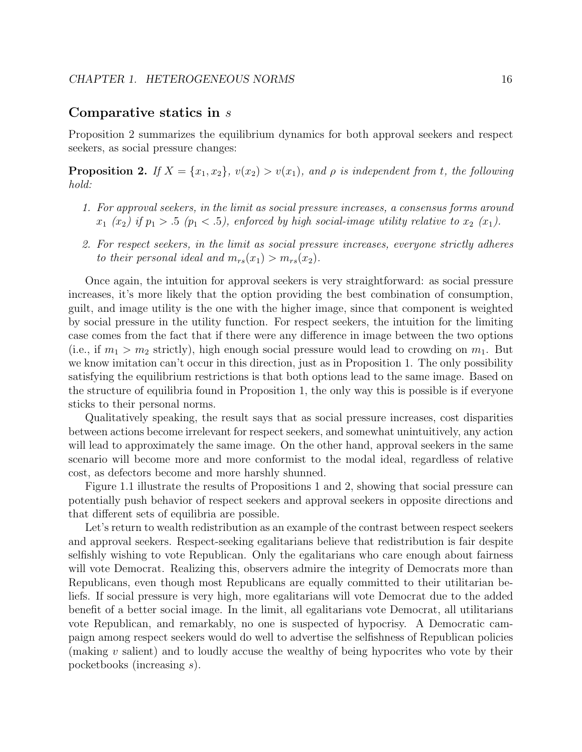## Comparative statics in $s$

Proposition 2 summarizes the equilibrium dynamics for both approval seekers and respect seekers, as social pressure changes:

**Proposition 2.** *If $X = \{x_1, x_2\}$, $v(x_2) > v(x_1)$, and $\rho$ is independent from $t$, the following hold:*

1. *For approval seekers, in the limit as social pressure increases, a consensus forms around $x_1$ ($x_2$) if $p_1 > .5$ ($p_1 < .5$), enforced by high social-image utility relative to $x_2$ ($x_1$).*
2. *For respect seekers, in the limit as social pressure increases, everyone strictly adheres to their personal ideal and $m_{rs}(x_1) > m_{rs}(x_2)$.*

Once again, the intuition for approval seekers is very straightforward: as social pressure increases, it's more likely that the option providing the best combination of consumption, guilt, and image utility is the one with the higher image, since that component is weighted by social pressure in the utility function. For respect seekers, the intuition for the limiting case comes from the fact that if there were any difference in image between the two options (i.e., if $m_1 > m_2$ strictly), high enough social pressure would lead to crowding on $m_1$. But we know imitation can't occur in this direction, just as in Proposition 1. The only possibility satisfying the equilibrium restrictions is that both options lead to the same image. Based on the structure of equilibria found in Proposition 1, the only way this is possible is if everyone sticks to their personal norms.

Qualitatively speaking, the result says that as social pressure increases, cost disparities between actions become irrelevant for respect seekers, and somewhat unintuitively, any action will lead to approximately the same image. On the other hand, approval seekers in the same scenario will become more and more conformist to the modal ideal, regardless of relative cost, as defectors become and more harshly shunned.

Figure 1.1 illustrate the results of Propositions 1 and 2, showing that social pressure can potentially push behavior of respect seekers and approval seekers in opposite directions and that different sets of equilibria are possible.

Let's return to wealth redistribution as an example of the contrast between respect seekers and approval seekers. Respect-seeking egalitarians believe that redistribution is fair despite selfishly wishing to vote Republican. Only the egalitarians who care enough about fairness will vote Democrat. Realizing this, observers admire the integrity of Democrats more than Republicans, even though most Republicans are equally committed to their utilitarian beliefs. If social pressure is very high, more egalitarians will vote Democrat due to the added benefit of a better social image. In the limit, all egalitarians vote Democrat, all utilitarians vote Republican, and remarkably, no one is suspected of hypocrisy. A Democratic campaign among respect seekers would do well to advertise the selfishness of Republican policies (making $v$ salient) and to loudly accuse the wealthy of being hypocrites who vote by their pocketbooks (increasing $s$).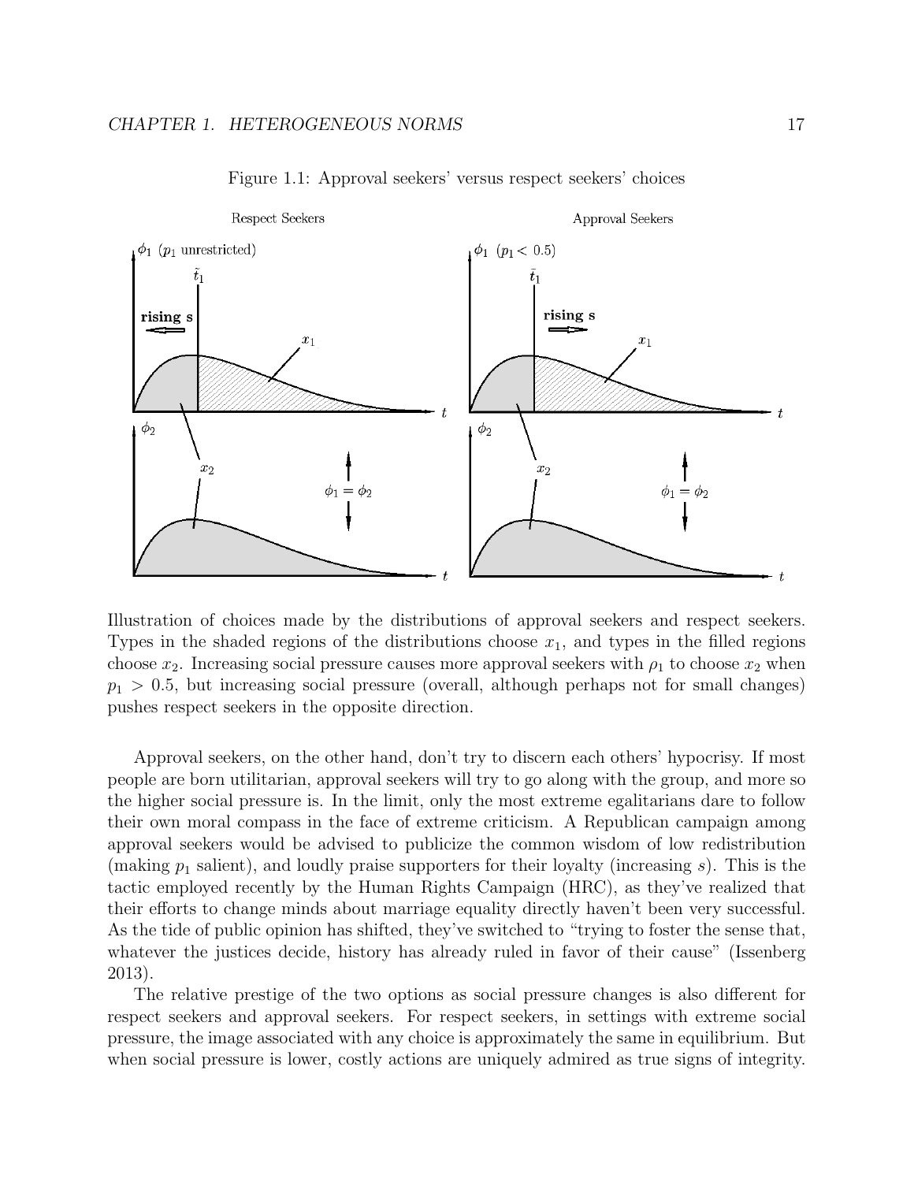Figure 1.1: Approval seekers' versus respect seekers' choices

Illustration of choices made by the distributions of approval seekers and respect seekers. Types in the shaded regions of the distributions choose $x_1$, and types in the filled regions choose $x_2$. Increasing social pressure causes more approval seekers with $\rho_1$ to choose $x_2$ when $p_1 > 0.5$, but increasing social pressure (overall, although perhaps not for small changes) pushes respect seekers in the opposite direction.

Approval seekers, on the other hand, don't try to discern each others' hypocrisy. If most people are born utilitarian, approval seekers will try to go along with the group, and more so the higher social pressure is. In the limit, only the most extreme egalitarians dare to follow their own moral compass in the face of extreme criticism. A Republican campaign among approval seekers would be advised to publicize the common wisdom of low redistribution (making $p_1$ salient), and loudly praise supporters for their loyalty (increasing $s$). This is the tactic employed recently by the Human Rights Campaign (HRC), as they've realized that their efforts to change minds about marriage equality directly haven't been very successful. As the tide of public opinion has shifted, they've switched to "trying to foster the sense that, whatever the justices decide, history has already ruled in favor of their cause" (Issenberg 2013).

The relative prestige of the two options as social pressure changes is also different for respect seekers and approval seekers. For respect seekers, in settings with extreme social pressure, the image associated with any choice is approximately the same in equilibrium. But when social pressure is lower, costly actions are uniquely admired as true signs of integrity.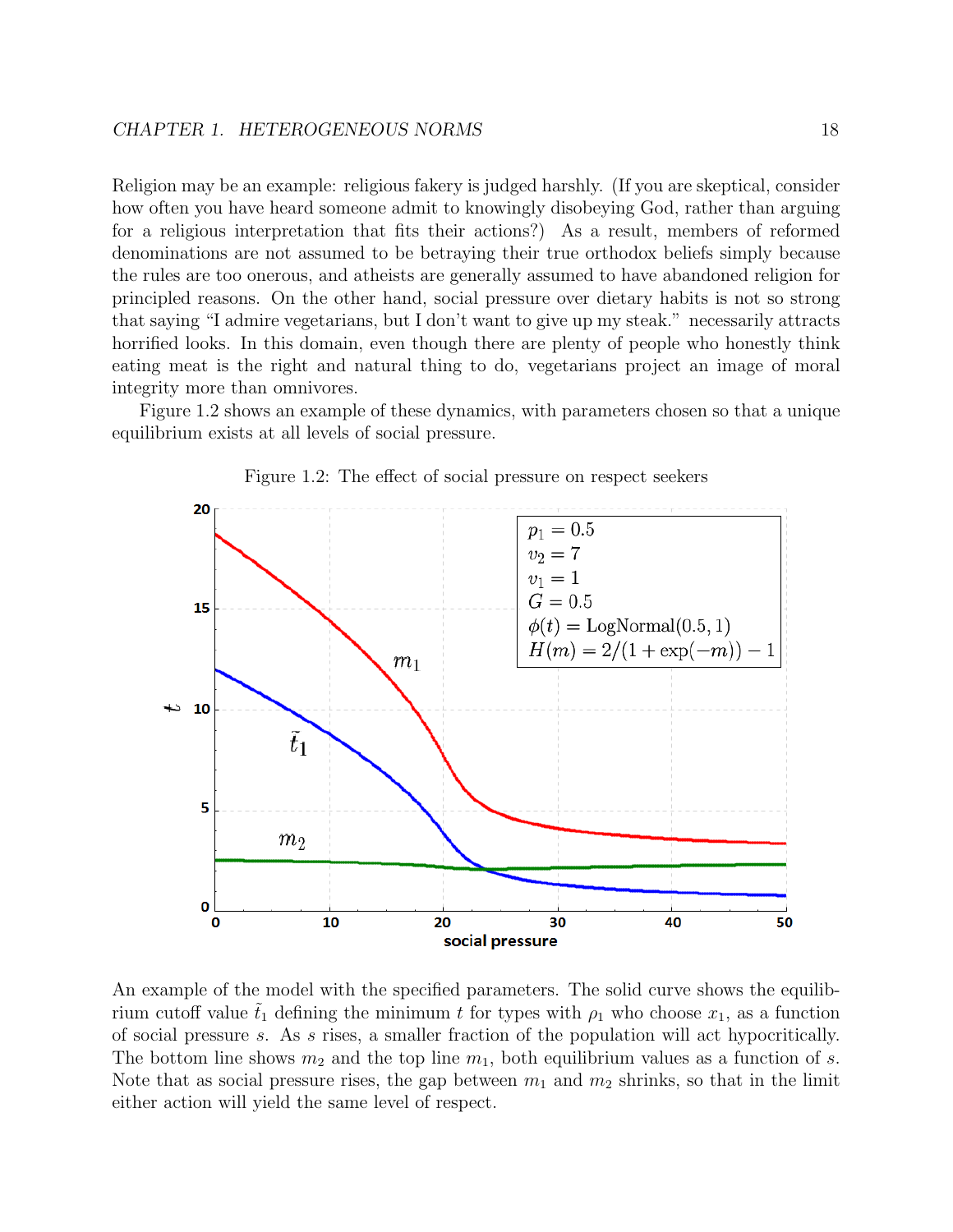Religion may be an example: religious fakery is judged harshly. (If you are skeptical, consider how often you have heard someone admit to knowingly disobeying God, rather than arguing for a religious interpretation that fits their actions?) As a result, members of reformed denominations are not assumed to be betraying their true orthodox beliefs simply because the rules are too onerous, and atheists are generally assumed to have abandoned religion for principled reasons. On the other hand, social pressure over dietary habits is not so strong that saying “I admire vegetarians, but I don’t want to give up my steak.” necessarily attracts horrified looks. In this domain, even though there are plenty of people who honestly think eating meat is the right and natural thing to do, vegetarians project an image of moral integrity more than omnivores.

Figure 1.2 shows an example of these dynamics, with parameters chosen so that a unique equilibrium exists at all levels of social pressure.

Figure 1.2: The effect of social pressure on respect seekers

An example of the model with the specified parameters. The solid curve shows the equilibrium cutoff value $\tilde{t}_1$ defining the minimum $t$ for types with $\rho_1$ who choose $x_1$, as a function of social pressure $s$. As $s$ rises, a smaller fraction of the population will act hypocritically. The bottom line shows $m_2$ and the top line $m_1$, both equilibrium values as a function of $s$. Note that as social pressure rises, the gap between $m_1$ and $m_2$ shrinks, so that in the limit either action will yield the same level of respect.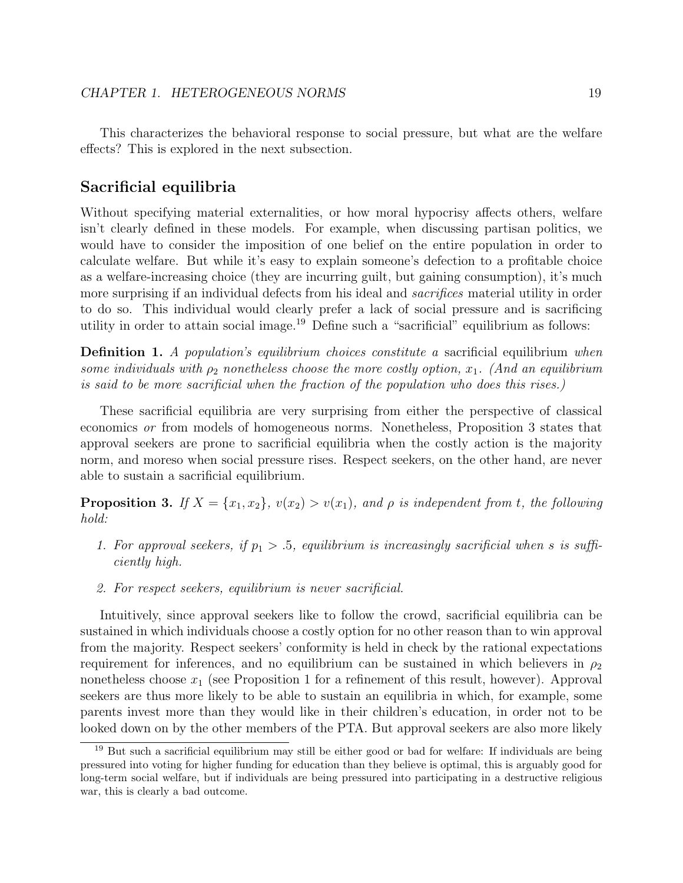This characterizes the behavioral response to social pressure, but what are the welfare effects? This is explored in the next subsection.

### Sacrificial equilibria

Without specifying material externalities, or how moral hypocrisy affects others, welfare isn't clearly defined in these models. For example, when discussing partisan politics, we would have to consider the imposition of one belief on the entire population in order to calculate welfare. But while it's easy to explain someone's defection to a profitable choice as a welfare-increasing choice (they are incurring guilt, but gaining consumption), it's much more surprising if an individual defects from his ideal and *sacrifices* material utility in order to do so. This individual would clearly prefer a lack of social pressure and is sacrificing utility in order to attain social image.[19] Define such a "sacrificial" equilibrium as follows:

**Definition 1.** *A population's equilibrium choices constitute a* sacrificial equilibrium *when some individuals with $\rho_2$ nonetheless choose the more costly option, $x_1$. (And an equilibrium is said to be more sacrificial when the fraction of the population who does this rises.)*

These sacrificial equilibria are very surprising from either the perspective of classical economics *or* from models of homogeneous norms. Nonetheless, Proposition 3 states that approval seekers are prone to sacrificial equilibria when the costly action is the majority norm, and moreso when social pressure rises. Respect seekers, on the other hand, are never able to sustain a sacrificial equilibrium.

**Proposition 3.** *If $X = \{x_1, x_2\}$, $v(x_2) > v(x_1)$, and $\rho$ is independent from $t$, the following hold:*

1. *For approval seekers, if $p_1 > .5$, equilibrium is increasingly sacrificial when $s$ is sufficiently high.*
2. *For respect seekers, equilibrium is never sacrificial.*

Intuitively, since approval seekers like to follow the crowd, sacrificial equilibria can be sustained in which individuals choose a costly option for no other reason than to win approval from the majority. Respect seekers' conformity is held in check by the rational expectations requirement for inferences, and no equilibrium can be sustained in which believers in $\rho_2$ nonetheless choose $x_1$ (see Proposition 1 for a refinement of this result, however). Approval seekers are thus more likely to be able to sustain an equilibria in which, for example, some parents invest more than they would like in their children's education, in order not to be looked down on by the other members of the PTA. But approval seekers are also more likely

[19] But such a sacrificial equilibrium may still be either good or bad for welfare: If individuals are being pressured into voting for higher funding for education than they believe is optimal, this is arguably good for long-term social welfare, but if individuals are being pressured into participating in a destructive religious war, this is clearly a bad outcome.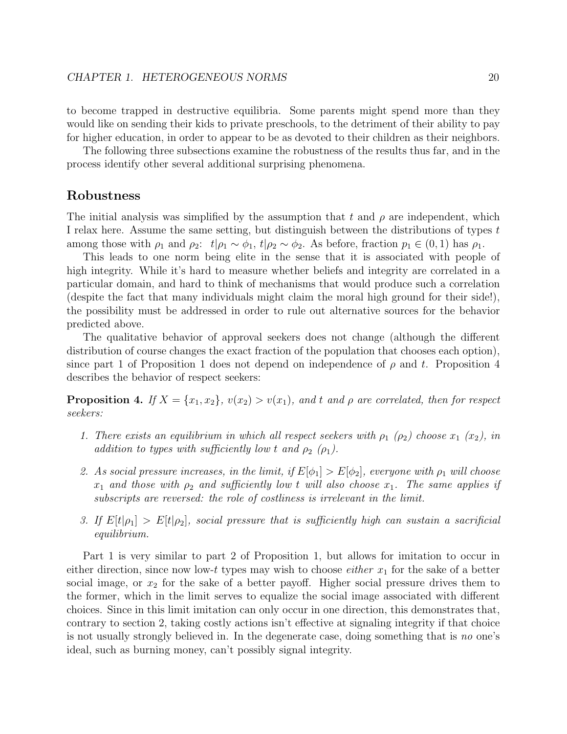to become trapped in destructive equilibria. Some parents might spend more than they would like on sending their kids to private preschools, to the detriment of their ability to pay for higher education, in order to appear to be as devoted to their children as their neighbors.

The following three subsections examine the robustness of the results thus far, and in the process identify other several additional surprising phenomena.

## Robustness

The initial analysis was simplified by the assumption that $t$ and $\rho$ are independent, which I relax here. Assume the same setting, but distinguish between the distributions of types $t$ among those with $\rho_1$ and $\rho_2$: $t|\rho_1 \sim \phi_1$, $t|\rho_2 \sim \phi_2$. As before, fraction $p_1 \in (0, 1)$ has $\rho_1$.

This leads to one norm being elite in the sense that it is associated with people of high integrity. While it's hard to measure whether beliefs and integrity are correlated in a particular domain, and hard to think of mechanisms that would produce such a correlation (despite the fact that many individuals might claim the moral high ground for their side!), the possibility must be addressed in order to rule out alternative sources for the behavior predicted above.

The qualitative behavior of approval seekers does not change (although the different distribution of course changes the exact fraction of the population that chooses each option), since part 1 of Proposition 1 does not depend on independence of $\rho$ and $t$. Proposition 4 describes the behavior of respect seekers:

**Proposition 4.** *If $X = \{x_1, x_2\}$, $v(x_2) > v(x_1)$, and $t$ and $\rho$ are correlated, then for respect seekers:*

1. *There exists an equilibrium in which all respect seekers with $\rho_1$ ($\rho_2$) choose $x_1$ ($x_2$), in addition to types with sufficiently low $t$ and $\rho_2$ ($\rho_1$).*
2. *As social pressure increases, in the limit, if $E[\phi_1] > E[\phi_2]$, everyone with $\rho_1$ will choose $x_1$ and those with $\rho_2$ and sufficiently low $t$ will also choose $x_1$. The same applies if subscripts are reversed: the role of costliness is irrelevant in the limit.*
3. *If $E[t|\rho_1] > E[t|\rho_2]$, social pressure that is sufficiently high can sustain a sacrificial equilibrium.*

Part 1 is very similar to part 2 of Proposition 1, but allows for imitation to occur in either direction, since now low-$t$ types may wish to choose *either* $x_1$ for the sake of a better social image, or $x_2$ for the sake of a better payoff. Higher social pressure drives them to the former, which in the limit serves to equalize the social image associated with different choices. Since in this limit imitation can only occur in one direction, this demonstrates that, contrary to section 2, taking costly actions isn't effective at signaling integrity if that choice is not usually strongly believed in. In the degenerate case, doing something that is *no* one's ideal, such as burning money, can't possibly signal integrity.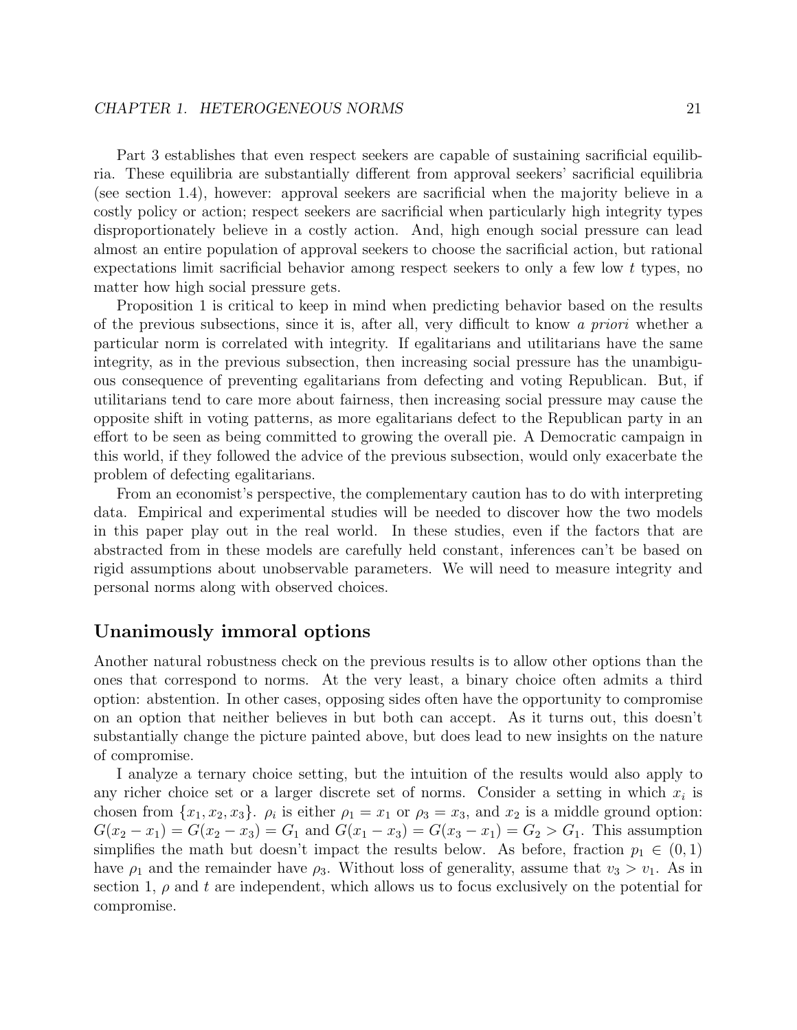Part 3 establishes that even respect seekers are capable of sustaining sacrificial equilibria. These equilibria are substantially different from approval seekers' sacrificial equilibria (see section 1.4), however: approval seekers are sacrificial when the majority believe in a costly policy or action; respect seekers are sacrificial when particularly high integrity types disproportionately believe in a costly action. And, high enough social pressure can lead almost an entire population of approval seekers to choose the sacrificial action, but rational expectations limit sacrificial behavior among respect seekers to only a few low $t$ types, no matter how high social pressure gets.

Proposition 1 is critical to keep in mind when predicting behavior based on the results of the previous subsections, since it is, after all, very difficult to know *a priori* whether a particular norm is correlated with integrity. If egalitarians and utilitarians have the same integrity, as in the previous subsection, then increasing social pressure has the unambiguous consequence of preventing egalitarians from defecting and voting Republican. But, if utilitarians tend to care more about fairness, then increasing social pressure may cause the opposite shift in voting patterns, as more egalitarians defect to the Republican party in an effort to be seen as being committed to growing the overall pie. A Democratic campaign in this world, if they followed the advice of the previous subsection, would only exacerbate the problem of defecting egalitarians.

From an economist's perspective, the complementary caution has to do with interpreting data. Empirical and experimental studies will be needed to discover how the two models in this paper play out in the real world. In these studies, even if the factors that are abstracted from in these models are carefully held constant, inferences can't be based on rigid assumptions about unobservable parameters. We will need to measure integrity and personal norms along with observed choices.

### Unanimously immoral options

Another natural robustness check on the previous results is to allow other options than the ones that correspond to norms. At the very least, a binary choice often admits a third option: abstention. In other cases, opposing sides often have the opportunity to compromise on an option that neither believes in but both can accept. As it turns out, this doesn't substantially change the picture painted above, but does lead to new insights on the nature of compromise.

I analyze a ternary choice setting, but the intuition of the results would also apply to any richer choice set or a larger discrete set of norms. Consider a setting in which $x_i$ is chosen from $\{x_1, x_2, x_3\}$. $\rho_i$ is either $\rho_1 = x_1$ or $\rho_3 = x_3$, and $x_2$ is a middle ground option: $G(x_2 - x_1) = G(x_2 - x_3) = G_1$ and $G(x_1 - x_3) = G(x_3 - x_1) = G_2 > G_1$. This assumption simplifies the math but doesn't impact the results below. As before, fraction $p_1 \in (0, 1)$ have $\rho_1$ and the remainder have $\rho_3$. Without loss of generality, assume that $v_3 > v_1$. As in section 1, $\rho$ and $t$ are independent, which allows us to focus exclusively on the potential for compromise.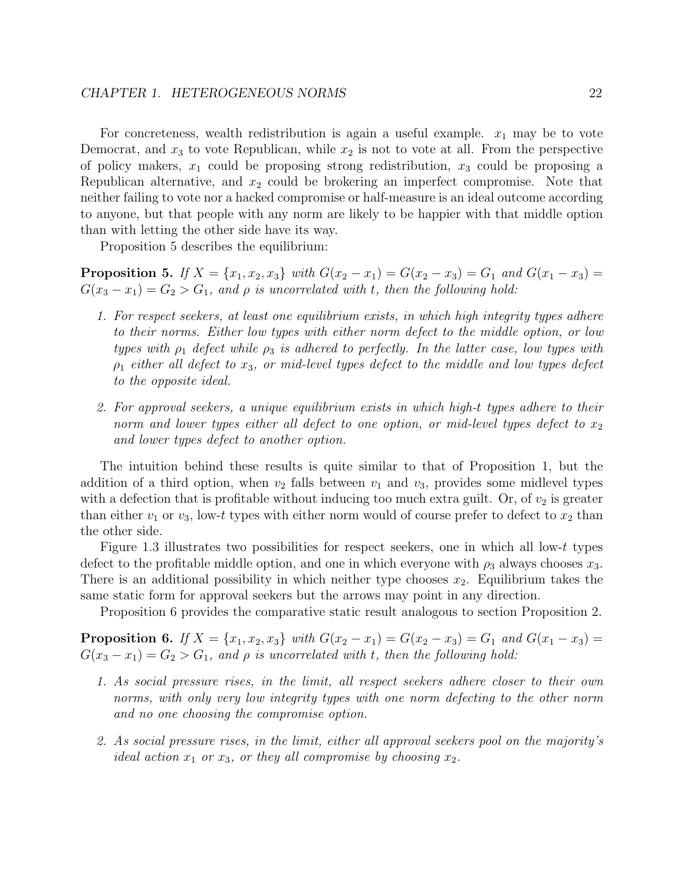For concreteness, wealth redistribution is again a useful example. $x_1$ may be to vote Democrat, and $x_3$ to vote Republican, while $x_2$ is not to vote at all. From the perspective of policy makers, $x_1$ could be proposing strong redistribution, $x_3$ could be proposing a Republican alternative, and $x_2$ could be brokering an imperfect compromise. Note that neither failing to vote nor a hacked compromise or half-measure is an ideal outcome according to anyone, but that people with any norm are likely to be happier with that middle option than with letting the other side have its way.

Proposition 5 describes the equilibrium:

**Proposition 5.** *If $X = \{x_1, x_2, x_3\}$ with $G(x_2 - x_1) = G(x_2 - x_3) = G_1$ and $G(x_1 - x_3) = G(x_3 - x_1) = G_2 > G_1$, and $\rho$ is uncorrelated with $t$, then the following hold:*

1. *For respect seekers, at least one equilibrium exists, in which high integrity types adhere to their norms. Either low types with either norm defect to the middle option, or low types with $\rho_1$ defect while $\rho_3$ is adhered to perfectly. In the latter case, low types with $\rho_1$ either all defect to $x_3$, or mid-level types defect to the middle and low types defect to the opposite ideal.*
2. *For approval seekers, a unique equilibrium exists in which high-$t$ types adhere to their norm and lower types either all defect to one option, or mid-level types defect to $x_2$ and lower types defect to another option.*

The intuition behind these results is quite similar to that of Proposition 1, but the addition of a third option, when $v_2$ falls between $v_1$ and $v_3$, provides some midlevel types with a defection that is profitable without inducing too much extra guilt. Or, of $v_2$ is greater than either $v_1$ or $v_3$, low-$t$ types with either norm would of course prefer to defect to $x_2$ than the other side.

Figure 1.3 illustrates two possibilities for respect seekers, one in which all low-$t$ types defect to the profitable middle option, and one in which everyone with $\rho_3$ always chooses $x_3$. There is an additional possibility in which neither type chooses $x_2$. Equilibrium takes the same static form for approval seekers but the arrows may point in any direction.

Proposition 6 provides the comparative static result analogous to section Proposition 2.

**Proposition 6.** *If $X = \{x_1, x_2, x_3\}$ with $G(x_2 - x_1) = G(x_2 - x_3) = G_1$ and $G(x_1 - x_3) = G(x_3 - x_1) = G_2 > G_1$, and $\rho$ is uncorrelated with $t$, then the following hold:*

1. *As social pressure rises, in the limit, all respect seekers adhere closer to their own norms, with only very low integrity types with one norm defecting to the other norm and no one choosing the compromise option.*
2. *As social pressure rises, in the limit, either all approval seekers pool on the majority's ideal action $x_1$ or $x_3$, or they all compromise by choosing $x_2$.*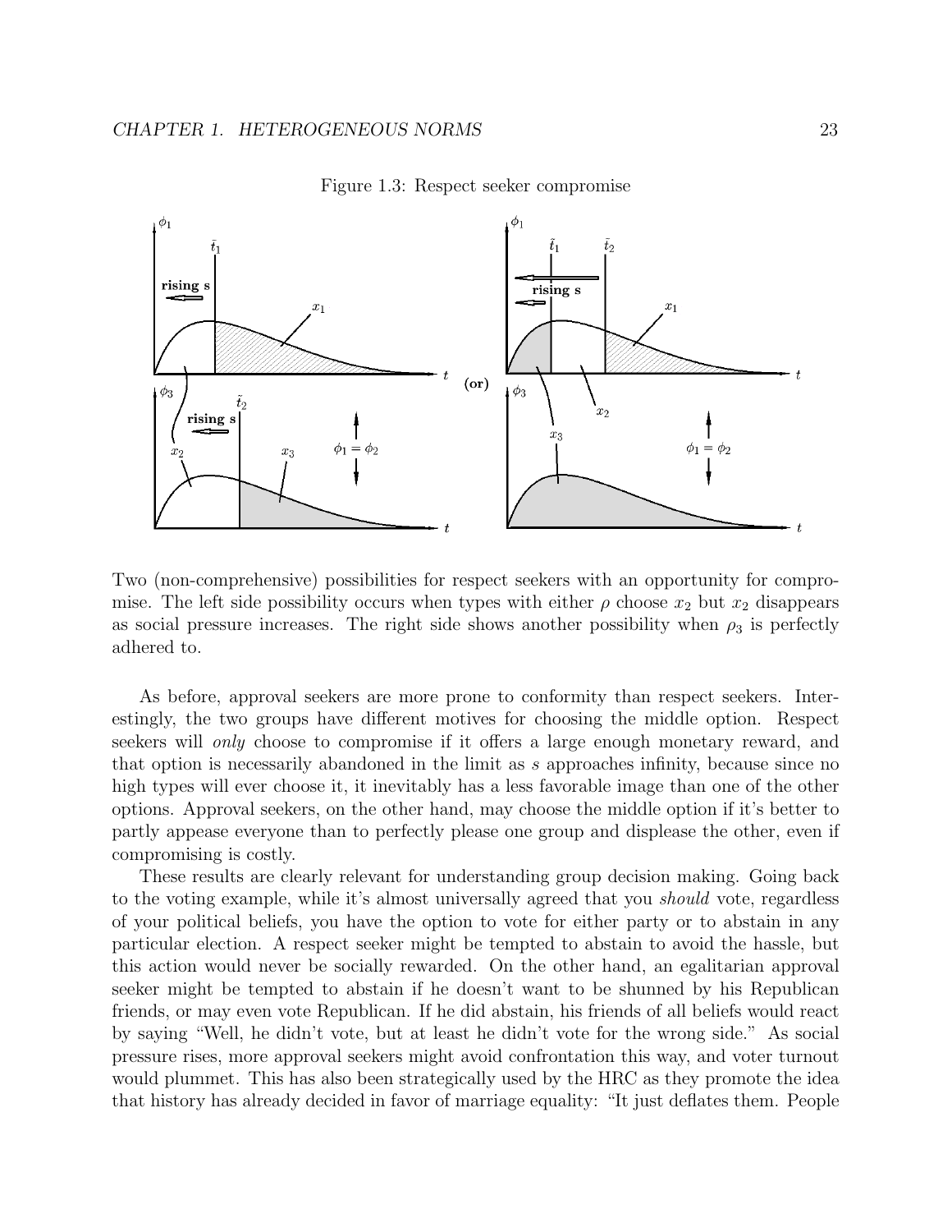Figure 1.3: Respect seeker compromise

Two (non-comprehensive) possibilities for respect seekers with an opportunity for compromise. The left side possibility occurs when types with either $\rho$ choose $x_2$ but $x_2$ disappears as social pressure increases. The right side shows another possibility when $\rho_3$ is perfectly adhered to.

As before, approval seekers are more prone to conformity than respect seekers. Interestingly, the two groups have different motives for choosing the middle option. Respect seekers will *only* choose to compromise if it offers a large enough monetary reward, and that option is necessarily abandoned in the limit as $s$ approaches infinity, because since no high types will ever choose it, it inevitably has a less favorable image than one of the other options. Approval seekers, on the other hand, may choose the middle option if it's better to partly appease everyone than to perfectly please one group and displease the other, even if compromising is costly.

These results are clearly relevant for understanding group decision making. Going back to the voting example, while it's almost universally agreed that you *should* vote, regardless of your political beliefs, you have the option to vote for either party or to abstain in any particular election. A respect seeker might be tempted to abstain to avoid the hassle, but this action would never be socially rewarded. On the other hand, an egalitarian approval seeker might be tempted to abstain if he doesn't want to be shunned by his Republican friends, or may even vote Republican. If he did abstain, his friends of all beliefs would react by saying "Well, he didn't vote, but at least he didn't vote for the wrong side." As social pressure rises, more approval seekers might avoid confrontation this way, and voter turnout would plummet. This has also been strategically used by the HRC as they promote the idea that history has already decided in favor of marriage equality: "It just deflates them. People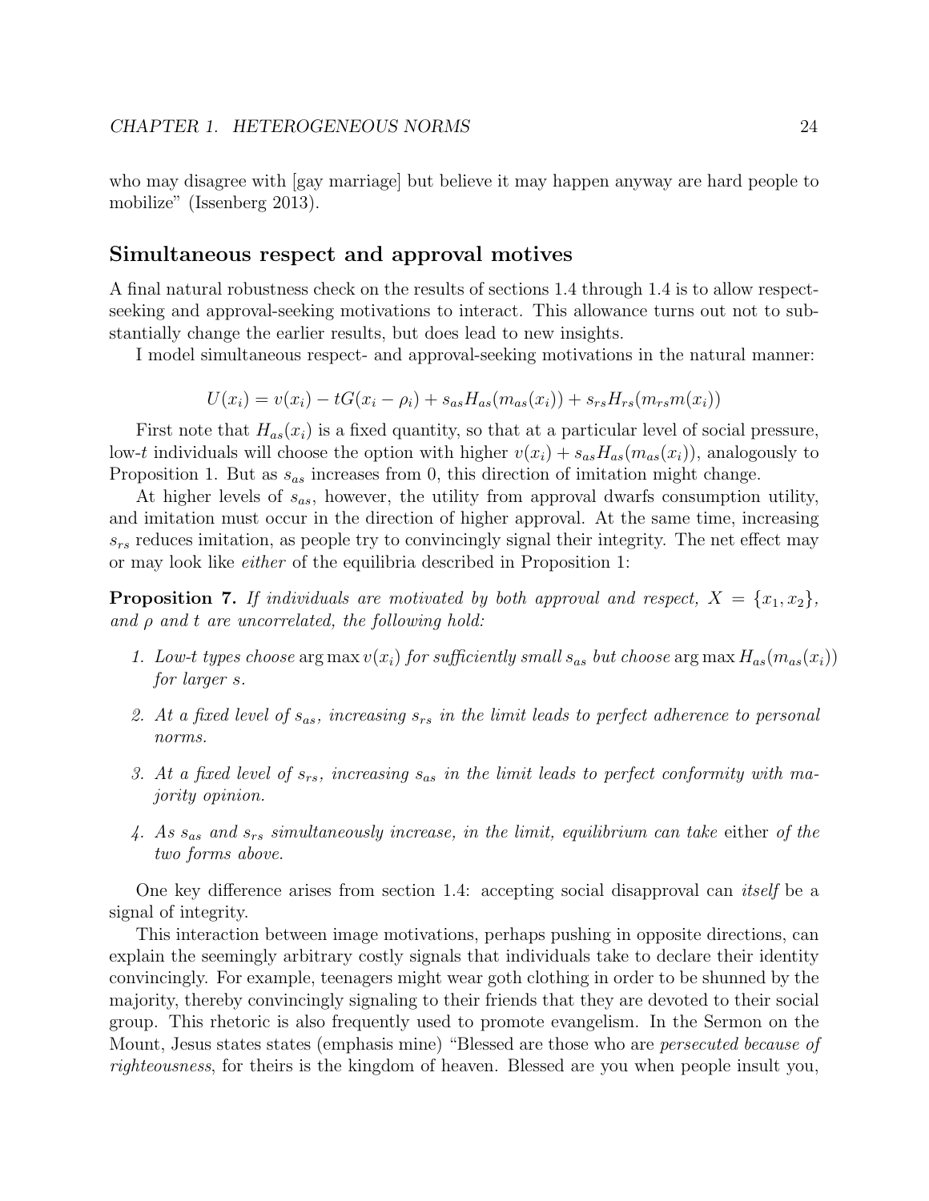who may disagree with [gay marriage] but believe it may happen anyway are hard people to mobilize" (Issenberg 2013).

## Simultaneous respect and approval motives

A final natural robustness check on the results of sections 1.4 through 1.4 is to allow respect-seeking and approval-seeking motivations to interact. This allowance turns out not to substantially change the earlier results, but does lead to new insights.

I model simultaneous respect- and approval-seeking motivations in the natural manner:

$$U(x_i) = v(x_i) - tG(x_i - \rho_i) + s_{as}H_{as}(m_{as}(x_i)) + s_{rs}H_{rs}(m_{rs}m(x_i))$$

First note that $H_{as}(x_i)$ is a fixed quantity, so that at a particular level of social pressure, low-$t$ individuals will choose the option with higher $v(x_i) + s_{as}H_{as}(m_{as}(x_i))$, analogously to Proposition 1. But as $s_{as}$ increases from 0, this direction of imitation might change.

At higher levels of $s_{as}$, however, the utility from approval dwarfs consumption utility, and imitation must occur in the direction of higher approval. At the same time, increasing $s_{rs}$ reduces imitation, as people try to convincingly signal their integrity. The net effect may or may look like *either* of the equilibria described in Proposition 1:

**Proposition 7.** *If individuals are motivated by both approval and respect, $X = \{x_1, x_2\}$, and $\rho$ and $t$ are uncorrelated, the following hold:*

1. *Low-$t$ types choose $\arg\max v(x_i)$ for sufficiently small $s_{as}$ but choose $\arg\max H_{as}(m_{as}(x_i))$ for larger $s$.*
2. *At a fixed level of $s_{as}$, increasing $s_{rs}$ in the limit leads to perfect adherence to personal norms.*
3. *At a fixed level of $s_{rs}$, increasing $s_{as}$ in the limit leads to perfect conformity with majority opinion.*
4. *As $s_{as}$ and $s_{rs}$ simultaneously increase, in the limit, equilibrium can take* either *of the two forms above.*

One key difference arises from section 1.4: accepting social disapproval can *itself* be a signal of integrity.

This interaction between image motivations, perhaps pushing in opposite directions, can explain the seemingly arbitrary costly signals that individuals take to declare their identity convincingly. For example, teenagers might wear goth clothing in order to be shunned by the majority, thereby convincingly signaling to their friends that they are devoted to their social group. This rhetoric is also frequently used to promote evangelism. In the Sermon on the Mount, Jesus states states (emphasis mine) "Blessed are those who are *persecuted because of righteousness*, for theirs is the kingdom of heaven. Blessed are you when people insult you,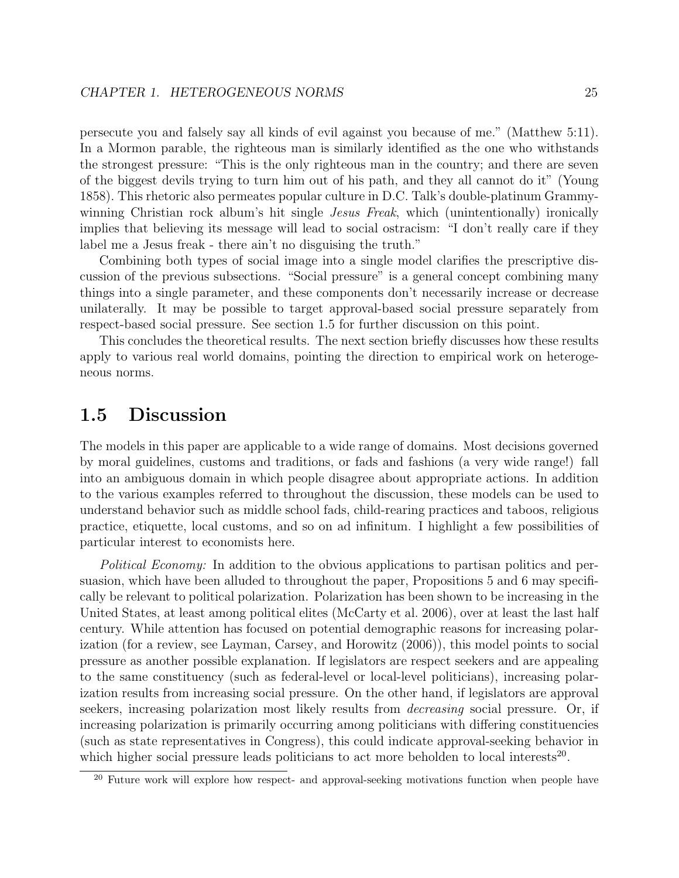persecute you and falsely say all kinds of evil against you because of me." (Matthew 5:11). In a Mormon parable, the righteous man is similarly identified as the one who withstands the strongest pressure: "This is the only righteous man in the country; and there are seven of the biggest devils trying to turn him out of his path, and they all cannot do it" (Young 1858). This rhetoric also permeates popular culture in D.C. Talk's double-platinum Grammy-winning Christian rock album's hit single *Jesus Freak*, which (unintentionally) ironically implies that believing its message will lead to social ostracism: "I don't really care if they label me a Jesus freak - there ain't no disguising the truth."

Combining both types of social image into a single model clarifies the prescriptive discussion of the previous subsections. "Social pressure" is a general concept combining many things into a single parameter, and these components don't necessarily increase or decrease unilaterally. It may be possible to target approval-based social pressure separately from respect-based social pressure. See section 1.5 for further discussion on this point.

This concludes the theoretical results. The next section briefly discusses how these results apply to various real world domains, pointing the direction to empirical work on heterogeneous norms.

## 1.5 Discussion

The models in this paper are applicable to a wide range of domains. Most decisions governed by moral guidelines, customs and traditions, or fads and fashions (a very wide range!) fall into an ambiguous domain in which people disagree about appropriate actions. In addition to the various examples referred to throughout the discussion, these models can be used to understand behavior such as middle school fads, child-rearing practices and taboos, religious practice, etiquette, local customs, and so on ad infinitum. I highlight a few possibilities of particular interest to economists here.

*Political Economy:* In addition to the obvious applications to partisan politics and persuasion, which have been alluded to throughout the paper, Propositions 5 and 6 may specifically be relevant to political polarization. Polarization has been shown to be increasing in the United States, at least among political elites (McCarty et al. 2006), over at least the last half century. While attention has focused on potential demographic reasons for increasing polarization (for a review, see Layman, Carsey, and Horowitz (2006)), this model points to social pressure as another possible explanation. If legislators are respect seekers and are appealing to the same constituency (such as federal-level or local-level politicians), increasing polarization results from increasing social pressure. On the other hand, if legislators are approval seekers, increasing polarization most likely results from *decreasing* social pressure. Or, if increasing polarization is primarily occurring among politicians with differing constituencies (such as state representatives in Congress), this could indicate approval-seeking behavior in which higher social pressure leads politicians to act more beholden to local interests[20].

[20] Future work will explore how respect- and approval-seeking motivations function when people have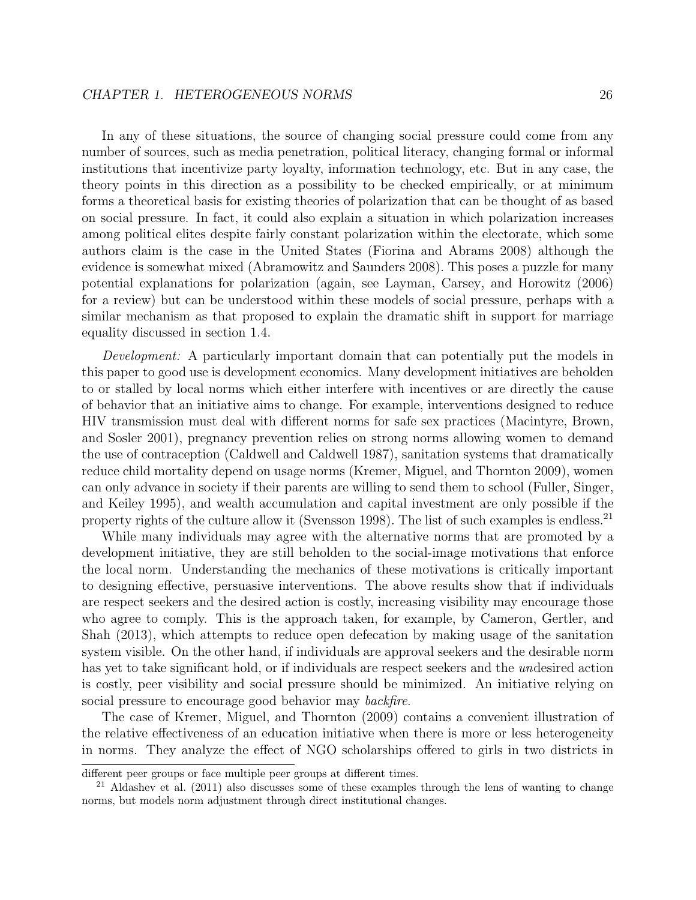In any of these situations, the source of changing social pressure could come from any number of sources, such as media penetration, political literacy, changing formal or informal institutions that incentivize party loyalty, information technology, etc. But in any case, the theory points in this direction as a possibility to be checked empirically, or at minimum forms a theoretical basis for existing theories of polarization that can be thought of as based on social pressure. In fact, it could also explain a situation in which polarization increases among political elites despite fairly constant polarization within the electorate, which some authors claim is the case in the United States (Fiorina and Abrams 2008) although the evidence is somewhat mixed (Abramowitz and Saunders 2008). This poses a puzzle for many potential explanations for polarization (again, see Layman, Carsey, and Horowitz (2006) for a review) but can be understood within these models of social pressure, perhaps with a similar mechanism as that proposed to explain the dramatic shift in support for marriage equality discussed in section 1.4.

*Development:* A particularly important domain that can potentially put the models in this paper to good use is development economics. Many development initiatives are beholden to or stalled by local norms which either interfere with incentives or are directly the cause of behavior that an initiative aims to change. For example, interventions designed to reduce HIV transmission must deal with different norms for safe sex practices (Macintyre, Brown, and Sosler 2001), pregnancy prevention relies on strong norms allowing women to demand the use of contraception (Caldwell and Caldwell 1987), sanitation systems that dramatically reduce child mortality depend on usage norms (Kremer, Miguel, and Thornton 2009), women can only advance in society if their parents are willing to send them to school (Fuller, Singer, and Keiley 1995), and wealth accumulation and capital investment are only possible if the property rights of the culture allow it (Svensson 1998). The list of such examples is endless.[21]

While many individuals may agree with the alternative norms that are promoted by a development initiative, they are still beholden to the social-image motivations that enforce the local norm. Understanding the mechanics of these motivations is critically important to designing effective, persuasive interventions. The above results show that if individuals are respect seekers and the desired action is costly, increasing visibility may encourage those who agree to comply. This is the approach taken, for example, by Cameron, Gertler, and Shah (2013), which attempts to reduce open defecation by making usage of the sanitation system visible. On the other hand, if individuals are approval seekers and the desirable norm has yet to take significant hold, or if individuals are respect seekers and the *un*desired action is costly, peer visibility and social pressure should be minimized. An initiative relying on social pressure to encourage good behavior may *backfire*.

The case of Kremer, Miguel, and Thornton (2009) contains a convenient illustration of the relative effectiveness of an education initiative when there is more or less heterogeneity in norms. They analyze the effect of NGO scholarships offered to girls in two districts in

different peer groups or face multiple peer groups at different times.

[21] Aldashev et al. (2011) also discusses some of these examples through the lens of wanting to change norms, but models norm adjustment through direct institutional changes.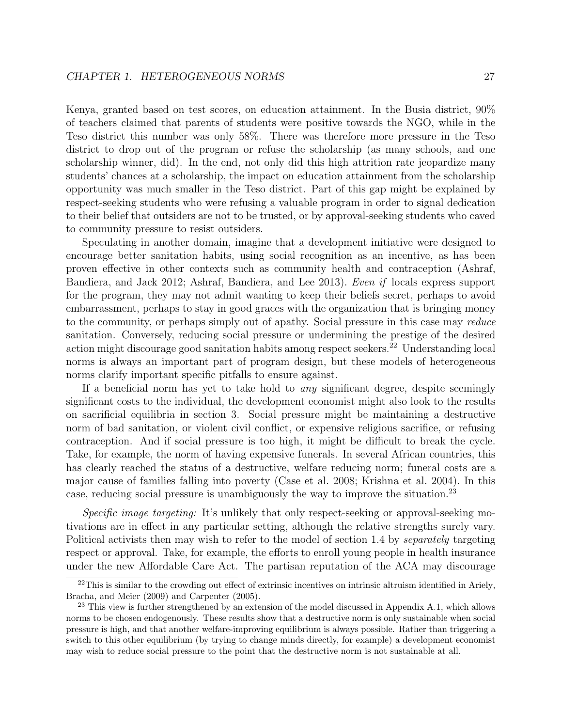Kenya, granted based on test scores, on education attainment. In the Busia district, 90% of teachers claimed that parents of students were positive towards the NGO, while in the Teso district this number was only 58%. There was therefore more pressure in the Teso district to drop out of the program or refuse the scholarship (as many schools, and one scholarship winner, did). In the end, not only did this high attrition rate jeopardize many students' chances at a scholarship, the impact on education attainment from the scholarship opportunity was much smaller in the Teso district. Part of this gap might be explained by respect-seeking students who were refusing a valuable program in order to signal dedication to their belief that outsiders are not to be trusted, or by approval-seeking students who caved to community pressure to resist outsiders.

Speculating in another domain, imagine that a development initiative were designed to encourage better sanitation habits, using social recognition as an incentive, as has been proven effective in other contexts such as community health and contraception (Ashraf, Bandiera, and Jack 2012; Ashraf, Bandiera, and Lee 2013). *Even if* locals express support for the program, they may not admit wanting to keep their beliefs secret, perhaps to avoid embarrassment, perhaps to stay in good graces with the organization that is bringing money to the community, or perhaps simply out of apathy. Social pressure in this case may *reduce* sanitation. Conversely, reducing social pressure or undermining the prestige of the desired action might discourage good sanitation habits among respect seekers.[22] Understanding local norms is always an important part of program design, but these models of heterogeneous norms clarify important specific pitfalls to ensure against.

If a beneficial norm has yet to take hold to *any* significant degree, despite seemingly significant costs to the individual, the development economist might also look to the results on sacrificial equilibria in section 3. Social pressure might be maintaining a destructive norm of bad sanitation, or violent civil conflict, or expensive religious sacrifice, or refusing contraception. And if social pressure is too high, it might be difficult to break the cycle. Take, for example, the norm of having expensive funerals. In several African countries, this has clearly reached the status of a destructive, welfare reducing norm; funeral costs are a major cause of families falling into poverty (Case et al. 2008; Krishna et al. 2004). In this case, reducing social pressure is unambiguously the way to improve the situation.[23]

*Specific image targeting:* It's unlikely that only respect-seeking or approval-seeking motivations are in effect in any particular setting, although the relative strengths surely vary. Political activists then may wish to refer to the model of section 1.4 by *separately* targeting respect or approval. Take, for example, the efforts to enroll young people in health insurance under the new Affordable Care Act. The partisan reputation of the ACA may discourage

[22] This is similar to the crowding out effect of extrinsic incentives on intrinsic altruism identified in Ariely, Bracha, and Meier (2009) and Carpenter (2005).

[23] This view is further strengthened by an extension of the model discussed in Appendix A.1, which allows norms to be chosen endogenously. These results show that a destructive norm is only sustainable when social pressure is high, and that another welfare-improving equilibrium is always possible. Rather than triggering a switch to this other equilibrium (by trying to change minds directly, for example) a development economist may wish to reduce social pressure to the point that the destructive norm is not sustainable at all.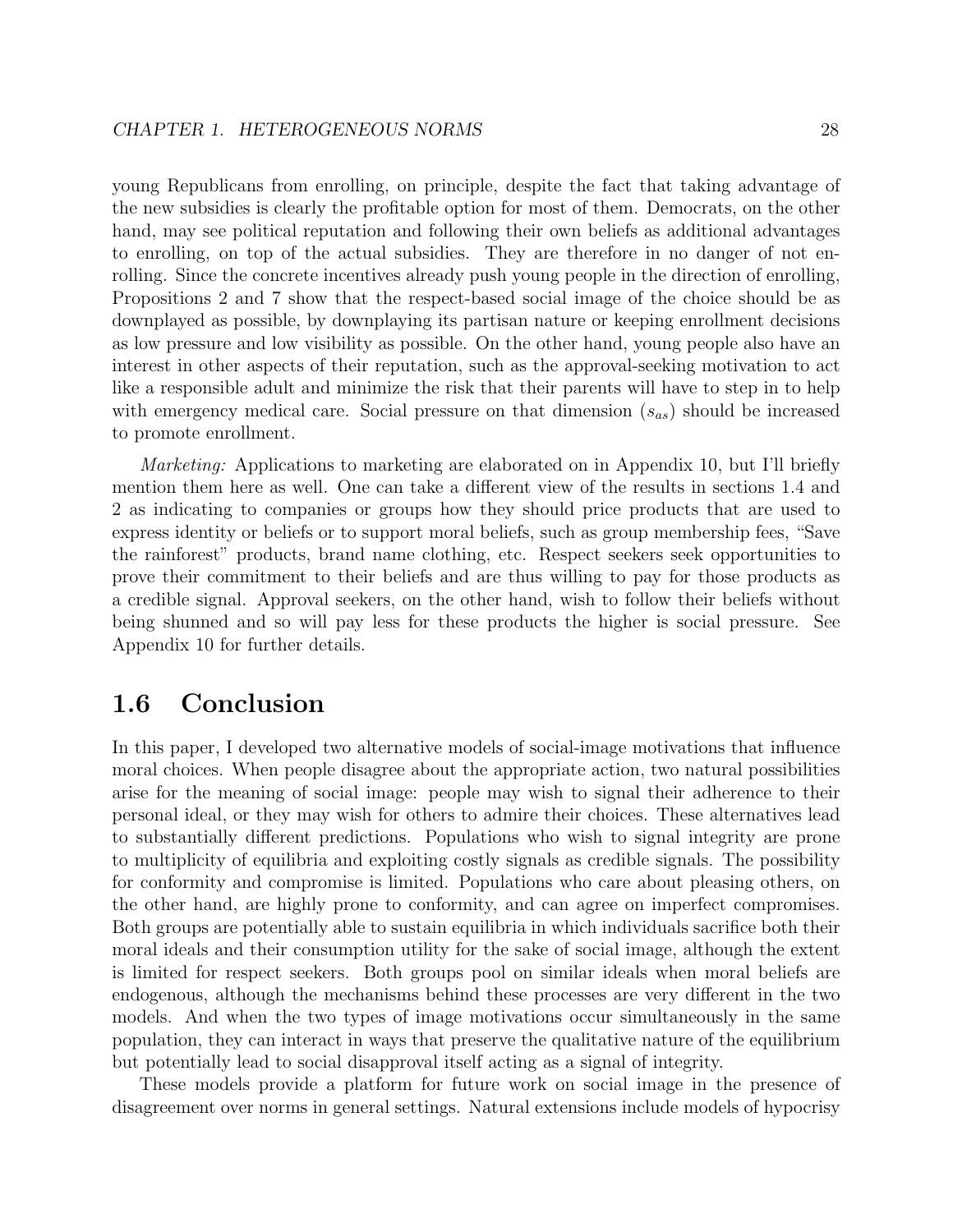young Republicans from enrolling, on principle, despite the fact that taking advantage of the new subsidies is clearly the profitable option for most of them. Democrats, on the other hand, may see political reputation and following their own beliefs as additional advantages to enrolling, on top of the actual subsidies. They are therefore in no danger of not enrolling. Since the concrete incentives already push young people in the direction of enrolling, Propositions 2 and 7 show that the respect-based social image of the choice should be as downplayed as possible, by downplaying its partisan nature or keeping enrollment decisions as low pressure and low visibility as possible. On the other hand, young people also have an interest in other aspects of their reputation, such as the approval-seeking motivation to act like a responsible adult and minimize the risk that their parents will have to step in to help with emergency medical care. Social pressure on that dimension ($s_{as}$) should be increased to promote enrollment.

*Marketing:* Applications to marketing are elaborated on in Appendix 10, but I'll briefly mention them here as well. One can take a different view of the results in sections 1.4 and 2 as indicating to companies or groups how they should price products that are used to express identity or beliefs or to support moral beliefs, such as group membership fees, "Save the rainforest" products, brand name clothing, etc. Respect seekers seek opportunities to prove their commitment to their beliefs and are thus willing to pay for those products as a credible signal. Approval seekers, on the other hand, wish to follow their beliefs without being shunned and so will pay less for these products the higher is social pressure. See Appendix 10 for further details.

## 1.6 Conclusion

In this paper, I developed two alternative models of social-image motivations that influence moral choices. When people disagree about the appropriate action, two natural possibilities arise for the meaning of social image: people may wish to signal their adherence to their personal ideal, or they may wish for others to admire their choices. These alternatives lead to substantially different predictions. Populations who wish to signal integrity are prone to multiplicity of equilibria and exploiting costly signals as credible signals. The possibility for conformity and compromise is limited. Populations who care about pleasing others, on the other hand, are highly prone to conformity, and can agree on imperfect compromises. Both groups are potentially able to sustain equilibria in which individuals sacrifice both their moral ideals and their consumption utility for the sake of social image, although the extent is limited for respect seekers. Both groups pool on similar ideals when moral beliefs are endogenous, although the mechanisms behind these processes are very different in the two models. And when the two types of image motivations occur simultaneously in the same population, they can interact in ways that preserve the qualitative nature of the equilibrium but potentially lead to social disapproval itself acting as a signal of integrity.

These models provide a platform for future work on social image in the presence of disagreement over norms in general settings. Natural extensions include models of hypocrisy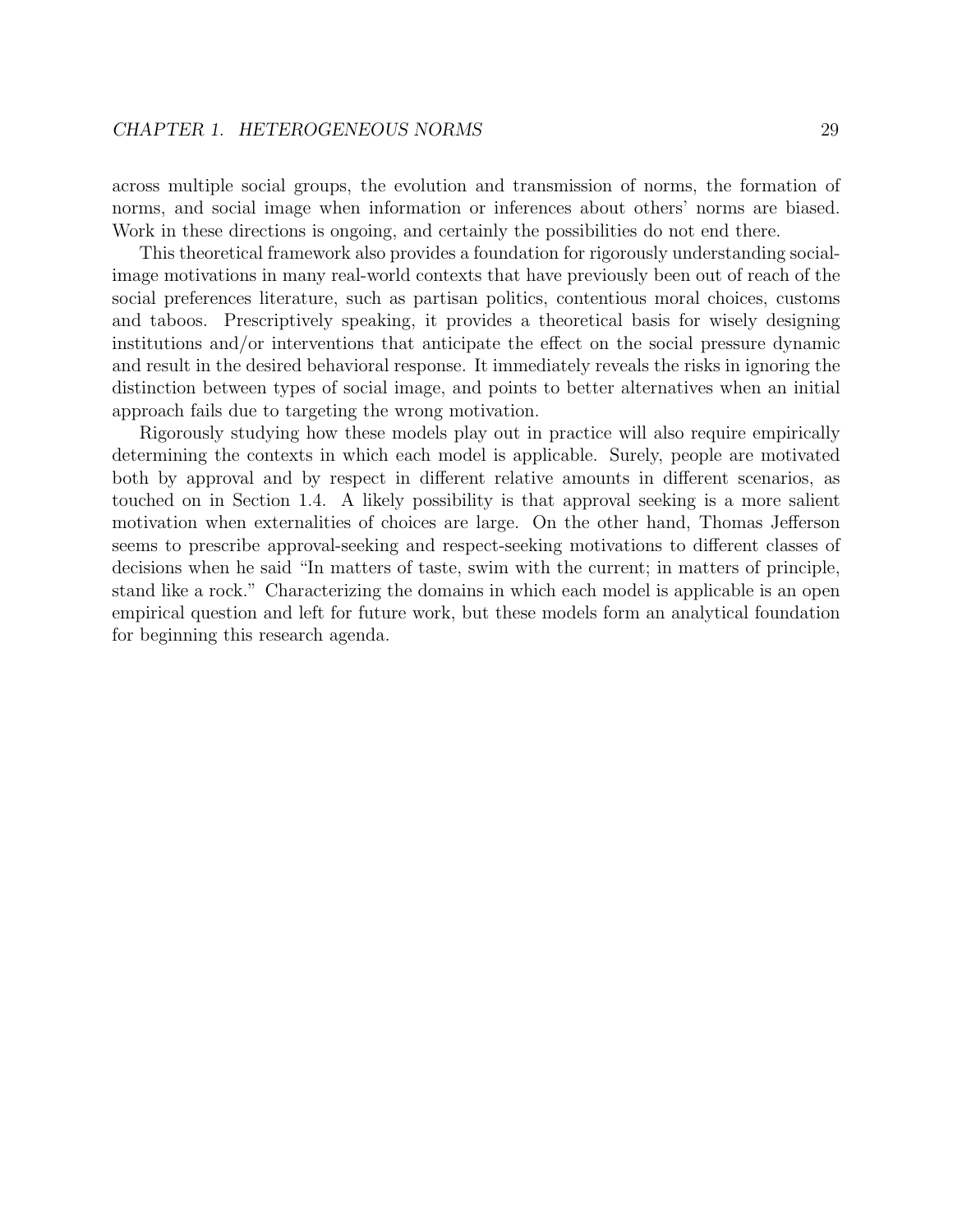across multiple social groups, the evolution and transmission of norms, the formation of norms, and social image when information or inferences about others' norms are biased. Work in these directions is ongoing, and certainly the possibilities do not end there.

This theoretical framework also provides a foundation for rigorously understanding social-image motivations in many real-world contexts that have previously been out of reach of the social preferences literature, such as partisan politics, contentious moral choices, customs and taboos. Prescriptively speaking, it provides a theoretical basis for wisely designing institutions and/or interventions that anticipate the effect on the social pressure dynamic and result in the desired behavioral response. It immediately reveals the risks in ignoring the distinction between types of social image, and points to better alternatives when an initial approach fails due to targeting the wrong motivation.

Rigorously studying how these models play out in practice will also require empirically determining the contexts in which each model is applicable. Surely, people are motivated both by approval and by respect in different relative amounts in different scenarios, as touched on in Section 1.4. A likely possibility is that approval seeking is a more salient motivation when externalities of choices are large. On the other hand, Thomas Jefferson seems to prescribe approval-seeking and respect-seeking motivations to different classes of decisions when he said "In matters of taste, swim with the current; in matters of principle, stand like a rock." Characterizing the domains in which each model is applicable is an open empirical question and left for future work, but these models form an analytical foundation for beginning this research agenda.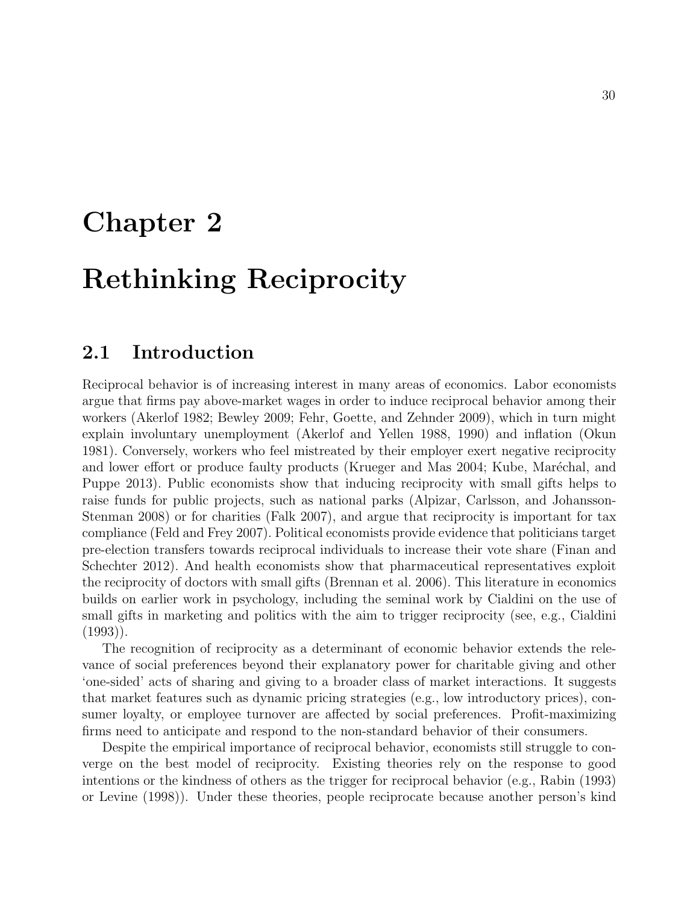# Chapter 2

# Rethinking Reciprocity

## 2.1 Introduction

Reciprocal behavior is of increasing interest in many areas of economics. Labor economists argue that firms pay above-market wages in order to induce reciprocal behavior among their workers (Akerlof 1982; Bewley 2009; Fehr, Goette, and Zehnder 2009), which in turn might explain involuntary unemployment (Akerlof and Yellen 1988, 1990) and inflation (Okun 1981). Conversely, workers who feel mistreated by their employer exert negative reciprocity and lower effort or produce faulty products (Krueger and Mas 2004; Kube, Maréchal, and Puppe 2013). Public economists show that inducing reciprocity with small gifts helps to raise funds for public projects, such as national parks (Alpizar, Carlsson, and Johansson-Stenman 2008) or for charities (Falk 2007), and argue that reciprocity is important for tax compliance (Feld and Frey 2007). Political economists provide evidence that politicians target pre-election transfers towards reciprocal individuals to increase their vote share (Finan and Schechter 2012). And health economists show that pharmaceutical representatives exploit the reciprocity of doctors with small gifts (Brennan et al. 2006). This literature in economics builds on earlier work in psychology, including the seminal work by Cialdini on the use of small gifts in marketing and politics with the aim to trigger reciprocity (see, e.g., Cialdini (1993)).

The recognition of reciprocity as a determinant of economic behavior extends the relevance of social preferences beyond their explanatory power for charitable giving and other 'one-sided' acts of sharing and giving to a broader class of market interactions. It suggests that market features such as dynamic pricing strategies (e.g., low introductory prices), consumer loyalty, or employee turnover are affected by social preferences. Profit-maximizing firms need to anticipate and respond to the non-standard behavior of their consumers.

Despite the empirical importance of reciprocal behavior, economists still struggle to converge on the best model of reciprocity. Existing theories rely on the response to good intentions or the kindness of others as the trigger for reciprocal behavior (e.g., Rabin (1993) or Levine (1998)). Under these theories, people reciprocate because another person's kind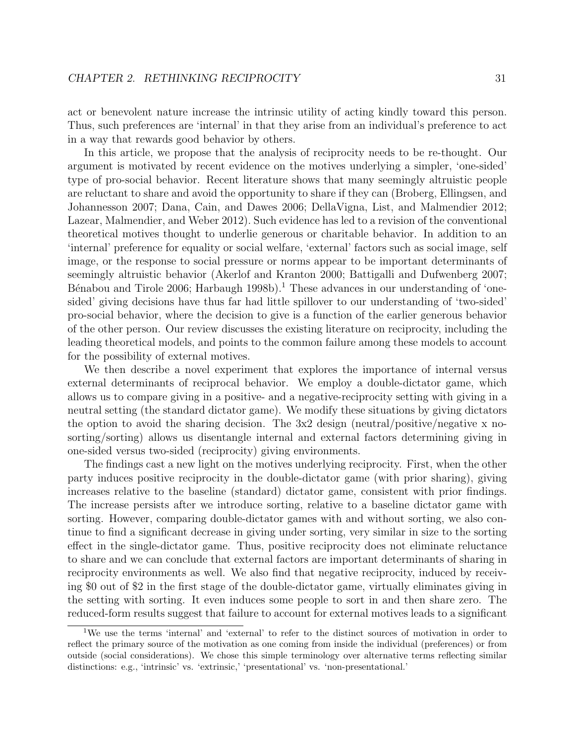act or benevolent nature increase the intrinsic utility of acting kindly toward this person. Thus, such preferences are 'internal' in that they arise from an individual's preference to act in a way that rewards good behavior by others.

In this article, we propose that the analysis of reciprocity needs to be re-thought. Our argument is motivated by recent evidence on the motives underlying a simpler, 'one-sided' type of pro-social behavior. Recent literature shows that many seemingly altruistic people are reluctant to share and avoid the opportunity to share if they can (Broberg, Ellingsen, and Johannesson 2007; Dana, Cain, and Dawes 2006; DellaVigna, List, and Malmendier 2012; Lazear, Malmendier, and Weber 2012). Such evidence has led to a revision of the conventional theoretical motives thought to underlie generous or charitable behavior. In addition to an 'internal' preference for equality or social welfare, 'external' factors such as social image, self image, or the response to social pressure or norms appear to be important determinants of seemingly altruistic behavior (Akerlof and Kranton 2000; Battigalli and Dufwenberg 2007; Bénabou and Tirole 2006; Harbaugh 1998b).[1] These advances in our understanding of 'one-sided' giving decisions have thus far had little spillover to our understanding of 'two-sided' pro-social behavior, where the decision to give is a function of the earlier generous behavior of the other person. Our review discusses the existing literature on reciprocity, including the leading theoretical models, and points to the common failure among these models to account for the possibility of external motives.

We then describe a novel experiment that explores the importance of internal versus external determinants of reciprocal behavior. We employ a double-dictator game, which allows us to compare giving in a positive- and a negative-reciprocity setting with giving in a neutral setting (the standard dictator game). We modify these situations by giving dictators the option to avoid the sharing decision. The 3x2 design (neutral/positive/negative x no-sorting/sorting) allows us disentangle internal and external factors determining giving in one-sided versus two-sided (reciprocity) giving environments.

The findings cast a new light on the motives underlying reciprocity. First, when the other party induces positive reciprocity in the double-dictator game (with prior sharing), giving increases relative to the baseline (standard) dictator game, consistent with prior findings. The increase persists after we introduce sorting, relative to a baseline dictator game with sorting. However, comparing double-dictator games with and without sorting, we also continue to find a significant decrease in giving under sorting, very similar in size to the sorting effect in the single-dictator game. Thus, positive reciprocity does not eliminate reluctance to share and we can conclude that external factors are important determinants of sharing in reciprocity environments as well. We also find that negative reciprocity, induced by receiving $0 out of $2 in the first stage of the double-dictator game, virtually eliminates giving in the setting with sorting. It even induces some people to sort in and then share zero. The reduced-form results suggest that failure to account for external motives leads to a significant

[1] We use the terms 'internal' and 'external' to refer to the distinct sources of motivation in order to reflect the primary source of the motivation as one coming from inside the individual (preferences) or from outside (social considerations). We chose this simple terminology over alternative terms reflecting similar distinctions: e.g., 'intrinsic' vs. 'extrinsic,' 'presentational' vs. 'non-presentational.'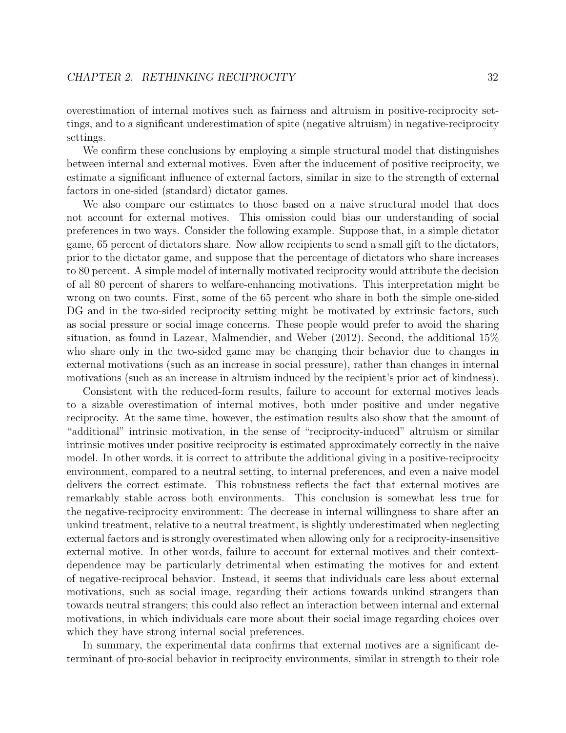overestimation of internal motives such as fairness and altruism in positive-reciprocity settings, and to a significant underestimation of spite (negative altruism) in negative-reciprocity settings.

We confirm these conclusions by employing a simple structural model that distinguishes between internal and external motives. Even after the inducement of positive reciprocity, we estimate a significant influence of external factors, similar in size to the strength of external factors in one-sided (standard) dictator games.

We also compare our estimates to those based on a naive structural model that does not account for external motives. This omission could bias our understanding of social preferences in two ways. Consider the following example. Suppose that, in a simple dictator game, 65 percent of dictators share. Now allow recipients to send a small gift to the dictators, prior to the dictator game, and suppose that the percentage of dictators who share increases to 80 percent. A simple model of internally motivated reciprocity would attribute the decision of all 80 percent of sharers to welfare-enhancing motivations. This interpretation might be wrong on two counts. First, some of the 65 percent who share in both the simple one-sided DG and in the two-sided reciprocity setting might be motivated by extrinsic factors, such as social pressure or social image concerns. These people would prefer to avoid the sharing situation, as found in Lazear, Malmendier, and Weber (2012). Second, the additional 15% who share only in the two-sided game may be changing their behavior due to changes in external motivations (such as an increase in social pressure), rather than changes in internal motivations (such as an increase in altruism induced by the recipient's prior act of kindness).

Consistent with the reduced-form results, failure to account for external motives leads to a sizable overestimation of internal motives, both under positive and under negative reciprocity. At the same time, however, the estimation results also show that the amount of "additional" intrinsic motivation, in the sense of "reciprocity-induced" altruism or similar intrinsic motives under positive reciprocity is estimated approximately correctly in the naive model. In other words, it is correct to attribute the additional giving in a positive-reciprocity environment, compared to a neutral setting, to internal preferences, and even a naive model delivers the correct estimate. This robustness reflects the fact that external motives are remarkably stable across both environments. This conclusion is somewhat less true for the negative-reciprocity environment: The decrease in internal willingness to share after an unkind treatment, relative to a neutral treatment, is slightly underestimated when neglecting external factors and is strongly overestimated when allowing only for a reciprocity-insensitive external motive. In other words, failure to account for external motives and their context-dependence may be particularly detrimental when estimating the motives for and extent of negative-reciprocal behavior. Instead, it seems that individuals care less about external motivations, such as social image, regarding their actions towards unkind strangers than towards neutral strangers; this could also reflect an interaction between internal and external motivations, in which individuals care more about their social image regarding choices over which they have strong internal social preferences.

In summary, the experimental data confirms that external motives are a significant determinant of pro-social behavior in reciprocity environments, similar in strength to their role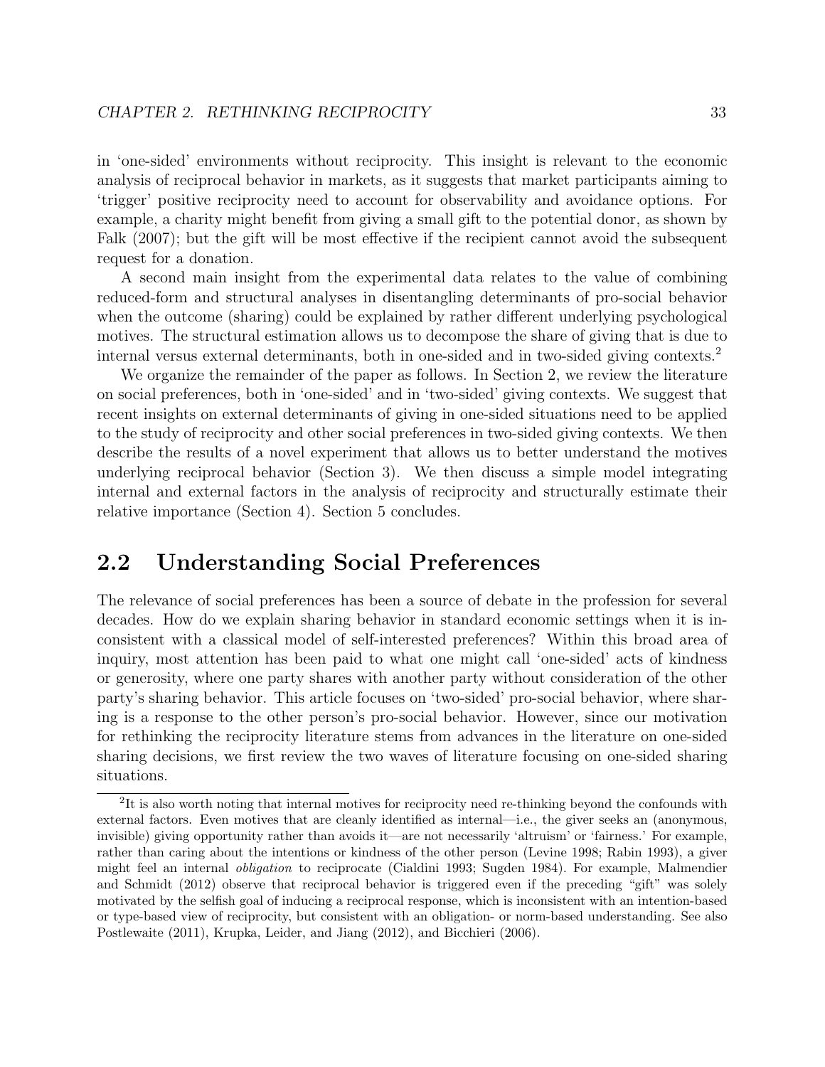in 'one-sided' environments without reciprocity. This insight is relevant to the economic analysis of reciprocal behavior in markets, as it suggests that market participants aiming to 'trigger' positive reciprocity need to account for observability and avoidance options. For example, a charity might benefit from giving a small gift to the potential donor, as shown by Falk (2007); but the gift will be most effective if the recipient cannot avoid the subsequent request for a donation.

A second main insight from the experimental data relates to the value of combining reduced-form and structural analyses in disentangling determinants of pro-social behavior when the outcome (sharing) could be explained by rather different underlying psychological motives. The structural estimation allows us to decompose the share of giving that is due to internal versus external determinants, both in one-sided and in two-sided giving contexts.[2]

We organize the remainder of the paper as follows. In Section 2, we review the literature on social preferences, both in 'one-sided' and in 'two-sided' giving contexts. We suggest that recent insights on external determinants of giving in one-sided situations need to be applied to the study of reciprocity and other social preferences in two-sided giving contexts. We then describe the results of a novel experiment that allows us to better understand the motives underlying reciprocal behavior (Section 3). We then discuss a simple model integrating internal and external factors in the analysis of reciprocity and structurally estimate their relative importance (Section 4). Section 5 concludes.

## 2.2 Understanding Social Preferences

The relevance of social preferences has been a source of debate in the profession for several decades. How do we explain sharing behavior in standard economic settings when it is inconsistent with a classical model of self-interested preferences? Within this broad area of inquiry, most attention has been paid to what one might call 'one-sided' acts of kindness or generosity, where one party shares with another party without consideration of the other party's sharing behavior. This article focuses on 'two-sided' pro-social behavior, where sharing is a response to the other person's pro-social behavior. However, since our motivation for rethinking the reciprocity literature stems from advances in the literature on one-sided sharing decisions, we first review the two waves of literature focusing on one-sided sharing situations.

[2] It is also worth noting that internal motives for reciprocity need re-thinking beyond the confounds with external factors. Even motives that are cleanly identified as internal—i.e., the giver seeks an (anonymous, invisible) giving opportunity rather than avoids it—are not necessarily 'altruism' or 'fairness.' For example, rather than caring about the intentions or kindness of the other person (Levine 1998; Rabin 1993), a giver might feel an internal *obligation* to reciprocate (Cialdini 1993; Sugden 1984). For example, Malmendier and Schmidt (2012) observe that reciprocal behavior is triggered even if the preceding "gift" was solely motivated by the selfish goal of inducing a reciprocal response, which is inconsistent with an intention-based or type-based view of reciprocity, but consistent with an obligation- or norm-based understanding. See also Postlewaite (2011), Krupka, Leider, and Jiang (2012), and Bicchieri (2006).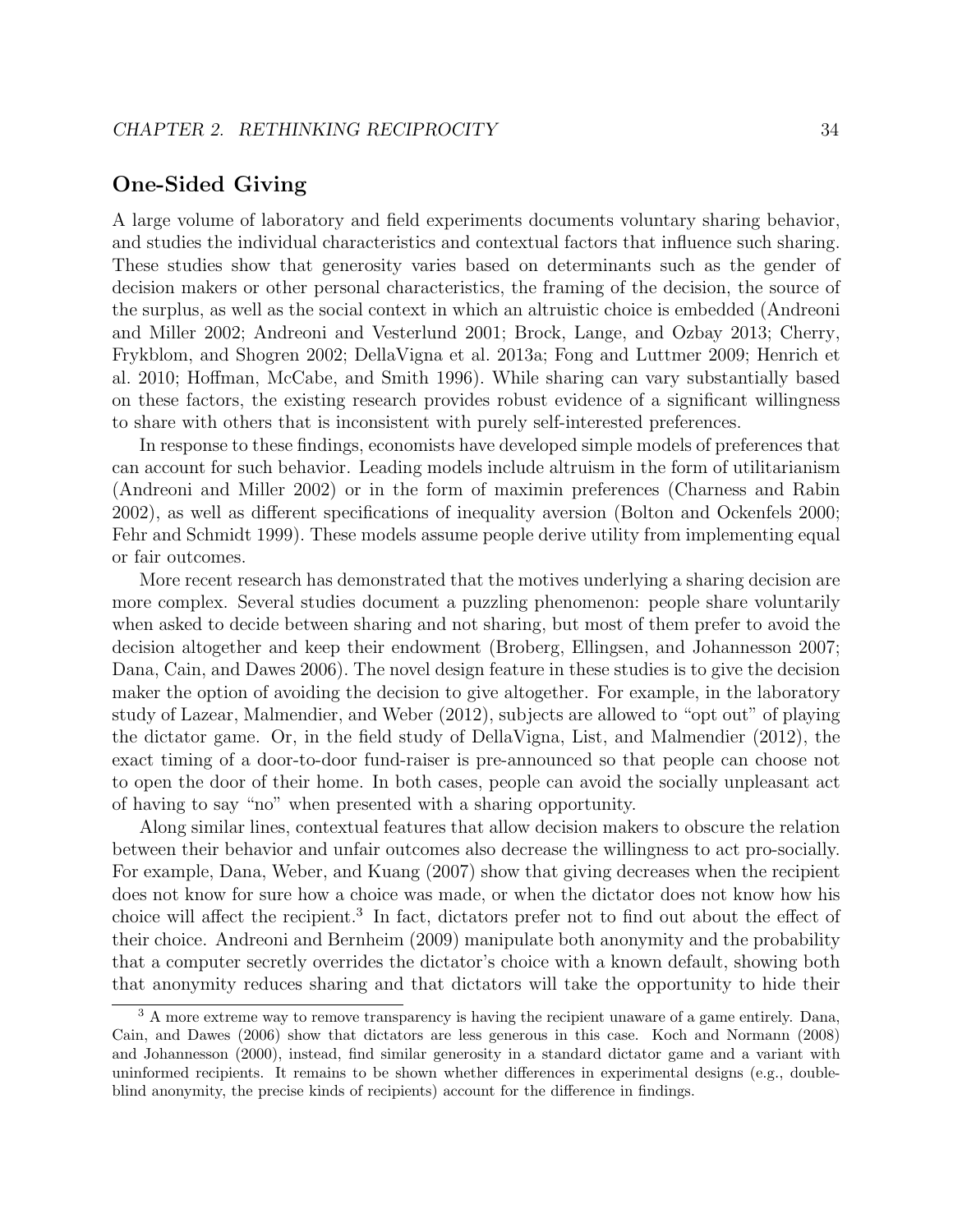## One-Sided Giving

A large volume of laboratory and field experiments documents voluntary sharing behavior, and studies the individual characteristics and contextual factors that influence such sharing. These studies show that generosity varies based on determinants such as the gender of decision makers or other personal characteristics, the framing of the decision, the source of the surplus, as well as the social context in which an altruistic choice is embedded (Andreoni and Miller 2002; Andreoni and Vesterlund 2001; Brock, Lange, and Ozbay 2013; Cherry, Frykblom, and Shogren 2002; DellaVigna et al. 2013a; Fong and Luttmer 2009; Henrich et al. 2010; Hoffman, McCabe, and Smith 1996). While sharing can vary substantially based on these factors, the existing research provides robust evidence of a significant willingness to share with others that is inconsistent with purely self-interested preferences.

In response to these findings, economists have developed simple models of preferences that can account for such behavior. Leading models include altruism in the form of utilitarianism (Andreoni and Miller 2002) or in the form of maximin preferences (Charness and Rabin 2002), as well as different specifications of inequality aversion (Bolton and Ockenfels 2000; Fehr and Schmidt 1999). These models assume people derive utility from implementing equal or fair outcomes.

More recent research has demonstrated that the motives underlying a sharing decision are more complex. Several studies document a puzzling phenomenon: people share voluntarily when asked to decide between sharing and not sharing, but most of them prefer to avoid the decision altogether and keep their endowment (Broberg, Ellingsen, and Johannesson 2007; Dana, Cain, and Dawes 2006). The novel design feature in these studies is to give the decision maker the option of avoiding the decision to give altogether. For example, in the laboratory study of Lazear, Malmendier, and Weber (2012), subjects are allowed to "opt out" of playing the dictator game. Or, in the field study of DellaVigna, List, and Malmendier (2012), the exact timing of a door-to-door fund-raiser is pre-announced so that people can choose not to open the door of their home. In both cases, people can avoid the socially unpleasant act of having to say "no" when presented with a sharing opportunity.

Along similar lines, contextual features that allow decision makers to obscure the relation between their behavior and unfair outcomes also decrease the willingness to act pro-socially. For example, Dana, Weber, and Kuang (2007) show that giving decreases when the recipient does not know for sure how a choice was made, or when the dictator does not know how his choice will affect the recipient.[3] In fact, dictators prefer not to find out about the effect of their choice. Andreoni and Bernheim (2009) manipulate both anonymity and the probability that a computer secretly overrides the dictator's choice with a known default, showing both that anonymity reduces sharing and that dictators will take the opportunity to hide their

[3] A more extreme way to remove transparency is having the recipient unaware of a game entirely. Dana, Cain, and Dawes (2006) show that dictators are less generous in this case. Koch and Normann (2008) and Johannesson (2000), instead, find similar generosity in a standard dictator game and a variant with uninformed recipients. It remains to be shown whether differences in experimental designs (e.g., double-blind anonymity, the precise kinds of recipients) account for the difference in findings.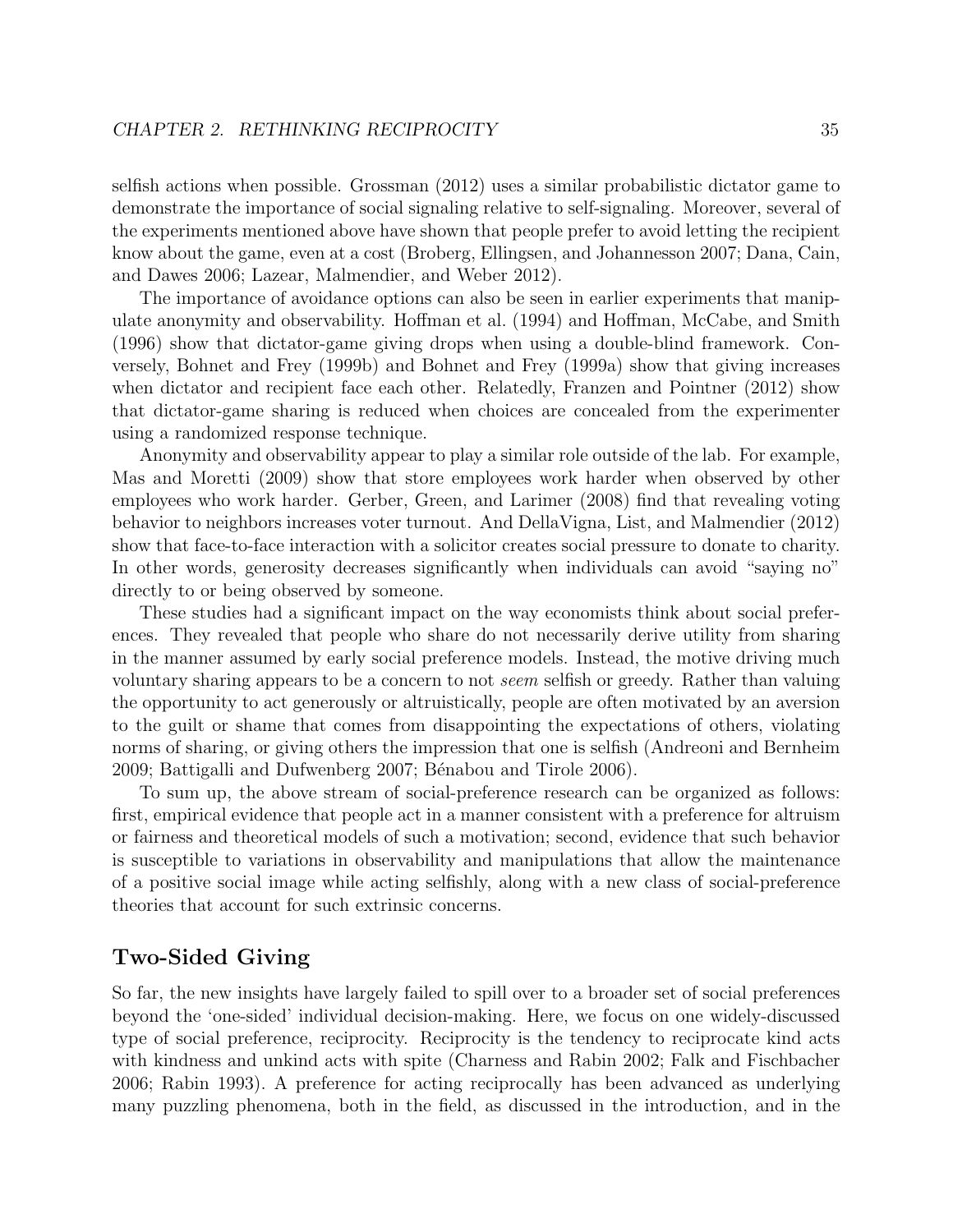selfish actions when possible. Grossman (2012) uses a similar probabilistic dictator game to demonstrate the importance of social signaling relative to self-signaling. Moreover, several of the experiments mentioned above have shown that people prefer to avoid letting the recipient know about the game, even at a cost (Broberg, Ellingsen, and Johannesson 2007; Dana, Cain, and Dawes 2006; Lazear, Malmendier, and Weber 2012).

The importance of avoidance options can also be seen in earlier experiments that manipulate anonymity and observability. Hoffman et al. (1994) and Hoffman, McCabe, and Smith (1996) show that dictator-game giving drops when using a double-blind framework. Conversely, Bohnet and Frey (1999b) and Bohnet and Frey (1999a) show that giving increases when dictator and recipient face each other. Relatedly, Franzen and Pointner (2012) show that dictator-game sharing is reduced when choices are concealed from the experimenter using a randomized response technique.

Anonymity and observability appear to play a similar role outside of the lab. For example, Mas and Moretti (2009) show that store employees work harder when observed by other employees who work harder. Gerber, Green, and Larimer (2008) find that revealing voting behavior to neighbors increases voter turnout. And DellaVigna, List, and Malmendier (2012) show that face-to-face interaction with a solicitor creates social pressure to donate to charity. In other words, generosity decreases significantly when individuals can avoid "saying no" directly to or being observed by someone.

These studies had a significant impact on the way economists think about social preferences. They revealed that people who share do not necessarily derive utility from sharing in the manner assumed by early social preference models. Instead, the motive driving much voluntary sharing appears to be a concern to not *seem* selfish or greedy. Rather than valuing the opportunity to act generously or altruistically, people are often motivated by an aversion to the guilt or shame that comes from disappointing the expectations of others, violating norms of sharing, or giving others the impression that one is selfish (Andreoni and Bernheim 2009; Battigalli and Dufwenberg 2007; Bénabou and Tirole 2006).

To sum up, the above stream of social-preference research can be organized as follows: first, empirical evidence that people act in a manner consistent with a preference for altruism or fairness and theoretical models of such a motivation; second, evidence that such behavior is susceptible to variations in observability and manipulations that allow the maintenance of a positive social image while acting selfishly, along with a new class of social-preference theories that account for such extrinsic concerns.

## Two-Sided Giving

So far, the new insights have largely failed to spill over to a broader set of social preferences beyond the 'one-sided' individual decision-making. Here, we focus on one widely-discussed type of social preference, reciprocity. Reciprocity is the tendency to reciprocate kind acts with kindness and unkind acts with spite (Charness and Rabin 2002; Falk and Fischbacher 2006; Rabin 1993). A preference for acting reciprocally has been advanced as underlying many puzzling phenomena, both in the field, as discussed in the introduction, and in the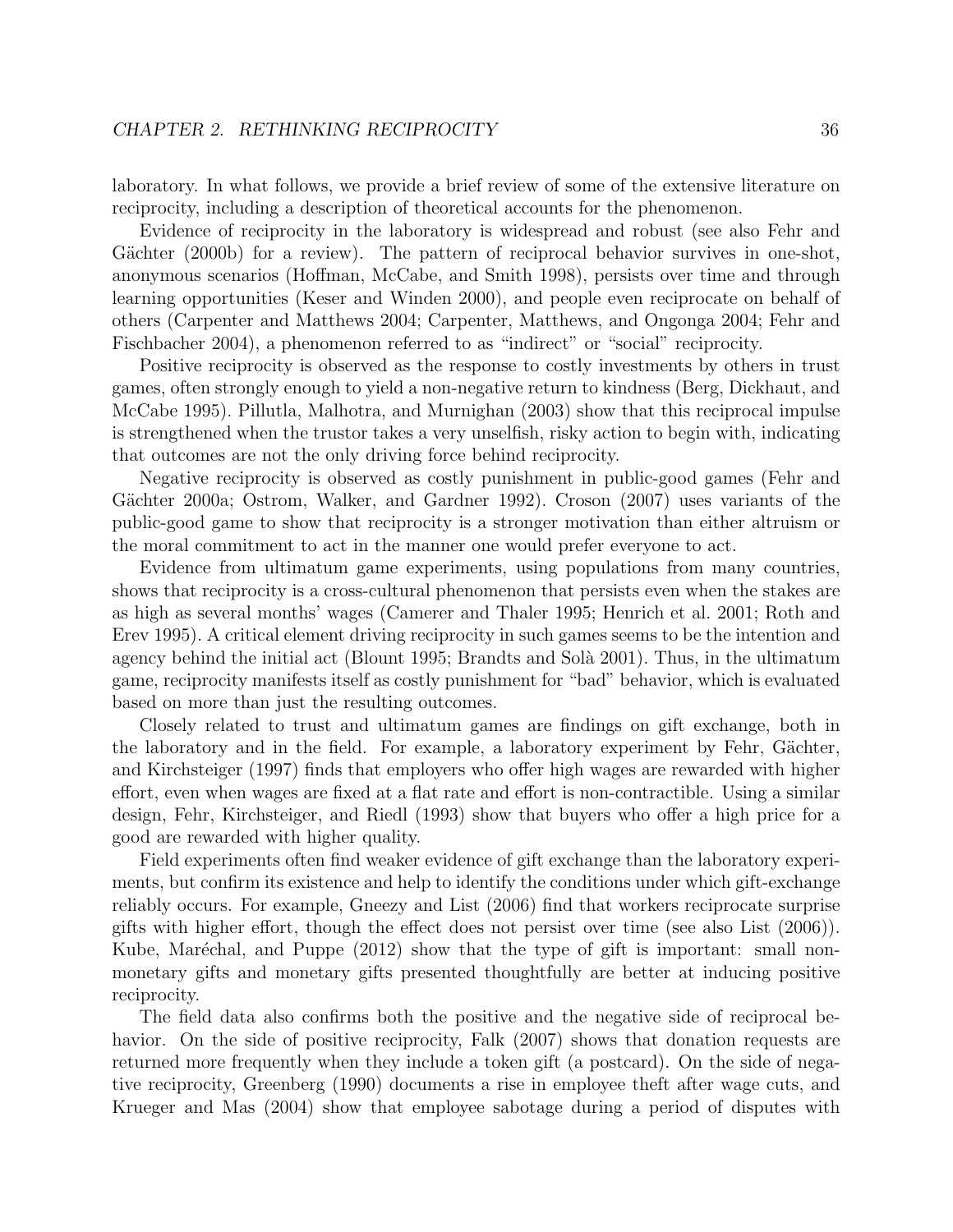laboratory. In what follows, we provide a brief review of some of the extensive literature on reciprocity, including a description of theoretical accounts for the phenomenon.

Evidence of reciprocity in the laboratory is widespread and robust (see also Fehr and Gächter (2000b) for a review). The pattern of reciprocal behavior survives in one-shot, anonymous scenarios (Hoffman, McCabe, and Smith 1998), persists over time and through learning opportunities (Keser and Winden 2000), and people even reciprocate on behalf of others (Carpenter and Matthews 2004; Carpenter, Matthews, and Ongonga 2004; Fehr and Fischbacher 2004), a phenomenon referred to as "indirect" or "social" reciprocity.

Positive reciprocity is observed as the response to costly investments by others in trust games, often strongly enough to yield a non-negative return to kindness (Berg, Dickhaut, and McCabe 1995). Pillutla, Malhotra, and Murnighan (2003) show that this reciprocal impulse is strengthened when the trustor takes a very unselfish, risky action to begin with, indicating that outcomes are not the only driving force behind reciprocity.

Negative reciprocity is observed as costly punishment in public-good games (Fehr and Gächter 2000a; Ostrom, Walker, and Gardner 1992). Croson (2007) uses variants of the public-good game to show that reciprocity is a stronger motivation than either altruism or the moral commitment to act in the manner one would prefer everyone to act.

Evidence from ultimatum game experiments, using populations from many countries, shows that reciprocity is a cross-cultural phenomenon that persists even when the stakes are as high as several months' wages (Camerer and Thaler 1995; Henrich et al. 2001; Roth and Erev 1995). A critical element driving reciprocity in such games seems to be the intention and agency behind the initial act (Blount 1995; Brandts and Solà 2001). Thus, in the ultimatum game, reciprocity manifests itself as costly punishment for "bad" behavior, which is evaluated based on more than just the resulting outcomes.

Closely related to trust and ultimatum games are findings on gift exchange, both in the laboratory and in the field. For example, a laboratory experiment by Fehr, Gächter, and Kirchsteiger (1997) finds that employers who offer high wages are rewarded with higher effort, even when wages are fixed at a flat rate and effort is non-contractible. Using a similar design, Fehr, Kirchsteiger, and Riedl (1993) show that buyers who offer a high price for a good are rewarded with higher quality.

Field experiments often find weaker evidence of gift exchange than the laboratory experiments, but confirm its existence and help to identify the conditions under which gift-exchange reliably occurs. For example, Gneezy and List (2006) find that workers reciprocate surprise gifts with higher effort, though the effect does not persist over time (see also List (2006)). Kube, Maréchal, and Puppe (2012) show that the type of gift is important: small non-monetary gifts and monetary gifts presented thoughtfully are better at inducing positive reciprocity.

The field data also confirms both the positive and the negative side of reciprocal behavior. On the side of positive reciprocity, Falk (2007) shows that donation requests are returned more frequently when they include a token gift (a postcard). On the side of negative reciprocity, Greenberg (1990) documents a rise in employee theft after wage cuts, and Krueger and Mas (2004) show that employee sabotage during a period of disputes with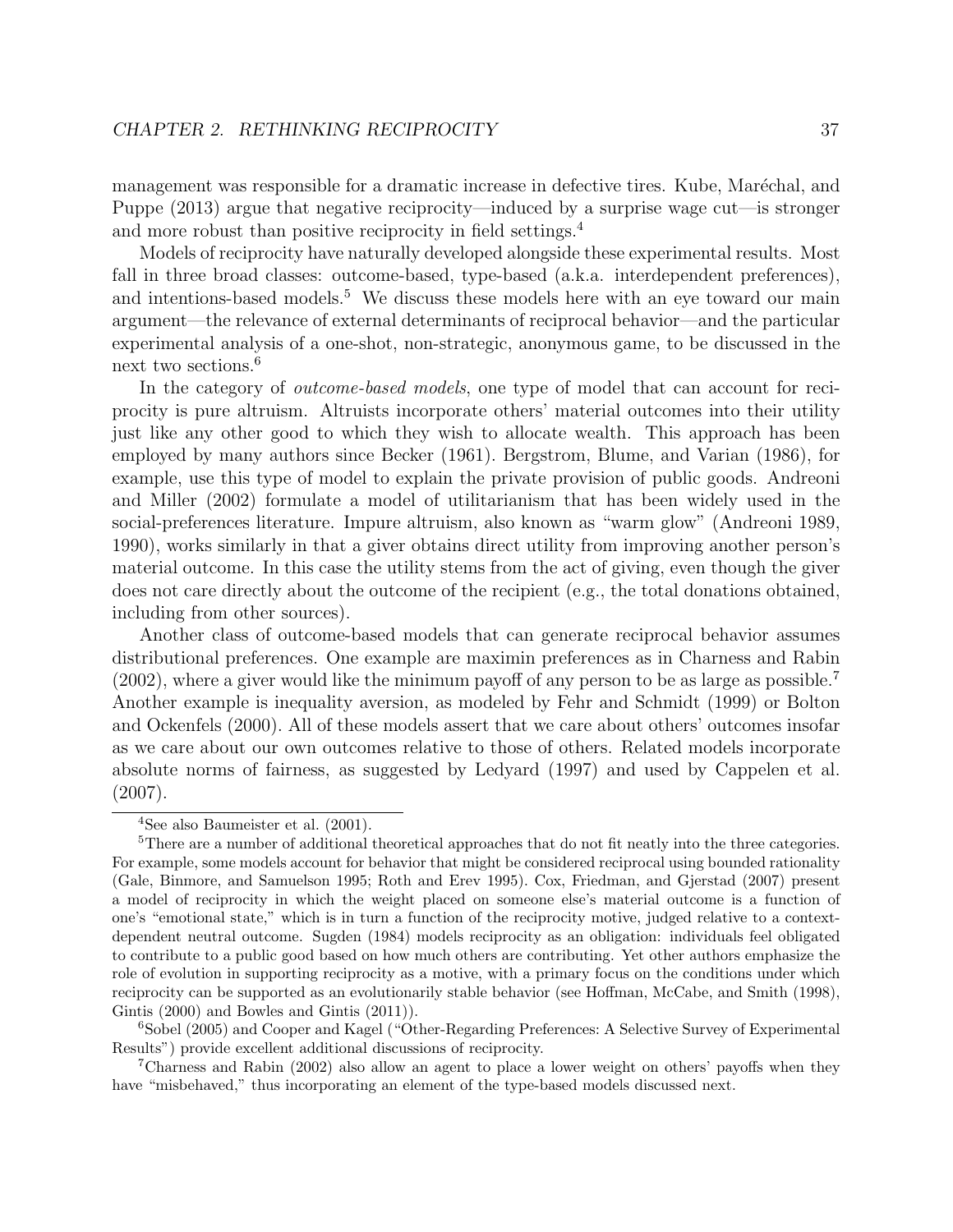management was responsible for a dramatic increase in defective tires. Kube, Maréchal, and Puppe (2013) argue that negative reciprocity—induced by a surprise wage cut—is stronger and more robust than positive reciprocity in field settings.[4]

Models of reciprocity have naturally developed alongside these experimental results. Most fall in three broad classes: outcome-based, type-based (a.k.a. interdependent preferences), and intentions-based models.[5] We discuss these models here with an eye toward our main argument—the relevance of external determinants of reciprocal behavior—and the particular experimental analysis of a one-shot, non-strategic, anonymous game, to be discussed in the next two sections.[6]

In the category of *outcome-based models*, one type of model that can account for reciprocity is pure altruism. Altruists incorporate others' material outcomes into their utility just like any other good to which they wish to allocate wealth. This approach has been employed by many authors since Becker (1961). Bergstrom, Blume, and Varian (1986), for example, use this type of model to explain the private provision of public goods. Andreoni and Miller (2002) formulate a model of utilitarianism that has been widely used in the social-preferences literature. Impure altruism, also known as "warm glow" (Andreoni 1989, 1990), works similarly in that a giver obtains direct utility from improving another person's material outcome. In this case the utility stems from the act of giving, even though the giver does not care directly about the outcome of the recipient (e.g., the total donations obtained, including from other sources).

Another class of outcome-based models that can generate reciprocal behavior assumes distributional preferences. One example are maximin preferences as in Charness and Rabin (2002), where a giver would like the minimum payoff of any person to be as large as possible.[7] Another example is inequality aversion, as modeled by Fehr and Schmidt (1999) or Bolton and Ockenfels (2000). All of these models assert that we care about others' outcomes insofar as we care about our own outcomes relative to those of others. Related models incorporate absolute norms of fairness, as suggested by Ledyard (1997) and used by Cappelen et al. (2007).

---

[4] See also Baumeister et al. (2001).

[5] There are a number of additional theoretical approaches that do not fit neatly into the three categories. For example, some models account for behavior that might be considered reciprocal using bounded rationality (Gale, Binmore, and Samuelson 1995; Roth and Erev 1995). Cox, Friedman, and Gjerstad (2007) present a model of reciprocity in which the weight placed on someone else's material outcome is a function of one's "emotional state," which is in turn a function of the reciprocity motive, judged relative to a context-dependent neutral outcome. Sugden (1984) models reciprocity as an obligation: individuals feel obligated to contribute to a public good based on how much others are contributing. Yet other authors emphasize the role of evolution in supporting reciprocity as a motive, with a primary focus on the conditions under which reciprocity can be supported as an evolutionarily stable behavior (see Hoffman, McCabe, and Smith (1998), Gintis (2000) and Bowles and Gintis (2011)).

[6] Sobel (2005) and Cooper and Kagel ("Other-Regarding Preferences: A Selective Survey of Experimental Results") provide excellent additional discussions of reciprocity.

[7] Charness and Rabin (2002) also allow an agent to place a lower weight on others' payoffs when they have "misbehaved," thus incorporating an element of the type-based models discussed next.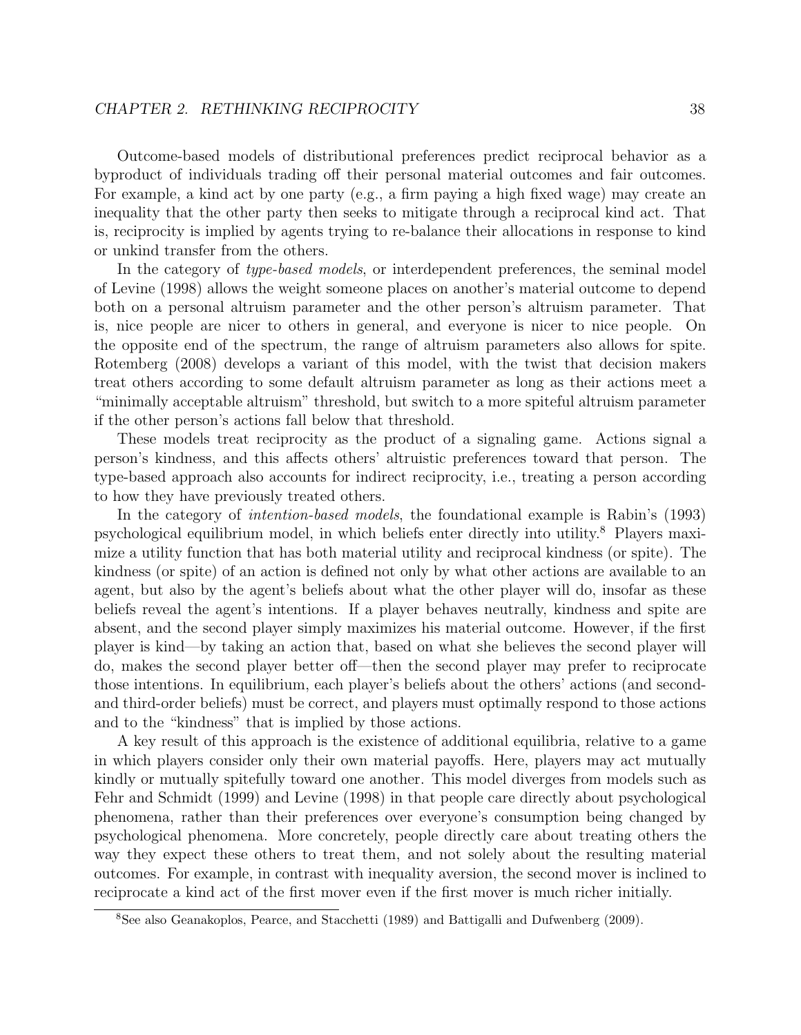Outcome-based models of distributional preferences predict reciprocal behavior as a byproduct of individuals trading off their personal material outcomes and fair outcomes. For example, a kind act by one party (e.g., a firm paying a high fixed wage) may create an inequality that the other party then seeks to mitigate through a reciprocal kind act. That is, reciprocity is implied by agents trying to re-balance their allocations in response to kind or unkind transfer from the others.

In the category of *type-based models*, or interdependent preferences, the seminal model of Levine (1998) allows the weight someone places on another's material outcome to depend both on a personal altruism parameter and the other person's altruism parameter. That is, nice people are nicer to others in general, and everyone is nicer to nice people. On the opposite end of the spectrum, the range of altruism parameters also allows for spite. Rotemberg (2008) develops a variant of this model, with the twist that decision makers treat others according to some default altruism parameter as long as their actions meet a "minimally acceptable altruism" threshold, but switch to a more spiteful altruism parameter if the other person's actions fall below that threshold.

These models treat reciprocity as the product of a signaling game. Actions signal a person's kindness, and this affects others' altruistic preferences toward that person. The type-based approach also accounts for indirect reciprocity, i.e., treating a person according to how they have previously treated others.

In the category of *intention-based models*, the foundational example is Rabin's (1993) psychological equilibrium model, in which beliefs enter directly into utility.[8] Players maximize a utility function that has both material utility and reciprocal kindness (or spite). The kindness (or spite) of an action is defined not only by what other actions are available to an agent, but also by the agent's beliefs about what the other player will do, insofar as these beliefs reveal the agent's intentions. If a player behaves neutrally, kindness and spite are absent, and the second player simply maximizes his material outcome. However, if the first player is kind—by taking an action that, based on what she believes the second player will do, makes the second player better off—then the second player may prefer to reciprocate those intentions. In equilibrium, each player's beliefs about the others' actions (and second- and third-order beliefs) must be correct, and players must optimally respond to those actions and to the "kindness" that is implied by those actions.

A key result of this approach is the existence of additional equilibria, relative to a game in which players consider only their own material payoffs. Here, players may act mutually kindly or mutually spitefully toward one another. This model diverges from models such as Fehr and Schmidt (1999) and Levine (1998) in that people care directly about psychological phenomena, rather than their preferences over everyone's consumption being changed by psychological phenomena. More concretely, people directly care about treating others the way they expect these others to treat them, and not solely about the resulting material outcomes. For example, in contrast with inequality aversion, the second mover is inclined to reciprocate a kind act of the first mover even if the first mover is much richer initially.

[8] See also Geanakoplos, Pearce, and Stacchetti (1989) and Battigalli and Dufwenberg (2009).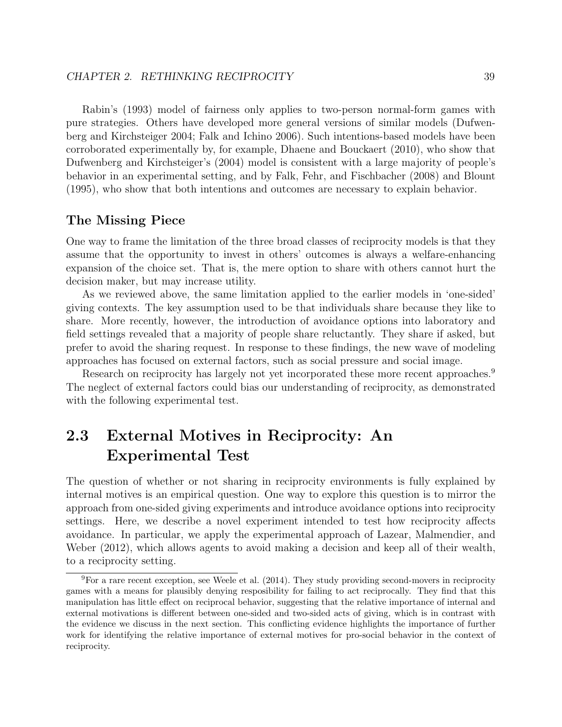Rabin's (1993) model of fairness only applies to two-person normal-form games with pure strategies. Others have developed more general versions of similar models (Dufwenberg and Kirchsteiger 2004; Falk and Ichino 2006). Such intentions-based models have been corroborated experimentally by, for example, Dhaene and Bouckaert (2010), who show that Dufwenberg and Kirchsteiger's (2004) model is consistent with a large majority of people's behavior in an experimental setting, and by Falk, Fehr, and Fischbacher (2008) and Blount (1995), who show that both intentions and outcomes are necessary to explain behavior.

### The Missing Piece

One way to frame the limitation of the three broad classes of reciprocity models is that they assume that the opportunity to invest in others' outcomes is always a welfare-enhancing expansion of the choice set. That is, the mere option to share with others cannot hurt the decision maker, but may increase utility.

As we reviewed above, the same limitation applied to the earlier models in 'one-sided' giving contexts. The key assumption used to be that individuals share because they like to share. More recently, however, the introduction of avoidance options into laboratory and field settings revealed that a majority of people share reluctantly. They share if asked, but prefer to avoid the sharing request. In response to these findings, the new wave of modeling approaches has focused on external factors, such as social pressure and social image.

Research on reciprocity has largely not yet incorporated these more recent approaches.[9] The neglect of external factors could bias our understanding of reciprocity, as demonstrated with the following experimental test.

## 2.3 External Motives in Reciprocity: An Experimental Test

The question of whether or not sharing in reciprocity environments is fully explained by internal motives is an empirical question. One way to explore this question is to mirror the approach from one-sided giving experiments and introduce avoidance options into reciprocity settings. Here, we describe a novel experiment intended to test how reciprocity affects avoidance. In particular, we apply the experimental approach of Lazear, Malmendier, and Weber (2012), which allows agents to avoid making a decision and keep all of their wealth, to a reciprocity setting.

[9] For a rare recent exception, see Weele et al. (2014). They study providing second-movers in reciprocity games with a means for plausibly denying resposibility for failing to act reciprocally. They find that this manipulation has little effect on reciprocal behavior, suggesting that the relative importance of internal and external motivations is different between one-sided and two-sided acts of giving, which is in contrast with the evidence we discuss in the next section. This conflicting evidence highlights the importance of further work for identifying the relative importance of external motives for pro-social behavior in the context of reciprocity.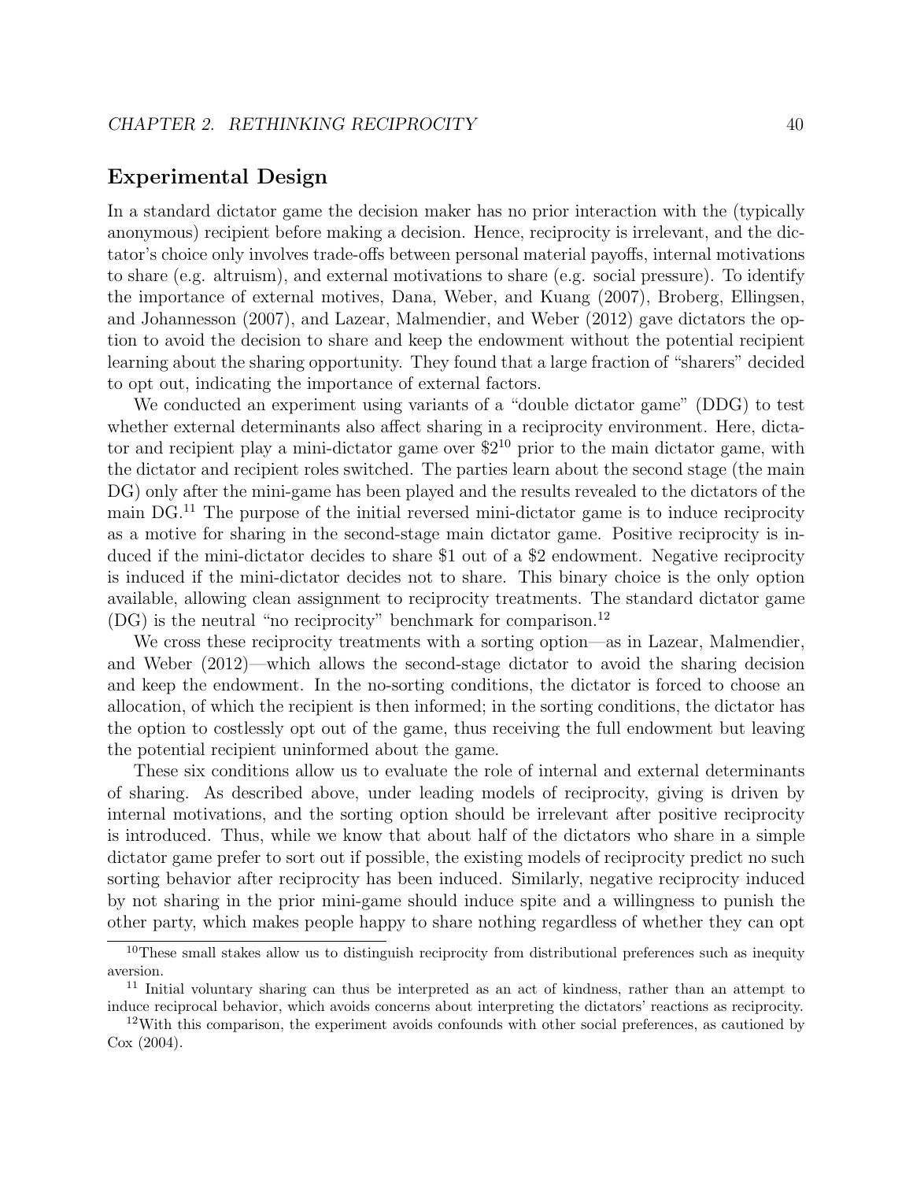## Experimental Design

In a standard dictator game the decision maker has no prior interaction with the (typically anonymous) recipient before making a decision. Hence, reciprocity is irrelevant, and the dictator's choice only involves trade-offs between personal material payoffs, internal motivations to share (e.g. altruism), and external motivations to share (e.g. social pressure). To identify the importance of external motives, Dana, Weber, and Kuang (2007), Broberg, Ellingsen, and Johannesson (2007), and Lazear, Malmendier, and Weber (2012) gave dictators the option to avoid the decision to share and keep the endowment without the potential recipient learning about the sharing opportunity. They found that a large fraction of "sharers" decided to opt out, indicating the importance of external factors.

We conducted an experiment using variants of a "double dictator game" (DDG) to test whether external determinants also affect sharing in a reciprocity environment. Here, dictator and recipient play a mini-dictator game over $2[10] prior to the main dictator game, with the dictator and recipient roles switched. The parties learn about the second stage (the main DG) only after the mini-game has been played and the results revealed to the dictators of the main DG.[11] The purpose of the initial reversed mini-dictator game is to induce reciprocity as a motive for sharing in the second-stage main dictator game. Positive reciprocity is induced if the mini-dictator decides to share $1 out of a $2 endowment. Negative reciprocity is induced if the mini-dictator decides not to share. This binary choice is the only option available, allowing clean assignment to reciprocity treatments. The standard dictator game (DG) is the neutral "no reciprocity" benchmark for comparison.[12]

We cross these reciprocity treatments with a sorting option—as in Lazear, Malmendier, and Weber (2012)—which allows the second-stage dictator to avoid the sharing decision and keep the endowment. In the no-sorting conditions, the dictator is forced to choose an allocation, of which the recipient is then informed; in the sorting conditions, the dictator has the option to costlessly opt out of the game, thus receiving the full endowment but leaving the potential recipient uninformed about the game.

These six conditions allow us to evaluate the role of internal and external determinants of sharing. As described above, under leading models of reciprocity, giving is driven by internal motivations, and the sorting option should be irrelevant after positive reciprocity is introduced. Thus, while we know that about half of the dictators who share in a simple dictator game prefer to sort out if possible, the existing models of reciprocity predict no such sorting behavior after reciprocity has been induced. Similarly, negative reciprocity induced by not sharing in the prior mini-game should induce spite and a willingness to punish the other party, which makes people happy to share nothing regardless of whether they can opt

---

[10] These small stakes allow us to distinguish reciprocity from distributional preferences such as inequity aversion.

[11] Initial voluntary sharing can thus be interpreted as an act of kindness, rather than an attempt to induce reciprocal behavior, which avoids concerns about interpreting the dictators' reactions as reciprocity.

[12] With this comparison, the experiment avoids confounds with other social preferences, as cautioned by Cox (2004).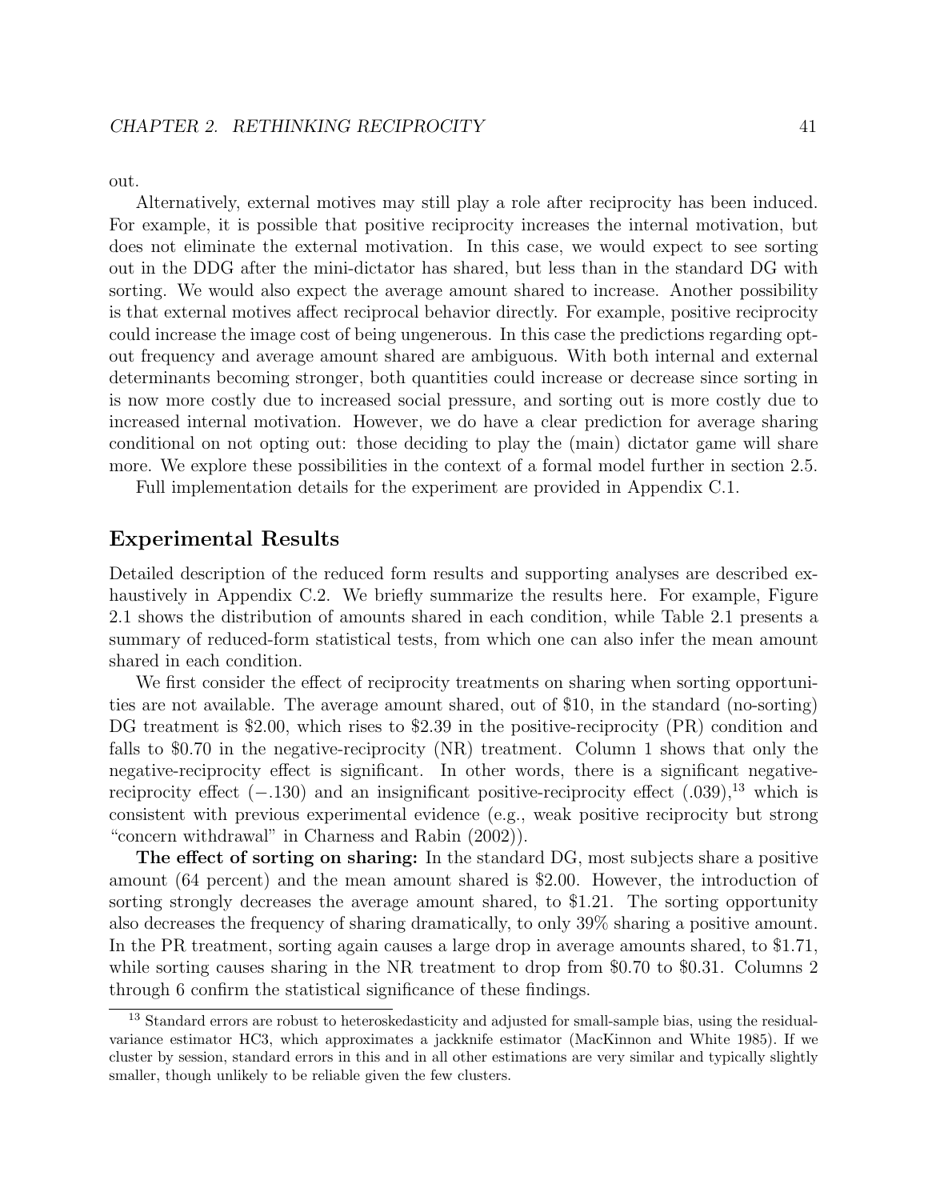out.

Alternatively, external motives may still play a role after reciprocity has been induced. For example, it is possible that positive reciprocity increases the internal motivation, but does not eliminate the external motivation. In this case, we would expect to see sorting out in the DDG after the mini-dictator has shared, but less than in the standard DG with sorting. We would also expect the average amount shared to increase. Another possibility is that external motives affect reciprocal behavior directly. For example, positive reciprocity could increase the image cost of being ungenerous. In this case the predictions regarding opt-out frequency and average amount shared are ambiguous. With both internal and external determinants becoming stronger, both quantities could increase or decrease since sorting in is now more costly due to increased social pressure, and sorting out is more costly due to increased internal motivation. However, we do have a clear prediction for average sharing conditional on not opting out: those deciding to play the (main) dictator game will share more. We explore these possibilities in the context of a formal model further in section 2.5.

Full implementation details for the experiment are provided in Appendix C.1.

## Experimental Results

Detailed description of the reduced form results and supporting analyses are described exhaustively in Appendix C.2. We briefly summarize the results here. For example, Figure 2.1 shows the distribution of amounts shared in each condition, while Table 2.1 presents a summary of reduced-form statistical tests, from which one can also infer the mean amount shared in each condition.

We first consider the effect of reciprocity treatments on sharing when sorting opportunities are not available. The average amount shared, out of \$10, in the standard (no-sorting) DG treatment is \$2.00, which rises to \$2.39 in the positive-reciprocity (PR) condition and falls to \$0.70 in the negative-reciprocity (NR) treatment. Column 1 shows that only the negative-reciprocity effect is significant. In other words, there is a significant negative-reciprocity effect (−.130) and an insignificant positive-reciprocity effect (.039),[13] which is consistent with previous experimental evidence (e.g., weak positive reciprocity but strong "concern withdrawal" in Charness and Rabin (2002)).

**The effect of sorting on sharing:** In the standard DG, most subjects share a positive amount (64 percent) and the mean amount shared is \$2.00. However, the introduction of sorting strongly decreases the average amount shared, to \$1.21. The sorting opportunity also decreases the frequency of sharing dramatically, to only 39% sharing a positive amount. In the PR treatment, sorting again causes a large drop in average amounts shared, to \$1.71, while sorting causes sharing in the NR treatment to drop from \$0.70 to \$0.31. Columns 2 through 6 confirm the statistical significance of these findings.

[13] Standard errors are robust to heteroskedasticity and adjusted for small-sample bias, using the residual-variance estimator HC3, which approximates a jackknife estimator (MacKinnon and White 1985). If we cluster by session, standard errors in this and in all other estimations are very similar and typically slightly smaller, though unlikely to be reliable given the few clusters.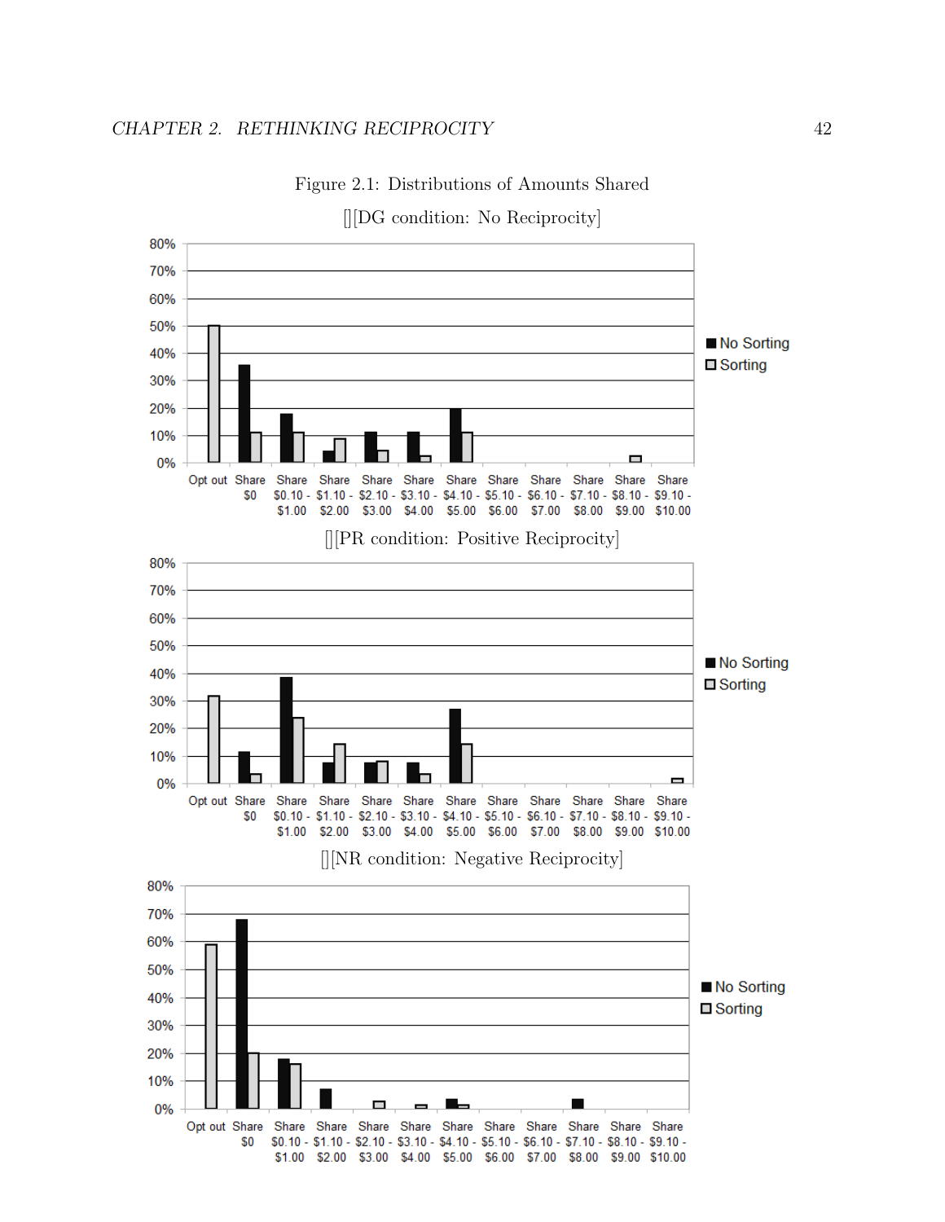Figure 2.1: Distributions of Amounts Shared

[][DG condition: No Reciprocity]

[][PR condition: Positive Reciprocity]

[][NR condition: Negative Reciprocity]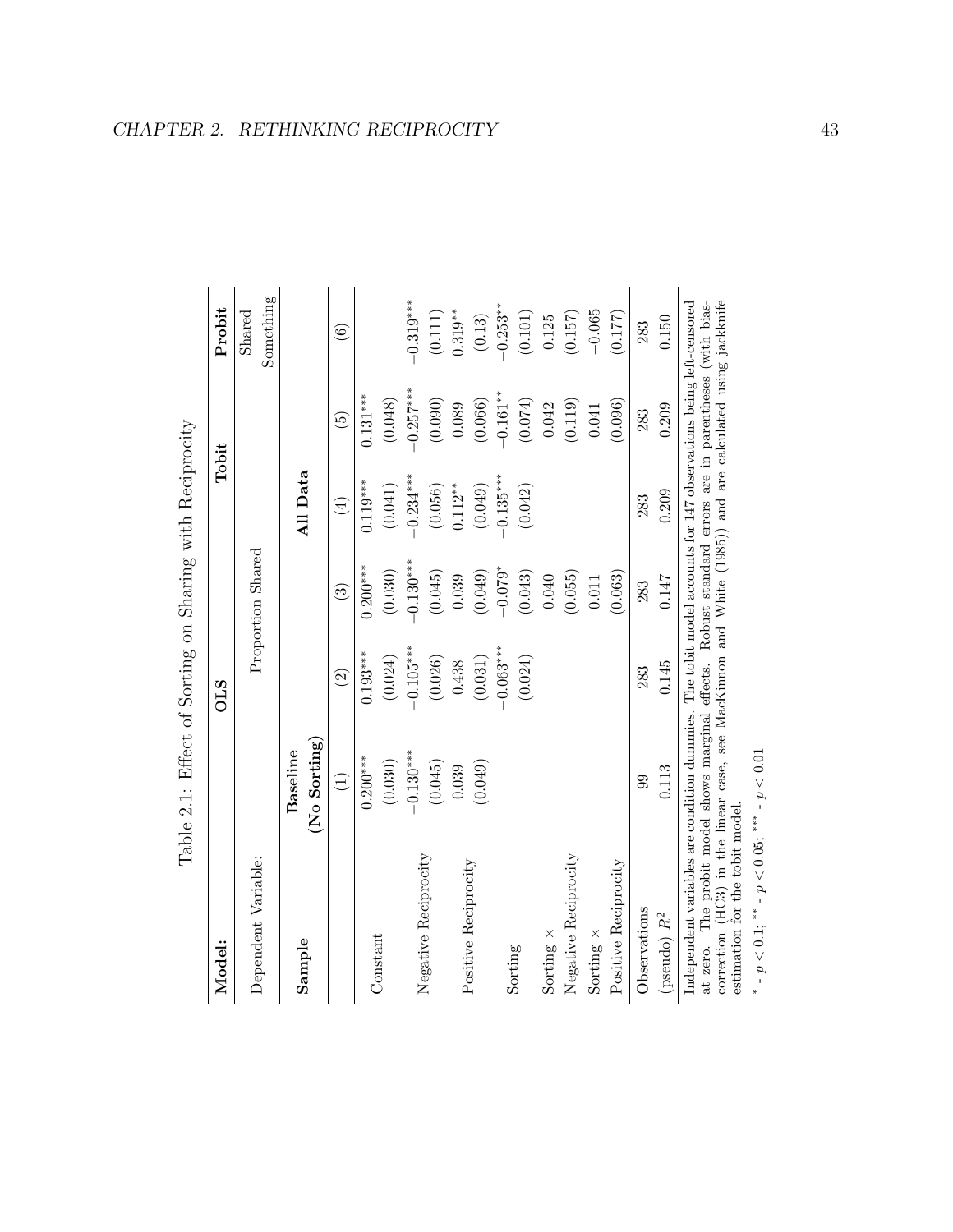Table 2.1: Effect of Sorting on Sharing with Reciprocity

| Model: | OLS | | | Tobit | | Probit |
|---|---|---|---|---|---|---|
| Dependent Variable: | Proportion Shared | | | | | Shared Something |
| Sample | Baseline (No Sorting) | All Data | | | | |
| | (1) | (2) | (3) | (4) | (5) | (6) |
| Constant | $0.200^{***}$ | $0.193^{***}$ | $0.200^{***}$ | $0.119^{***}$ | $0.131^{***}$ | |
| | (0.030) | (0.024) | (0.030) | (0.041) | (0.048) | |
| Negative Reciprocity | $-0.130^{***}$ | $-0.105^{***}$ | $-0.130^{***}$ | $-0.234^{***}$ | $-0.257^{***}$ | $-0.319^{***}$ |
| | (0.045) | (0.026) | (0.045) | (0.056) | (0.090) | (0.111) |
| Positive Reciprocity | 0.039 | 0.438 | 0.039 | $0.112^{**}$ | 0.089 | $0.319^{**}$ |
| | (0.049) | (0.031) | (0.049) | (0.049) | (0.066) | (0.13) |
| Sorting | | $-0.063^{***}$ | $-0.079^{*}$ | $-0.135^{***}$ | $-0.161^{**}$ | $-0.253^{**}$ |
| | | (0.024) | (0.043) | (0.042) | (0.074) | (0.101) |
| Sorting × Negative Reciprocity | | | 0.040 | | 0.042 | 0.125 |
| | | | (0.055) | | (0.119) | (0.157) |
| Sorting × Positive Reciprocity | | | 0.011 | | 0.041 | $-0.065$ |
| | | | (0.063) | | (0.096) | (0.177) |
| Observations | 99 | 283 | 283 | 283 | 283 | 283 |
| (pseudo) $R^2$ | 0.113 | 0.145 | 0.147 | 0.209 | 0.209 | 0.150 |

Independent variables are condition dummies. The tobit model accounts for 147 observations being left-censored at zero. The probit model shows marginal effects. Robust standard errors are in parentheses (with bias-correction (HC3) in the linear case, see MacKinnon and White (1985)) and are calculated using jackknife estimation for the tobit model.

$^{*}$ - $p < 0.1$; $^{**}$ - $p < 0.05$; $^{***}$ - $p < 0.01$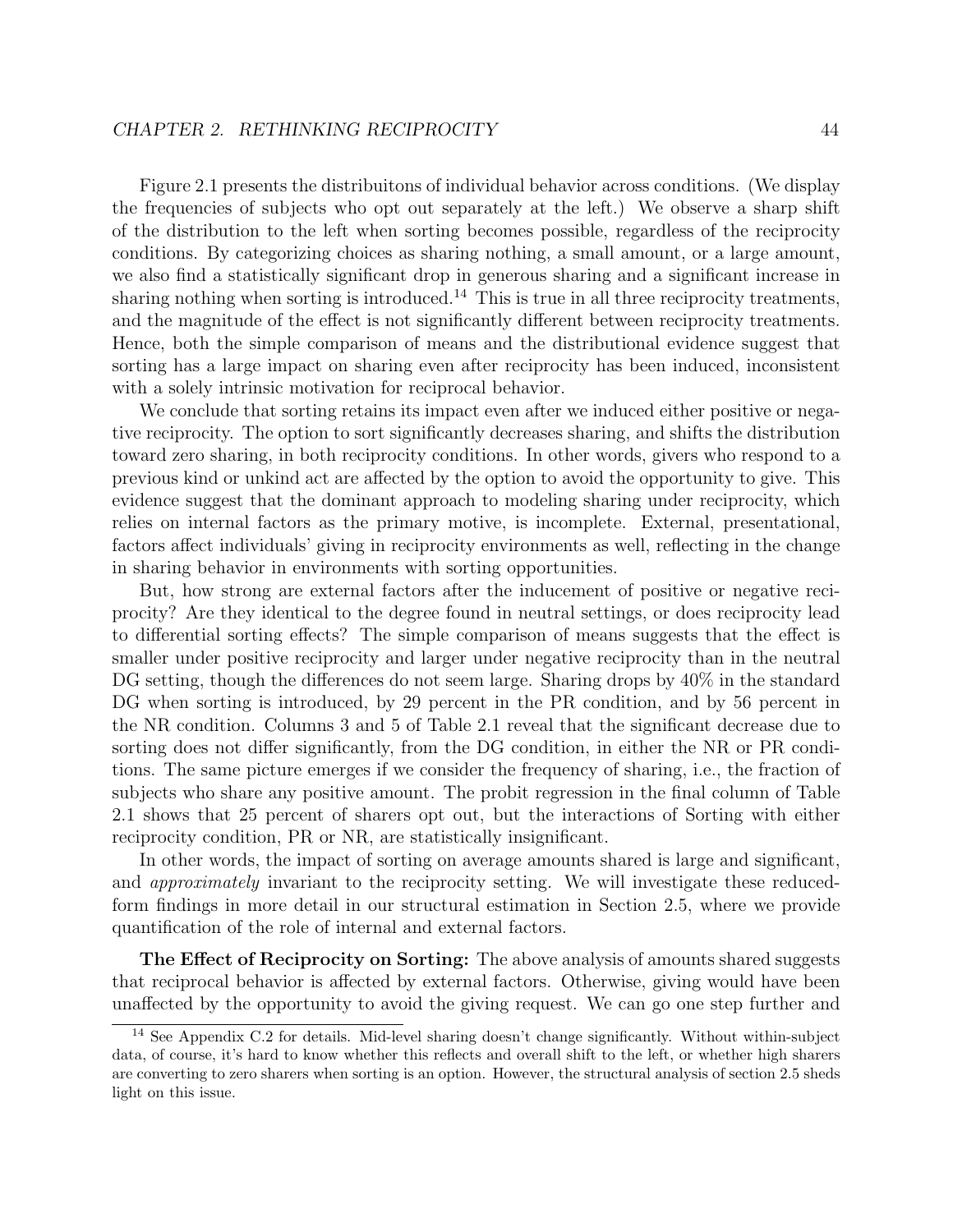Figure 2.1 presents the distribuitons of individual behavior across conditions. (We display the frequencies of subjects who opt out separately at the left.) We observe a sharp shift of the distribution to the left when sorting becomes possible, regardless of the reciprocity conditions. By categorizing choices as sharing nothing, a small amount, or a large amount, we also find a statistically significant drop in generous sharing and a significant increase in sharing nothing when sorting is introduced.[14] This is true in all three reciprocity treatments, and the magnitude of the effect is not significantly different between reciprocity treatments. Hence, both the simple comparison of means and the distributional evidence suggest that sorting has a large impact on sharing even after reciprocity has been induced, inconsistent with a solely intrinsic motivation for reciprocal behavior.

We conclude that sorting retains its impact even after we induced either positive or negative reciprocity. The option to sort significantly decreases sharing, and shifts the distribution toward zero sharing, in both reciprocity conditions. In other words, givers who respond to a previous kind or unkind act are affected by the option to avoid the opportunity to give. This evidence suggest that the dominant approach to modeling sharing under reciprocity, which relies on internal factors as the primary motive, is incomplete. External, presentational, factors affect individuals' giving in reciprocity environments as well, reflecting in the change in sharing behavior in environments with sorting opportunities.

But, how strong are external factors after the inducement of positive or negative reciprocity? Are they identical to the degree found in neutral settings, or does reciprocity lead to differential sorting effects? The simple comparison of means suggests that the effect is smaller under positive reciprocity and larger under negative reciprocity than in the neutral DG setting, though the differences do not seem large. Sharing drops by 40% in the standard DG when sorting is introduced, by 29 percent in the PR condition, and by 56 percent in the NR condition. Columns 3 and 5 of Table 2.1 reveal that the significant decrease due to sorting does not differ significantly, from the DG condition, in either the NR or PR conditions. The same picture emerges if we consider the frequency of sharing, i.e., the fraction of subjects who share any positive amount. The probit regression in the final column of Table 2.1 shows that 25 percent of sharers opt out, but the interactions of Sorting with either reciprocity condition, PR or NR, are statistically insignificant.

In other words, the impact of sorting on average amounts shared is large and significant, and *approximately* invariant to the reciprocity setting. We will investigate these reduced-form findings in more detail in our structural estimation in Section 2.5, where we provide quantification of the role of internal and external factors.

**The Effect of Reciprocity on Sorting:** The above analysis of amounts shared suggests that reciprocal behavior is affected by external factors. Otherwise, giving would have been unaffected by the opportunity to avoid the giving request. We can go one step further and

---

[14] See Appendix C.2 for details. Mid-level sharing doesn't change significantly. Without within-subject data, of course, it's hard to know whether this reflects and overall shift to the left, or whether high sharers are converting to zero sharers when sorting is an option. However, the structural analysis of section 2.5 sheds light on this issue.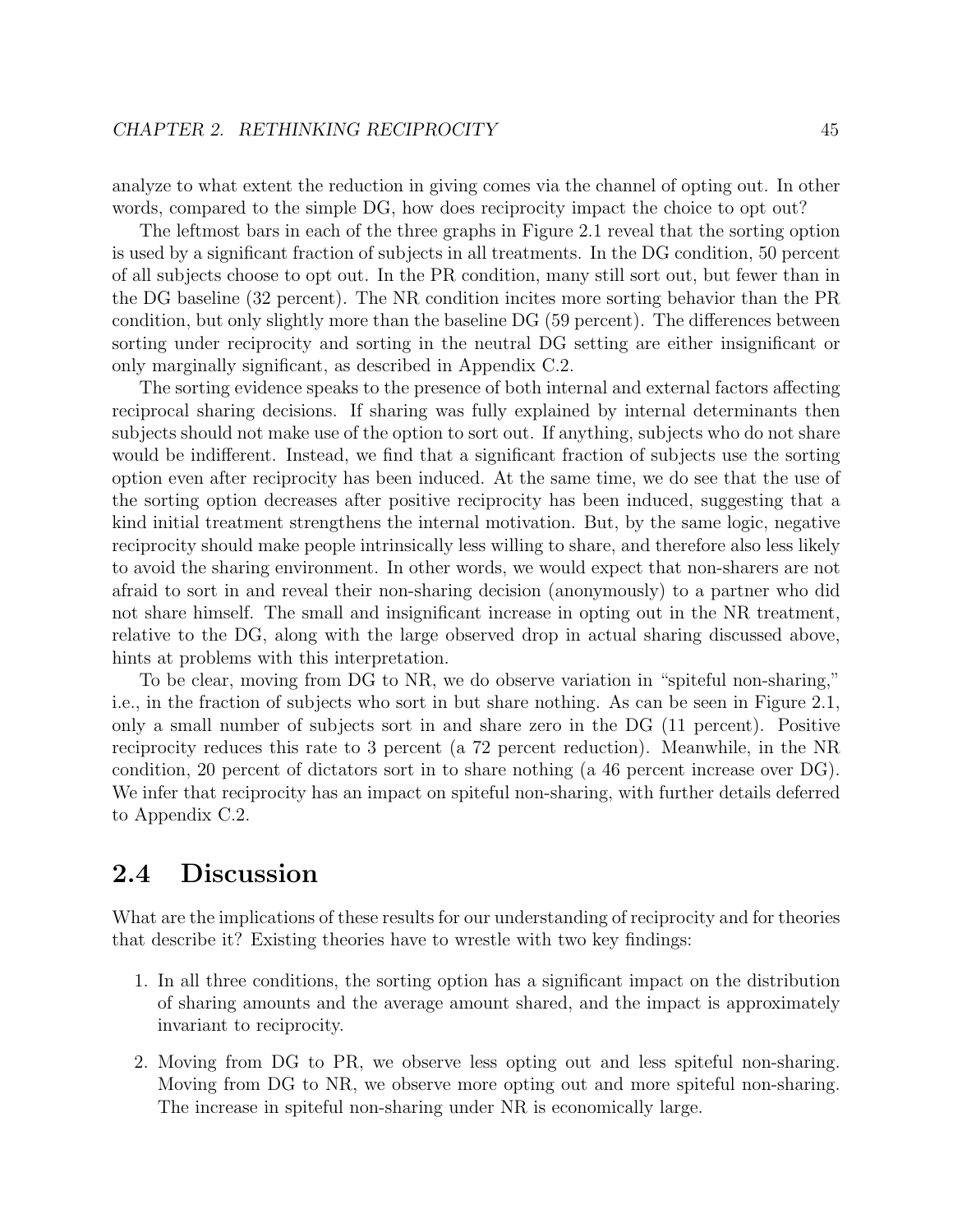analyze to what extent the reduction in giving comes via the channel of opting out. In other words, compared to the simple DG, how does reciprocity impact the choice to opt out?

The leftmost bars in each of the three graphs in Figure 2.1 reveal that the sorting option is used by a significant fraction of subjects in all treatments. In the DG condition, 50 percent of all subjects choose to opt out. In the PR condition, many still sort out, but fewer than in the DG baseline (32 percent). The NR condition incites more sorting behavior than the PR condition, but only slightly more than the baseline DG (59 percent). The differences between sorting under reciprocity and sorting in the neutral DG setting are either insignificant or only marginally significant, as described in Appendix C.2.

The sorting evidence speaks to the presence of both internal and external factors affecting reciprocal sharing decisions. If sharing was fully explained by internal determinants then subjects should not make use of the option to sort out. If anything, subjects who do not share would be indifferent. Instead, we find that a significant fraction of subjects use the sorting option even after reciprocity has been induced. At the same time, we do see that the use of the sorting option decreases after positive reciprocity has been induced, suggesting that a kind initial treatment strengthens the internal motivation. But, by the same logic, negative reciprocity should make people intrinsically less willing to share, and therefore also less likely to avoid the sharing environment. In other words, we would expect that non-sharers are not afraid to sort in and reveal their non-sharing decision (anonymously) to a partner who did not share himself. The small and insignificant increase in opting out in the NR treatment, relative to the DG, along with the large observed drop in actual sharing discussed above, hints at problems with this interpretation.

To be clear, moving from DG to NR, we do observe variation in "spiteful non-sharing," i.e., in the fraction of subjects who sort in but share nothing. As can be seen in Figure 2.1, only a small number of subjects sort in and share zero in the DG (11 percent). Positive reciprocity reduces this rate to 3 percent (a 72 percent reduction). Meanwhile, in the NR condition, 20 percent of dictators sort in to share nothing (a 46 percent increase over DG). We infer that reciprocity has an impact on spiteful non-sharing, with further details deferred to Appendix C.2.

## 2.4 Discussion

What are the implications of these results for our understanding of reciprocity and for theories that describe it? Existing theories have to wrestle with two key findings:

1. In all three conditions, the sorting option has a significant impact on the distribution of sharing amounts and the average amount shared, and the impact is approximately invariant to reciprocity.
2. Moving from DG to PR, we observe less opting out and less spiteful non-sharing. Moving from DG to NR, we observe more opting out and more spiteful non-sharing. The increase in spiteful non-sharing under NR is economically large.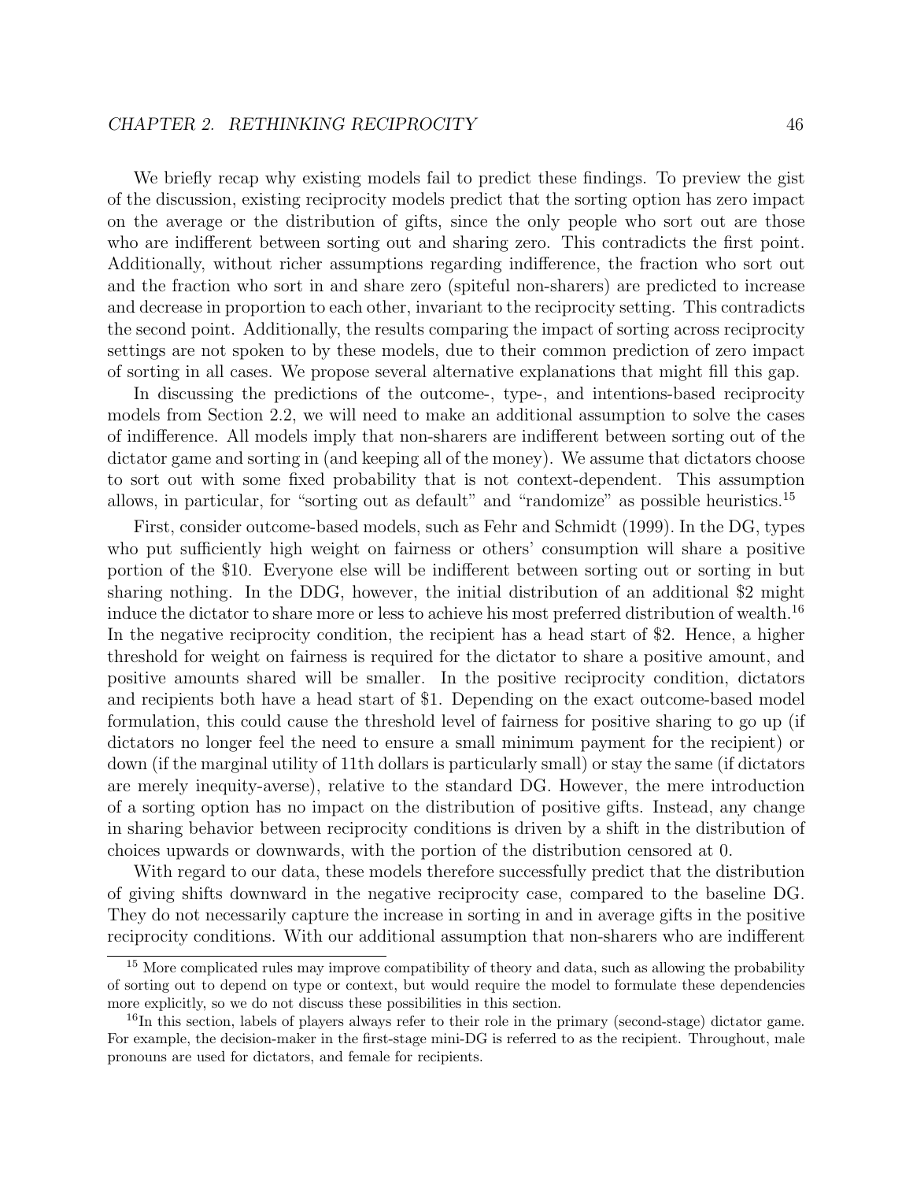We briefly recap why existing models fail to predict these findings. To preview the gist of the discussion, existing reciprocity models predict that the sorting option has zero impact on the average or the distribution of gifts, since the only people who sort out are those who are indifferent between sorting out and sharing zero. This contradicts the first point. Additionally, without richer assumptions regarding indifference, the fraction who sort out and the fraction who sort in and share zero (spiteful non-sharers) are predicted to increase and decrease in proportion to each other, invariant to the reciprocity setting. This contradicts the second point. Additionally, the results comparing the impact of sorting across reciprocity settings are not spoken to by these models, due to their common prediction of zero impact of sorting in all cases. We propose several alternative explanations that might fill this gap.

In discussing the predictions of the outcome-, type-, and intentions-based reciprocity models from Section 2.2, we will need to make an additional assumption to solve the cases of indifference. All models imply that non-sharers are indifferent between sorting out of the dictator game and sorting in (and keeping all of the money). We assume that dictators choose to sort out with some fixed probability that is not context-dependent. This assumption allows, in particular, for "sorting out as default" and "randomize" as possible heuristics.[15]

First, consider outcome-based models, such as Fehr and Schmidt (1999). In the DG, types who put sufficiently high weight on fairness or others' consumption will share a positive portion of the \$10. Everyone else will be indifferent between sorting out or sorting in but sharing nothing. In the DDG, however, the initial distribution of an additional \$2 might induce the dictator to share more or less to achieve his most preferred distribution of wealth.[16] In the negative reciprocity condition, the recipient has a head start of \$2. Hence, a higher threshold for weight on fairness is required for the dictator to share a positive amount, and positive amounts shared will be smaller. In the positive reciprocity condition, dictators and recipients both have a head start of \$1. Depending on the exact outcome-based model formulation, this could cause the threshold level of fairness for positive sharing to go up (if dictators no longer feel the need to ensure a small minimum payment for the recipient) or down (if the marginal utility of 11th dollars is particularly small) or stay the same (if dictators are merely inequity-averse), relative to the standard DG. However, the mere introduction of a sorting option has no impact on the distribution of positive gifts. Instead, any change in sharing behavior between reciprocity conditions is driven by a shift in the distribution of choices upwards or downwards, with the portion of the distribution censored at 0.

With regard to our data, these models therefore successfully predict that the distribution of giving shifts downward in the negative reciprocity case, compared to the baseline DG. They do not necessarily capture the increase in sorting in and in average gifts in the positive reciprocity conditions. With our additional assumption that non-sharers who are indifferent

[15] More complicated rules may improve compatibility of theory and data, such as allowing the probability of sorting out to depend on type or context, but would require the model to formulate these dependencies more explicitly, so we do not discuss these possibilities in this section.

[16] In this section, labels of players always refer to their role in the primary (second-stage) dictator game. For example, the decision-maker in the first-stage mini-DG is referred to as the recipient. Throughout, male pronouns are used for dictators, and female for recipients.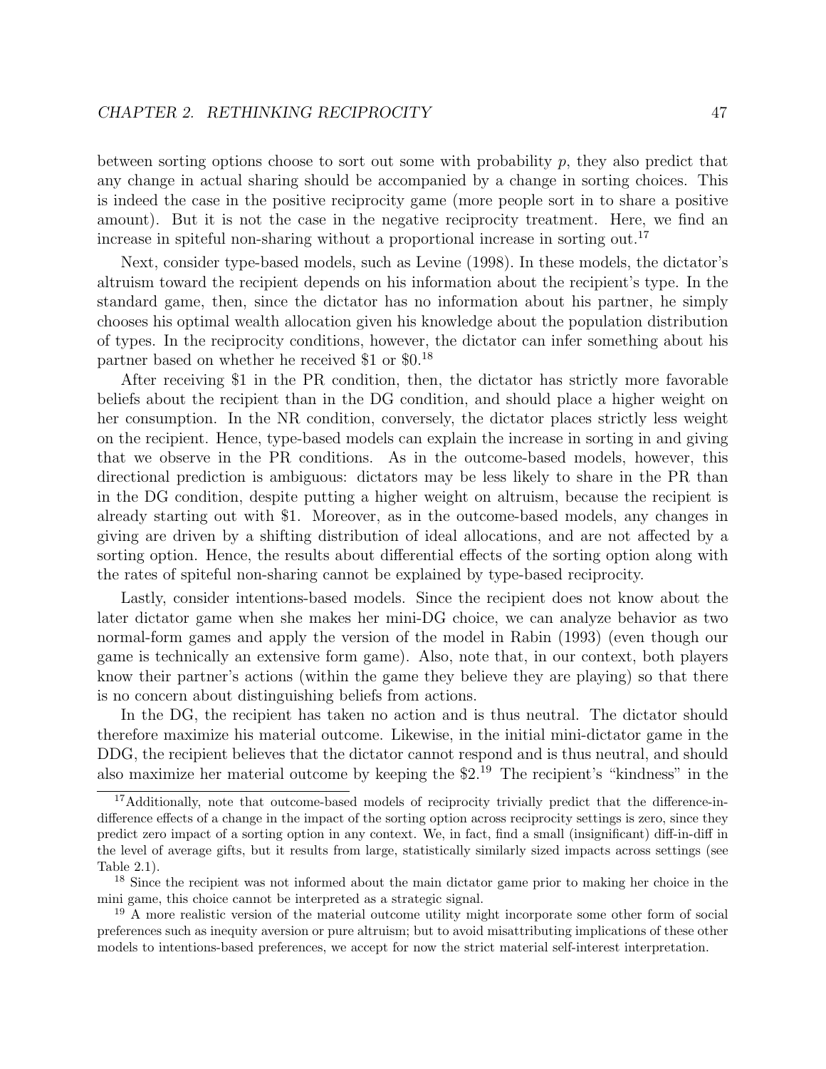between sorting options choose to sort out some with probability $p$, they also predict that any change in actual sharing should be accompanied by a change in sorting choices. This is indeed the case in the positive reciprocity game (more people sort in to share a positive amount). But it is not the case in the negative reciprocity treatment. Here, we find an increase in spiteful non-sharing without a proportional increase in sorting out.[17]

Next, consider type-based models, such as Levine (1998). In these models, the dictator's altruism toward the recipient depends on his information about the recipient's type. In the standard game, then, since the dictator has no information about his partner, he simply chooses his optimal wealth allocation given his knowledge about the population distribution of types. In the reciprocity conditions, however, the dictator can infer something about his partner based on whether he received \$1 or \$0.[18]

After receiving \$1 in the PR condition, then, the dictator has strictly more favorable beliefs about the recipient than in the DG condition, and should place a higher weight on her consumption. In the NR condition, conversely, the dictator places strictly less weight on the recipient. Hence, type-based models can explain the increase in sorting in and giving that we observe in the PR conditions. As in the outcome-based models, however, this directional prediction is ambiguous: dictators may be less likely to share in the PR than in the DG condition, despite putting a higher weight on altruism, because the recipient is already starting out with \$1. Moreover, as in the outcome-based models, any changes in giving are driven by a shifting distribution of ideal allocations, and are not affected by a sorting option. Hence, the results about differential effects of the sorting option along with the rates of spiteful non-sharing cannot be explained by type-based reciprocity.

Lastly, consider intentions-based models. Since the recipient does not know about the later dictator game when she makes her mini-DG choice, we can analyze behavior as two normal-form games and apply the version of the model in Rabin (1993) (even though our game is technically an extensive form game). Also, note that, in our context, both players know their partner's actions (within the game they believe they are playing) so that there is no concern about distinguishing beliefs from actions.

In the DG, the recipient has taken no action and is thus neutral. The dictator should therefore maximize his material outcome. Likewise, in the initial mini-dictator game in the DDG, the recipient believes that the dictator cannot respond and is thus neutral, and should also maximize her material outcome by keeping the \$2.[19] The recipient's "kindness" in the

[17] Additionally, note that outcome-based models of reciprocity trivially predict that the difference-in-difference effects of a change in the impact of the sorting option across reciprocity settings is zero, since they predict zero impact of a sorting option in any context. We, in fact, find a small (insignificant) diff-in-diff in the level of average gifts, but it results from large, statistically similarly sized impacts across settings (see Table 2.1).

[18] Since the recipient was not informed about the main dictator game prior to making her choice in the mini game, this choice cannot be interpreted as a strategic signal.

[19] A more realistic version of the material outcome utility might incorporate some other form of social preferences such as inequity aversion or pure altruism; but to avoid misattributing implications of these other models to intentions-based preferences, we accept for now the strict material self-interest interpretation.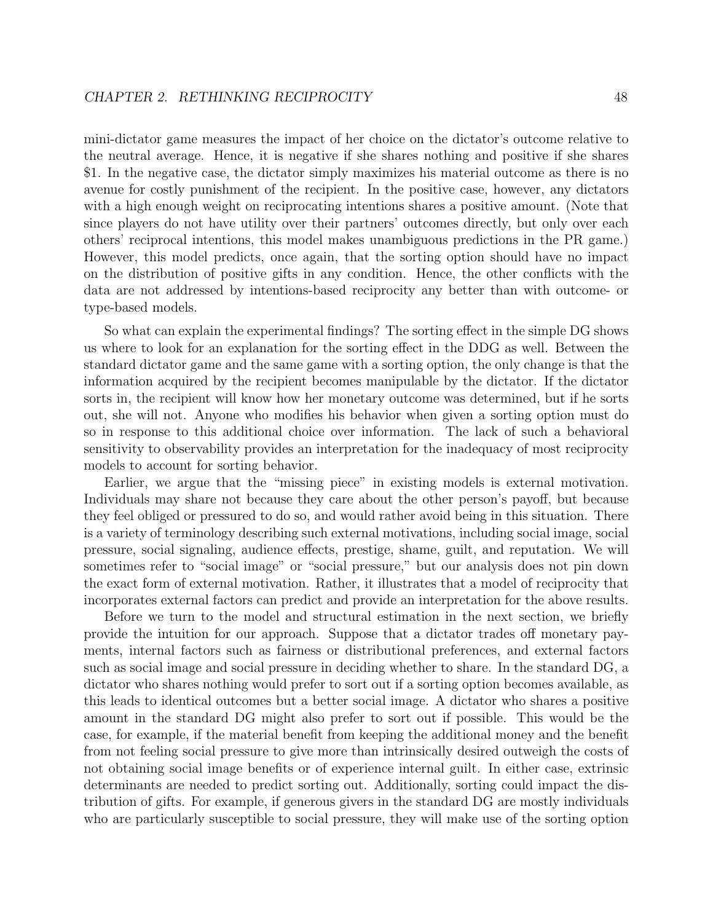mini-dictator game measures the impact of her choice on the dictator's outcome relative to the neutral average. Hence, it is negative if she shares nothing and positive if she shares \$1. In the negative case, the dictator simply maximizes his material outcome as there is no avenue for costly punishment of the recipient. In the positive case, however, any dictators with a high enough weight on reciprocating intentions shares a positive amount. (Note that since players do not have utility over their partners' outcomes directly, but only over each others' reciprocal intentions, this model makes unambiguous predictions in the PR game.) However, this model predicts, once again, that the sorting option should have no impact on the distribution of positive gifts in any condition. Hence, the other conflicts with the data are not addressed by intentions-based reciprocity any better than with outcome- or type-based models.

So what can explain the experimental findings? The sorting effect in the simple DG shows us where to look for an explanation for the sorting effect in the DDG as well. Between the standard dictator game and the same game with a sorting option, the only change is that the information acquired by the recipient becomes manipulable by the dictator. If the dictator sorts in, the recipient will know how her monetary outcome was determined, but if he sorts out, she will not. Anyone who modifies his behavior when given a sorting option must do so in response to this additional choice over information. The lack of such a behavioral sensitivity to observability provides an interpretation for the inadequacy of most reciprocity models to account for sorting behavior.

Earlier, we argue that the "missing piece" in existing models is external motivation. Individuals may share not because they care about the other person's payoff, but because they feel obliged or pressured to do so, and would rather avoid being in this situation. There is a variety of terminology describing such external motivations, including social image, social pressure, social signaling, audience effects, prestige, shame, guilt, and reputation. We will sometimes refer to "social image" or "social pressure," but our analysis does not pin down the exact form of external motivation. Rather, it illustrates that a model of reciprocity that incorporates external factors can predict and provide an interpretation for the above results.

Before we turn to the model and structural estimation in the next section, we briefly provide the intuition for our approach. Suppose that a dictator trades off monetary payments, internal factors such as fairness or distributional preferences, and external factors such as social image and social pressure in deciding whether to share. In the standard DG, a dictator who shares nothing would prefer to sort out if a sorting option becomes available, as this leads to identical outcomes but a better social image. A dictator who shares a positive amount in the standard DG might also prefer to sort out if possible. This would be the case, for example, if the material benefit from keeping the additional money and the benefit from not feeling social pressure to give more than intrinsically desired outweigh the costs of not obtaining social image benefits or of experience internal guilt. In either case, extrinsic determinants are needed to predict sorting out. Additionally, sorting could impact the distribution of gifts. For example, if generous givers in the standard DG are mostly individuals who are particularly susceptible to social pressure, they will make use of the sorting option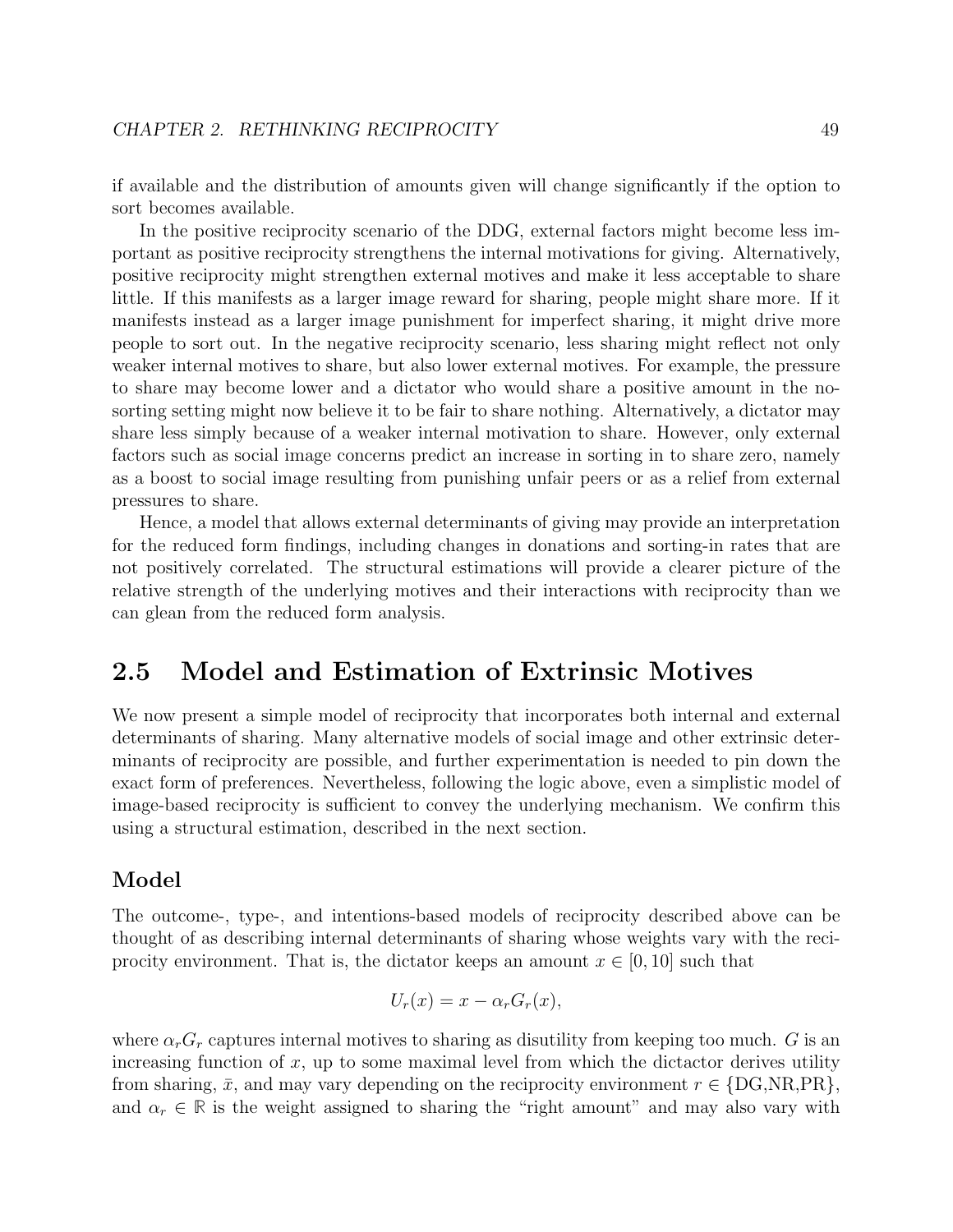if available and the distribution of amounts given will change significantly if the option to sort becomes available.

In the positive reciprocity scenario of the DDG, external factors might become less important as positive reciprocity strengthens the internal motivations for giving. Alternatively, positive reciprocity might strengthen external motives and make it less acceptable to share little. If this manifests as a larger image reward for sharing, people might share more. If it manifests instead as a larger image punishment for imperfect sharing, it might drive more people to sort out. In the negative reciprocity scenario, less sharing might reflect not only weaker internal motives to share, but also lower external motives. For example, the pressure to share may become lower and a dictator who would share a positive amount in the no-sorting setting might now believe it to be fair to share nothing. Alternatively, a dictator may share less simply because of a weaker internal motivation to share. However, only external factors such as social image concerns predict an increase in sorting in to share zero, namely as a boost to social image resulting from punishing unfair peers or as a relief from external pressures to share.

Hence, a model that allows external determinants of giving may provide an interpretation for the reduced form findings, including changes in donations and sorting-in rates that are not positively correlated. The structural estimations will provide a clearer picture of the relative strength of the underlying motives and their interactions with reciprocity than we can glean from the reduced form analysis.

## 2.5 Model and Estimation of Extrinsic Motives

We now present a simple model of reciprocity that incorporates both internal and external determinants of sharing. Many alternative models of social image and other extrinsic determinants of reciprocity are possible, and further experimentation is needed to pin down the exact form of preferences. Nevertheless, following the logic above, even a simplistic model of image-based reciprocity is sufficient to convey the underlying mechanism. We confirm this using a structural estimation, described in the next section.

### Model

The outcome-, type-, and intentions-based models of reciprocity described above can be thought of as describing internal determinants of sharing whose weights vary with the reciprocity environment. That is, the dictator keeps an amount $x \in [0, 10]$ such that

$$U_r(x) = x - \alpha_r G_r(x),$$

where $\alpha_r G_r$ captures internal motives to sharing as disutility from keeping too much. $G$ is an increasing function of $x$, up to some maximal level from which the dictator derives utility from sharing, $\bar{x}$, and may vary depending on the reciprocity environment $r \in \{\text{DG,NR,PR}\}$, and $\alpha_r \in \mathbb{R}$ is the weight assigned to sharing the "right amount" and may also vary with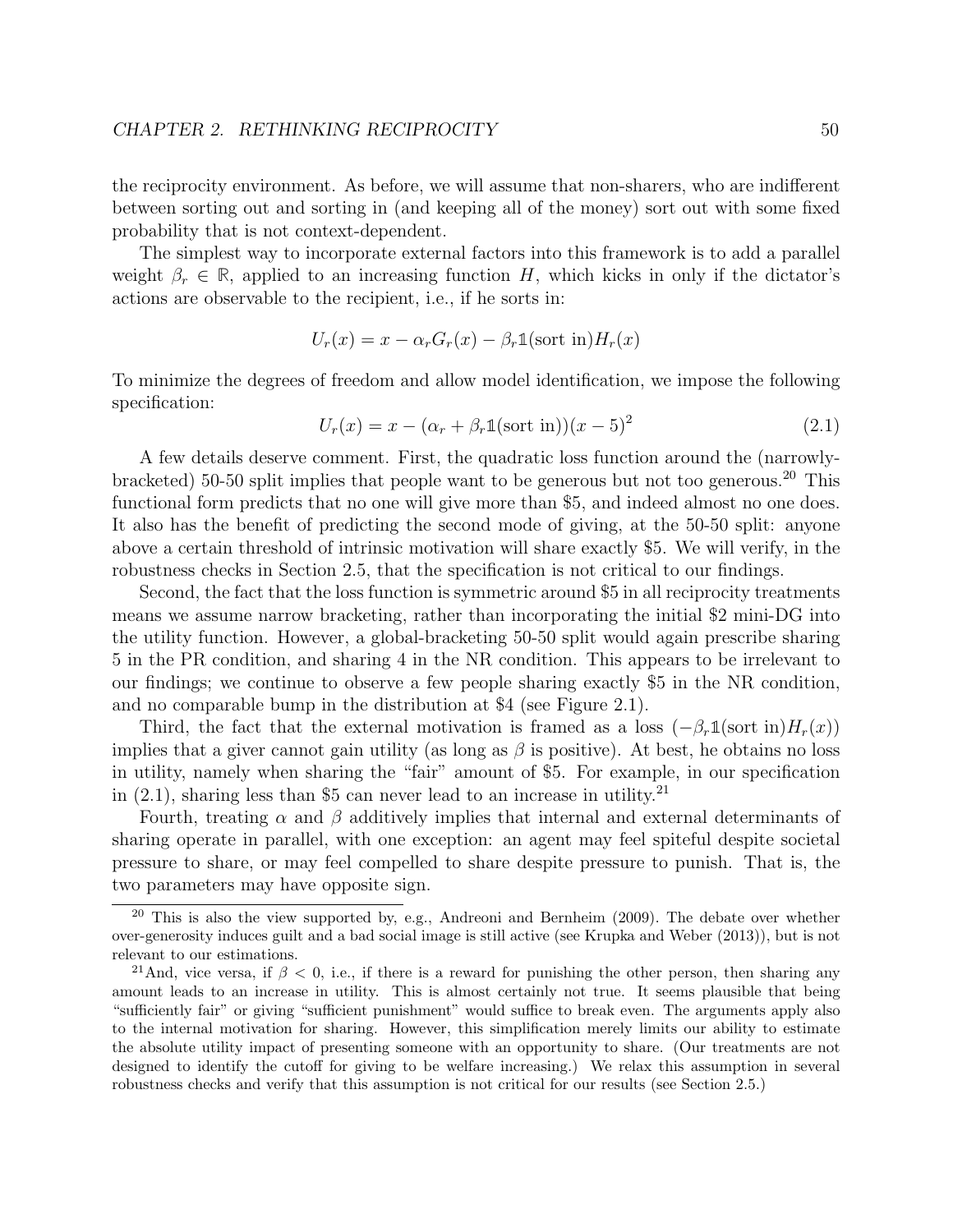the reciprocity environment. As before, we will assume that non-sharers, who are indifferent between sorting out and sorting in (and keeping all of the money) sort out with some fixed probability that is not context-dependent.

The simplest way to incorporate external factors into this framework is to add a parallel weight $\beta_r \in \mathbb{R}$, applied to an increasing function $H$, which kicks in only if the dictator's actions are observable to the recipient, i.e., if he sorts in:

$$U_r(x) = x - \alpha_r G_r(x) - \beta_r \mathbb{1}(\text{sort in}) H_r(x)$$

To minimize the degrees of freedom and allow model identification, we impose the following specification:

$$U_r(x) = x - (\alpha_r + \beta_r \mathbb{1}(\text{sort in}))(x-5)^2 \tag{2.1}$$

A few details deserve comment. First, the quadratic loss function around the (narrowly-bracketed) 50-50 split implies that people want to be generous but not too generous.[20] This functional form predicts that no one will give more than \$5, and indeed almost no one does. It also has the benefit of predicting the second mode of giving, at the 50-50 split: anyone above a certain threshold of intrinsic motivation will share exactly \$5. We will verify, in the robustness checks in Section 2.5, that the specification is not critical to our findings.

Second, the fact that the loss function is symmetric around \$5 in all reciprocity treatments means we assume narrow bracketing, rather than incorporating the initial \$2 mini-DG into the utility function. However, a global-bracketing 50-50 split would again prescribe sharing 5 in the PR condition, and sharing 4 in the NR condition. This appears to be irrelevant to our findings; we continue to observe a few people sharing exactly \$5 in the NR condition, and no comparable bump in the distribution at \$4 (see Figure 2.1).

Third, the fact that the external motivation is framed as a loss ($-\beta_r \mathbb{1}(\text{sort in}) H_r(x)$) implies that a giver cannot gain utility (as long as $\beta$ is positive). At best, he obtains no loss in utility, namely when sharing the "fair" amount of \$5. For example, in our specification in (2.1), sharing less than \$5 can never lead to an increase in utility.[21]

Fourth, treating $\alpha$ and $\beta$ additively implies that internal and external determinants of sharing operate in parallel, with one exception: an agent may feel spiteful despite societal pressure to share, or may feel compelled to share despite pressure to punish. That is, the two parameters may have opposite sign.

---

[20] This is also the view supported by, e.g., Andreoni and Bernheim (2009). The debate over whether over-generosity induces guilt and a bad social image is still active (see Krupka and Weber (2013)), but is not relevant to our estimations.

[21] And, vice versa, if $\beta < 0$, i.e., if there is a reward for punishing the other person, then sharing any amount leads to an increase in utility. This is almost certainly not true. It seems plausible that being "sufficiently fair" or giving "sufficient punishment" would suffice to break even. The arguments apply also to the internal motivation for sharing. However, this simplification merely limits our ability to estimate the absolute utility impact of presenting someone with an opportunity to share. (Our treatments are not designed to identify the cutoff for giving to be welfare increasing.) We relax this assumption in several robustness checks and verify that this assumption is not critical for our results (see Section 2.5.)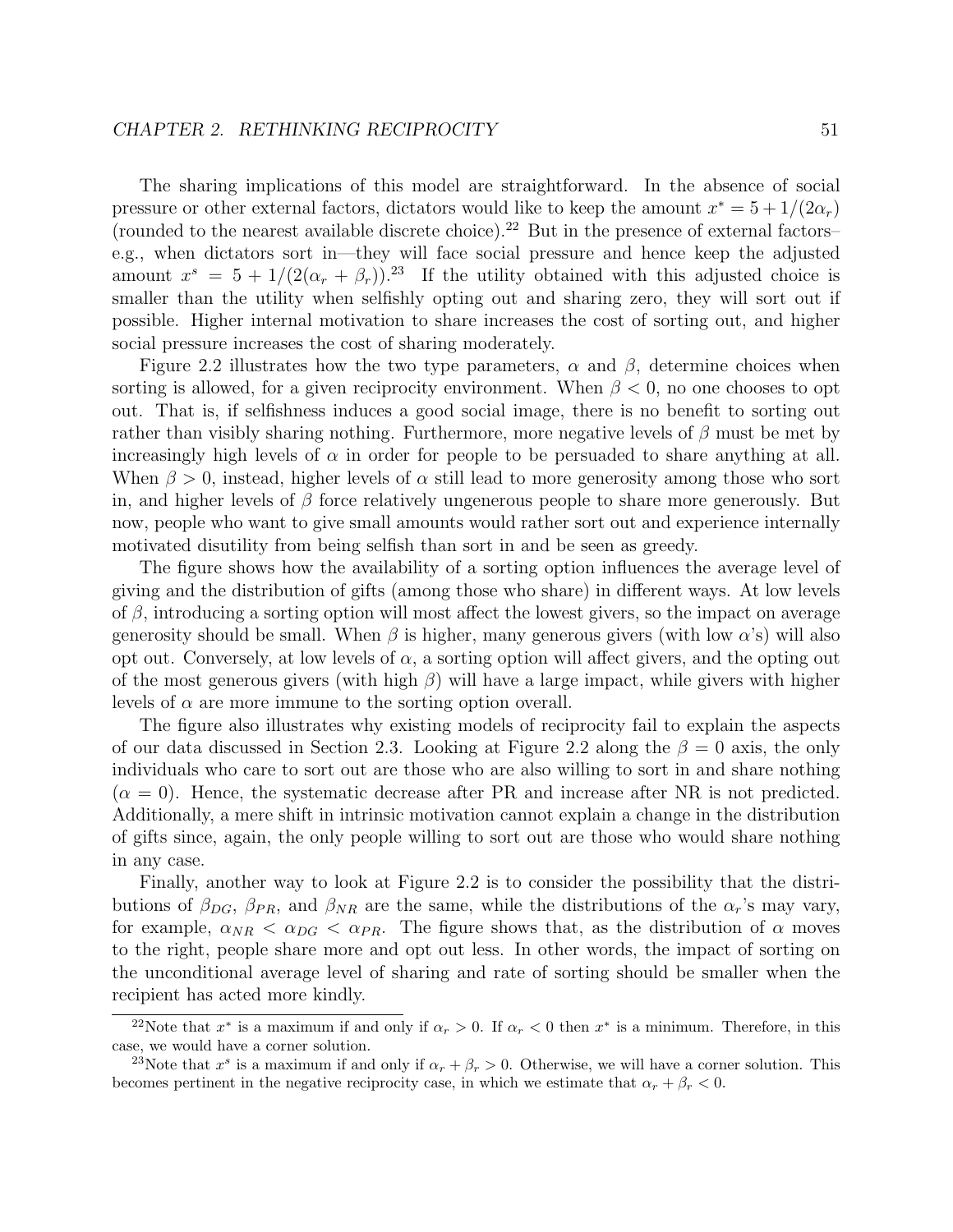The sharing implications of this model are straightforward. In the absence of social pressure or other external factors, dictators would like to keep the amount $x^* = 5 + 1/(2\alpha_r)$ (rounded to the nearest available discrete choice).[22] But in the presence of external factors–e.g., when dictators sort in—they will face social pressure and hence keep the adjusted amount $x^s = 5 + 1/(2(\alpha_r + \beta_r))$.[23] If the utility obtained with this adjusted choice is smaller than the utility when selfishly opting out and sharing zero, they will sort out if possible. Higher internal motivation to share increases the cost of sorting out, and higher social pressure increases the cost of sharing moderately.

Figure 2.2 illustrates how the two type parameters, $\alpha$ and $\beta$, determine choices when sorting is allowed, for a given reciprocity environment. When $\beta < 0$, no one chooses to opt out. That is, if selfishness induces a good social image, there is no benefit to sorting out rather than visibly sharing nothing. Furthermore, more negative levels of $\beta$ must be met by increasingly high levels of $\alpha$ in order for people to be persuaded to share anything at all. When $\beta > 0$, instead, higher levels of $\alpha$ still lead to more generosity among those who sort in, and higher levels of $\beta$ force relatively ungenerous people to share more generously. But now, people who want to give small amounts would rather sort out and experience internally motivated disutility from being selfish than sort in and be seen as greedy.

The figure shows how the availability of a sorting option influences the average level of giving and the distribution of gifts (among those who share) in different ways. At low levels of $\beta$, introducing a sorting option will most affect the lowest givers, so the impact on average generosity should be small. When $\beta$ is higher, many generous givers (with low $\alpha$'s) will also opt out. Conversely, at low levels of $\alpha$, a sorting option will affect givers, and the opting out of the most generous givers (with high $\beta$) will have a large impact, while givers with higher levels of $\alpha$ are more immune to the sorting option overall.

The figure also illustrates why existing models of reciprocity fail to explain the aspects of our data discussed in Section 2.3. Looking at Figure 2.2 along the $\beta = 0$ axis, the only individuals who care to sort out are those who are also willing to sort in and share nothing ($\alpha = 0$). Hence, the systematic decrease after PR and increase after NR is not predicted. Additionally, a mere shift in intrinsic motivation cannot explain a change in the distribution of gifts since, again, the only people willing to sort out are those who would share nothing in any case.

Finally, another way to look at Figure 2.2 is to consider the possibility that the distributions of $\beta_{DG}$, $\beta_{PR}$, and $\beta_{NR}$ are the same, while the distributions of the $\alpha_r$'s may vary, for example, $\alpha_{NR} < \alpha_{DG} < \alpha_{PR}$. The figure shows that, as the distribution of $\alpha$ moves to the right, people share more and opt out less. In other words, the impact of sorting on the unconditional average level of sharing and rate of sorting should be smaller when the recipient has acted more kindly.

[22] Note that $x^*$ is a maximum if and only if $\alpha_r > 0$. If $\alpha_r < 0$ then $x^*$ is a minimum. Therefore, in this case, we would have a corner solution.

[23] Note that $x^s$ is a maximum if and only if $\alpha_r + \beta_r > 0$. Otherwise, we will have a corner solution. This becomes pertinent in the negative reciprocity case, in which we estimate that $\alpha_r + \beta_r < 0$.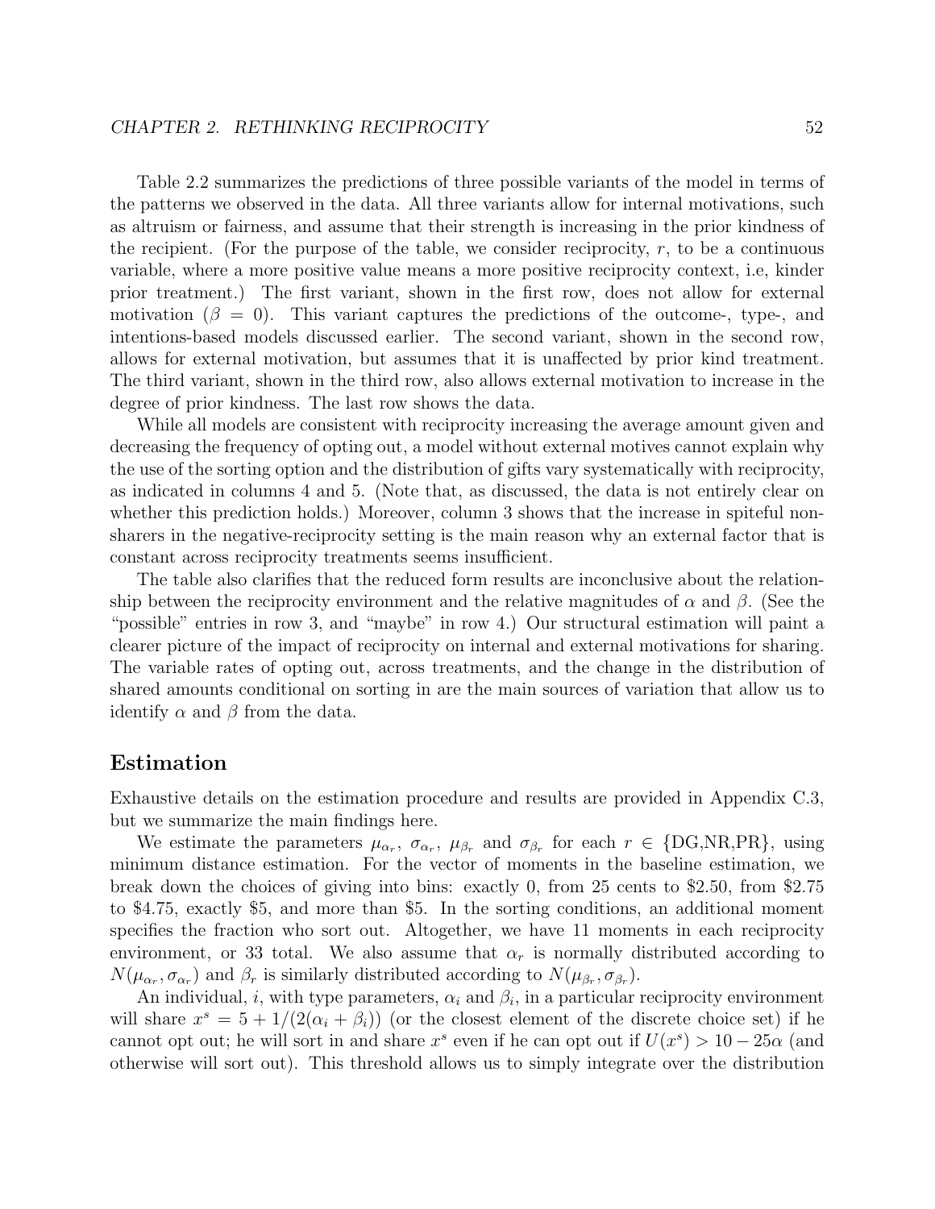Table 2.2 summarizes the predictions of three possible variants of the model in terms of the patterns we observed in the data. All three variants allow for internal motivations, such as altruism or fairness, and assume that their strength is increasing in the prior kindness of the recipient. (For the purpose of the table, we consider reciprocity, $r$, to be a continuous variable, where a more positive value means a more positive reciprocity context, i.e, kinder prior treatment.) The first variant, shown in the first row, does not allow for external motivation ($\beta = 0$). This variant captures the predictions of the outcome-, type-, and intentions-based models discussed earlier. The second variant, shown in the second row, allows for external motivation, but assumes that it is unaffected by prior kind treatment. The third variant, shown in the third row, also allows external motivation to increase in the degree of prior kindness. The last row shows the data.

While all models are consistent with reciprocity increasing the average amount given and decreasing the frequency of opting out, a model without external motives cannot explain why the use of the sorting option and the distribution of gifts vary systematically with reciprocity, as indicated in columns 4 and 5. (Note that, as discussed, the data is not entirely clear on whether this prediction holds.) Moreover, column 3 shows that the increase in spiteful non-sharers in the negative-reciprocity setting is the main reason why an external factor that is constant across reciprocity treatments seems insufficient.

The table also clarifies that the reduced form results are inconclusive about the relationship between the reciprocity environment and the relative magnitudes of $\alpha$ and $\beta$. (See the "possible" entries in row 3, and "maybe" in row 4.) Our structural estimation will paint a clearer picture of the impact of reciprocity on internal and external motivations for sharing. The variable rates of opting out, across treatments, and the change in the distribution of shared amounts conditional on sorting in are the main sources of variation that allow us to identify $\alpha$ and $\beta$ from the data.

## Estimation

Exhaustive details on the estimation procedure and results are provided in Appendix C.3, but we summarize the main findings here.

We estimate the parameters $\mu_{\alpha_r}$, $\sigma_{\alpha_r}$, $\mu_{\beta_r}$ and $\sigma_{\beta_r}$ for each $r \in \{\text{DG,NR,PR}\}$, using minimum distance estimation. For the vector of moments in the baseline estimation, we break down the choices of giving into bins: exactly 0, from 25 cents to \$2.50, from \$2.75 to \$4.75, exactly \$5, and more than \$5. In the sorting conditions, an additional moment specifies the fraction who sort out. Altogether, we have 11 moments in each reciprocity environment, or 33 total. We also assume that $\alpha_r$ is normally distributed according to $N(\mu_{\alpha_r}, \sigma_{\alpha_r})$ and $\beta_r$ is similarly distributed according to $N(\mu_{\beta_r}, \sigma_{\beta_r})$.

An individual, $i$, with type parameters, $\alpha_i$ and $\beta_i$, in a particular reciprocity environment will share $x^s = 5 + 1/(2(\alpha_i + \beta_i))$ (or the closest element of the discrete choice set) if he cannot opt out; he will sort in and share $x^s$ even if he can opt out if $U(x^s) > 10 - 25\alpha$ (and otherwise will sort out). This threshold allows us to simply integrate over the distribution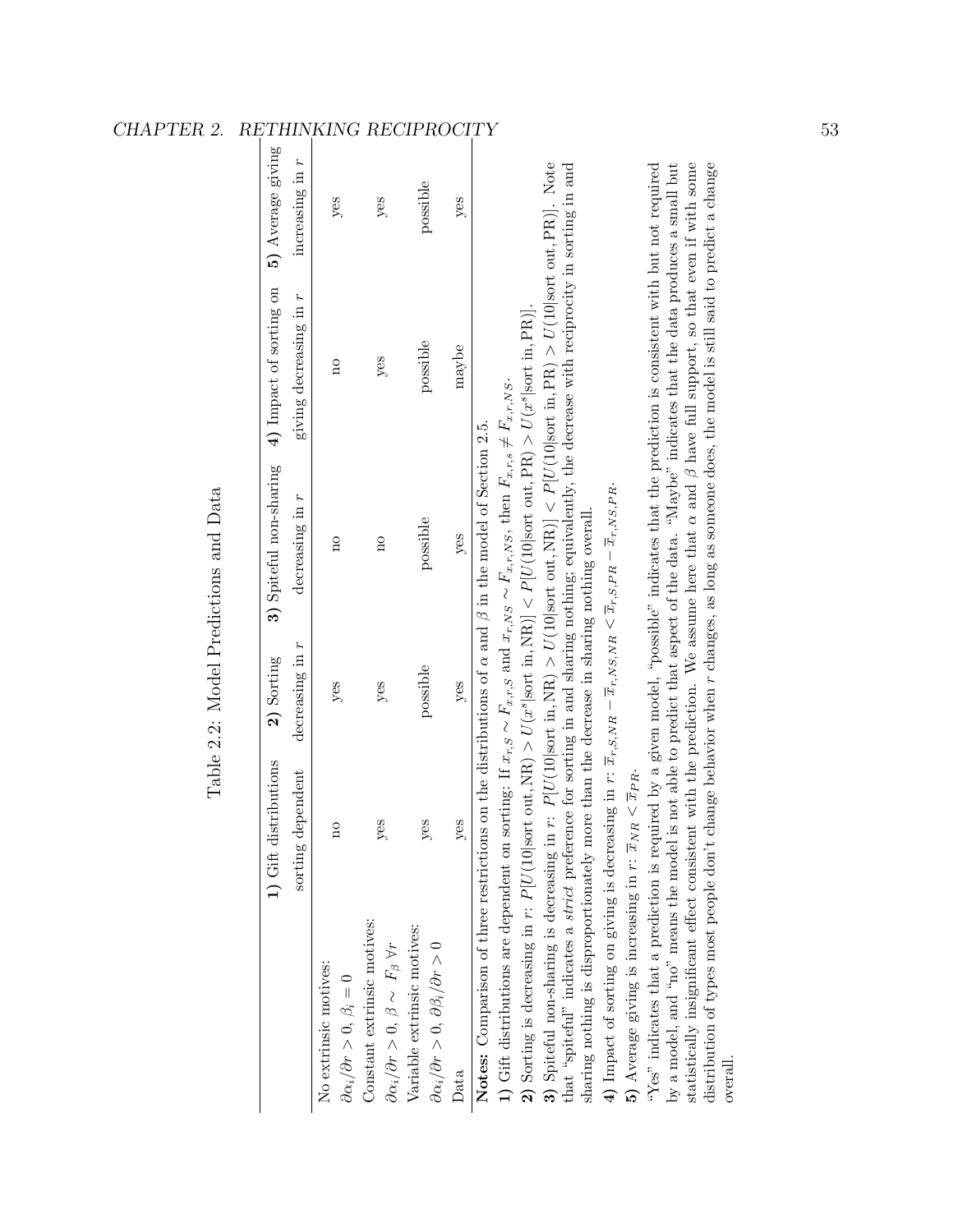Table 2.2: Model Predictions and Data

| | **1)** Gift distributions sorting dependent | **2)** Sorting decreasing in $r$ | **3)** Spiteful non-sharing decreasing in $r$ | **4)** Impact of sorting on giving decreasing in $r$ | **5)** Average giving increasing in $r$ |
|---|---|---|---|---|---|
| No extrinsic motives: $\partial\alpha_i/\partial r > 0$, $\beta_i = 0$ | no | yes | no | no | yes |
| Constant extrinsic motives: $\partial\alpha_i/\partial r > 0$, $\beta \sim F_\beta\ \forall r$ | yes | yes | no | yes | yes |
| Variable extrinsic motives: $\partial\alpha_i/\partial r > 0$, $\partial\beta_i/\partial r > 0$ | yes | possible | possible | possible | possible |
| Data | yes | yes | yes | maybe | yes |

**Notes:** Comparison of three restrictions on the distributions of $\alpha$ and $\beta$ in the model of Section 2.5.

**1)** Gift distributions are dependent on sorting: If $x_{r,S} \sim F_{x,r,S}$ and $x_{r,NS} \sim F_{x,r,NS}$, then $F_{x,r,s} \neq F_{x,r,NS}$.

**2)** Sorting is decreasing in $r$: $P[U(10|\text{sort out}, \text{NR}) > U(x^s|\text{sort in}, \text{NR})] < P[U(10|\text{sort out}, \text{PR}) > U(x^s|\text{sort in}, \text{PR})]$.

**3)** Spiteful non-sharing is decreasing in $r$: $P[U(10|\text{sort in}, \text{NR}) > U(10|\text{sort out}, \text{NR})] < P[U(10|\text{sort in}, \text{PR}) > U(10|\text{sort out}, \text{PR})]$. Note that "spiteful" indicates a *strict* preference for sorting in and sharing nothing; equivalently, the decrease with reciprocity in sorting in and sharing nothing is disproportionately more than the decrease in sharing nothing overall.

**4)** Impact of sorting on giving is decreasing in $r$: $\overline{x}_{r,S,NR} - \overline{x}_{r,NS,NR} < \overline{x}_{r,S,PR} - \overline{x}_{r,NS,PR}$.

**5)** Average giving is increasing in $r$: $\overline{x}_{NR} < \overline{x}_{PR}$.

"Yes" indicates that a prediction is required by a given model, "possible" indicates that the prediction is consistent with but not required by a model, and "no" means the model is not able to predict that aspect of the data. "Maybe" indicates that the data produces a small but statistically insignificant effect consistent with the prediction. We assume here that $\alpha$ and $\beta$ have full support, so that even if with some distribution of types most people don't change behavior when $r$ changes, as long as someone does, the model is still said to predict a change overall.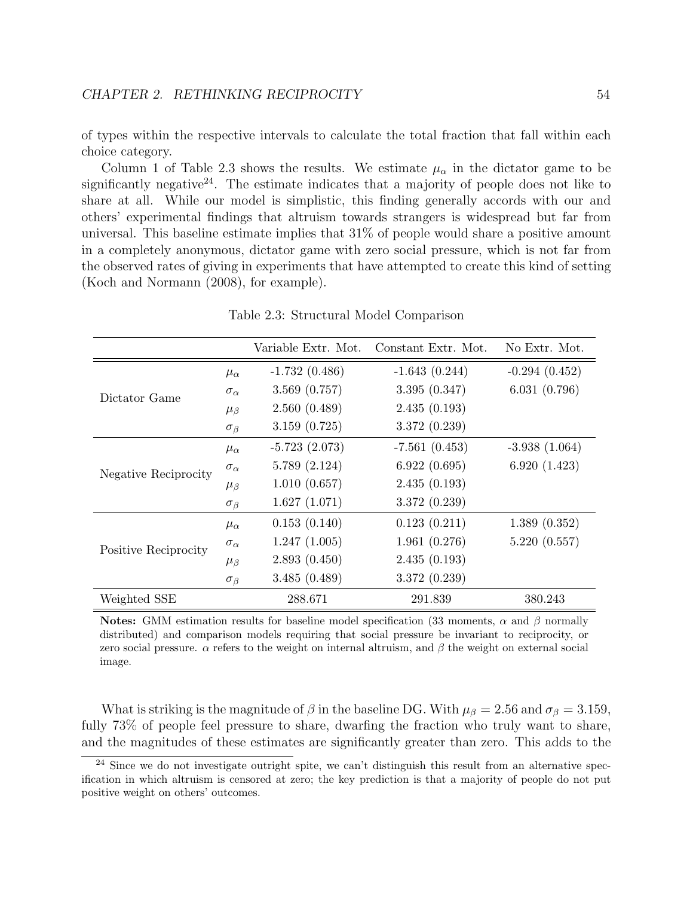of types within the respective intervals to calculate the total fraction that fall within each choice category.

Column 1 of Table 2.3 shows the results. We estimate $\mu_\alpha$ in the dictator game to be significantly negative[24]. The estimate indicates that a majority of people does not like to share at all. While our model is simplistic, this finding generally accords with our and others' experimental findings that altruism towards strangers is widespread but far from universal. This baseline estimate implies that 31% of people would share a positive amount in a completely anonymous, dictator game with zero social pressure, which is not far from the observed rates of giving in experiments that have attempted to create this kind of setting (Koch and Normann (2008), for example).

Table 2.3: Structural Model Comparison

| | | Variable Extr. Mot. | Constant Extr. Mot. | No Extr. Mot. |
|---|---|---|---|---|
| Dictator Game | $\mu_\alpha$ | -1.732 (0.486) | -1.643 (0.244) | -0.294 (0.452) |
| | $\sigma_\alpha$ | 3.569 (0.757) | 3.395 (0.347) | 6.031 (0.796) |
| | $\mu_\beta$ | 2.560 (0.489) | 2.435 (0.193) | |
| | $\sigma_\beta$ | 3.159 (0.725) | 3.372 (0.239) | |
| Negative Reciprocity | $\mu_\alpha$ | -5.723 (2.073) | -7.561 (0.453) | -3.938 (1.064) |
| | $\sigma_\alpha$ | 5.789 (2.124) | 6.922 (0.695) | 6.920 (1.423) |
| | $\mu_\beta$ | 1.010 (0.657) | 2.435 (0.193) | |
| | $\sigma_\beta$ | 1.627 (1.071) | 3.372 (0.239) | |
| Positive Reciprocity | $\mu_\alpha$ | 0.153 (0.140) | 0.123 (0.211) | 1.389 (0.352) |
| | $\sigma_\alpha$ | 1.247 (1.005) | 1.961 (0.276) | 5.220 (0.557) |
| | $\mu_\beta$ | 2.893 (0.450) | 2.435 (0.193) | |
| | $\sigma_\beta$ | 3.485 (0.489) | 3.372 (0.239) | |
| Weighted SSE | | 288.671 | 291.839 | 380.243 |

**Notes:** GMM estimation results for baseline model specification (33 moments, $\alpha$ and $\beta$ normally distributed) and comparison models requiring that social pressure be invariant to reciprocity, or zero social pressure. $\alpha$ refers to the weight on internal altruism, and $\beta$ the weight on external social image.

What is striking is the magnitude of $\beta$ in the baseline DG. With $\mu_\beta = 2.56$ and $\sigma_\beta = 3.159$, fully 73% of people feel pressure to share, dwarfing the fraction who truly want to share, and the magnitudes of these estimates are significantly greater than zero. This adds to the

[24] Since we do not investigate outright spite, we can't distinguish this result from an alternative specification in which altruism is censored at zero; the key prediction is that a majority of people do not put positive weight on others' outcomes.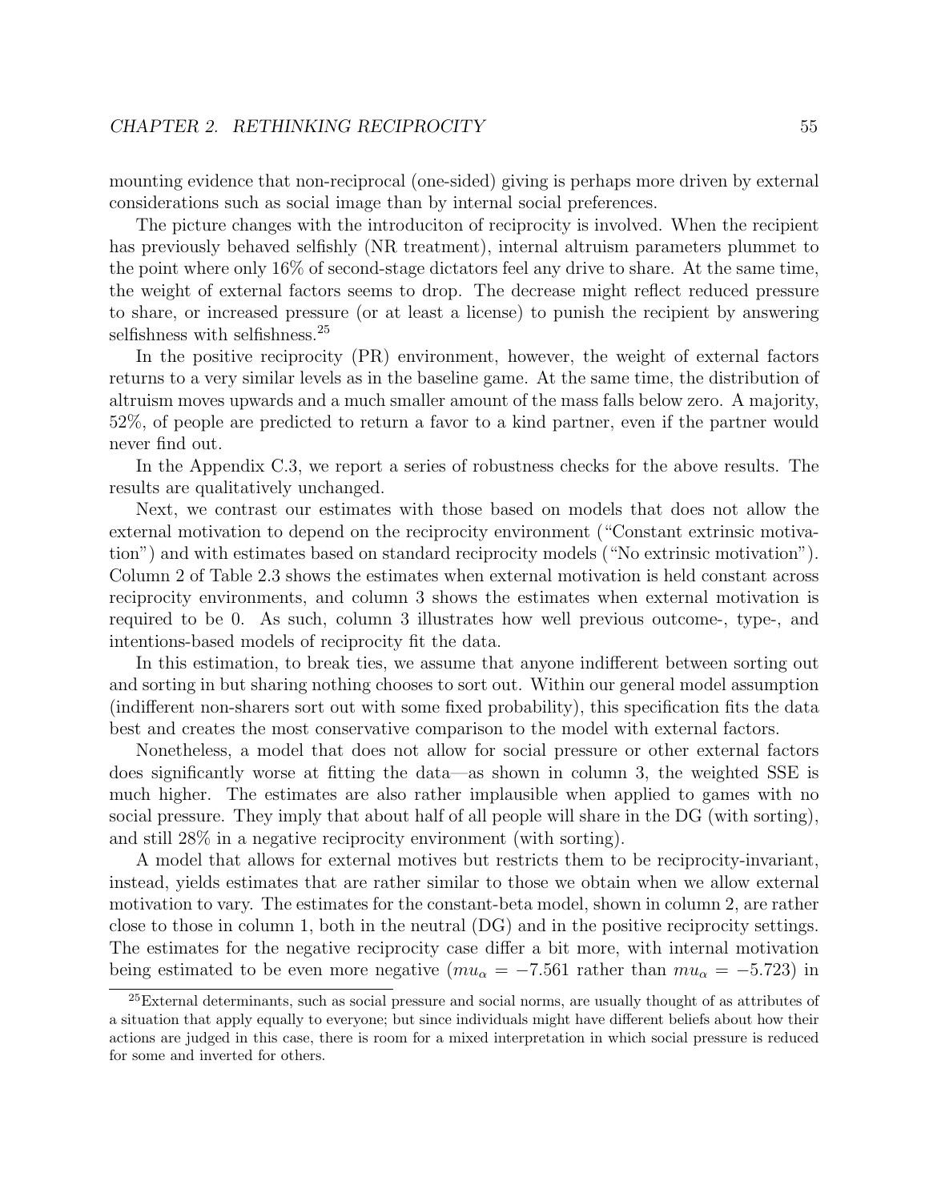mounting evidence that non-reciprocal (one-sided) giving is perhaps more driven by external considerations such as social image than by internal social preferences.

The picture changes with the introduciton of reciprocity is involved. When the recipient has previously behaved selfishly (NR treatment), internal altruism parameters plummet to the point where only 16% of second-stage dictators feel any drive to share. At the same time, the weight of external factors seems to drop. The decrease might reflect reduced pressure to share, or increased pressure (or at least a license) to punish the recipient by answering selfishness with selfishness.[25]

In the positive reciprocity (PR) environment, however, the weight of external factors returns to a very similar levels as in the baseline game. At the same time, the distribution of altruism moves upwards and a much smaller amount of the mass falls below zero. A majority, 52%, of people are predicted to return a favor to a kind partner, even if the partner would never find out.

In the Appendix C.3, we report a series of robustness checks for the above results. The results are qualitatively unchanged.

Next, we contrast our estimates with those based on models that does not allow the external motivation to depend on the reciprocity environment ("Constant extrinsic motivation") and with estimates based on standard reciprocity models ("No extrinsic motivation"). Column 2 of Table 2.3 shows the estimates when external motivation is held constant across reciprocity environments, and column 3 shows the estimates when external motivation is required to be 0. As such, column 3 illustrates how well previous outcome-, type-, and intentions-based models of reciprocity fit the data.

In this estimation, to break ties, we assume that anyone indifferent between sorting out and sorting in but sharing nothing chooses to sort out. Within our general model assumption (indifferent non-sharers sort out with some fixed probability), this specification fits the data best and creates the most conservative comparison to the model with external factors.

Nonetheless, a model that does not allow for social pressure or other external factors does significantly worse at fitting the data—as shown in column 3, the weighted SSE is much higher. The estimates are also rather implausible when applied to games with no social pressure. They imply that about half of all people will share in the DG (with sorting), and still 28% in a negative reciprocity environment (with sorting).

A model that allows for external motives but restricts them to be reciprocity-invariant, instead, yields estimates that are rather similar to those we obtain when we allow external motivation to vary. The estimates for the constant-beta model, shown in column 2, are rather close to those in column 1, both in the neutral (DG) and in the positive reciprocity settings. The estimates for the negative reciprocity case differ a bit more, with internal motivation being estimated to be even more negative ($mu_\alpha = -7.561$ rather than $mu_\alpha = -5.723$) in

[25] External determinants, such as social pressure and social norms, are usually thought of as attributes of a situation that apply equally to everyone; but since individuals might have different beliefs about how their actions are judged in this case, there is room for a mixed interpretation in which social pressure is reduced for some and inverted for others.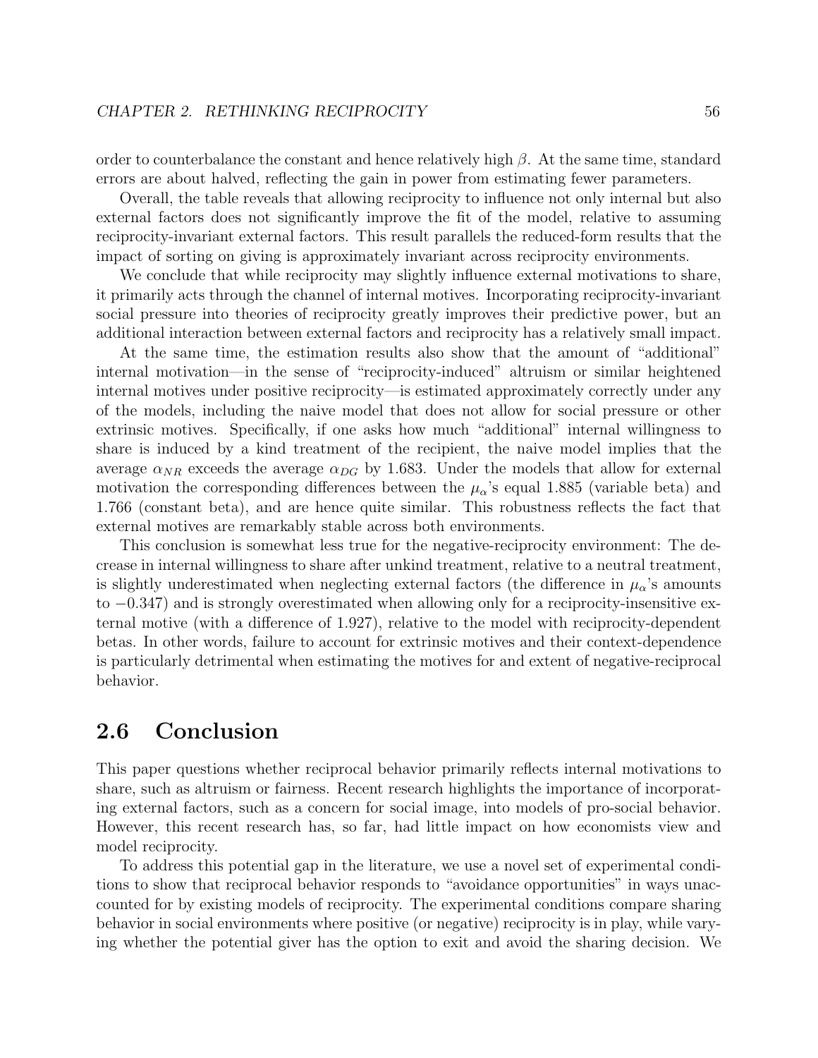order to counterbalance the constant and hence relatively high $\beta$. At the same time, standard errors are about halved, reflecting the gain in power from estimating fewer parameters.

Overall, the table reveals that allowing reciprocity to influence not only internal but also external factors does not significantly improve the fit of the model, relative to assuming reciprocity-invariant external factors. This result parallels the reduced-form results that the impact of sorting on giving is approximately invariant across reciprocity environments.

We conclude that while reciprocity may slightly influence external motivations to share, it primarily acts through the channel of internal motives. Incorporating reciprocity-invariant social pressure into theories of reciprocity greatly improves their predictive power, but an additional interaction between external factors and reciprocity has a relatively small impact.

At the same time, the estimation results also show that the amount of "additional" internal motivation—in the sense of "reciprocity-induced" altruism or similar heightened internal motives under positive reciprocity—is estimated approximately correctly under any of the models, including the naive model that does not allow for social pressure or other extrinsic motives. Specifically, if one asks how much "additional" internal willingness to share is induced by a kind treatment of the recipient, the naive model implies that the average $\alpha_{NR}$ exceeds the average $\alpha_{DG}$ by 1.683. Under the models that allow for external motivation the corresponding differences between the $\mu_\alpha$'s equal 1.885 (variable beta) and 1.766 (constant beta), and are hence quite similar. This robustness reflects the fact that external motives are remarkably stable across both environments.

This conclusion is somewhat less true for the negative-reciprocity environment: The decrease in internal willingness to share after unkind treatment, relative to a neutral treatment, is slightly underestimated when neglecting external factors (the difference in $\mu_\alpha$'s amounts to $-0.347$) and is strongly overestimated when allowing only for a reciprocity-insensitive external motive (with a difference of 1.927), relative to the model with reciprocity-dependent betas. In other words, failure to account for extrinsic motives and their context-dependence is particularly detrimental when estimating the motives for and extent of negative-reciprocal behavior.

## 2.6 Conclusion

This paper questions whether reciprocal behavior primarily reflects internal motivations to share, such as altruism or fairness. Recent research highlights the importance of incorporating external factors, such as a concern for social image, into models of pro-social behavior. However, this recent research has, so far, had little impact on how economists view and model reciprocity.

To address this potential gap in the literature, we use a novel set of experimental conditions to show that reciprocal behavior responds to "avoidance opportunities" in ways unaccounted for by existing models of reciprocity. The experimental conditions compare sharing behavior in social environments where positive (or negative) reciprocity is in play, while varying whether the potential giver has the option to exit and avoid the sharing decision. We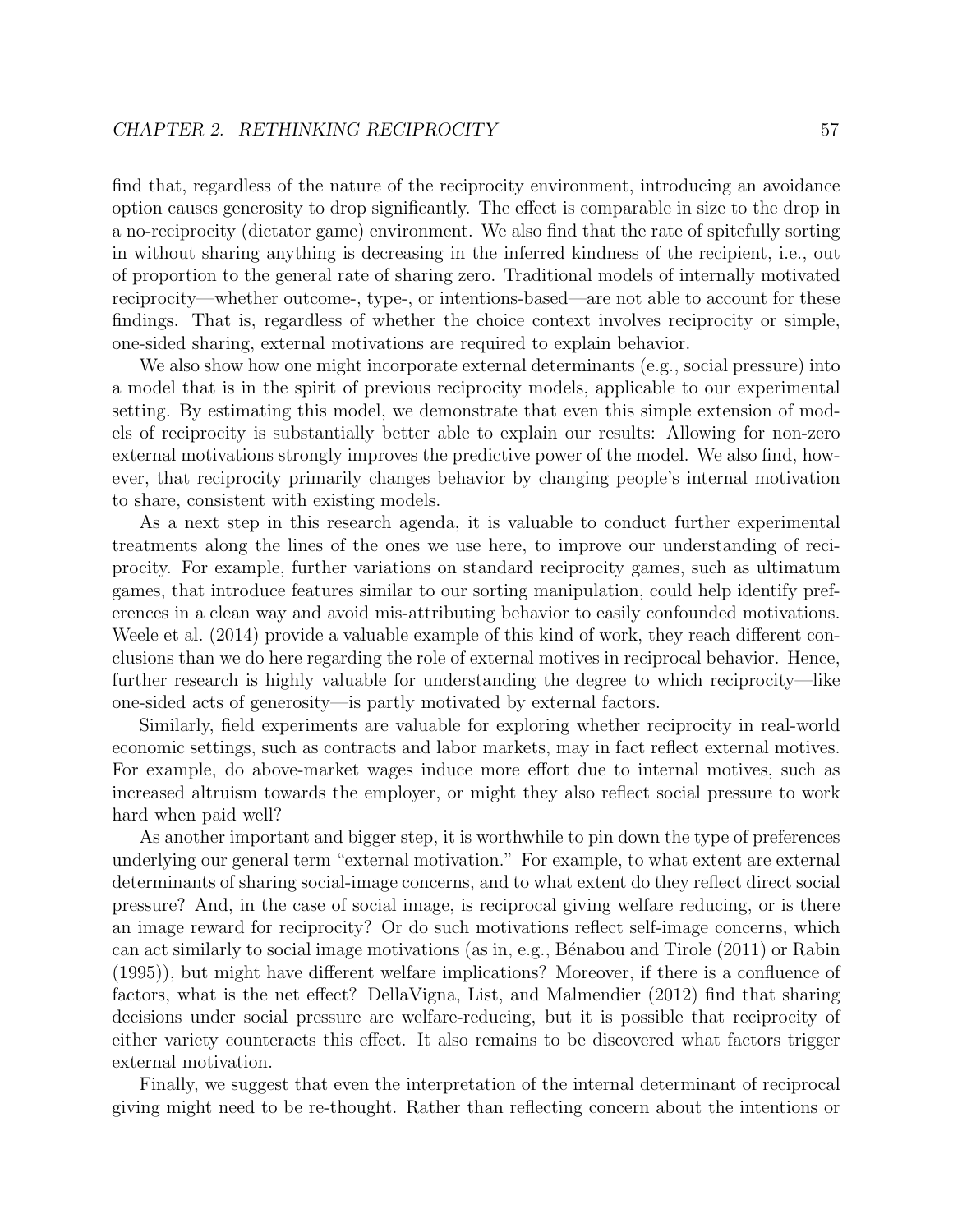find that, regardless of the nature of the reciprocity environment, introducing an avoidance option causes generosity to drop significantly. The effect is comparable in size to the drop in a no-reciprocity (dictator game) environment. We also find that the rate of spitefully sorting in without sharing anything is decreasing in the inferred kindness of the recipient, i.e., out of proportion to the general rate of sharing zero. Traditional models of internally motivated reciprocity—whether outcome-, type-, or intentions-based—are not able to account for these findings. That is, regardless of whether the choice context involves reciprocity or simple, one-sided sharing, external motivations are required to explain behavior.

We also show how one might incorporate external determinants (e.g., social pressure) into a model that is in the spirit of previous reciprocity models, applicable to our experimental setting. By estimating this model, we demonstrate that even this simple extension of models of reciprocity is substantially better able to explain our results: Allowing for non-zero external motivations strongly improves the predictive power of the model. We also find, however, that reciprocity primarily changes behavior by changing people's internal motivation to share, consistent with existing models.

As a next step in this research agenda, it is valuable to conduct further experimental treatments along the lines of the ones we use here, to improve our understanding of reciprocity. For example, further variations on standard reciprocity games, such as ultimatum games, that introduce features similar to our sorting manipulation, could help identify preferences in a clean way and avoid mis-attributing behavior to easily confounded motivations. Weele et al. (2014) provide a valuable example of this kind of work, they reach different conclusions than we do here regarding the role of external motives in reciprocal behavior. Hence, further research is highly valuable for understanding the degree to which reciprocity—like one-sided acts of generosity—is partly motivated by external factors.

Similarly, field experiments are valuable for exploring whether reciprocity in real-world economic settings, such as contracts and labor markets, may in fact reflect external motives. For example, do above-market wages induce more effort due to internal motives, such as increased altruism towards the employer, or might they also reflect social pressure to work hard when paid well?

As another important and bigger step, it is worthwhile to pin down the type of preferences underlying our general term "external motivation." For example, to what extent are external determinants of sharing social-image concerns, and to what extent do they reflect direct social pressure? And, in the case of social image, is reciprocal giving welfare reducing, or is there an image reward for reciprocity? Or do such motivations reflect self-image concerns, which can act similarly to social image motivations (as in, e.g., Bénabou and Tirole (2011) or Rabin (1995)), but might have different welfare implications? Moreover, if there is a confluence of factors, what is the net effect? DellaVigna, List, and Malmendier (2012) find that sharing decisions under social pressure are welfare-reducing, but it is possible that reciprocity of either variety counteracts this effect. It also remains to be discovered what factors trigger external motivation.

Finally, we suggest that even the interpretation of the internal determinant of reciprocal giving might need to be re-thought. Rather than reflecting concern about the intentions or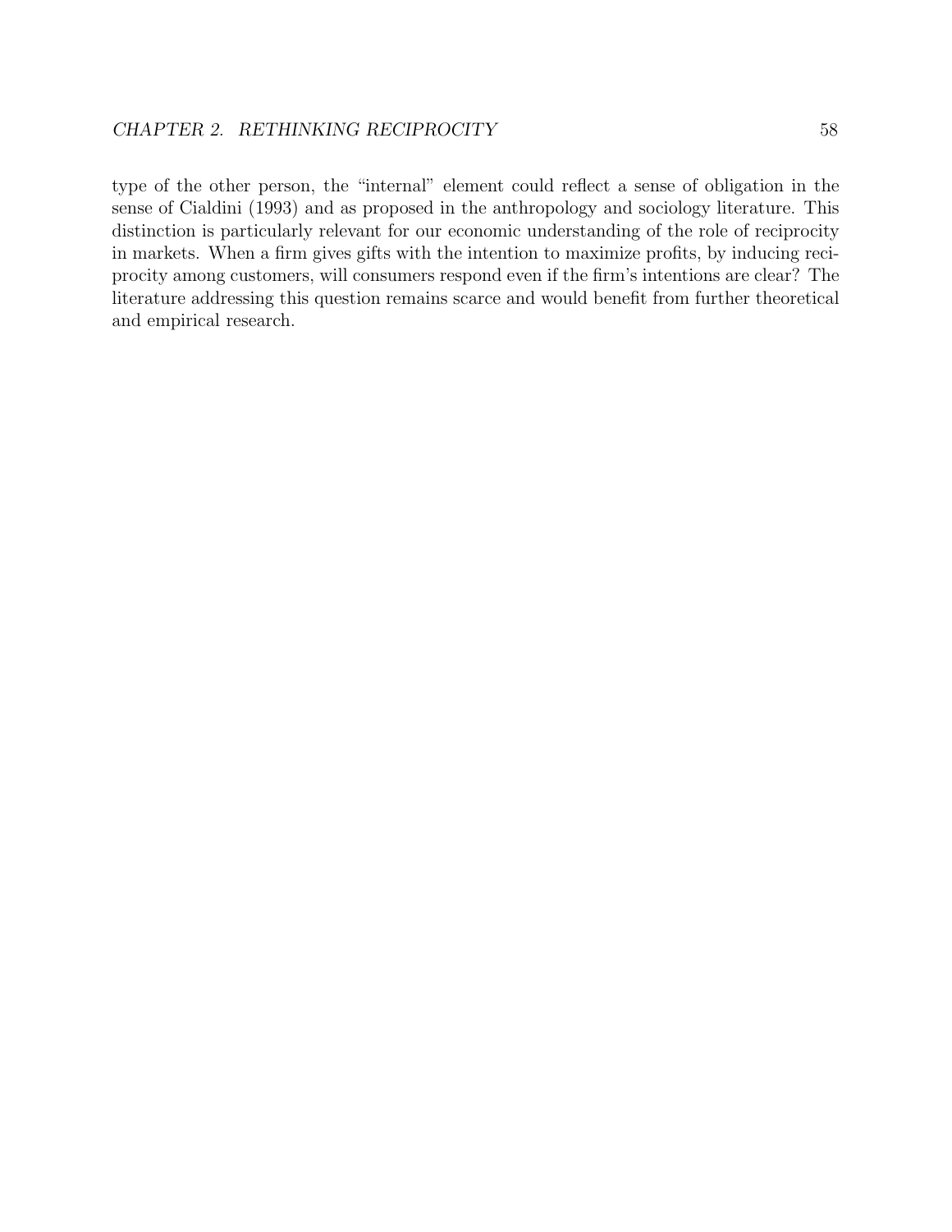type of the other person, the "internal" element could reflect a sense of obligation in the sense of Cialdini (1993) and as proposed in the anthropology and sociology literature. This distinction is particularly relevant for our economic understanding of the role of reciprocity in markets. When a firm gives gifts with the intention to maximize profits, by inducing reciprocity among customers, will consumers respond even if the firm's intentions are clear? The literature addressing this question remains scarce and would benefit from further theoretical and empirical research.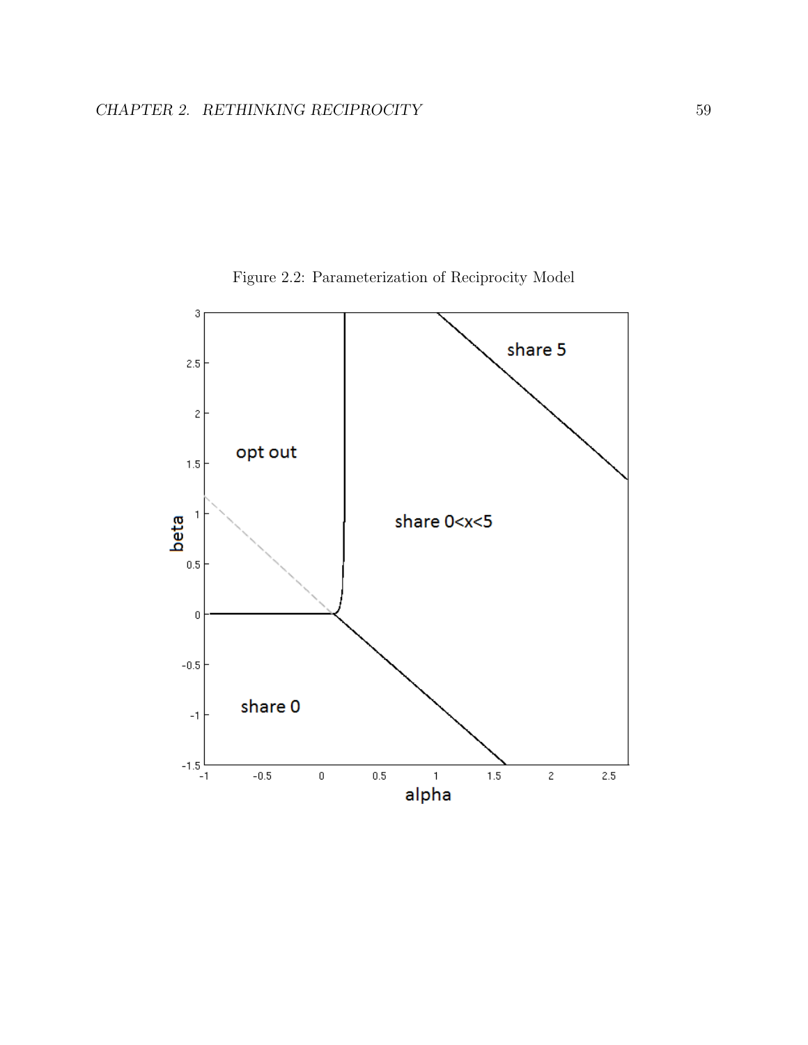Figure 2.2: Parameterization of Reciprocity Model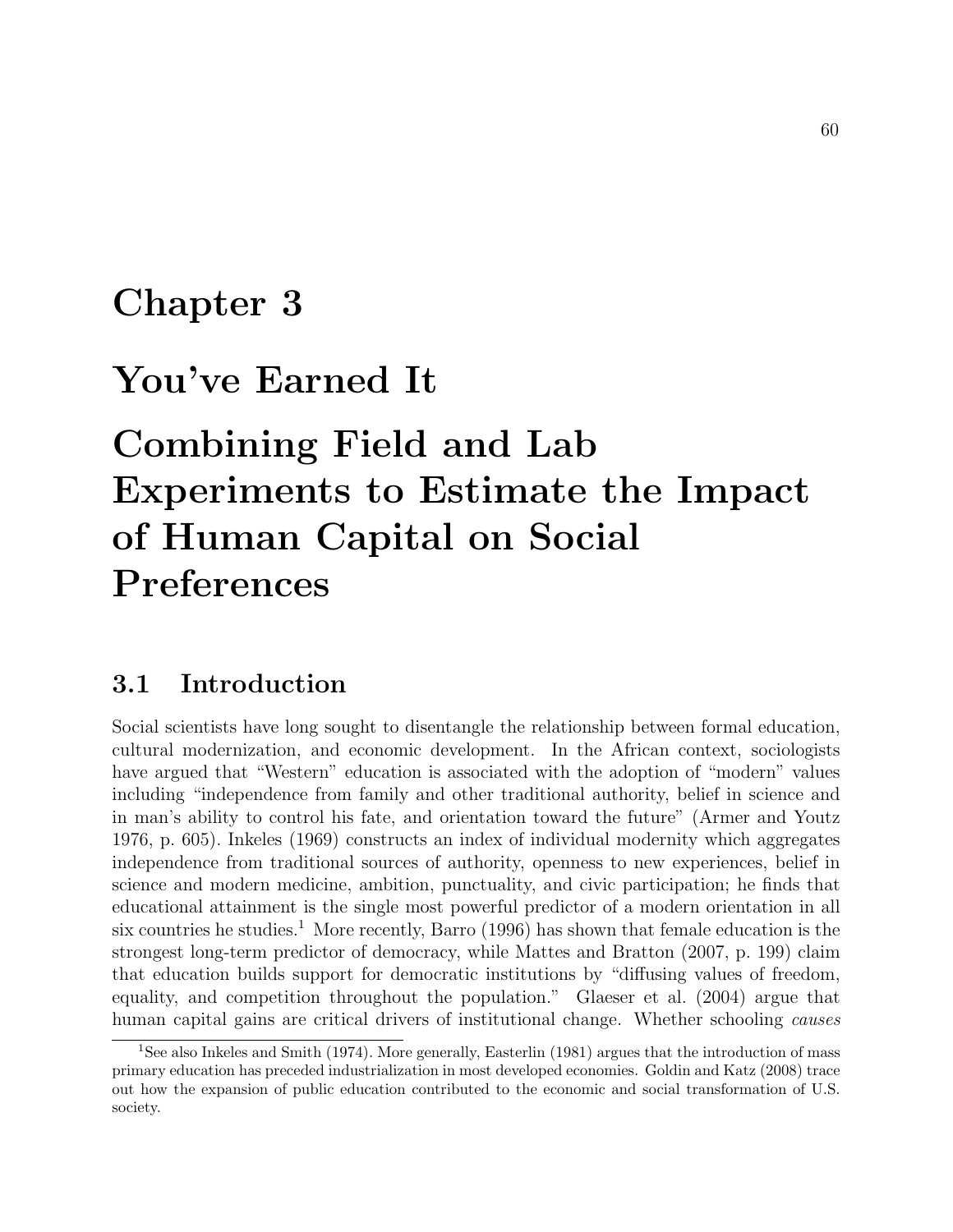# Chapter 3

# You've Earned It

# Combining Field and Lab Experiments to Estimate the Impact of Human Capital on Social Preferences

## 3.1 Introduction

Social scientists have long sought to disentangle the relationship between formal education, cultural modernization, and economic development. In the African context, sociologists have argued that "Western" education is associated with the adoption of "modern" values including "independence from family and other traditional authority, belief in science and in man's ability to control his fate, and orientation toward the future" (Armer and Youtz 1976, p. 605). Inkeles (1969) constructs an index of individual modernity which aggregates independence from traditional sources of authority, openness to new experiences, belief in science and modern medicine, ambition, punctuality, and civic participation; he finds that educational attainment is the single most powerful predictor of a modern orientation in all six countries he studies.[1] More recently, Barro (1996) has shown that female education is the strongest long-term predictor of democracy, while Mattes and Bratton (2007, p. 199) claim that education builds support for democratic institutions by "diffusing values of freedom, equality, and competition throughout the population." Glaeser et al. (2004) argue that human capital gains are critical drivers of institutional change. Whether schooling *causes*

[1] See also Inkeles and Smith (1974). More generally, Easterlin (1981) argues that the introduction of mass primary education has preceded industrialization in most developed economies. Goldin and Katz (2008) trace out how the expansion of public education contributed to the economic and social transformation of U.S. society.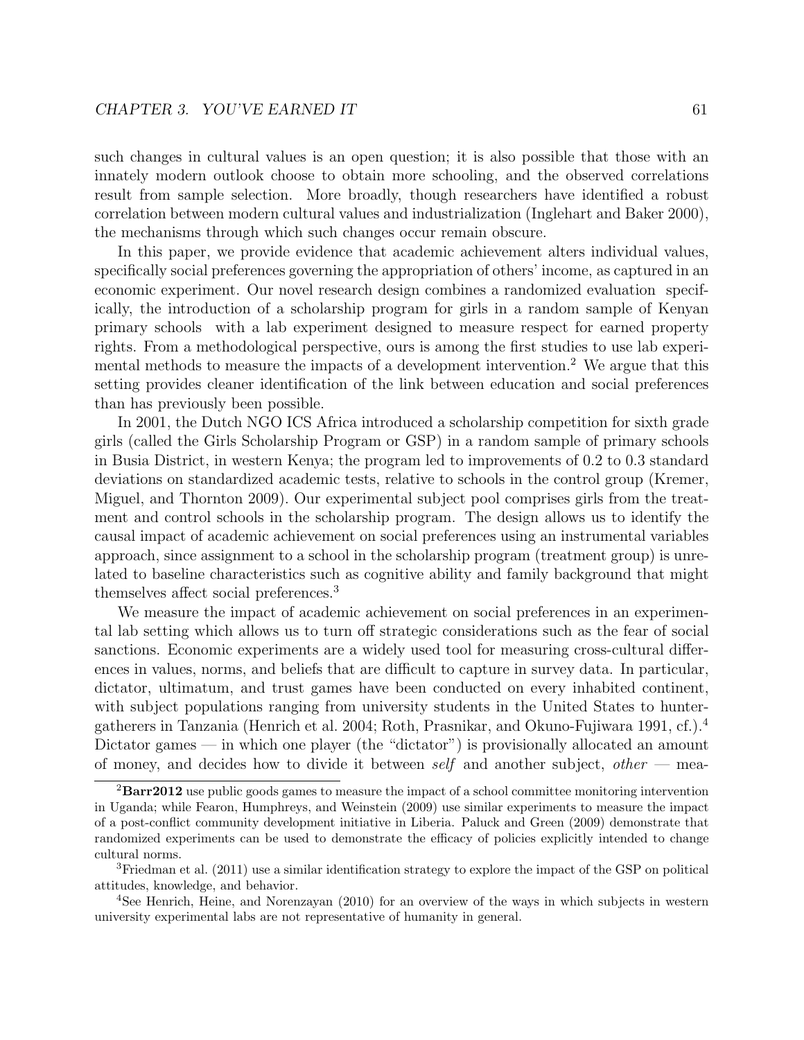such changes in cultural values is an open question; it is also possible that those with an innately modern outlook choose to obtain more schooling, and the observed correlations result from sample selection. More broadly, though researchers have identified a robust correlation between modern cultural values and industrialization (Inglehart and Baker 2000), the mechanisms through which such changes occur remain obscure.

In this paper, we provide evidence that academic achievement alters individual values, specifically social preferences governing the appropriation of others' income, as captured in an economic experiment. Our novel research design combines a randomized evaluation specifically, the introduction of a scholarship program for girls in a random sample of Kenyan primary schools with a lab experiment designed to measure respect for earned property rights. From a methodological perspective, ours is among the first studies to use lab experimental methods to measure the impacts of a development intervention.[2] We argue that this setting provides cleaner identification of the link between education and social preferences than has previously been possible.

In 2001, the Dutch NGO ICS Africa introduced a scholarship competition for sixth grade girls (called the Girls Scholarship Program or GSP) in a random sample of primary schools in Busia District, in western Kenya; the program led to improvements of 0.2 to 0.3 standard deviations on standardized academic tests, relative to schools in the control group (Kremer, Miguel, and Thornton 2009). Our experimental subject pool comprises girls from the treatment and control schools in the scholarship program. The design allows us to identify the causal impact of academic achievement on social preferences using an instrumental variables approach, since assignment to a school in the scholarship program (treatment group) is unrelated to baseline characteristics such as cognitive ability and family background that might themselves affect social preferences.[3]

We measure the impact of academic achievement on social preferences in an experimental lab setting which allows us to turn off strategic considerations such as the fear of social sanctions. Economic experiments are a widely used tool for measuring cross-cultural differences in values, norms, and beliefs that are difficult to capture in survey data. In particular, dictator, ultimatum, and trust games have been conducted on every inhabited continent, with subject populations ranging from university students in the United States to hunter-gatherers in Tanzania (Henrich et al. 2004; Roth, Prasnikar, and Okuno-Fujiwara 1991, cf.).[4] Dictator games — in which one player (the "dictator") is provisionally allocated an amount of money, and decides how to divide it between *self* and another subject, *other* — mea-

---

[2] **Barr2012** use public goods games to measure the impact of a school committee monitoring intervention in Uganda; while Fearon, Humphreys, and Weinstein (2009) use similar experiments to measure the impact of a post-conflict community development initiative in Liberia. Paluck and Green (2009) demonstrate that randomized experiments can be used to demonstrate the efficacy of policies explicitly intended to change cultural norms.

[3] Friedman et al. (2011) use a similar identification strategy to explore the impact of the GSP on political attitudes, knowledge, and behavior.

[4] See Henrich, Heine, and Norenzayan (2010) for an overview of the ways in which subjects in western university experimental labs are not representative of humanity in general.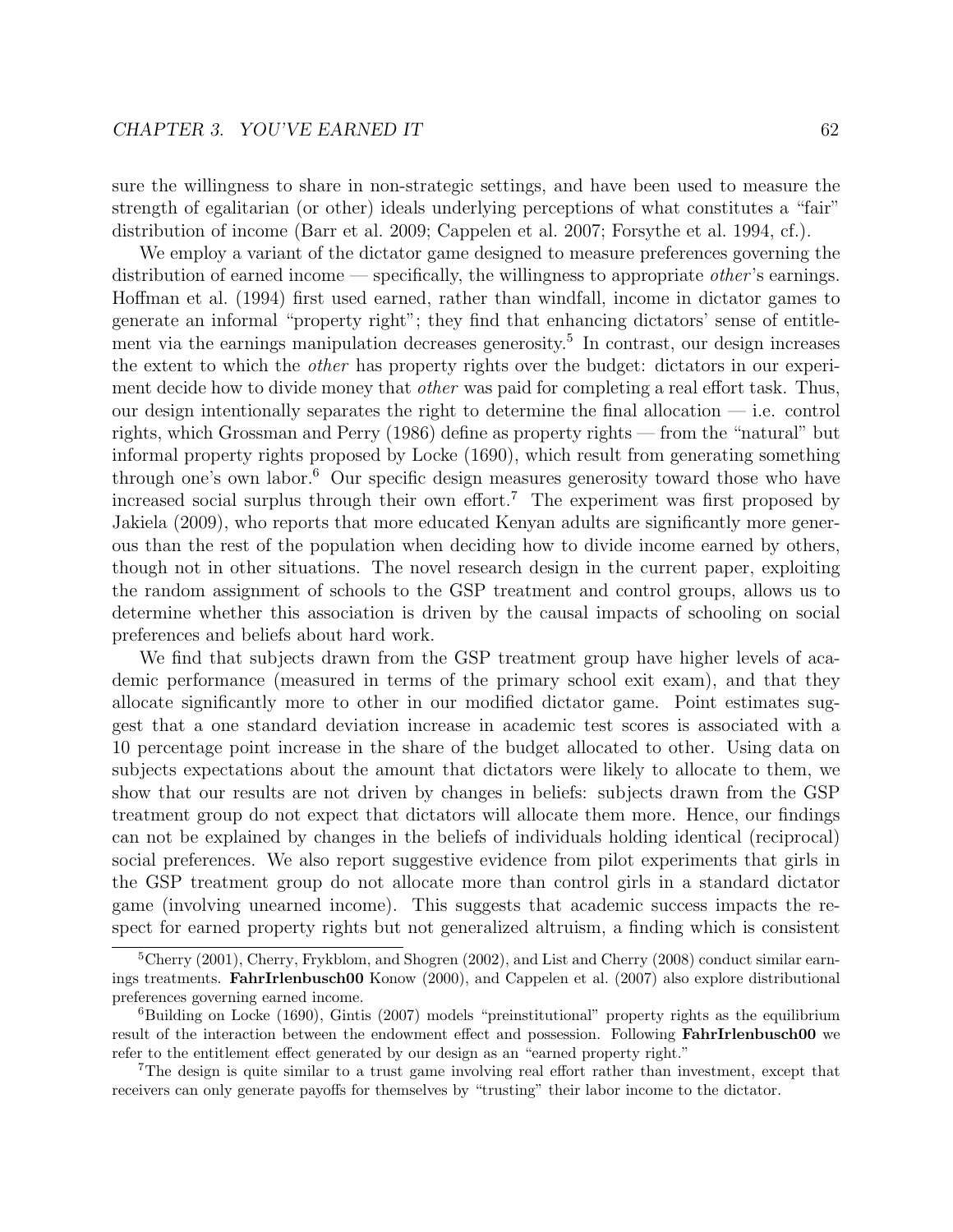sure the willingness to share in non-strategic settings, and have been used to measure the strength of egalitarian (or other) ideals underlying perceptions of what constitutes a "fair" distribution of income (Barr et al. 2009; Cappelen et al. 2007; Forsythe et al. 1994, cf.).

We employ a variant of the dictator game designed to measure preferences governing the distribution of earned income — specifically, the willingness to appropriate *other*'s earnings. Hoffman et al. (1994) first used earned, rather than windfall, income in dictator games to generate an informal "property right"; they find that enhancing dictators' sense of entitlement via the earnings manipulation decreases generosity.[5] In contrast, our design increases the extent to which the *other* has property rights over the budget: dictators in our experiment decide how to divide money that *other* was paid for completing a real effort task. Thus, our design intentionally separates the right to determine the final allocation — i.e. control rights, which Grossman and Perry (1986) define as property rights — from the "natural" but informal property rights proposed by Locke (1690), which result from generating something through one's own labor.[6] Our specific design measures generosity toward those who have increased social surplus through their own effort.[7] The experiment was first proposed by Jakiela (2009), who reports that more educated Kenyan adults are significantly more generous than the rest of the population when deciding how to divide income earned by others, though not in other situations. The novel research design in the current paper, exploiting the random assignment of schools to the GSP treatment and control groups, allows us to determine whether this association is driven by the causal impacts of schooling on social preferences and beliefs about hard work.

We find that subjects drawn from the GSP treatment group have higher levels of academic performance (measured in terms of the primary school exit exam), and that they allocate significantly more to other in our modified dictator game. Point estimates suggest that a one standard deviation increase in academic test scores is associated with a 10 percentage point increase in the share of the budget allocated to other. Using data on subjects expectations about the amount that dictators were likely to allocate to them, we show that our results are not driven by changes in beliefs: subjects drawn from the GSP treatment group do not expect that dictators will allocate them more. Hence, our findings can not be explained by changes in the beliefs of individuals holding identical (reciprocal) social preferences. We also report suggestive evidence from pilot experiments that girls in the GSP treatment group do not allocate more than control girls in a standard dictator game (involving unearned income). This suggests that academic success impacts the respect for earned property rights but not generalized altruism, a finding which is consistent

[5] Cherry (2001), Cherry, Frykblom, and Shogren (2002), and List and Cherry (2008) conduct similar earnings treatments. **FahrIrlenbusch00** Konow (2000), and Cappelen et al. (2007) also explore distributional preferences governing earned income.

[6] Building on Locke (1690), Gintis (2007) models "preinstitutional" property rights as the equilibrium result of the interaction between the endowment effect and possession. Following **FahrIrlenbusch00** we refer to the entitlement effect generated by our design as an "earned property right."

[7] The design is quite similar to a trust game involving real effort rather than investment, except that receivers can only generate payoffs for themselves by "trusting" their labor income to the dictator.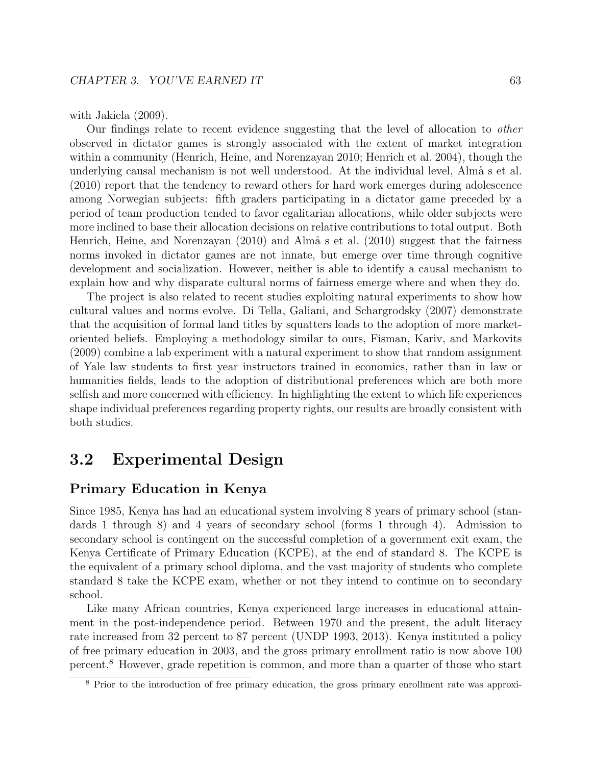with Jakiela (2009).

Our findings relate to recent evidence suggesting that the level of allocation to *other* observed in dictator games is strongly associated with the extent of market integration within a community (Henrich, Heine, and Norenzayan 2010; Henrich et al. 2004), though the underlying causal mechanism is not well understood. At the individual level, Almå s et al. (2010) report that the tendency to reward others for hard work emerges during adolescence among Norwegian subjects: fifth graders participating in a dictator game preceded by a period of team production tended to favor egalitarian allocations, while older subjects were more inclined to base their allocation decisions on relative contributions to total output. Both Henrich, Heine, and Norenzayan (2010) and Almå s et al. (2010) suggest that the fairness norms invoked in dictator games are not innate, but emerge over time through cognitive development and socialization. However, neither is able to identify a causal mechanism to explain how and why disparate cultural norms of fairness emerge where and when they do.

The project is also related to recent studies exploiting natural experiments to show how cultural values and norms evolve. Di Tella, Galiani, and Schargrodsky (2007) demonstrate that the acquisition of formal land titles by squatters leads to the adoption of more market-oriented beliefs. Employing a methodology similar to ours, Fisman, Kariv, and Markovits (2009) combine a lab experiment with a natural experiment to show that random assignment of Yale law students to first year instructors trained in economics, rather than in law or humanities fields, leads to the adoption of distributional preferences which are both more selfish and more concerned with efficiency. In highlighting the extent to which life experiences shape individual preferences regarding property rights, our results are broadly consistent with both studies.

## 3.2 Experimental Design

### Primary Education in Kenya

Since 1985, Kenya has had an educational system involving 8 years of primary school (standards 1 through 8) and 4 years of secondary school (forms 1 through 4). Admission to secondary school is contingent on the successful completion of a government exit exam, the Kenya Certificate of Primary Education (KCPE), at the end of standard 8. The KCPE is the equivalent of a primary school diploma, and the vast majority of students who complete standard 8 take the KCPE exam, whether or not they intend to continue on to secondary school.

Like many African countries, Kenya experienced large increases in educational attainment in the post-independence period. Between 1970 and the present, the adult literacy rate increased from 32 percent to 87 percent (UNDP 1993, 2013). Kenya instituted a policy of free primary education in 2003, and the gross primary enrollment ratio is now above 100 percent.[8] However, grade repetition is common, and more than a quarter of those who start

[8] Prior to the introduction of free primary education, the gross primary enrollment rate was approxi-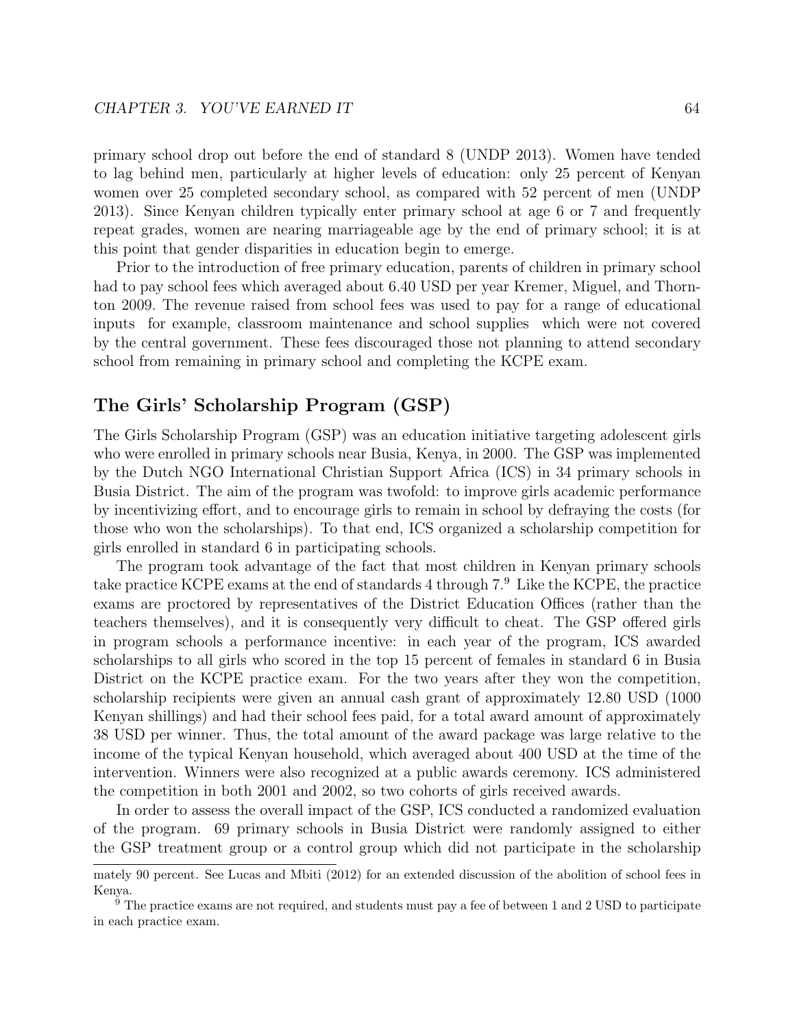primary school drop out before the end of standard 8 (UNDP 2013). Women have tended to lag behind men, particularly at higher levels of education: only 25 percent of Kenyan women over 25 completed secondary school, as compared with 52 percent of men (UNDP 2013). Since Kenyan children typically enter primary school at age 6 or 7 and frequently repeat grades, women are nearing marriageable age by the end of primary school; it is at this point that gender disparities in education begin to emerge.

Prior to the introduction of free primary education, parents of children in primary school had to pay school fees which averaged about 6.40 USD per year Kremer, Miguel, and Thornton 2009. The revenue raised from school fees was used to pay for a range of educational inputs for example, classroom maintenance and school supplies which were not covered by the central government. These fees discouraged those not planning to attend secondary school from remaining in primary school and completing the KCPE exam.

## The Girls' Scholarship Program (GSP)

The Girls Scholarship Program (GSP) was an education initiative targeting adolescent girls who were enrolled in primary schools near Busia, Kenya, in 2000. The GSP was implemented by the Dutch NGO International Christian Support Africa (ICS) in 34 primary schools in Busia District. The aim of the program was twofold: to improve girls academic performance by incentivizing effort, and to encourage girls to remain in school by defraying the costs (for those who won the scholarships). To that end, ICS organized a scholarship competition for girls enrolled in standard 6 in participating schools.

The program took advantage of the fact that most children in Kenyan primary schools take practice KCPE exams at the end of standards 4 through 7.[9] Like the KCPE, the practice exams are proctored by representatives of the District Education Offices (rather than the teachers themselves), and it is consequently very difficult to cheat. The GSP offered girls in program schools a performance incentive: in each year of the program, ICS awarded scholarships to all girls who scored in the top 15 percent of females in standard 6 in Busia District on the KCPE practice exam. For the two years after they won the competition, scholarship recipients were given an annual cash grant of approximately 12.80 USD (1000 Kenyan shillings) and had their school fees paid, for a total award amount of approximately 38 USD per winner. Thus, the total amount of the award package was large relative to the income of the typical Kenyan household, which averaged about 400 USD at the time of the intervention. Winners were also recognized at a public awards ceremony. ICS administered the competition in both 2001 and 2002, so two cohorts of girls received awards.

In order to assess the overall impact of the GSP, ICS conducted a randomized evaluation of the program. 69 primary schools in Busia District were randomly assigned to either the GSP treatment group or a control group which did not participate in the scholarship

mately 90 percent. See Lucas and Mbiti (2012) for an extended discussion of the abolition of school fees in Kenya.

[9] The practice exams are not required, and students must pay a fee of between 1 and 2 USD to participate in each practice exam.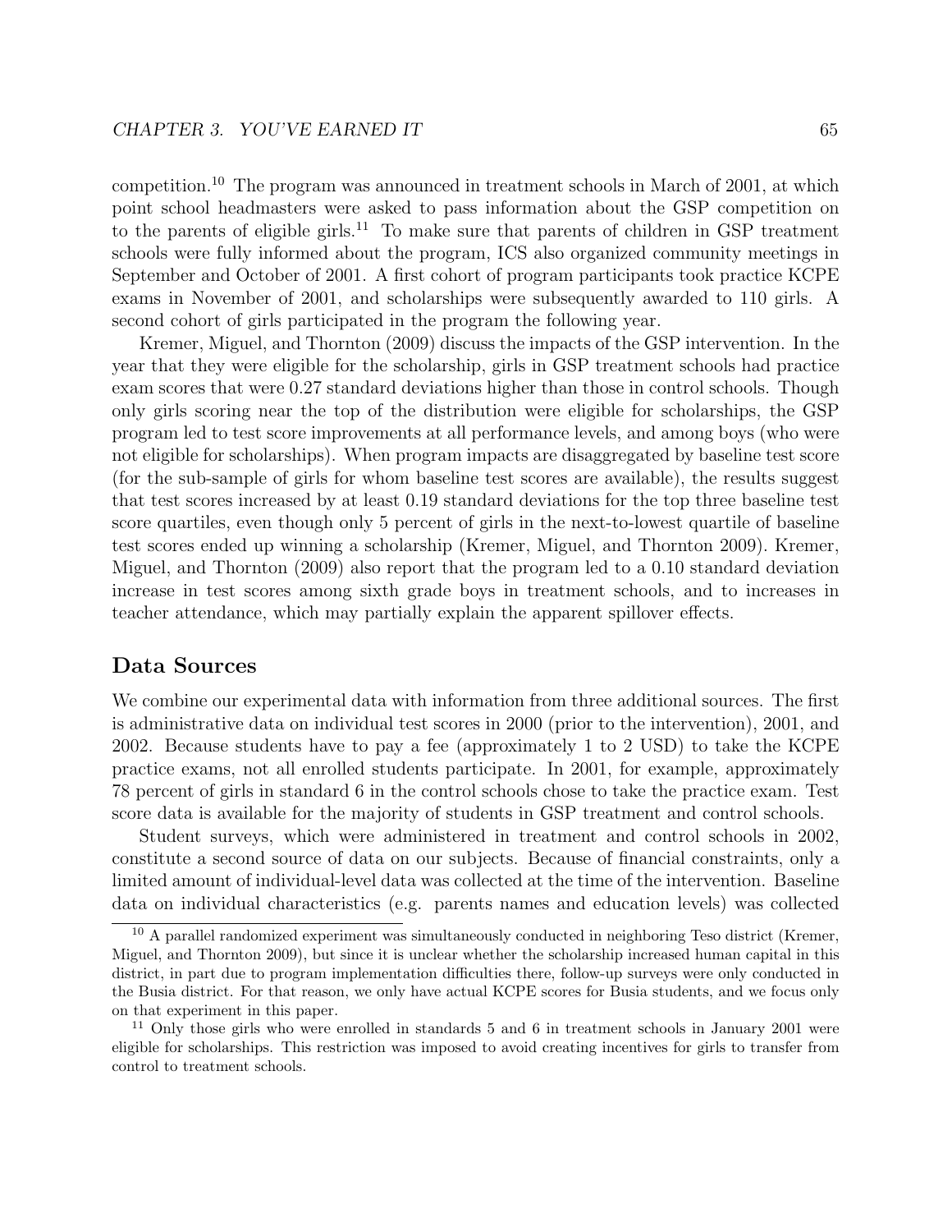competition.[10] The program was announced in treatment schools in March of 2001, at which point school headmasters were asked to pass information about the GSP competition on to the parents of eligible girls.[11] To make sure that parents of children in GSP treatment schools were fully informed about the program, ICS also organized community meetings in September and October of 2001. A first cohort of program participants took practice KCPE exams in November of 2001, and scholarships were subsequently awarded to 110 girls. A second cohort of girls participated in the program the following year.

Kremer, Miguel, and Thornton (2009) discuss the impacts of the GSP intervention. In the year that they were eligible for the scholarship, girls in GSP treatment schools had practice exam scores that were 0.27 standard deviations higher than those in control schools. Though only girls scoring near the top of the distribution were eligible for scholarships, the GSP program led to test score improvements at all performance levels, and among boys (who were not eligible for scholarships). When program impacts are disaggregated by baseline test score (for the sub-sample of girls for whom baseline test scores are available), the results suggest that test scores increased by at least 0.19 standard deviations for the top three baseline test score quartiles, even though only 5 percent of girls in the next-to-lowest quartile of baseline test scores ended up winning a scholarship (Kremer, Miguel, and Thornton 2009). Kremer, Miguel, and Thornton (2009) also report that the program led to a 0.10 standard deviation increase in test scores among sixth grade boys in treatment schools, and to increases in teacher attendance, which may partially explain the apparent spillover effects.

## Data Sources

We combine our experimental data with information from three additional sources. The first is administrative data on individual test scores in 2000 (prior to the intervention), 2001, and 2002. Because students have to pay a fee (approximately 1 to 2 USD) to take the KCPE practice exams, not all enrolled students participate. In 2001, for example, approximately 78 percent of girls in standard 6 in the control schools chose to take the practice exam. Test score data is available for the majority of students in GSP treatment and control schools.

Student surveys, which were administered in treatment and control schools in 2002, constitute a second source of data on our subjects. Because of financial constraints, only a limited amount of individual-level data was collected at the time of the intervention. Baseline data on individual characteristics (e.g. parents names and education levels) was collected

[10] A parallel randomized experiment was simultaneously conducted in neighboring Teso district (Kremer, Miguel, and Thornton 2009), but since it is unclear whether the scholarship increased human capital in this district, in part due to program implementation difficulties there, follow-up surveys were only conducted in the Busia district. For that reason, we only have actual KCPE scores for Busia students, and we focus only on that experiment in this paper.

[11] Only those girls who were enrolled in standards 5 and 6 in treatment schools in January 2001 were eligible for scholarships. This restriction was imposed to avoid creating incentives for girls to transfer from control to treatment schools.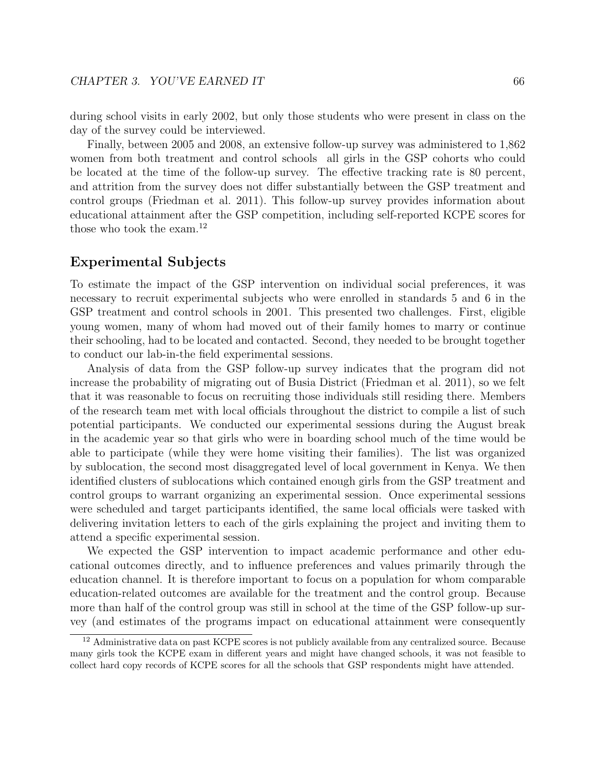during school visits in early 2002, but only those students who were present in class on the day of the survey could be interviewed.

Finally, between 2005 and 2008, an extensive follow-up survey was administered to 1,862 women from both treatment and control schools  all girls in the GSP cohorts who could be located at the time of the follow-up survey. The effective tracking rate is 80 percent, and attrition from the survey does not differ substantially between the GSP treatment and control groups (Friedman et al. 2011). This follow-up survey provides information about educational attainment after the GSP competition, including self-reported KCPE scores for those who took the exam.[12]

## Experimental Subjects

To estimate the impact of the GSP intervention on individual social preferences, it was necessary to recruit experimental subjects who were enrolled in standards 5 and 6 in the GSP treatment and control schools in 2001. This presented two challenges. First, eligible young women, many of whom had moved out of their family homes to marry or continue their schooling, had to be located and contacted. Second, they needed to be brought together to conduct our lab-in-the field experimental sessions.

Analysis of data from the GSP follow-up survey indicates that the program did not increase the probability of migrating out of Busia District (Friedman et al. 2011), so we felt that it was reasonable to focus on recruiting those individuals still residing there. Members of the research team met with local officials throughout the district to compile a list of such potential participants. We conducted our experimental sessions during the August break in the academic year so that girls who were in boarding school much of the time would be able to participate (while they were home visiting their families). The list was organized by sublocation, the second most disaggregated level of local government in Kenya. We then identified clusters of sublocations which contained enough girls from the GSP treatment and control groups to warrant organizing an experimental session. Once experimental sessions were scheduled and target participants identified, the same local officials were tasked with delivering invitation letters to each of the girls explaining the project and inviting them to attend a specific experimental session.

We expected the GSP intervention to impact academic performance and other educational outcomes directly, and to influence preferences and values primarily through the education channel. It is therefore important to focus on a population for whom comparable education-related outcomes are available for the treatment and the control group. Because more than half of the control group was still in school at the time of the GSP follow-up survey (and estimates of the programs impact on educational attainment were consequently

[12] Administrative data on past KCPE scores is not publicly available from any centralized source. Because many girls took the KCPE exam in different years and might have changed schools, it was not feasible to collect hard copy records of KCPE scores for all the schools that GSP respondents might have attended.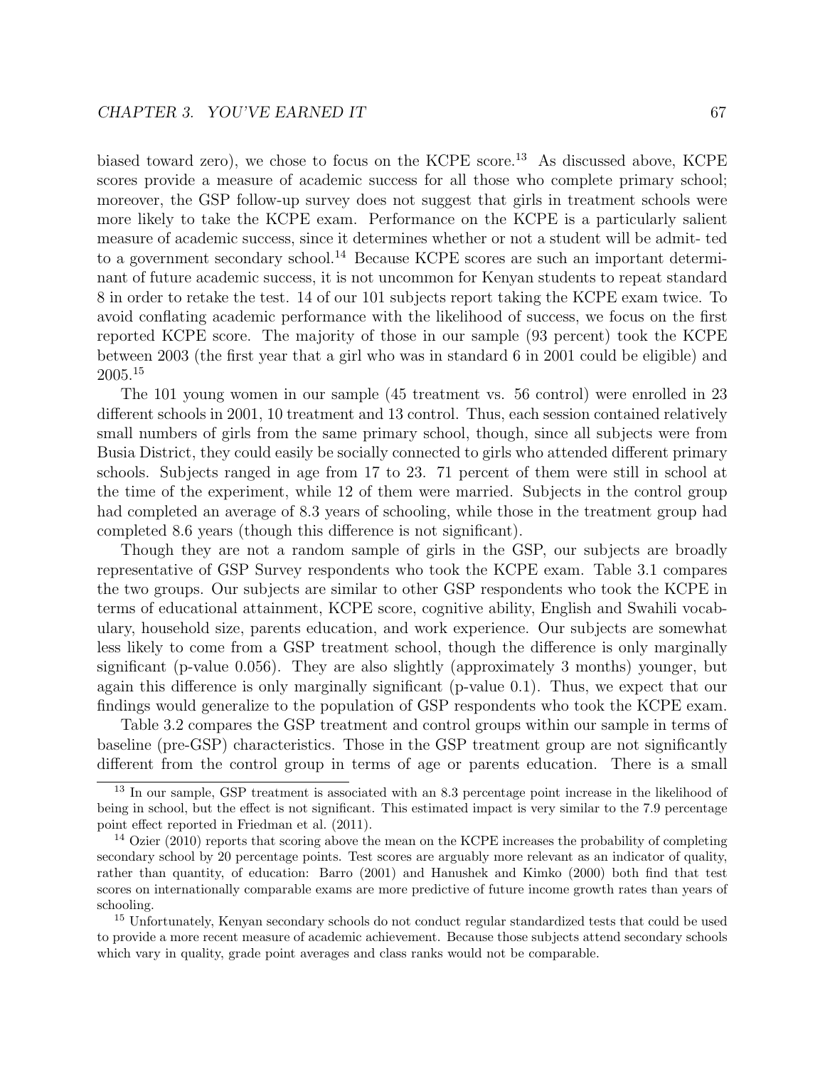biased toward zero), we chose to focus on the KCPE score.[13] As discussed above, KCPE scores provide a measure of academic success for all those who complete primary school; moreover, the GSP follow-up survey does not suggest that girls in treatment schools were more likely to take the KCPE exam. Performance on the KCPE is a particularly salient measure of academic success, since it determines whether or not a student will be admit- ted to a government secondary school.[14] Because KCPE scores are such an important determinant of future academic success, it is not uncommon for Kenyan students to repeat standard 8 in order to retake the test. 14 of our 101 subjects report taking the KCPE exam twice. To avoid conflating academic performance with the likelihood of success, we focus on the first reported KCPE score. The majority of those in our sample (93 percent) took the KCPE between 2003 (the first year that a girl who was in standard 6 in 2001 could be eligible) and 2005.[15]

The 101 young women in our sample (45 treatment vs. 56 control) were enrolled in 23 different schools in 2001, 10 treatment and 13 control. Thus, each session contained relatively small numbers of girls from the same primary school, though, since all subjects were from Busia District, they could easily be socially connected to girls who attended different primary schools. Subjects ranged in age from 17 to 23. 71 percent of them were still in school at the time of the experiment, while 12 of them were married. Subjects in the control group had completed an average of 8.3 years of schooling, while those in the treatment group had completed 8.6 years (though this difference is not significant).

Though they are not a random sample of girls in the GSP, our subjects are broadly representative of GSP Survey respondents who took the KCPE exam. Table 3.1 compares the two groups. Our subjects are similar to other GSP respondents who took the KCPE in terms of educational attainment, KCPE score, cognitive ability, English and Swahili vocabulary, household size, parents education, and work experience. Our subjects are somewhat less likely to come from a GSP treatment school, though the difference is only marginally significant (p-value 0.056). They are also slightly (approximately 3 months) younger, but again this difference is only marginally significant (p-value 0.1). Thus, we expect that our findings would generalize to the population of GSP respondents who took the KCPE exam.

Table 3.2 compares the GSP treatment and control groups within our sample in terms of baseline (pre-GSP) characteristics. Those in the GSP treatment group are not significantly different from the control group in terms of age or parents education. There is a small

[13] In our sample, GSP treatment is associated with an 8.3 percentage point increase in the likelihood of being in school, but the effect is not significant. This estimated impact is very similar to the 7.9 percentage point effect reported in Friedman et al. (2011).

[14] Ozier (2010) reports that scoring above the mean on the KCPE increases the probability of completing secondary school by 20 percentage points. Test scores are arguably more relevant as an indicator of quality, rather than quantity, of education: Barro (2001) and Hanushek and Kimko (2000) both find that test scores on internationally comparable exams are more predictive of future income growth rates than years of schooling.

[15] Unfortunately, Kenyan secondary schools do not conduct regular standardized tests that could be used to provide a more recent measure of academic achievement. Because those subjects attend secondary schools which vary in quality, grade point averages and class ranks would not be comparable.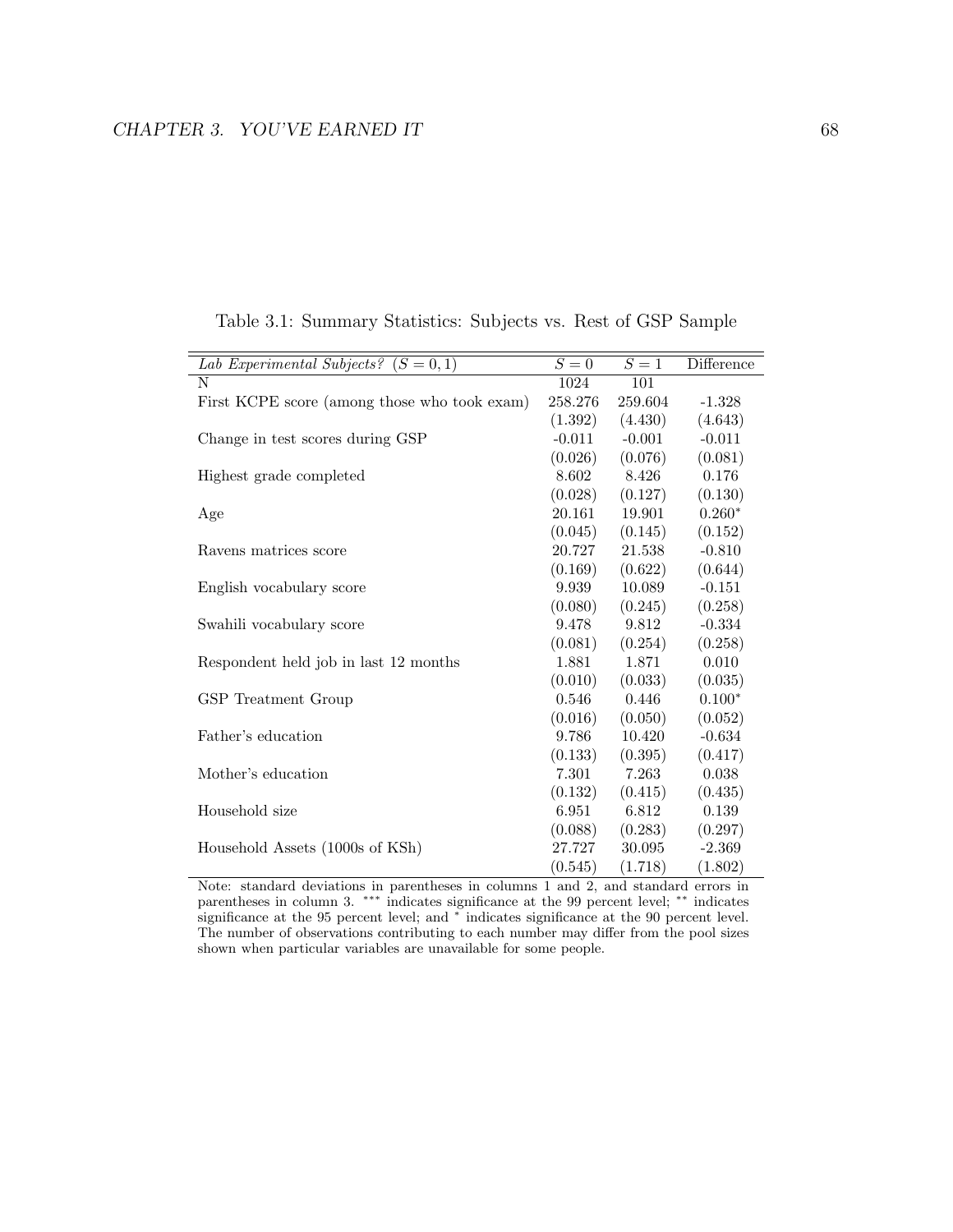Table 3.1: Summary Statistics: Subjects vs. Rest of GSP Sample

| *Lab Experimental Subjects?* ($S = 0, 1$) | $S = 0$ | $S = 1$ | Difference |
|---|---|---|---|
| N | 1024 | 101 | |
| First KCPE score (among those who took exam) | 258.276 | 259.604 | -1.328 |
| | (1.392) | (4.430) | (4.643) |
| Change in test scores during GSP | -0.011 | -0.001 | -0.011 |
| | (0.026) | (0.076) | (0.081) |
| Highest grade completed | 8.602 | 8.426 | 0.176 |
| | (0.028) | (0.127) | (0.130) |
| Age | 20.161 | 19.901 | 0.260* |
| | (0.045) | (0.145) | (0.152) |
| Ravens matrices score | 20.727 | 21.538 | -0.810 |
| | (0.169) | (0.622) | (0.644) |
| English vocabulary score | 9.939 | 10.089 | -0.151 |
| | (0.080) | (0.245) | (0.258) |
| Swahili vocabulary score | 9.478 | 9.812 | -0.334 |
| | (0.081) | (0.254) | (0.258) |
| Respondent held job in last 12 months | 1.881 | 1.871 | 0.010 |
| | (0.010) | (0.033) | (0.035) |
| GSP Treatment Group | 0.546 | 0.446 | 0.100* |
| | (0.016) | (0.050) | (0.052) |
| Father's education | 9.786 | 10.420 | -0.634 |
| | (0.133) | (0.395) | (0.417) |
| Mother's education | 7.301 | 7.263 | 0.038 |
| | (0.132) | (0.415) | (0.435) |
| Household size | 6.951 | 6.812 | 0.139 |
| | (0.088) | (0.283) | (0.297) |
| Household Assets (1000s of KSh) | 27.727 | 30.095 | -2.369 |
| | (0.545) | (1.718) | (1.802) |

Note: standard deviations in parentheses in columns 1 and 2, and standard errors in parentheses in column 3. *** indicates significance at the 99 percent level; ** indicates significance at the 95 percent level; and * indicates significance at the 90 percent level. The number of observations contributing to each number may differ from the pool sizes shown when particular variables are unavailable for some people.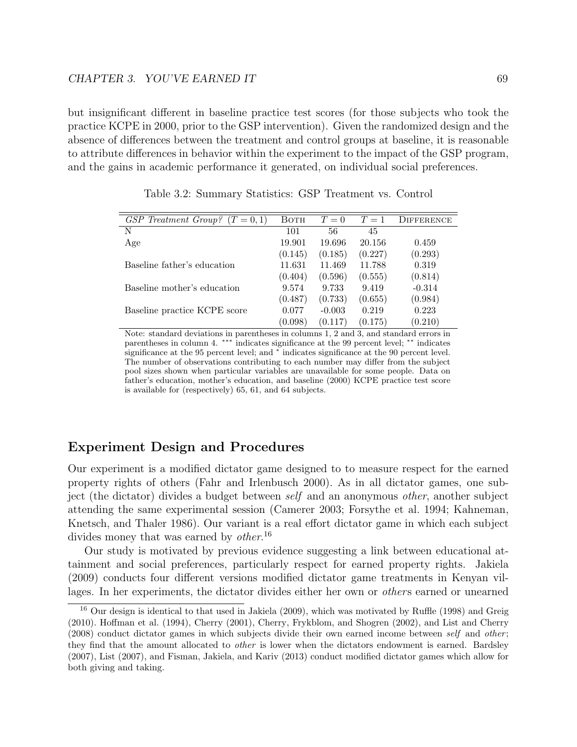but insignificant different in baseline practice test scores (for those subjects who took the practice KCPE in 2000, prior to the GSP intervention). Given the randomized design and the absence of differences between the treatment and control groups at baseline, it is reasonable to attribute differences in behavior within the experiment to the impact of the GSP program, and the gains in academic performance it generated, on individual social preferences.

Table 3.2: Summary Statistics: GSP Treatment vs. Control

| *GSP Treatment Group?* ($T = 0, 1$) | Both | $T = 0$ | $T = 1$ | Difference |
|---|---|---|---|---|
| N | 101 | 56 | 45 | |
| Age | 19.901 | 19.696 | 20.156 | 0.459 |
| | (0.145) | (0.185) | (0.227) | (0.293) |
| Baseline father's education | 11.631 | 11.469 | 11.788 | 0.319 |
| | (0.404) | (0.596) | (0.555) | (0.814) |
| Baseline mother's education | 9.574 | 9.733 | 9.419 | -0.314 |
| | (0.487) | (0.733) | (0.655) | (0.984) |
| Baseline practice KCPE score | 0.077 | -0.003 | 0.219 | 0.223 |
| | (0.098) | (0.117) | (0.175) | (0.210) |

Note: standard deviations in parentheses in columns 1, 2 and 3, and standard errors in parentheses in column 4. *** indicates significance at the 99 percent level; ** indicates significance at the 95 percent level; and * indicates significance at the 90 percent level. The number of observations contributing to each number may differ from the subject pool sizes shown when particular variables are unavailable for some people. Data on father's education, mother's education, and baseline (2000) KCPE practice test score is available for (respectively) 65, 61, and 64 subjects.

## Experiment Design and Procedures

Our experiment is a modified dictator game designed to to measure respect for the earned property rights of others (Fahr and Irlenbusch 2000). As in all dictator games, one subject (the dictator) divides a budget between *self* and an anonymous *other*, another subject attending the same experimental session (Camerer 2003; Forsythe et al. 1994; Kahneman, Knetsch, and Thaler 1986). Our variant is a real effort dictator game in which each subject divides money that was earned by *other*.[16]

Our study is motivated by previous evidence suggesting a link between educational attainment and social preferences, particularly respect for earned property rights. Jakiela (2009) conducts four different versions modified dictator game treatments in Kenyan villages. In her experiments, the dictator divides either her own or *other*s earned or unearned

[16] Our design is identical to that used in Jakiela (2009), which was motivated by Ruffle (1998) and Greig (2010). Hoffman et al. (1994), Cherry (2001), Cherry, Frykblom, and Shogren (2002), and List and Cherry (2008) conduct dictator games in which subjects divide their own earned income between *self* and *other*; they find that the amount allocated to *other* is lower when the dictators endowment is earned. Bardsley (2007), List (2007), and Fisman, Jakiela, and Kariv (2013) conduct modified dictator games which allow for both giving and taking.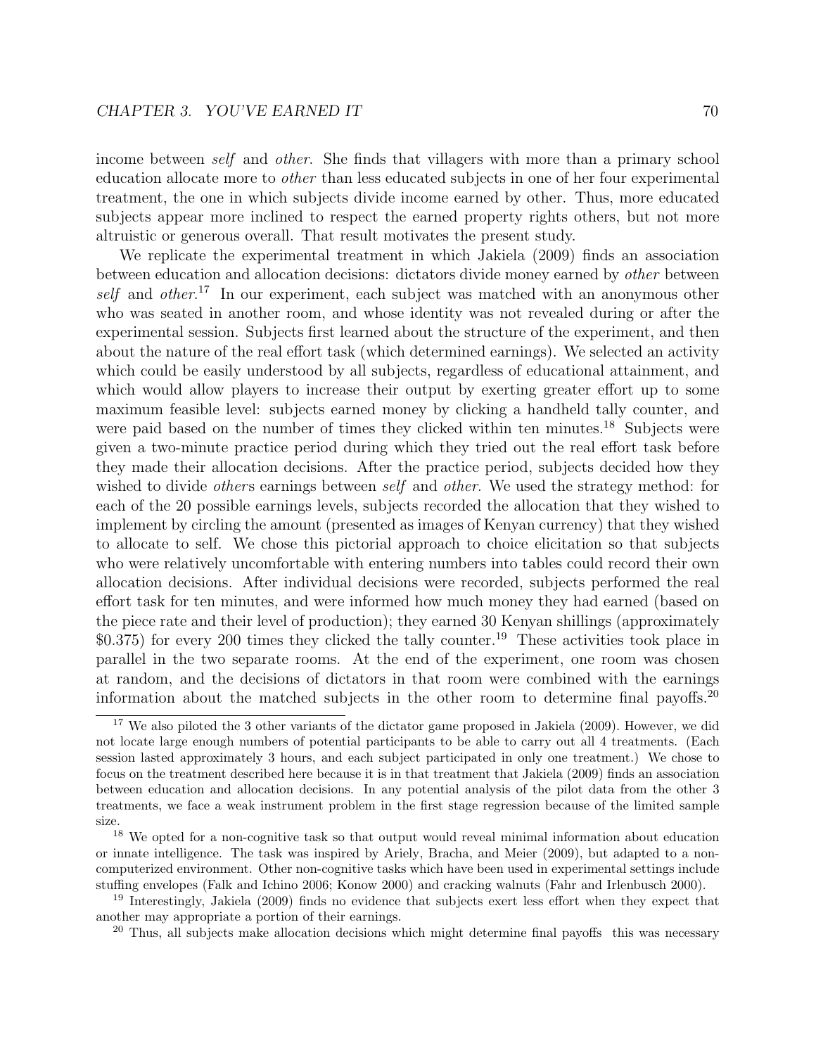income between *self* and *other*. She finds that villagers with more than a primary school education allocate more to *other* than less educated subjects in one of her four experimental treatment, the one in which subjects divide income earned by other. Thus, more educated subjects appear more inclined to respect the earned property rights others, but not more altruistic or generous overall. That result motivates the present study.

We replicate the experimental treatment in which Jakiela (2009) finds an association between education and allocation decisions: dictators divide money earned by *other* between *self* and *other*.[17] In our experiment, each subject was matched with an anonymous other who was seated in another room, and whose identity was not revealed during or after the experimental session. Subjects first learned about the structure of the experiment, and then about the nature of the real effort task (which determined earnings). We selected an activity which could be easily understood by all subjects, regardless of educational attainment, and which would allow players to increase their output by exerting greater effort up to some maximum feasible level: subjects earned money by clicking a handheld tally counter, and were paid based on the number of times they clicked within ten minutes.[18] Subjects were given a two-minute practice period during which they tried out the real effort task before they made their allocation decisions. After the practice period, subjects decided how they wished to divide *other*s earnings between *self* and *other*. We used the strategy method: for each of the 20 possible earnings levels, subjects recorded the allocation that they wished to implement by circling the amount (presented as images of Kenyan currency) that they wished to allocate to self. We chose this pictorial approach to choice elicitation so that subjects who were relatively uncomfortable with entering numbers into tables could record their own allocation decisions. After individual decisions were recorded, subjects performed the real effort task for ten minutes, and were informed how much money they had earned (based on the piece rate and their level of production); they earned 30 Kenyan shillings (approximately \$0.375) for every 200 times they clicked the tally counter.[19] These activities took place in parallel in the two separate rooms. At the end of the experiment, one room was chosen at random, and the decisions of dictators in that room were combined with the earnings information about the matched subjects in the other room to determine final payoffs.[20]

[17] We also piloted the 3 other variants of the dictator game proposed in Jakiela (2009). However, we did not locate large enough numbers of potential participants to be able to carry out all 4 treatments. (Each session lasted approximately 3 hours, and each subject participated in only one treatment.) We chose to focus on the treatment described here because it is in that treatment that Jakiela (2009) finds an association between education and allocation decisions. In any potential analysis of the pilot data from the other 3 treatments, we face a weak instrument problem in the first stage regression because of the limited sample size.

[18] We opted for a non-cognitive task so that output would reveal minimal information about education or innate intelligence. The task was inspired by Ariely, Bracha, and Meier (2009), but adapted to a non-computerized environment. Other non-cognitive tasks which have been used in experimental settings include stuffing envelopes (Falk and Ichino 2006; Konow 2000) and cracking walnuts (Fahr and Irlenbusch 2000).

[19] Interestingly, Jakiela (2009) finds no evidence that subjects exert less effort when they expect that another may appropriate a portion of their earnings.

[20] Thus, all subjects make allocation decisions which might determine final payoffs this was necessary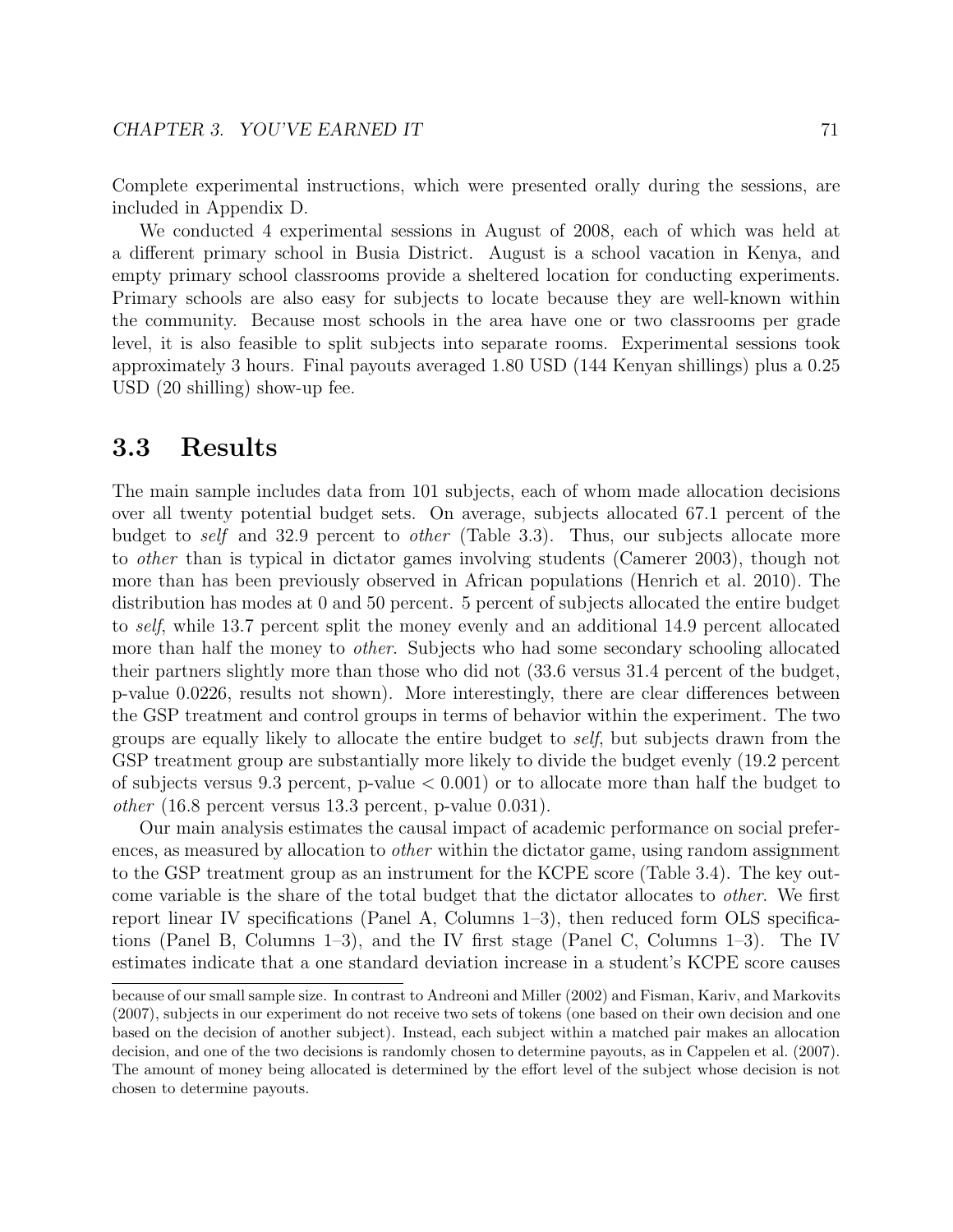Complete experimental instructions, which were presented orally during the sessions, are included in Appendix D.

We conducted 4 experimental sessions in August of 2008, each of which was held at a different primary school in Busia District. August is a school vacation in Kenya, and empty primary school classrooms provide a sheltered location for conducting experiments. Primary schools are also easy for subjects to locate because they are well-known within the community. Because most schools in the area have one or two classrooms per grade level, it is also feasible to split subjects into separate rooms. Experimental sessions took approximately 3 hours. Final payouts averaged 1.80 USD (144 Kenyan shillings) plus a 0.25 USD (20 shilling) show-up fee.

## 3.3 Results

The main sample includes data from 101 subjects, each of whom made allocation decisions over all twenty potential budget sets. On average, subjects allocated 67.1 percent of the budget to *self* and 32.9 percent to *other* (Table 3.3). Thus, our subjects allocate more to *other* than is typical in dictator games involving students (Camerer 2003), though not more than has been previously observed in African populations (Henrich et al. 2010). The distribution has modes at 0 and 50 percent. 5 percent of subjects allocated the entire budget to *self*, while 13.7 percent split the money evenly and an additional 14.9 percent allocated more than half the money to *other*. Subjects who had some secondary schooling allocated their partners slightly more than those who did not (33.6 versus 31.4 percent of the budget, p-value 0.0226, results not shown). More interestingly, there are clear differences between the GSP treatment and control groups in terms of behavior within the experiment. The two groups are equally likely to allocate the entire budget to *self*, but subjects drawn from the GSP treatment group are substantially more likely to divide the budget evenly (19.2 percent of subjects versus 9.3 percent, p-value $< 0.001$) or to allocate more than half the budget to *other* (16.8 percent versus 13.3 percent, p-value 0.031).

Our main analysis estimates the causal impact of academic performance on social preferences, as measured by allocation to *other* within the dictator game, using random assignment to the GSP treatment group as an instrument for the KCPE score (Table 3.4). The key outcome variable is the share of the total budget that the dictator allocates to *other*. We first report linear IV specifications (Panel A, Columns 1–3), then reduced form OLS specifications (Panel B, Columns 1–3), and the IV first stage (Panel C, Columns 1–3). The IV estimates indicate that a one standard deviation increase in a student's KCPE score causes

because of our small sample size. In contrast to Andreoni and Miller (2002) and Fisman, Kariv, and Markovits (2007), subjects in our experiment do not receive two sets of tokens (one based on their own decision and one based on the decision of another subject). Instead, each subject within a matched pair makes an allocation decision, and one of the two decisions is randomly chosen to determine payouts, as in Cappelen et al. (2007). The amount of money being allocated is determined by the effort level of the subject whose decision is not chosen to determine payouts.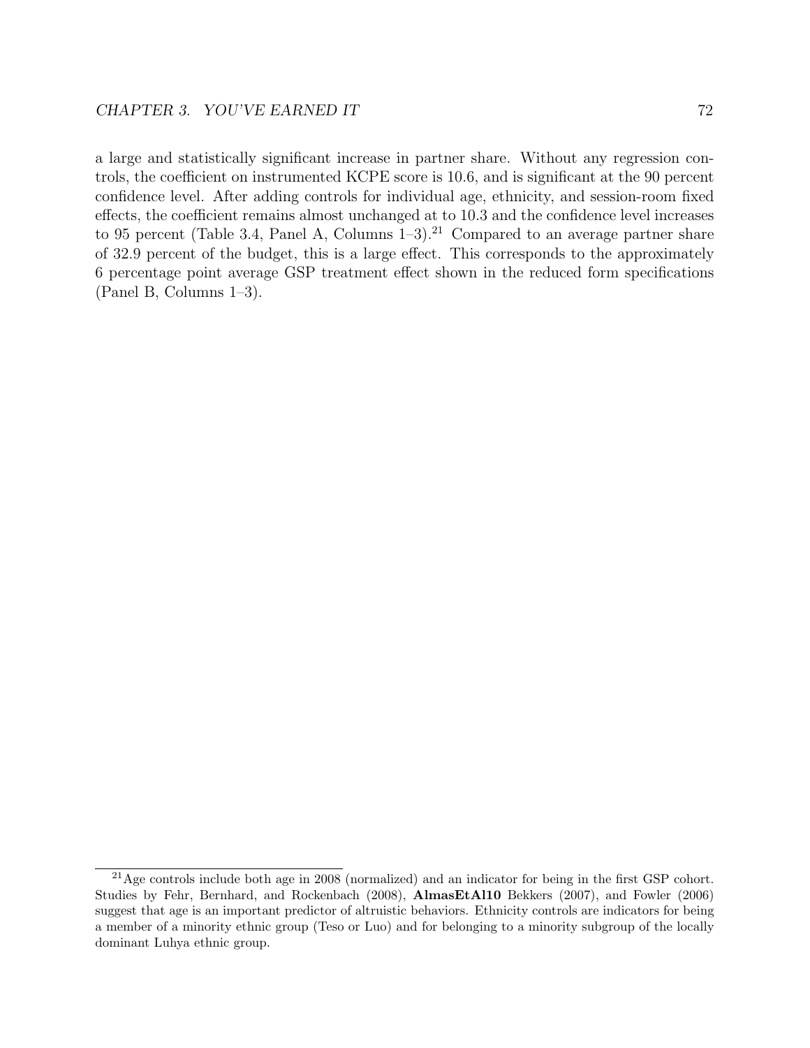a large and statistically significant increase in partner share. Without any regression controls, the coefficient on instrumented KCPE score is 10.6, and is significant at the 90 percent confidence level. After adding controls for individual age, ethnicity, and session-room fixed effects, the coefficient remains almost unchanged at to 10.3 and the confidence level increases to 95 percent (Table 3.4, Panel A, Columns 1–3).[21] Compared to an average partner share of 32.9 percent of the budget, this is a large effect. This corresponds to the approximately 6 percentage point average GSP treatment effect shown in the reduced form specifications (Panel B, Columns 1–3).

[21] Age controls include both age in 2008 (normalized) and an indicator for being in the first GSP cohort. Studies by Fehr, Bernhard, and Rockenbach (2008), **AlmasEtAl10** Bekkers (2007), and Fowler (2006) suggest that age is an important predictor of altruistic behaviors. Ethnicity controls are indicators for being a member of a minority ethnic group (Teso or Luo) and for belonging to a minority subgroup of the locally dominant Luhya ethnic group.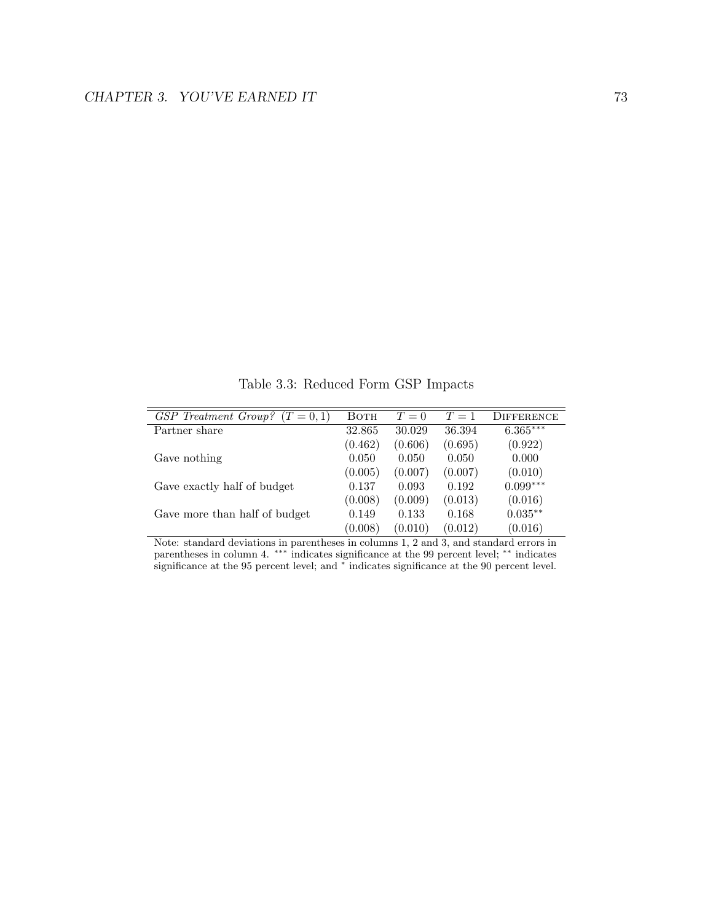Table 3.3: Reduced Form GSP Impacts

| *GSP Treatment Group?* $(T = 0, 1)$ | Both | $T = 0$ | $T = 1$ | Difference |
|---|---|---|---|---|
| Partner share | 32.865 | 30.029 | 36.394 | 6.365*** |
| | (0.462) | (0.606) | (0.695) | (0.922) |
| Gave nothing | 0.050 | 0.050 | 0.050 | 0.000 |
| | (0.005) | (0.007) | (0.007) | (0.010) |
| Gave exactly half of budget | 0.137 | 0.093 | 0.192 | 0.099*** |
| | (0.008) | (0.009) | (0.013) | (0.016) |
| Gave more than half of budget | 0.149 | 0.133 | 0.168 | 0.035** |
| | (0.008) | (0.010) | (0.012) | (0.016) |

Note: standard deviations in parentheses in columns 1, 2 and 3, and standard errors in parentheses in column 4. *** indicates significance at the 99 percent level; ** indicates significance at the 95 percent level; and * indicates significance at the 90 percent level.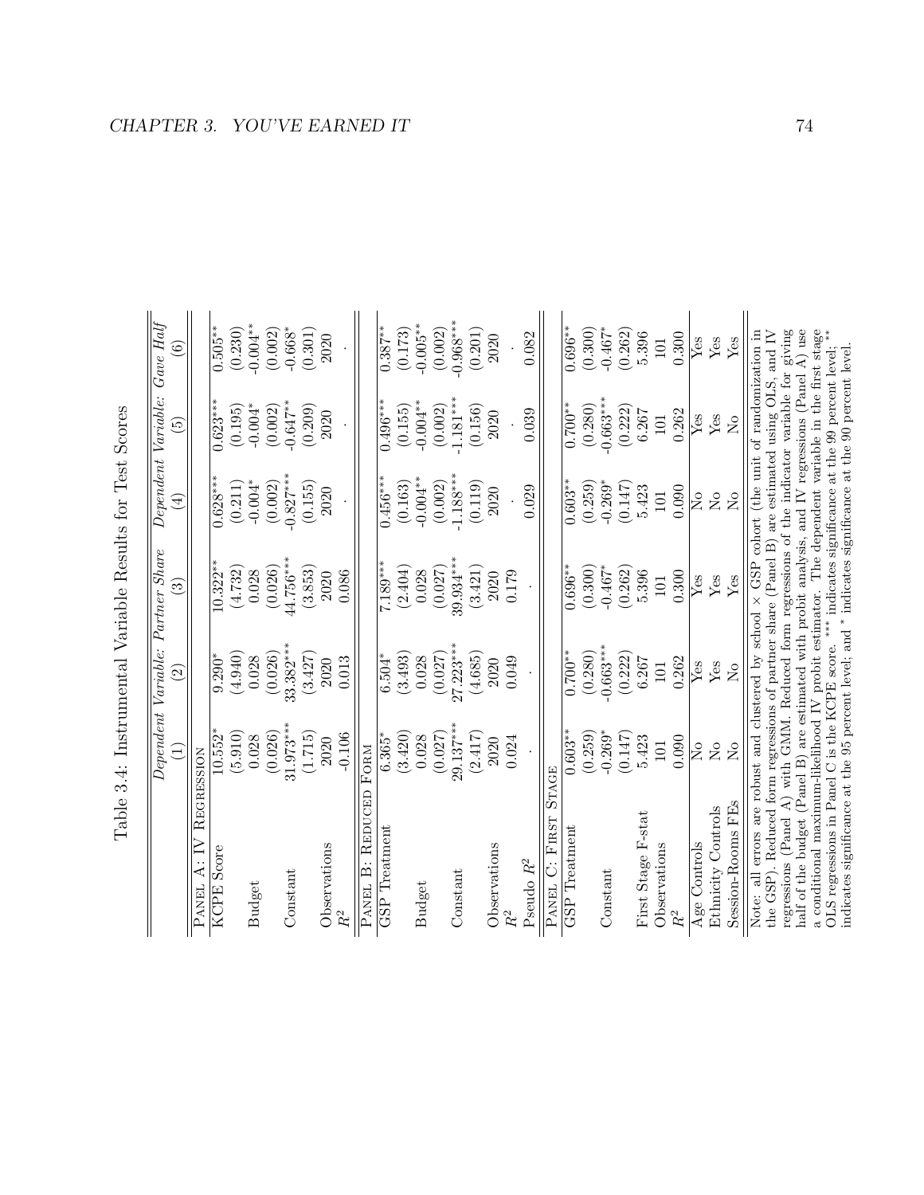Table 3.4: Instrumental Variable Results for Test Scores

| | *Dependent Variable: Partner Share* | | | *Dependent Variable: Gave Half* | | |
|---|---|---|---|---|---|---|
| | (1) | (2) | (3) | (4) | (5) | (6) |
| PANEL A: IV REGRESSION | | | | | | |
| KCPE Score | 10.552* | 9.290* | 10.322** | 0.628*** | 0.623*** | 0.505** |
| | (5.910) | (4.940) | (4.732) | (0.211) | (0.195) | (0.230) |
| Budget | 0.028 | 0.028 | 0.028 | -0.004* | -0.004* | -0.004** |
| | (0.026) | (0.026) | (0.026) | (0.002) | (0.002) | (0.002) |
| Constant | 31.973*** | 33.382*** | 44.756*** | -0.827*** | -0.647** | -0.668* |
| | (1.715) | (3.427) | (3.853) | (0.155) | (0.209) | (0.301) |
| Observations | 2020 | 2020 | 2020 | 2020 | 2020 | 2020 |
| $R^2$ | -0.106 | 0.013 | 0.086 | . | . | . |
| PANEL B: REDUCED FORM | | | | | | |
| GSP Treatment | 6.365* | 6.504* | 7.189*** | 0.456*** | 0.496*** | 0.387** |
| | (3.420) | (3.493) | (2.404) | (0.163) | (0.155) | (0.173) |
| Budget | 0.028 | 0.028 | 0.028 | -0.004** | -0.004** | -0.005** |
| | (0.027) | (0.027) | (0.027) | (0.002) | (0.002) | (0.002) |
| Constant | 29.137*** | 27.223*** | 39.934*** | -1.188*** | -1.181*** | -0.968*** |
| | (2.417) | (4.685) | (3.421) | (0.119) | (0.156) | (0.201) |
| Observations | 2020 | 2020 | 2020 | 2020 | 2020 | 2020 |
| $R^2$ | 0.024 | 0.049 | 0.179 | . | . | . |
| Pseudo $R^2$ | . | . | . | 0.029 | 0.039 | 0.082 |
| PANEL C: FIRST STAGE | | | | | | |
| GSP Treatment | 0.603** | 0.700** | 0.696** | 0.603** | 0.700** | 0.696** |
| | (0.259) | (0.280) | (0.300) | (0.259) | (0.280) | (0.300) |
| Constant | -0.269* | -0.663*** | -0.467* | -0.269* | -0.663*** | -0.467* |
| | (0.147) | (0.222) | (0.262) | (0.147) | (0.222) | (0.262) |
| First Stage F-stat | 5.423 | 6.267 | 5.396 | 5.423 | 6.267 | 5.396 |
| Observations | 101 | 101 | 101 | 101 | 101 | 101 |
| $R^2$ | 0.090 | 0.262 | 0.300 | 0.090 | 0.262 | 0.300 |
| Age Controls | No | Yes | Yes | No | Yes | Yes |
| Ethnicity Controls | No | Yes | Yes | No | Yes | Yes |
| Session-Rooms FEs | No | No | Yes | No | No | Yes |

Note: all errors are robust and clustered by school × GSP cohort (the unit of randomization in the GSP). Reduced form regressions of partner share (Panel B) are estimated using OLS, and IV regressions (Panel A) with GMM. Reduced form regressions of the indicator variable for giving half of the budget (Panel B) are estimated with probit analysis, and IV regressions (Panel A) use a conditional maximum-likelihood IV probit estimator. The dependent variable in the first stage OLS regressions in Panel C is the KCPE score. *** indicates significance at the 99 percent level; ** indicates significance at the 95 percent level; and * indicates significance at the 90 percent level.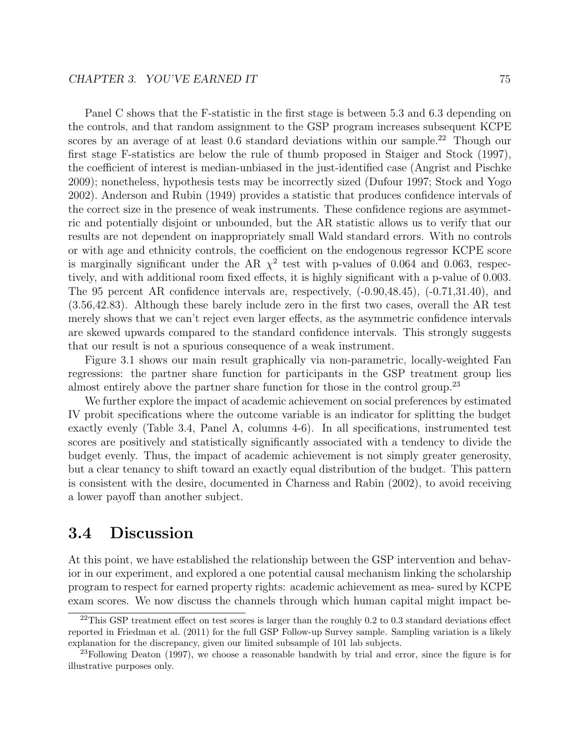Panel C shows that the F-statistic in the first stage is between 5.3 and 6.3 depending on the controls, and that random assignment to the GSP program increases subsequent KCPE scores by an average of at least 0.6 standard deviations within our sample.[22] Though our first stage F-statistics are below the rule of thumb proposed in Staiger and Stock (1997), the coefficient of interest is median-unbiased in the just-identified case (Angrist and Pischke 2009); nonetheless, hypothesis tests may be incorrectly sized (Dufour 1997; Stock and Yogo 2002). Anderson and Rubin (1949) provides a statistic that produces confidence intervals of the correct size in the presence of weak instruments. These confidence regions are asymmetric and potentially disjoint or unbounded, but the AR statistic allows us to verify that our results are not dependent on inappropriately small Wald standard errors. With no controls or with age and ethnicity controls, the coefficient on the endogenous regressor KCPE score is marginally significant under the AR $\chi^2$ test with p-values of 0.064 and 0.063, respectively, and with additional room fixed effects, it is highly significant with a p-value of 0.003. The 95 percent AR confidence intervals are, respectively, (-0.90,48.45), (-0.71,31.40), and (3.56,42.83). Although these barely include zero in the first two cases, overall the AR test merely shows that we can't reject even larger effects, as the asymmetric confidence intervals are skewed upwards compared to the standard confidence intervals. This strongly suggests that our result is not a spurious consequence of a weak instrument.

Figure 3.1 shows our main result graphically via non-parametric, locally-weighted Fan regressions: the partner share function for participants in the GSP treatment group lies almost entirely above the partner share function for those in the control group.[23]

We further explore the impact of academic achievement on social preferences by estimated IV probit specifications where the outcome variable is an indicator for splitting the budget exactly evenly (Table 3.4, Panel A, columns 4-6). In all specifications, instrumented test scores are positively and statistically significantly associated with a tendency to divide the budget evenly. Thus, the impact of academic achievement is not simply greater generosity, but a clear tenancy to shift toward an exactly equal distribution of the budget. This pattern is consistent with the desire, documented in Charness and Rabin (2002), to avoid receiving a lower payoff than another subject.

## 3.4 Discussion

At this point, we have established the relationship between the GSP intervention and behavior in our experiment, and explored a one potential causal mechanism linking the scholarship program to respect for earned property rights: academic achievement as mea- sured by KCPE exam scores. We now discuss the channels through which human capital might impact be-

[22] This GSP treatment effect on test scores is larger than the roughly 0.2 to 0.3 standard deviations effect reported in Friedman et al. (2011) for the full GSP Follow-up Survey sample. Sampling variation is a likely explanation for the discrepancy, given our limited subsample of 101 lab subjects.

[23] Following Deaton (1997), we choose a reasonable bandwith by trial and error, since the figure is for illustrative purposes only.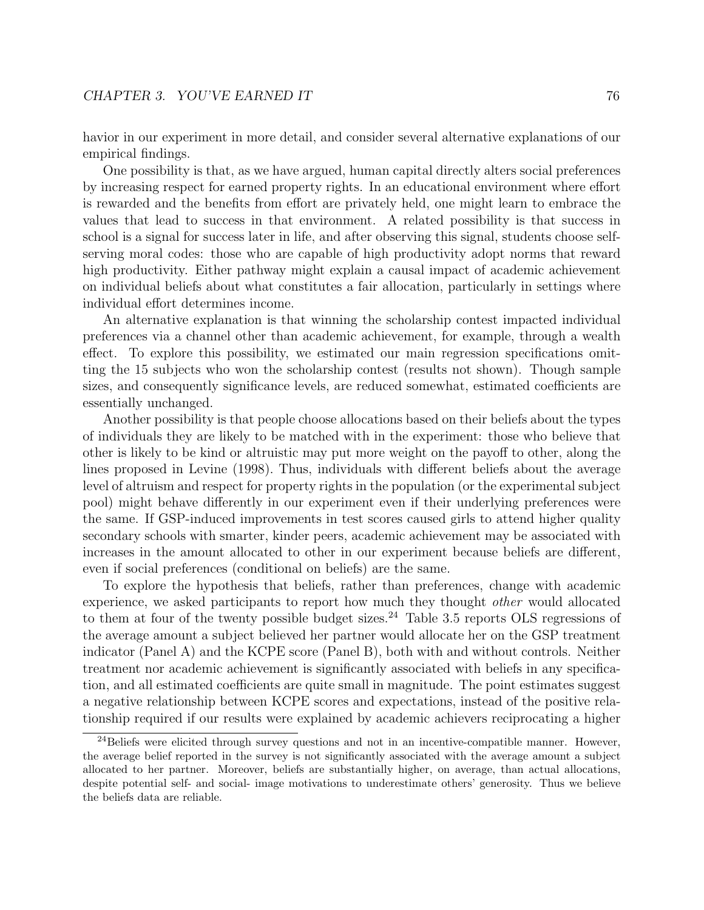havior in our experiment in more detail, and consider several alternative explanations of our empirical findings.

One possibility is that, as we have argued, human capital directly alters social preferences by increasing respect for earned property rights. In an educational environment where effort is rewarded and the benefits from effort are privately held, one might learn to embrace the values that lead to success in that environment. A related possibility is that success in school is a signal for success later in life, and after observing this signal, students choose self-serving moral codes: those who are capable of high productivity adopt norms that reward high productivity. Either pathway might explain a causal impact of academic achievement on individual beliefs about what constitutes a fair allocation, particularly in settings where individual effort determines income.

An alternative explanation is that winning the scholarship contest impacted individual preferences via a channel other than academic achievement, for example, through a wealth effect. To explore this possibility, we estimated our main regression specifications omitting the 15 subjects who won the scholarship contest (results not shown). Though sample sizes, and consequently significance levels, are reduced somewhat, estimated coefficients are essentially unchanged.

Another possibility is that people choose allocations based on their beliefs about the types of individuals they are likely to be matched with in the experiment: those who believe that other is likely to be kind or altruistic may put more weight on the payoff to other, along the lines proposed in Levine (1998). Thus, individuals with different beliefs about the average level of altruism and respect for property rights in the population (or the experimental subject pool) might behave differently in our experiment even if their underlying preferences were the same. If GSP-induced improvements in test scores caused girls to attend higher quality secondary schools with smarter, kinder peers, academic achievement may be associated with increases in the amount allocated to other in our experiment because beliefs are different, even if social preferences (conditional on beliefs) are the same.

To explore the hypothesis that beliefs, rather than preferences, change with academic experience, we asked participants to report how much they thought *other* would allocated to them at four of the twenty possible budget sizes.[24] Table 3.5 reports OLS regressions of the average amount a subject believed her partner would allocate her on the GSP treatment indicator (Panel A) and the KCPE score (Panel B), both with and without controls. Neither treatment nor academic achievement is significantly associated with beliefs in any specification, and all estimated coefficients are quite small in magnitude. The point estimates suggest a negative relationship between KCPE scores and expectations, instead of the positive relationship required if our results were explained by academic achievers reciprocating a higher

[24]Beliefs were elicited through survey questions and not in an incentive-compatible manner. However, the average belief reported in the survey is not significantly associated with the average amount a subject allocated to her partner. Moreover, beliefs are substantially higher, on average, than actual allocations, despite potential self- and social- image motivations to underestimate others' generosity. Thus we believe the beliefs data are reliable.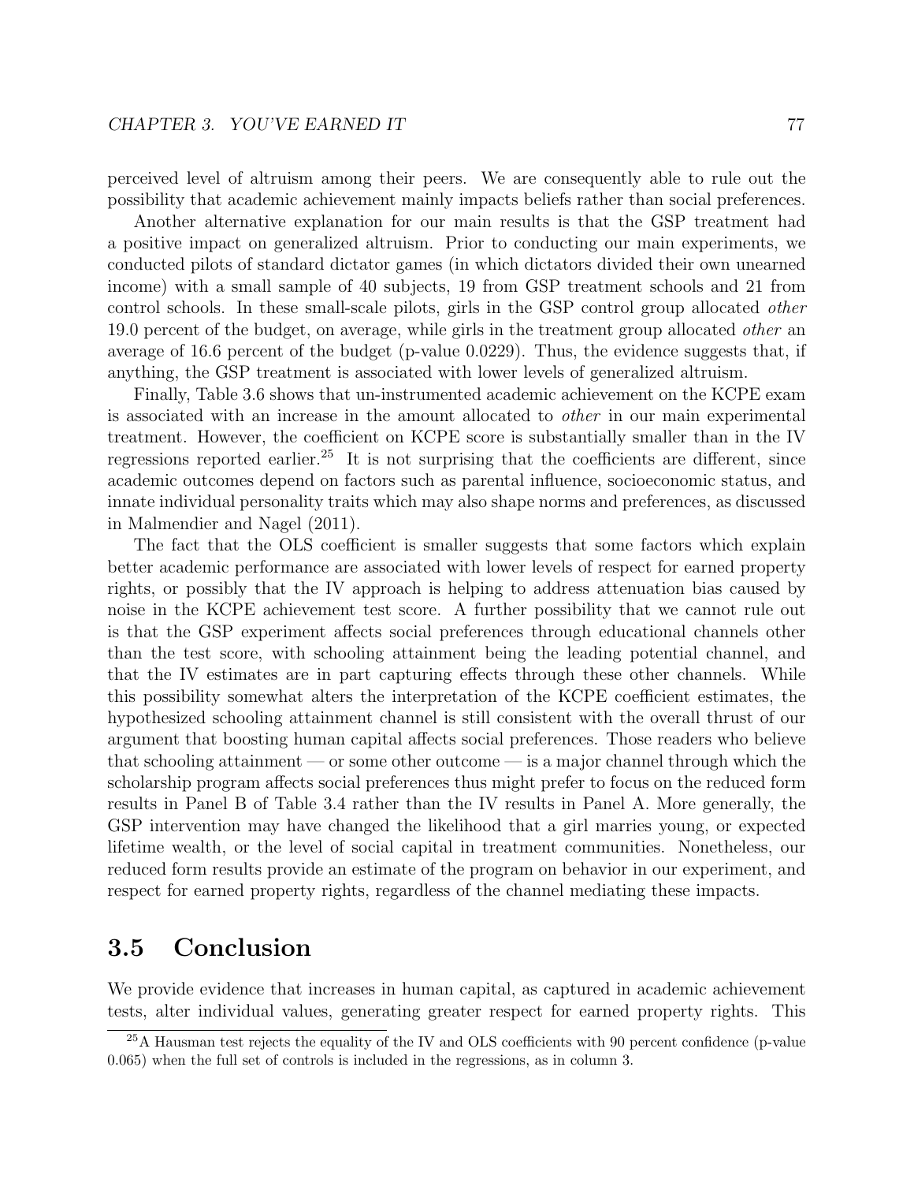perceived level of altruism among their peers. We are consequently able to rule out the possibility that academic achievement mainly impacts beliefs rather than social preferences.

Another alternative explanation for our main results is that the GSP treatment had a positive impact on generalized altruism. Prior to conducting our main experiments, we conducted pilots of standard dictator games (in which dictators divided their own unearned income) with a small sample of 40 subjects, 19 from GSP treatment schools and 21 from control schools. In these small-scale pilots, girls in the GSP control group allocated *other* 19.0 percent of the budget, on average, while girls in the treatment group allocated *other* an average of 16.6 percent of the budget (p-value 0.0229). Thus, the evidence suggests that, if anything, the GSP treatment is associated with lower levels of generalized altruism.

Finally, Table 3.6 shows that un-instrumented academic achievement on the KCPE exam is associated with an increase in the amount allocated to *other* in our main experimental treatment. However, the coefficient on KCPE score is substantially smaller than in the IV regressions reported earlier.[25] It is not surprising that the coefficients are different, since academic outcomes depend on factors such as parental influence, socioeconomic status, and innate individual personality traits which may also shape norms and preferences, as discussed in Malmendier and Nagel (2011).

The fact that the OLS coefficient is smaller suggests that some factors which explain better academic performance are associated with lower levels of respect for earned property rights, or possibly that the IV approach is helping to address attenuation bias caused by noise in the KCPE achievement test score. A further possibility that we cannot rule out is that the GSP experiment affects social preferences through educational channels other than the test score, with schooling attainment being the leading potential channel, and that the IV estimates are in part capturing effects through these other channels. While this possibility somewhat alters the interpretation of the KCPE coefficient estimates, the hypothesized schooling attainment channel is still consistent with the overall thrust of our argument that boosting human capital affects social preferences. Those readers who believe that schooling attainment — or some other outcome — is a major channel through which the scholarship program affects social preferences thus might prefer to focus on the reduced form results in Panel B of Table 3.4 rather than the IV results in Panel A. More generally, the GSP intervention may have changed the likelihood that a girl marries young, or expected lifetime wealth, or the level of social capital in treatment communities. Nonetheless, our reduced form results provide an estimate of the program on behavior in our experiment, and respect for earned property rights, regardless of the channel mediating these impacts.

## 3.5 Conclusion

We provide evidence that increases in human capital, as captured in academic achievement tests, alter individual values, generating greater respect for earned property rights. This

[25] A Hausman test rejects the equality of the IV and OLS coefficients with 90 percent confidence (p-value 0.065) when the full set of controls is included in the regressions, as in column 3.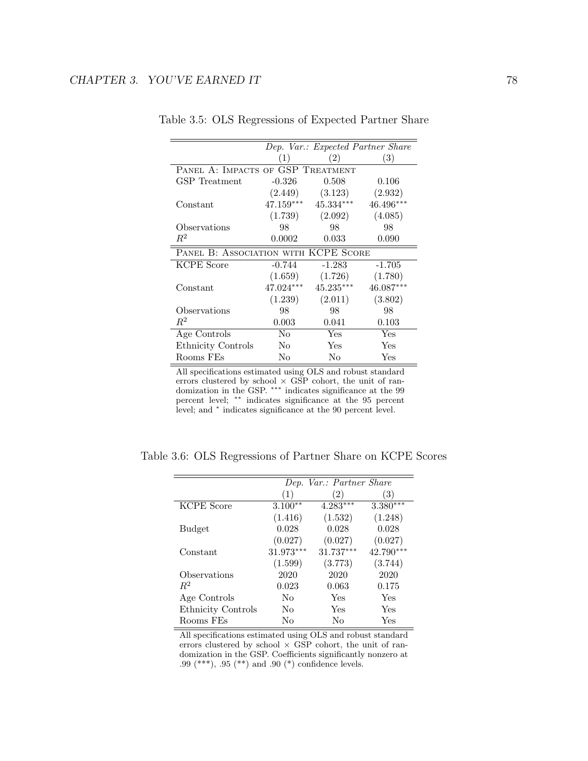Table 3.5: OLS Regressions of Expected Partner Share

| | *Dep. Var.: Expected Partner Share* | | |
|---|---|---|---|
| | (1) | (2) | (3) |
| PANEL A: IMPACTS OF GSP TREATMENT | | | |
| GSP Treatment | -0.326 | 0.508 | 0.106 |
| | (2.449) | (3.123) | (2.932) |
| Constant | 47.159*** | 45.334*** | 46.496*** |
| | (1.739) | (2.092) | (4.085) |
| Observations | 98 | 98 | 98 |
| $R^2$ | 0.0002 | 0.033 | 0.090 |
| PANEL B: ASSOCIATION WITH KCPE SCORE | | | |
| KCPE Score | -0.744 | -1.283 | -1.705 |
| | (1.659) | (1.726) | (1.780) |
| Constant | 47.024*** | 45.235*** | 46.087*** |
| | (1.239) | (2.011) | (3.802) |
| Observations | 98 | 98 | 98 |
| $R^2$ | 0.003 | 0.041 | 0.103 |
| Age Controls | No | Yes | Yes |
| Ethnicity Controls | No | Yes | Yes |
| Rooms FEs | No | No | Yes |

All specifications estimated using OLS and robust standard errors clustered by school × GSP cohort, the unit of randomization in the GSP. *** indicates significance at the 99 percent level; ** indicates significance at the 95 percent level; and * indicates significance at the 90 percent level.

Table 3.6: OLS Regressions of Partner Share on KCPE Scores

| | *Dep. Var.: Partner Share* | | |
|---|---|---|---|
| | (1) | (2) | (3) |
| KCPE Score | 3.100** | 4.283*** | 3.380*** |
| | (1.416) | (1.532) | (1.248) |
| Budget | 0.028 | 0.028 | 0.028 |
| | (0.027) | (0.027) | (0.027) |
| Constant | 31.973*** | 31.737*** | 42.790*** |
| | (1.599) | (3.773) | (3.744) |
| Observations | 2020 | 2020 | 2020 |
| $R^2$ | 0.023 | 0.063 | 0.175 |
| Age Controls | No | Yes | Yes |
| Ethnicity Controls | No | Yes | Yes |
| Rooms FEs | No | No | Yes |

All specifications estimated using OLS and robust standard errors clustered by school × GSP cohort, the unit of randomization in the GSP. Coefficients significantly nonzero at .99 (***), .95 (**) and .90 (*) confidence levels.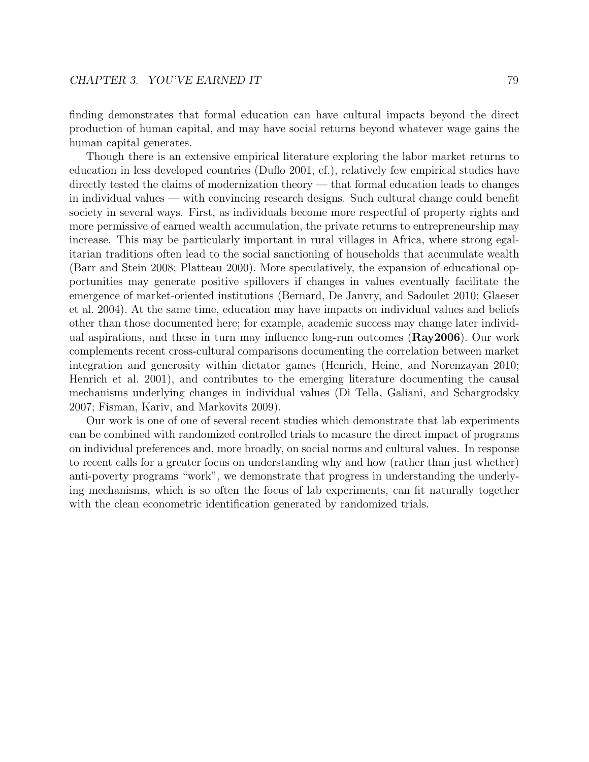finding demonstrates that formal education can have cultural impacts beyond the direct production of human capital, and may have social returns beyond whatever wage gains the human capital generates.

Though there is an extensive empirical literature exploring the labor market returns to education in less developed countries (Duflo 2001, cf.), relatively few empirical studies have directly tested the claims of modernization theory — that formal education leads to changes in individual values — with convincing research designs. Such cultural change could benefit society in several ways. First, as individuals become more respectful of property rights and more permissive of earned wealth accumulation, the private returns to entrepreneurship may increase. This may be particularly important in rural villages in Africa, where strong egalitarian traditions often lead to the social sanctioning of households that accumulate wealth (Barr and Stein 2008; Platteau 2000). More speculatively, the expansion of educational opportunities may generate positive spillovers if changes in values eventually facilitate the emergence of market-oriented institutions (Bernard, De Janvry, and Sadoulet 2010; Glaeser et al. 2004). At the same time, education may have impacts on individual values and beliefs other than those documented here; for example, academic success may change later individual aspirations, and these in turn may influence long-run outcomes (**Ray2006**). Our work complements recent cross-cultural comparisons documenting the correlation between market integration and generosity within dictator games (Henrich, Heine, and Norenzayan 2010; Henrich et al. 2001), and contributes to the emerging literature documenting the causal mechanisms underlying changes in individual values (Di Tella, Galiani, and Schargrodsky 2007; Fisman, Kariv, and Markovits 2009).

Our work is one of one of several recent studies which demonstrate that lab experiments can be combined with randomized controlled trials to measure the direct impact of programs on individual preferences and, more broadly, on social norms and cultural values. In response to recent calls for a greater focus on understanding why and how (rather than just whether) anti-poverty programs "work", we demonstrate that progress in understanding the underlying mechanisms, which is so often the focus of lab experiments, can fit naturally together with the clean econometric identification generated by randomized trials.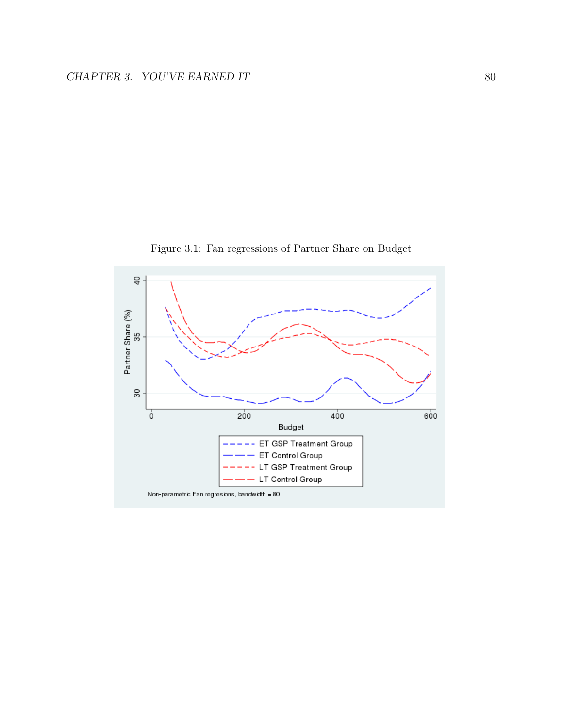Figure 3.1: Fan regressions of Partner Share on Budget

Non-parametric Fan regresions, bandwidth = 80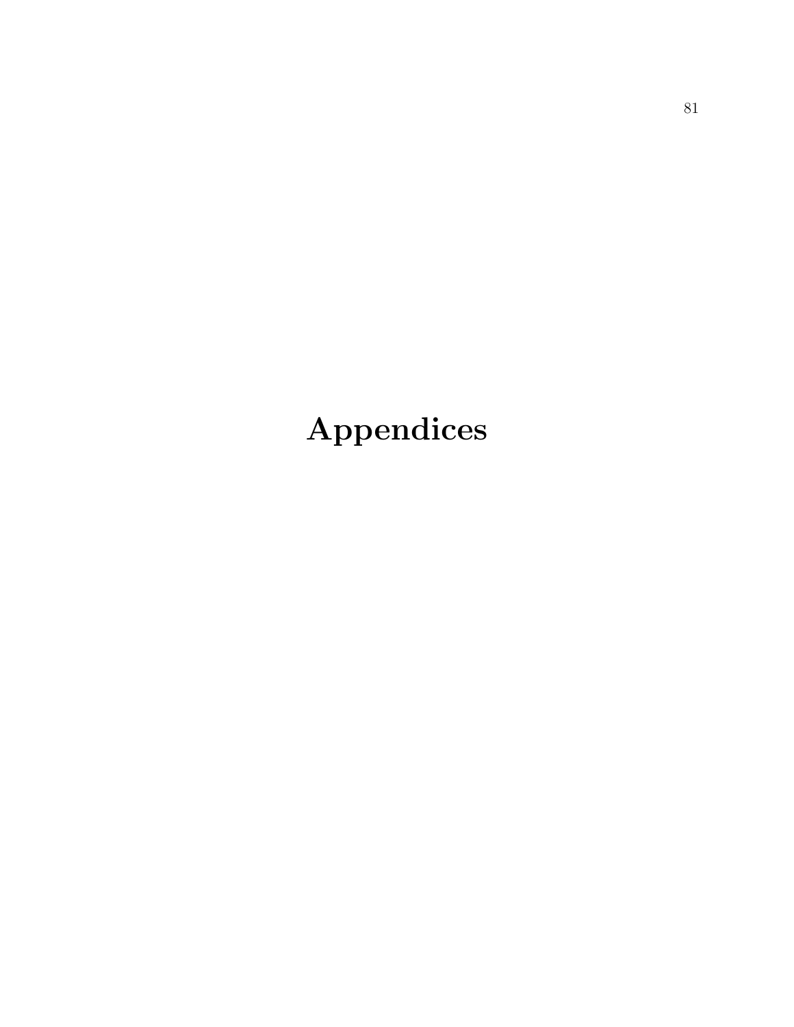# Appendices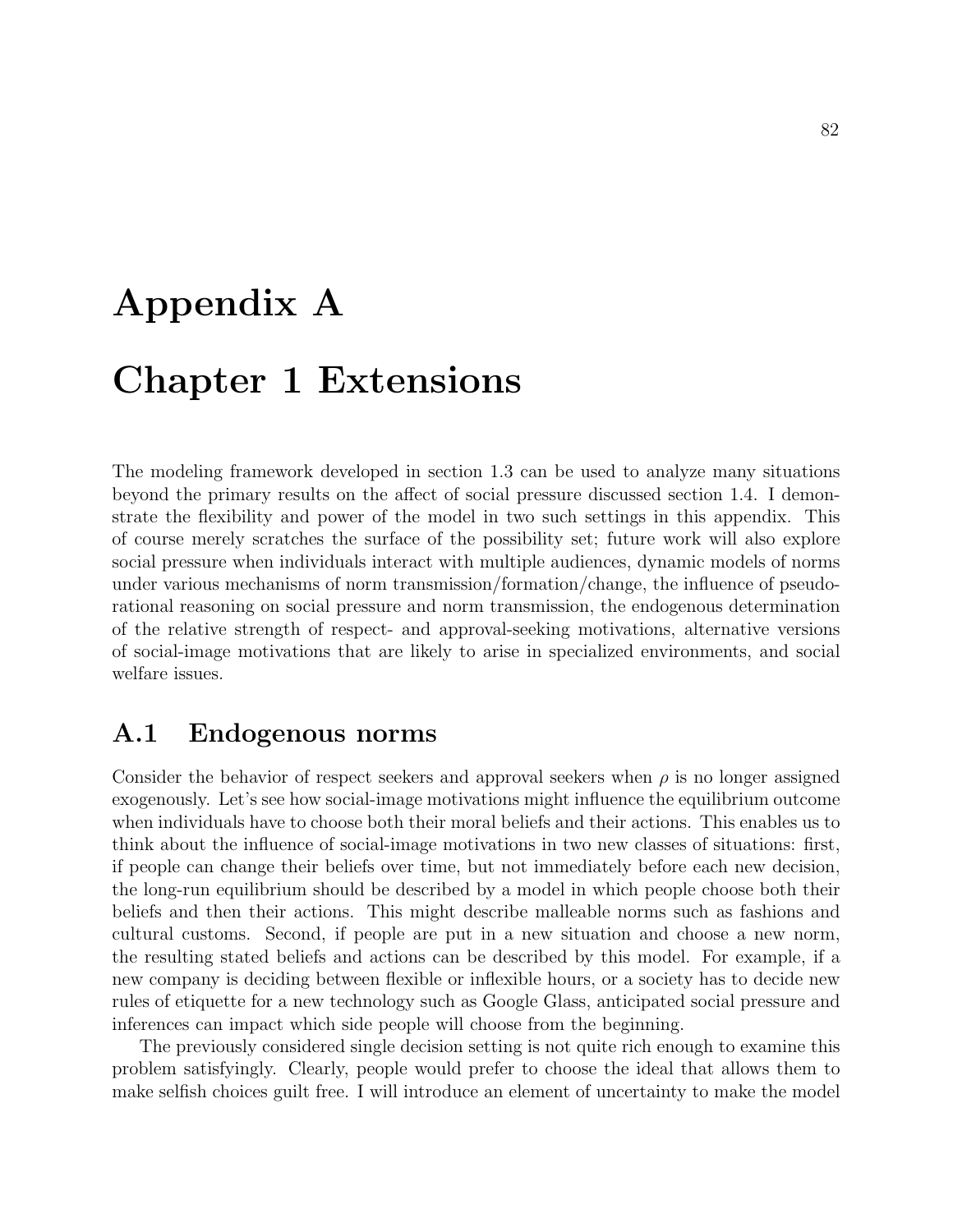# Appendix A

# Chapter 1 Extensions

The modeling framework developed in section 1.3 can be used to analyze many situations beyond the primary results on the affect of social pressure discussed section 1.4. I demonstrate the flexibility and power of the model in two such settings in this appendix. This of course merely scratches the surface of the possibility set; future work will also explore social pressure when individuals interact with multiple audiences, dynamic models of norms under various mechanisms of norm transmission/formation/change, the influence of pseudo-rational reasoning on social pressure and norm transmission, the endogenous determination of the relative strength of respect- and approval-seeking motivations, alternative versions of social-image motivations that are likely to arise in specialized environments, and social welfare issues.

## A.1 Endogenous norms

Consider the behavior of respect seekers and approval seekers when $\rho$ is no longer assigned exogenously. Let's see how social-image motivations might influence the equilibrium outcome when individuals have to choose both their moral beliefs and their actions. This enables us to think about the influence of social-image motivations in two new classes of situations: first, if people can change their beliefs over time, but not immediately before each new decision, the long-run equilibrium should be described by a model in which people choose both their beliefs and then their actions. This might describe malleable norms such as fashions and cultural customs. Second, if people are put in a new situation and choose a new norm, the resulting stated beliefs and actions can be described by this model. For example, if a new company is deciding between flexible or inflexible hours, or a society has to decide new rules of etiquette for a new technology such as Google Glass, anticipated social pressure and inferences can impact which side people will choose from the beginning.

The previously considered single decision setting is not quite rich enough to examine this problem satisfyingly. Clearly, people would prefer to choose the ideal that allows them to make selfish choices guilt free. I will introduce an element of uncertainty to make the model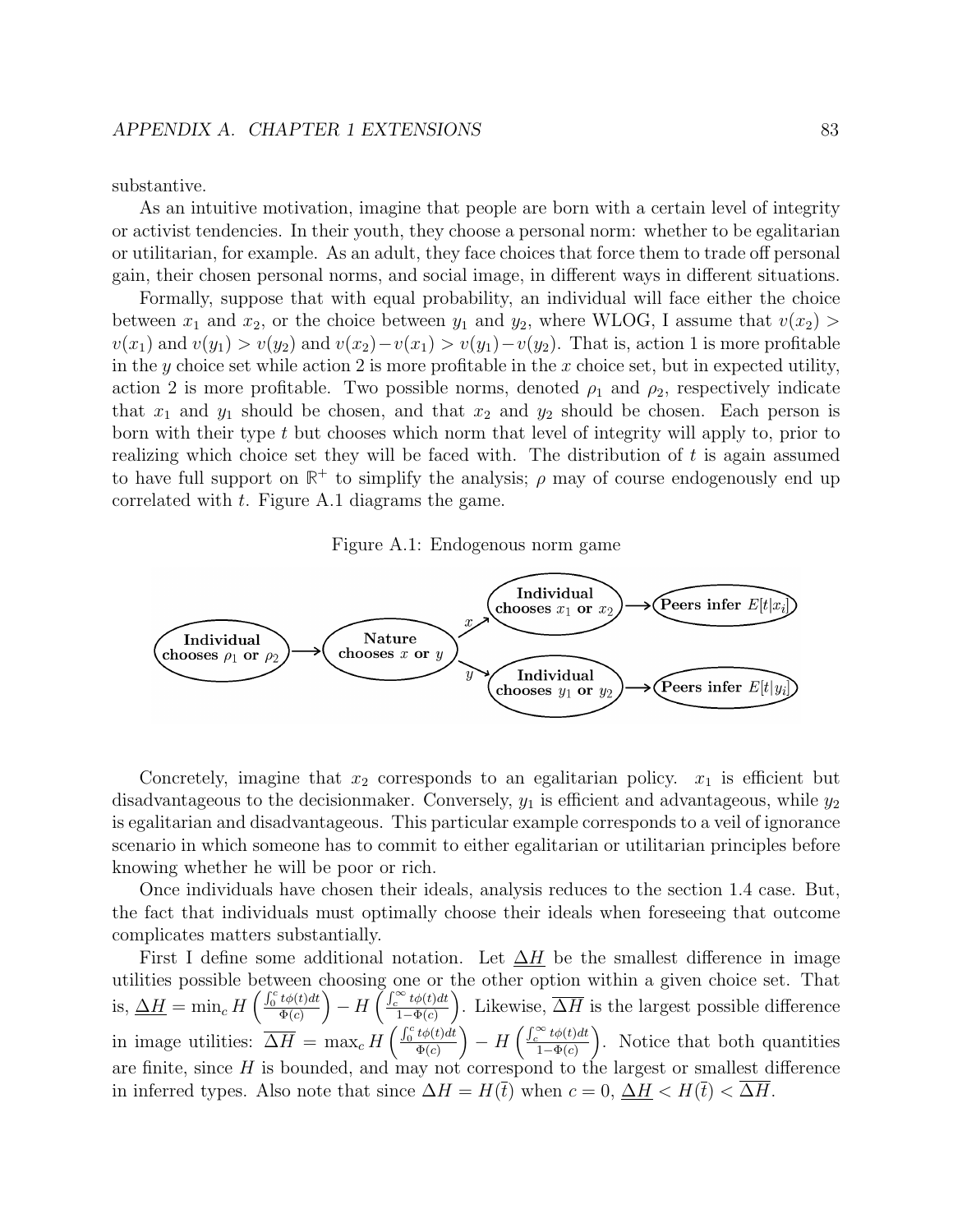substantive.

As an intuitive motivation, imagine that people are born with a certain level of integrity or activist tendencies. In their youth, they choose a personal norm: whether to be egalitarian or utilitarian, for example. As an adult, they face choices that force them to trade off personal gain, their chosen personal norms, and social image, in different ways in different situations.

Formally, suppose that with equal probability, an individual will face either the choice between $x_1$ and $x_2$, or the choice between $y_1$ and $y_2$, where WLOG, I assume that $v(x_2) > v(x_1)$ and $v(y_1) > v(y_2)$ and $v(x_2) - v(x_1) > v(y_1) - v(y_2)$. That is, action 1 is more profitable in the $y$ choice set while action 2 is more profitable in the $x$ choice set, but in expected utility, action 2 is more profitable. Two possible norms, denoted $\rho_1$ and $\rho_2$, respectively indicate that $x_1$ and $y_1$ should be chosen, and that $x_2$ and $y_2$ should be chosen. Each person is born with their type $t$ but chooses which norm that level of integrity will apply to, prior to realizing which choice set they will be faced with. The distribution of $t$ is again assumed to have full support on $\mathbb{R}^+$ to simplify the analysis; $\rho$ may of course endogenously end up correlated with $t$. Figure A.1 diagrams the game.

Figure A.1: Endogenous norm game

**Individual chooses $\rho_1$ or $\rho_2$** → **Nature chooses $x$ or $y$** → ($x$) **Individual chooses $x_1$ or $x_2$** → **Peers infer $E[t|x_i]$**; ($y$) **Individual chooses $y_1$ or $y_2$** → **Peers infer $E[t|y_i]$**

Concretely, imagine that $x_2$ corresponds to an egalitarian policy. $x_1$ is efficient but disadvantageous to the decisionmaker. Conversely, $y_1$ is efficient and advantageous, while $y_2$ is egalitarian and disadvantageous. This particular example corresponds to a veil of ignorance scenario in which someone has to commit to either egalitarian or utilitarian principles before knowing whether he will be poor or rich.

Once individuals have chosen their ideals, analysis reduces to the section 1.4 case. But, the fact that individuals must optimally choose their ideals when foreseeing that outcome complicates matters substantially.

First I define some additional notation. Let $\underline{\Delta H}$ be the smallest difference in image utilities possible between choosing one or the other option within a given choice set. That is, $\underline{\Delta H} = \min_c H\left(\frac{\int_0^c t\phi(t)dt}{\Phi(c)}\right) - H\left(\frac{\int_c^\infty t\phi(t)dt}{1-\Phi(c)}\right)$. Likewise, $\overline{\Delta H}$ is the largest possible difference in image utilities: $\overline{\Delta H} = \max_c H\left(\frac{\int_0^c t\phi(t)dt}{\Phi(c)}\right) - H\left(\frac{\int_c^\infty t\phi(t)dt}{1-\Phi(c)}\right)$. Notice that both quantities are finite, since $H$ is bounded, and may not correspond to the largest or smallest difference in inferred types. Also note that since $\Delta H = H(\bar{t})$ when $c = 0$, $\underline{\Delta H} < H(\bar{t}) < \overline{\Delta H}$.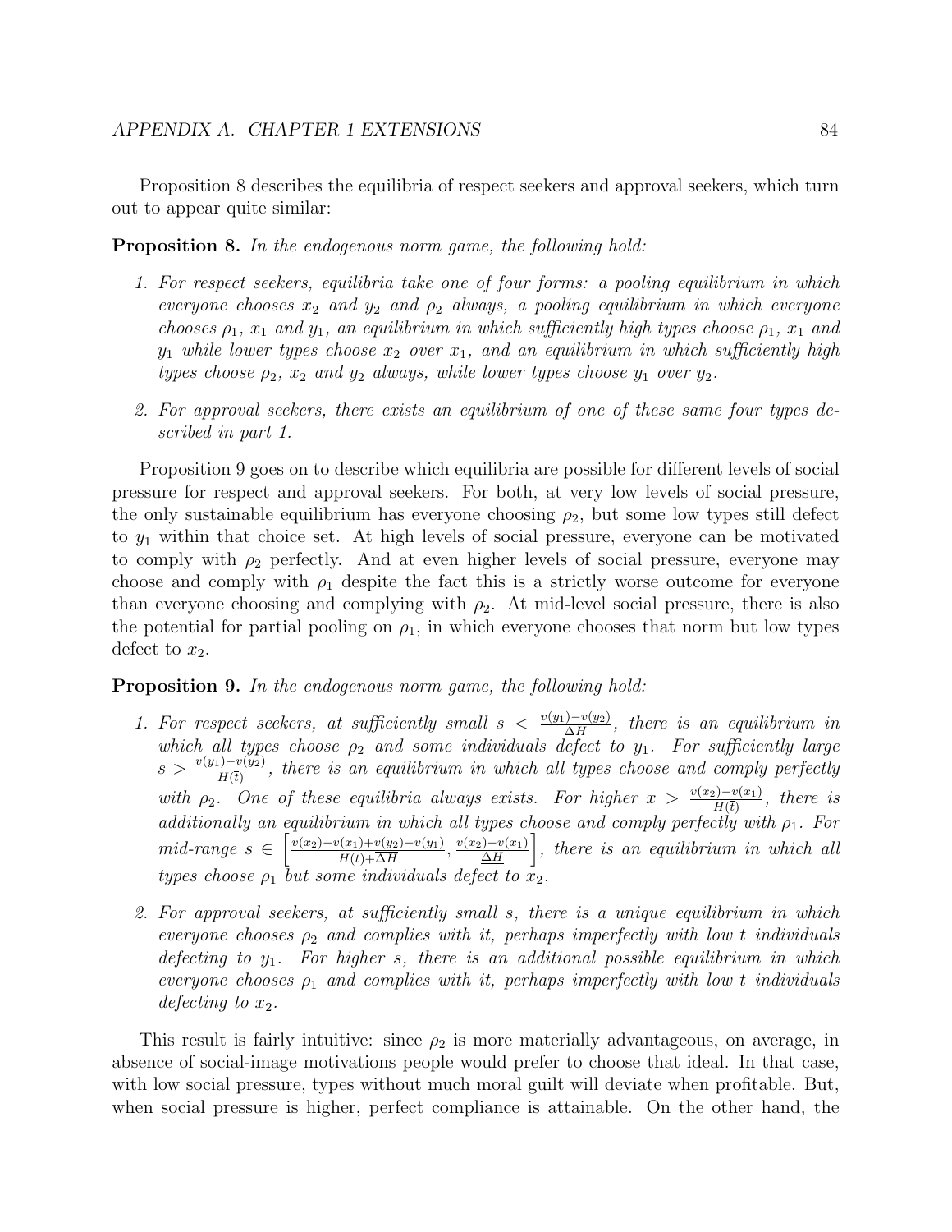Proposition 8 describes the equilibria of respect seekers and approval seekers, which turn out to appear quite similar:

**Proposition 8.** *In the endogenous norm game, the following hold:*

1. *For respect seekers, equilibria take one of four forms: a pooling equilibrium in which everyone chooses $x_2$ and $y_2$ and $\rho_2$ always, a pooling equilibrium in which everyone chooses $\rho_1$, $x_1$ and $y_1$, an equilibrium in which sufficiently high types choose $\rho_1$, $x_1$ and $y_1$ while lower types choose $x_2$ over $x_1$, and an equilibrium in which sufficiently high types choose $\rho_2$, $x_2$ and $y_2$ always, while lower types choose $y_1$ over $y_2$.*
2. *For approval seekers, there exists an equilibrium of one of these same four types described in part 1.*

Proposition 9 goes on to describe which equilibria are possible for different levels of social pressure for respect and approval seekers. For both, at very low levels of social pressure, the only sustainable equilibrium has everyone choosing $\rho_2$, but some low types still defect to $y_1$ within that choice set. At high levels of social pressure, everyone can be motivated to comply with $\rho_2$ perfectly. And at even higher levels of social pressure, everyone may choose and comply with $\rho_1$ despite the fact this is a strictly worse outcome for everyone than everyone choosing and complying with $\rho_2$. At mid-level social pressure, there is also the potential for partial pooling on $\rho_1$, in which everyone chooses that norm but low types defect to $x_2$.

**Proposition 9.** *In the endogenous norm game, the following hold:*

1. *For respect seekers, at sufficiently small $s < \frac{v(y_1)-v(y_2)}{\underline{\Delta H}}$, there is an equilibrium in which all types choose $\rho_2$ and some individuals defect to $y_1$. For sufficiently large $s > \frac{v(y_1)-v(y_2)}{H(\bar{t})}$, there is an equilibrium in which all types choose and comply perfectly with $\rho_2$. One of these equilibria always exists. For higher $x > \frac{v(x_2)-v(x_1)}{H(\bar{t})}$, there is additionally an equilibrium in which all types choose and comply perfectly with $\rho_1$. For mid-range $s \in \left[\frac{v(x_2)-v(x_1)+v(y_2)-v(y_1)}{H(\bar{t})+\underline{\Delta H}}, \frac{v(x_2)-v(x_1)}{\underline{\Delta H}}\right]$, there is an equilibrium in which all types choose $\rho_1$ but some individuals defect to $x_2$.*
2. *For approval seekers, at sufficiently small $s$, there is a unique equilibrium in which everyone chooses $\rho_2$ and complies with it, perhaps imperfectly with low $t$ individuals defecting to $y_1$. For higher $s$, there is an additional possible equilibrium in which everyone chooses $\rho_1$ and complies with it, perhaps imperfectly with low $t$ individuals defecting to $x_2$.*

This result is fairly intuitive: since $\rho_2$ is more materially advantageous, on average, in absence of social-image motivations people would prefer to choose that ideal. In that case, with low social pressure, types without much moral guilt will deviate when profitable. But, when social pressure is higher, perfect compliance is attainable. On the other hand, the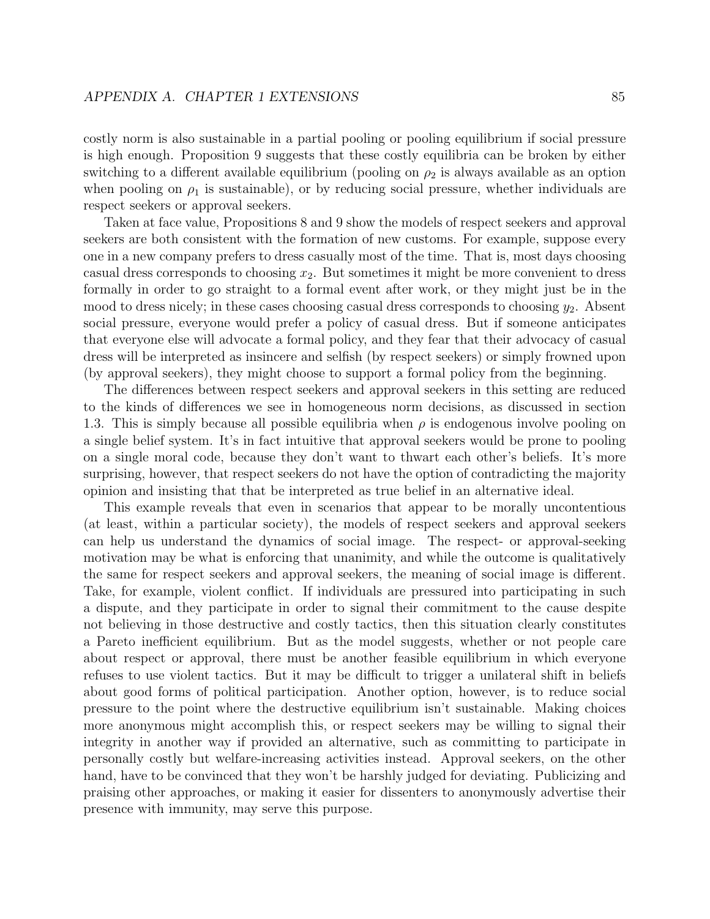costly norm is also sustainable in a partial pooling or pooling equilibrium if social pressure is high enough. Proposition 9 suggests that these costly equilibria can be broken by either switching to a different available equilibrium (pooling on $\rho_2$ is always available as an option when pooling on $\rho_1$ is sustainable), or by reducing social pressure, whether individuals are respect seekers or approval seekers.

Taken at face value, Propositions 8 and 9 show the models of respect seekers and approval seekers are both consistent with the formation of new customs. For example, suppose every one in a new company prefers to dress casually most of the time. That is, most days choosing casual dress corresponds to choosing $x_2$. But sometimes it might be more convenient to dress formally in order to go straight to a formal event after work, or they might just be in the mood to dress nicely; in these cases choosing casual dress corresponds to choosing $y_2$. Absent social pressure, everyone would prefer a policy of casual dress. But if someone anticipates that everyone else will advocate a formal policy, and they fear that their advocacy of casual dress will be interpreted as insincere and selfish (by respect seekers) or simply frowned upon (by approval seekers), they might choose to support a formal policy from the beginning.

The differences between respect seekers and approval seekers in this setting are reduced to the kinds of differences we see in homogeneous norm decisions, as discussed in section 1.3. This is simply because all possible equilibria when $\rho$ is endogenous involve pooling on a single belief system. It's in fact intuitive that approval seekers would be prone to pooling on a single moral code, because they don't want to thwart each other's beliefs. It's more surprising, however, that respect seekers do not have the option of contradicting the majority opinion and insisting that that be interpreted as true belief in an alternative ideal.

This example reveals that even in scenarios that appear to be morally uncontentious (at least, within a particular society), the models of respect seekers and approval seekers can help us understand the dynamics of social image. The respect- or approval-seeking motivation may be what is enforcing that unanimity, and while the outcome is qualitatively the same for respect seekers and approval seekers, the meaning of social image is different. Take, for example, violent conflict. If individuals are pressured into participating in such a dispute, and they participate in order to signal their commitment to the cause despite not believing in those destructive and costly tactics, then this situation clearly constitutes a Pareto inefficient equilibrium. But as the model suggests, whether or not people care about respect or approval, there must be another feasible equilibrium in which everyone refuses to use violent tactics. But it may be difficult to trigger a unilateral shift in beliefs about good forms of political participation. Another option, however, is to reduce social pressure to the point where the destructive equilibrium isn't sustainable. Making choices more anonymous might accomplish this, or respect seekers may be willing to signal their integrity in another way if provided an alternative, such as committing to participate in personally costly but welfare-increasing activities instead. Approval seekers, on the other hand, have to be convinced that they won't be harshly judged for deviating. Publicizing and praising other approaches, or making it easier for dissenters to anonymously advertise their presence with immunity, may serve this purpose.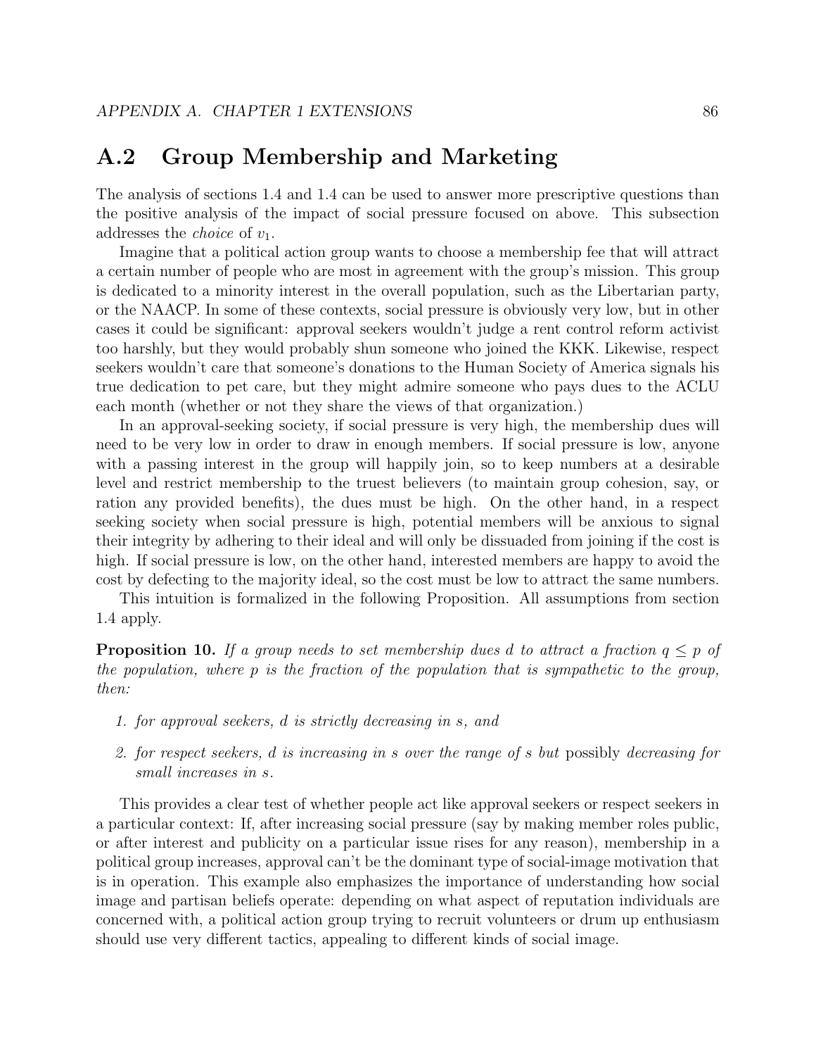## A.2 Group Membership and Marketing

The analysis of sections 1.4 and 1.4 can be used to answer more prescriptive questions than the positive analysis of the impact of social pressure focused on above. This subsection addresses the *choice* of $v_1$.

Imagine that a political action group wants to choose a membership fee that will attract a certain number of people who are most in agreement with the group's mission. This group is dedicated to a minority interest in the overall population, such as the Libertarian party, or the NAACP. In some of these contexts, social pressure is obviously very low, but in other cases it could be significant: approval seekers wouldn't judge a rent control reform activist too harshly, but they would probably shun someone who joined the KKK. Likewise, respect seekers wouldn't care that someone's donations to the Human Society of America signals his true dedication to pet care, but they might admire someone who pays dues to the ACLU each month (whether or not they share the views of that organization.)

In an approval-seeking society, if social pressure is very high, the membership dues will need to be very low in order to draw in enough members. If social pressure is low, anyone with a passing interest in the group will happily join, so to keep numbers at a desirable level and restrict membership to the truest believers (to maintain group cohesion, say, or ration any provided benefits), the dues must be high. On the other hand, in a respect seeking society when social pressure is high, potential members will be anxious to signal their integrity by adhering to their ideal and will only be dissuaded from joining if the cost is high. If social pressure is low, on the other hand, interested members are happy to avoid the cost by defecting to the majority ideal, so the cost must be low to attract the same numbers.

This intuition is formalized in the following Proposition. All assumptions from section 1.4 apply.

**Proposition 10.** *If a group needs to set membership dues $d$ to attract a fraction $q \leq p$ of the population, where $p$ is the fraction of the population that is sympathetic to the group, then:*

1. *for approval seekers, $d$ is strictly decreasing in $s$, and*
2. *for respect seekers, $d$ is increasing in $s$ over the range of $s$ but* possibly *decreasing for small increases in $s$.*

This provides a clear test of whether people act like approval seekers or respect seekers in a particular context: If, after increasing social pressure (say by making member roles public, or after interest and publicity on a particular issue rises for any reason), membership in a political group increases, approval can't be the dominant type of social-image motivation that is in operation. This example also emphasizes the importance of understanding how social image and partisan beliefs operate: depending on what aspect of reputation individuals are concerned with, a political action group trying to recruit volunteers or drum up enthusiasm should use very different tactics, appealing to different kinds of social image.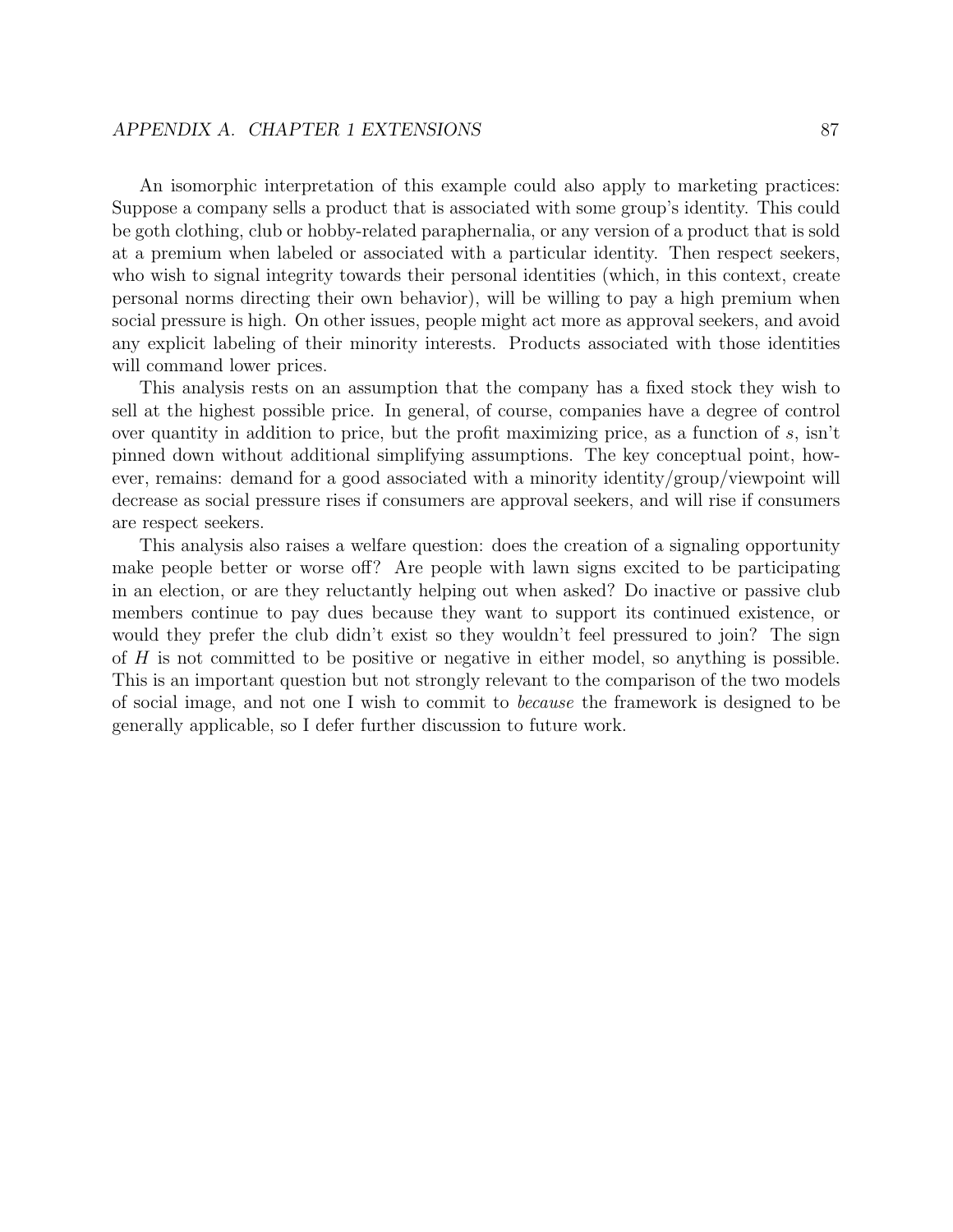An isomorphic interpretation of this example could also apply to marketing practices: Suppose a company sells a product that is associated with some group's identity. This could be goth clothing, club or hobby-related paraphernalia, or any version of a product that is sold at a premium when labeled or associated with a particular identity. Then respect seekers, who wish to signal integrity towards their personal identities (which, in this context, create personal norms directing their own behavior), will be willing to pay a high premium when social pressure is high. On other issues, people might act more as approval seekers, and avoid any explicit labeling of their minority interests. Products associated with those identities will command lower prices.

This analysis rests on an assumption that the company has a fixed stock they wish to sell at the highest possible price. In general, of course, companies have a degree of control over quantity in addition to price, but the profit maximizing price, as a function of $s$, isn't pinned down without additional simplifying assumptions. The key conceptual point, however, remains: demand for a good associated with a minority identity/group/viewpoint will decrease as social pressure rises if consumers are approval seekers, and will rise if consumers are respect seekers.

This analysis also raises a welfare question: does the creation of a signaling opportunity make people better or worse off? Are people with lawn signs excited to be participating in an election, or are they reluctantly helping out when asked? Do inactive or passive club members continue to pay dues because they want to support its continued existence, or would they prefer the club didn't exist so they wouldn't feel pressured to join? The sign of $H$ is not committed to be positive or negative in either model, so anything is possible. This is an important question but not strongly relevant to the comparison of the two models of social image, and not one I wish to commit to *because* the framework is designed to be generally applicable, so I defer further discussion to future work.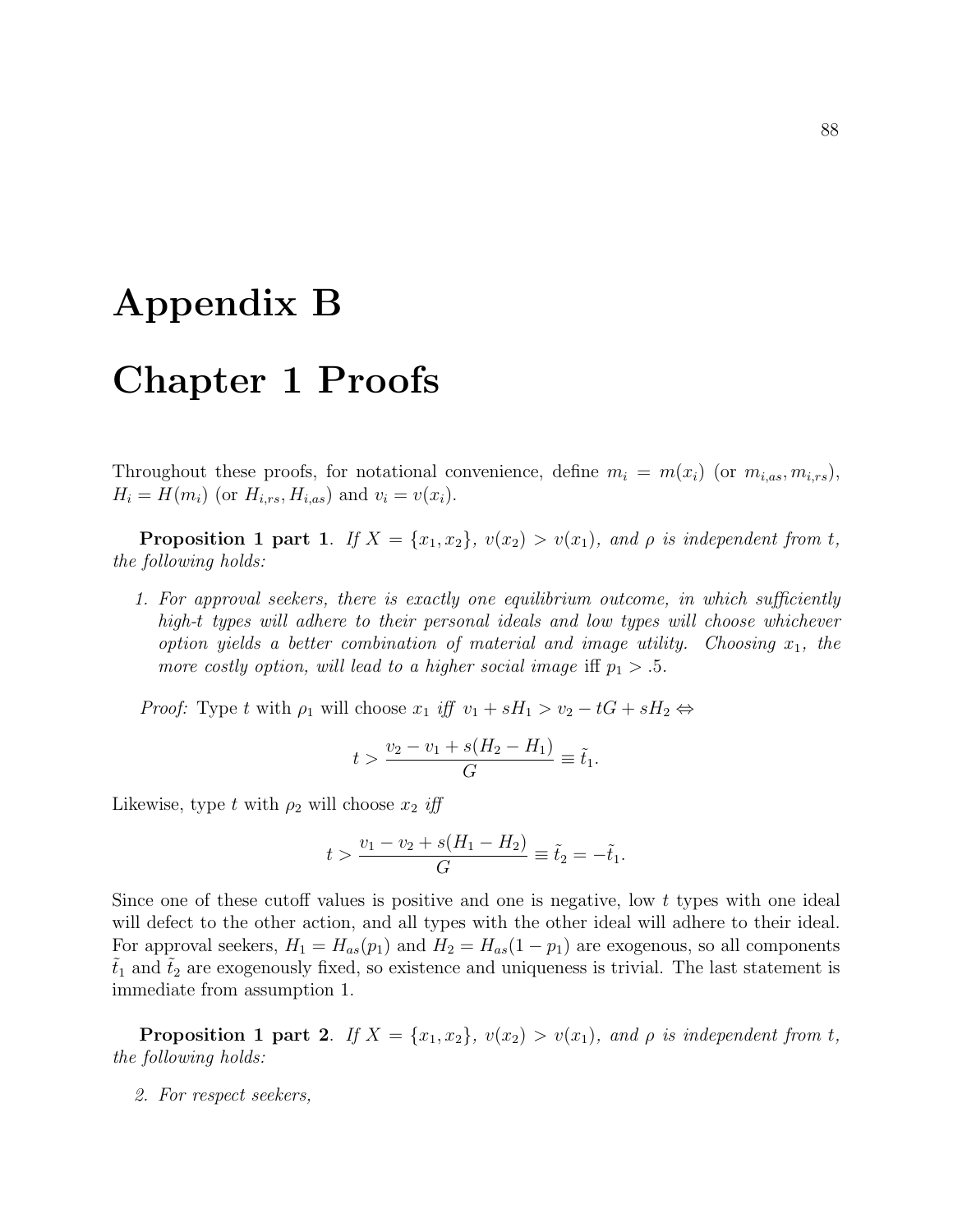# Appendix B

# Chapter 1 Proofs

Throughout these proofs, for notational convenience, define $m_i = m(x_i)$ (or $m_{i,as}, m_{i,rs}$), $H_i = H(m_i)$ (or $H_{i,rs}, H_{i,as}$) and $v_i = v(x_i)$.

**Proposition 1 part 1**. *If $X = \{x_1, x_2\}$, $v(x_2) > v(x_1)$, and $\rho$ is independent from $t$, the following holds:*

1. *For approval seekers, there is exactly one equilibrium outcome, in which sufficiently high-$t$ types will adhere to their personal ideals and low types will choose whichever option yields a better combination of material and image utility. Choosing $x_1$, the more costly option, will lead to a higher social image* iff $p_1 > .5$.

*Proof:* Type $t$ with $\rho_1$ will choose $x_1$ *iff* $v_1 + sH_1 > v_2 - tG + sH_2 \Leftrightarrow$

$$t > \frac{v_2 - v_1 + s(H_2 - H_1)}{G} \equiv \tilde{t}_1.$$

Likewise, type $t$ with $\rho_2$ will choose $x_2$ *iff*

$$t > \frac{v_1 - v_2 + s(H_1 - H_2)}{G} \equiv \tilde{t}_2 = -\tilde{t}_1.$$

Since one of these cutoff values is positive and one is negative, low $t$ types with one ideal will defect to the other action, and all types with the other ideal will adhere to their ideal. For approval seekers, $H_1 = H_{as}(p_1)$ and $H_2 = H_{as}(1 - p_1)$ are exogenous, so all components $\tilde{t}_1$ and $\tilde{t}_2$ are exogenously fixed, so existence and uniqueness is trivial. The last statement is immediate from assumption 1.

**Proposition 1 part 2**. *If $X = \{x_1, x_2\}$, $v(x_2) > v(x_1)$, and $\rho$ is independent from $t$, the following holds:*

2. *For respect seekers,*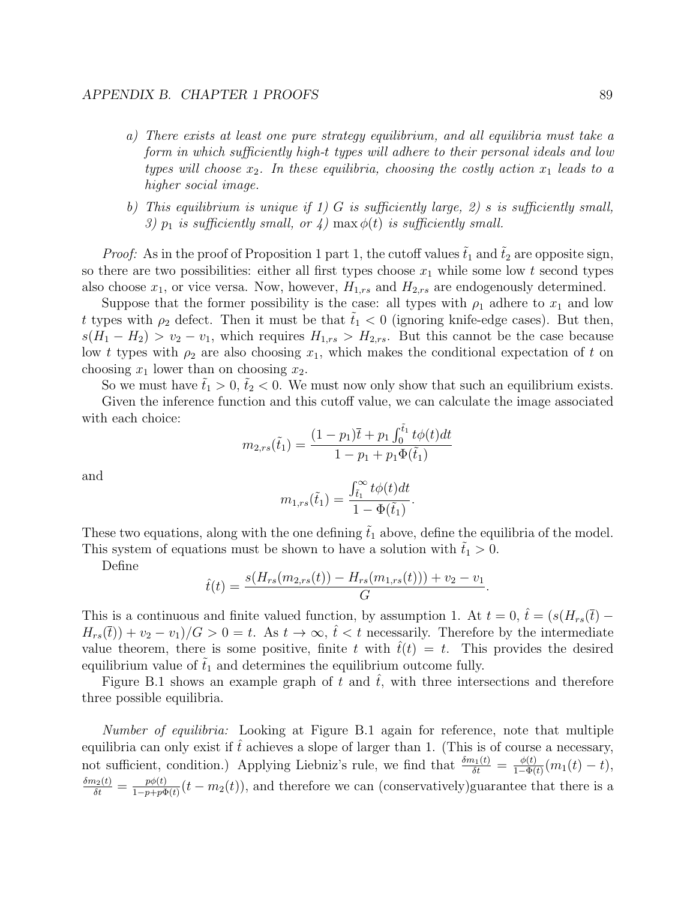*a) There exists at least one pure strategy equilibrium, and all equilibria must take a form in which sufficiently high-t types will adhere to their personal ideals and low types will choose $x_2$. In these equilibria, choosing the costly action $x_1$ leads to a higher social image.*

*b) This equilibrium is unique if 1) G is sufficiently large, 2) s is sufficiently small, 3) $p_1$ is sufficiently small, or 4) $\max \phi(t)$ is sufficiently small.*

*Proof:* As in the proof of Proposition 1 part 1, the cutoff values $\tilde{t}_1$ and $\tilde{t}_2$ are opposite sign, so there are two possibilities: either all first types choose $x_1$ while some low $t$ second types also choose $x_1$, or vice versa. Now, however, $H_{1,rs}$ and $H_{2,rs}$ are endogenously determined.

Suppose that the former possibility is the case: all types with $\rho_1$ adhere to $x_1$ and low $t$ types with $\rho_2$ defect. Then it must be that $\tilde{t}_1 < 0$ (ignoring knife-edge cases). But then, $s(H_1 - H_2) > v_2 - v_1$, which requires $H_{1,rs} > H_{2,rs}$. But this cannot be the case because low $t$ types with $\rho_2$ are also choosing $x_1$, which makes the conditional expectation of $t$ on choosing $x_1$ lower than on choosing $x_2$.

So we must have $\tilde{t}_1 > 0$, $\tilde{t}_2 < 0$. We must now only show that such an equilibrium exists.

Given the inference function and this cutoff value, we can calculate the image associated with each choice:

$$m_{2,rs}(\tilde{t}_1) = \frac{(1-p_1)\bar{t} + p_1 \int_0^{\tilde{t}_1} t\phi(t)dt}{1 - p_1 + p_1\Phi(\tilde{t}_1)}$$

and

$$m_{1,rs}(\tilde{t}_1) = \frac{\int_{\tilde{t}_1}^{\infty} t\phi(t)dt}{1 - \Phi(\tilde{t}_1)}.$$

These two equations, along with the one defining $\tilde{t}_1$ above, define the equilibria of the model. This system of equations must be shown to have a solution with $\tilde{t}_1 > 0$.

Define

$$\hat{t}(t) = \frac{s(H_{rs}(m_{2,rs}(t)) - H_{rs}(m_{1,rs}(t))) + v_2 - v_1}{G}.$$

This is a continuous and finite valued function, by assumption 1. At $t = 0$, $\hat{t} = (s(H_{rs}(\bar{t}) - H_{rs}(\bar{t})) + v_2 - v_1)/G > 0 = t$. As $t \to \infty$, $\hat{t} < t$ necessarily. Therefore by the intermediate value theorem, there is some positive, finite $t$ with $\hat{t}(t) = t$. This provides the desired equilibrium value of $\tilde{t}_1$ and determines the equilibrium outcome fully.

Figure B.1 shows an example graph of $t$ and $\hat{t}$, with three intersections and therefore three possible equilibria.

*Number of equilibria:* Looking at Figure B.1 again for reference, note that multiple equilibria can only exist if $\hat{t}$ achieves a slope of larger than 1. (This is of course a necessary, not sufficient, condition.) Applying Liebniz's rule, we find that $\frac{\delta m_1(t)}{\delta t} = \frac{\phi(t)}{1-\Phi(t)}(m_1(t) - t)$, $\frac{\delta m_2(t)}{\delta t} = \frac{p\phi(t)}{1-p+p\Phi(t)}(t - m_2(t))$, and therefore we can (conservatively)guarantee that there is a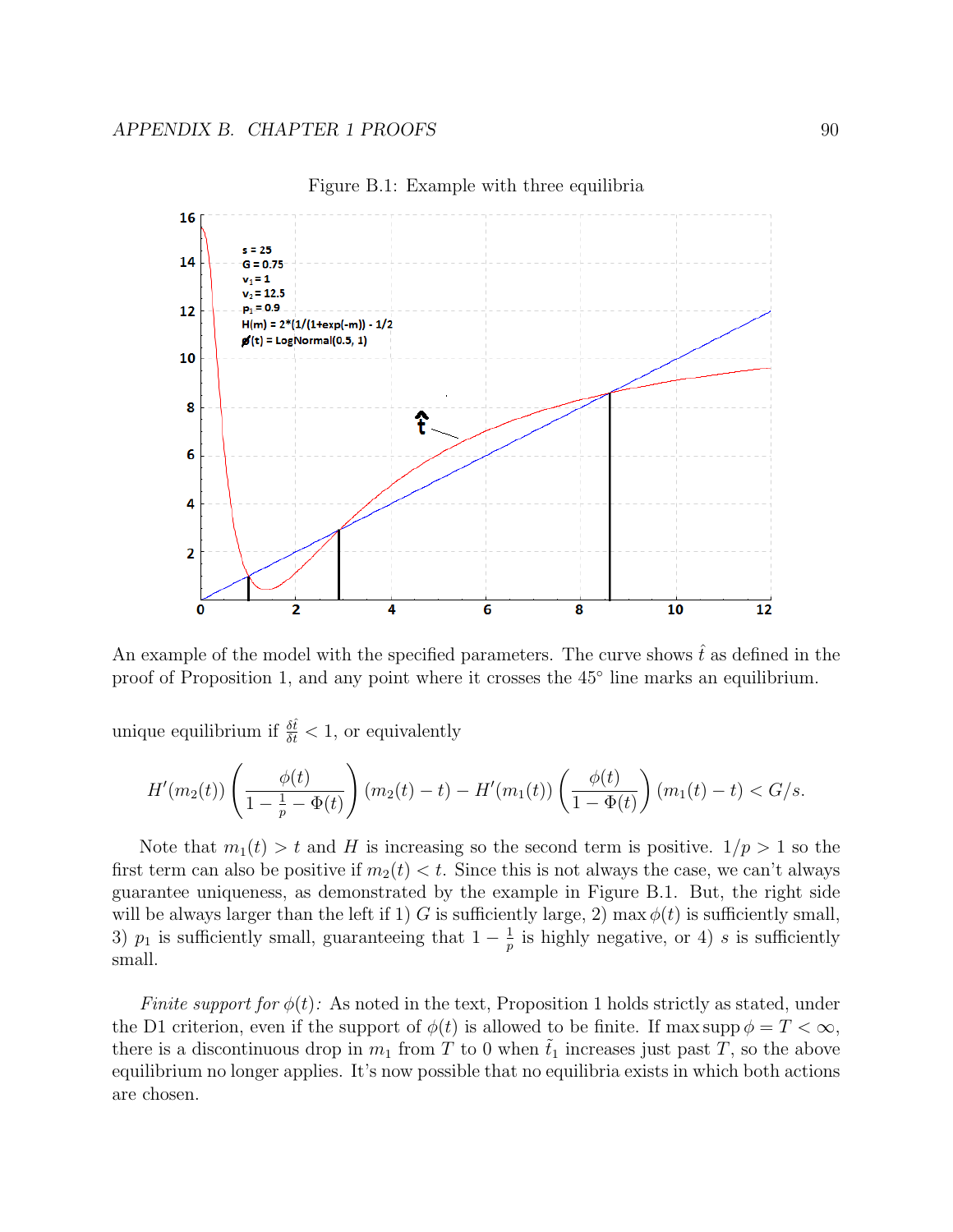Figure B.1: Example with three equilibria

An example of the model with the specified parameters. The curve shows $\hat{t}$ as defined in the proof of Proposition 1, and any point where it crosses the 45° line marks an equilibrium.

unique equilibrium if $\frac{\delta \hat{t}}{\delta t} < 1$, or equivalently

$$H'(m_2(t))\left(\frac{\phi(t)}{1-\frac{1}{p}-\Phi(t)}\right)(m_2(t)-t) - H'(m_1(t))\left(\frac{\phi(t)}{1-\Phi(t)}\right)(m_1(t)-t) < G/s.$$

Note that $m_1(t) > t$ and $H$ is increasing so the second term is positive. $1/p > 1$ so the first term can also be positive if $m_2(t) < t$. Since this is not always the case, we can't always guarantee uniqueness, as demonstrated by the example in Figure B.1. But, the right side will be always larger than the left if 1) $G$ is sufficiently large, 2) $\max \phi(t)$ is sufficiently small, 3) $p_1$ is sufficiently small, guaranteeing that $1 - \frac{1}{p}$ is highly negative, or 4) $s$ is sufficiently small.

*Finite support for $\phi(t)$:* As noted in the text, Proposition 1 holds strictly as stated, under the D1 criterion, even if the support of $\phi(t)$ is allowed to be finite. If $\max \operatorname{supp} \phi = T < \infty$, there is a discontinuous drop in $m_1$ from $T$ to 0 when $\tilde{t}_1$ increases just past $T$, so the above equilibrium no longer applies. It's now possible that no equilibria exists in which both actions are chosen.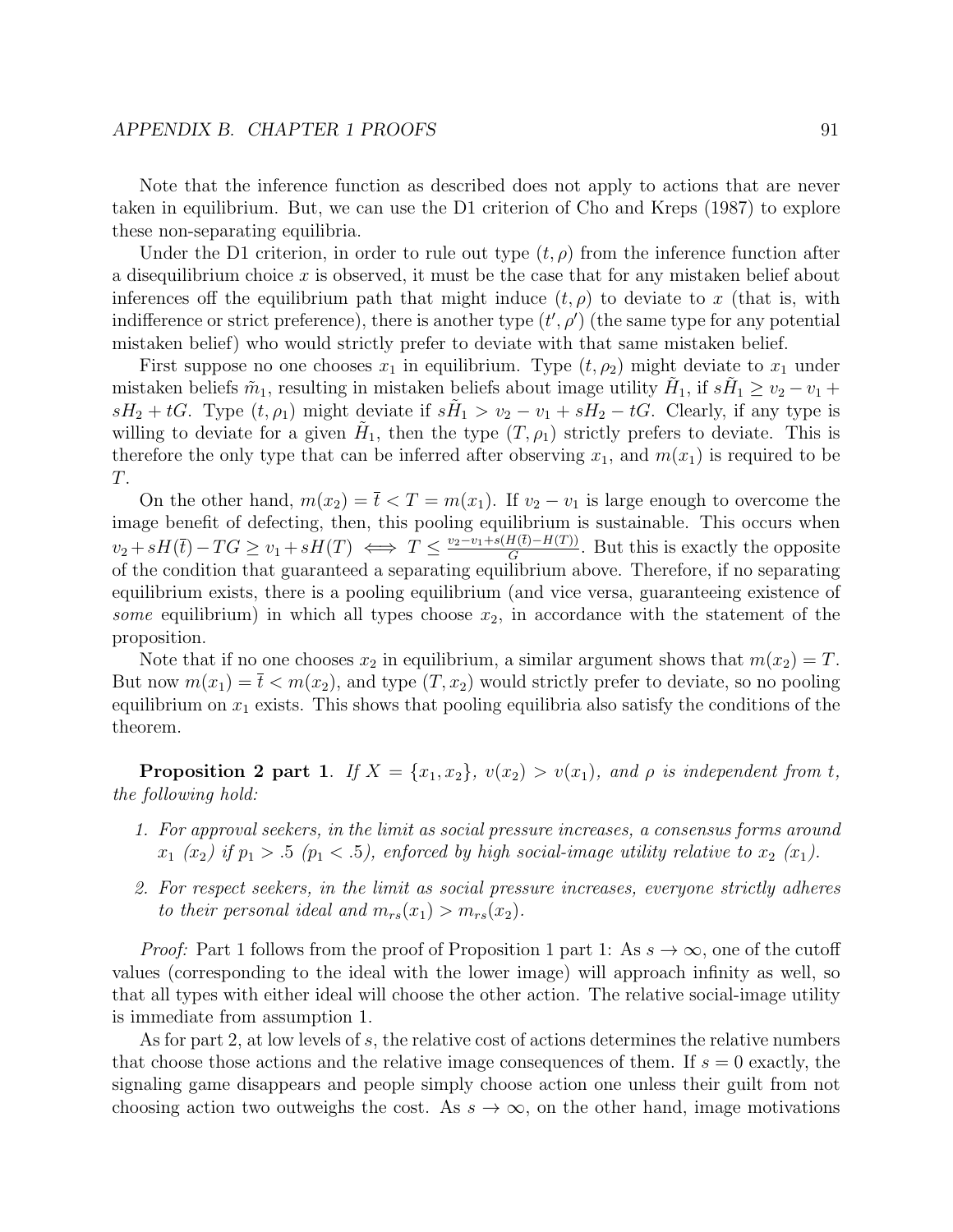Note that the inference function as described does not apply to actions that are never taken in equilibrium. But, we can use the D1 criterion of Cho and Kreps (1987) to explore these non-separating equilibria.

Under the D1 criterion, in order to rule out type $(t, \rho)$ from the inference function after a disequilibrium choice $x$ is observed, it must be the case that for any mistaken belief about inferences off the equilibrium path that might induce $(t, \rho)$ to deviate to $x$ (that is, with indifference or strict preference), there is another type $(t', \rho')$ (the same type for any potential mistaken belief) who would strictly prefer to deviate with that same mistaken belief.

First suppose no one chooses $x_1$ in equilibrium. Type $(t, \rho_2)$ might deviate to $x_1$ under mistaken beliefs $\tilde{m}_1$, resulting in mistaken beliefs about image utility $\tilde{H}_1$, if $s\tilde{H}_1 \geq v_2 - v_1 + sH_2 + tG$. Type $(t, \rho_1)$ might deviate if $s\tilde{H}_1 > v_2 - v_1 + sH_2 - tG$. Clearly, if any type is willing to deviate for a given $\tilde{H}_1$, then the type $(T, \rho_1)$ strictly prefers to deviate. This is therefore the only type that can be inferred after observing $x_1$, and $m(x_1)$ is required to be $T$.

On the other hand, $m(x_2) = \bar{t} < T = m(x_1)$. If $v_2 - v_1$ is large enough to overcome the image benefit of defecting, then, this pooling equilibrium is sustainable. This occurs when $v_2 + sH(\bar{t}) - TG \geq v_1 + sH(T) \iff T \leq \frac{v_2 - v_1 + s(H(\bar{t}) - H(T))}{G}$. But this is exactly the opposite of the condition that guaranteed a separating equilibrium above. Therefore, if no separating equilibrium exists, there is a pooling equilibrium (and vice versa, guaranteeing existence of *some* equilibrium) in which all types choose $x_2$, in accordance with the statement of the proposition.

Note that if no one chooses $x_2$ in equilibrium, a similar argument shows that $m(x_2) = T$. But now $m(x_1) = \bar{t} < m(x_2)$, and type $(T, x_2)$ would strictly prefer to deviate, so no pooling equilibrium on $x_1$ exists. This shows that pooling equilibria also satisfy the conditions of the theorem.

**Proposition 2 part 1**. *If $X = \{x_1, x_2\}$, $v(x_2) > v(x_1)$, and $\rho$ is independent from $t$, the following hold:*

1. *For approval seekers, in the limit as social pressure increases, a consensus forms around $x_1$ ($x_2$) if $p_1 > .5$ ($p_1 < .5$), enforced by high social-image utility relative to $x_2$ ($x_1$).*
2. *For respect seekers, in the limit as social pressure increases, everyone strictly adheres to their personal ideal and $m_{rs}(x_1) > m_{rs}(x_2)$.*

*Proof:* Part 1 follows from the proof of Proposition 1 part 1: As $s \to \infty$, one of the cutoff values (corresponding to the ideal with the lower image) will approach infinity as well, so that all types with either ideal will choose the other action. The relative social-image utility is immediate from assumption 1.

As for part 2, at low levels of $s$, the relative cost of actions determines the relative numbers that choose those actions and the relative image consequences of them. If $s = 0$ exactly, the signaling game disappears and people simply choose action one unless their guilt from not choosing action two outweighs the cost. As $s \to \infty$, on the other hand, image motivations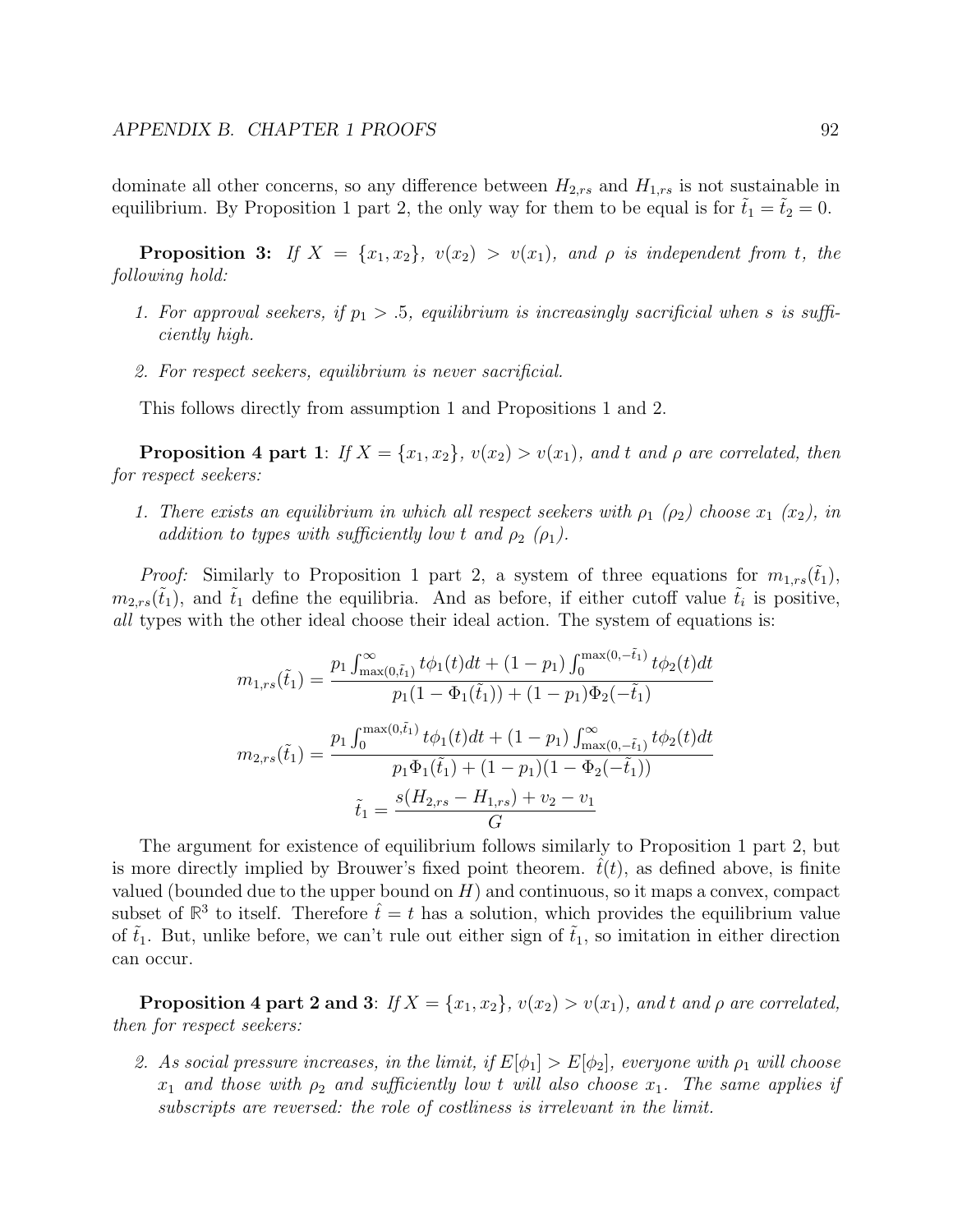dominate all other concerns, so any difference between $H_{2,rs}$ and $H_{1,rs}$ is not sustainable in equilibrium. By Proposition 1 part 2, the only way for them to be equal is for $\tilde{t}_1 = \tilde{t}_2 = 0$.

**Proposition 3:** *If $X = \{x_1, x_2\}$, $v(x_2) > v(x_1)$, and $\rho$ is independent from $t$, the following hold:*

1. *For approval seekers, if $p_1 > .5$, equilibrium is increasingly sacrificial when $s$ is sufficiently high.*
2. *For respect seekers, equilibrium is never sacrificial.*

This follows directly from assumption 1 and Propositions 1 and 2.

**Proposition 4 part 1**: *If $X = \{x_1, x_2\}$, $v(x_2) > v(x_1)$, and $t$ and $\rho$ are correlated, then for respect seekers:*

1. *There exists an equilibrium in which all respect seekers with $\rho_1$ ($\rho_2$) choose $x_1$ ($x_2$), in addition to types with sufficiently low $t$ and $\rho_2$ ($\rho_1$).*

*Proof:* Similarly to Proposition 1 part 2, a system of three equations for $m_{1,rs}(\tilde{t}_1)$, $m_{2,rs}(\tilde{t}_1)$, and $\tilde{t}_1$ define the equilibria. And as before, if either cutoff value $\tilde{t}_i$ is positive, *all* types with the other ideal choose their ideal action. The system of equations is:

$$m_{1,rs}(\tilde{t}_1) = \frac{p_1 \int_{\max(0,\tilde{t}_1)}^{\infty} t\phi_1(t)dt + (1-p_1)\int_0^{\max(0,-\tilde{t}_1)} t\phi_2(t)dt}{p_1(1-\Phi_1(\tilde{t}_1)) + (1-p_1)\Phi_2(-\tilde{t}_1)}$$

$$m_{2,rs}(\tilde{t}_1) = \frac{p_1 \int_0^{\max(0,\tilde{t}_1)} t\phi_1(t)dt + (1-p_1)\int_{\max(0,-\tilde{t}_1)}^{\infty} t\phi_2(t)dt}{p_1\Phi_1(\tilde{t}_1) + (1-p_1)(1-\Phi_2(-\tilde{t}_1))}$$

$$\tilde{t}_1 = \frac{s(H_{2,rs} - H_{1,rs}) + v_2 - v_1}{G}$$

The argument for existence of equilibrium follows similarly to Proposition 1 part 2, but is more directly implied by Brouwer's fixed point theorem. $\hat{t}(t)$, as defined above, is finite valued (bounded due to the upper bound on $H$) and continuous, so it maps a convex, compact subset of $\mathbb{R}^3$ to itself. Therefore $\hat{t} = t$ has a solution, which provides the equilibrium value of $\tilde{t}_1$. But, unlike before, we can't rule out either sign of $\tilde{t}_1$, so imitation in either direction can occur.

**Proposition 4 part 2 and 3**: *If $X = \{x_1, x_2\}$, $v(x_2) > v(x_1)$, and $t$ and $\rho$ are correlated, then for respect seekers:*

2. *As social pressure increases, in the limit, if $E[\phi_1] > E[\phi_2]$, everyone with $\rho_1$ will choose $x_1$ and those with $\rho_2$ and sufficiently low $t$ will also choose $x_1$. The same applies if subscripts are reversed: the role of costliness is irrelevant in the limit.*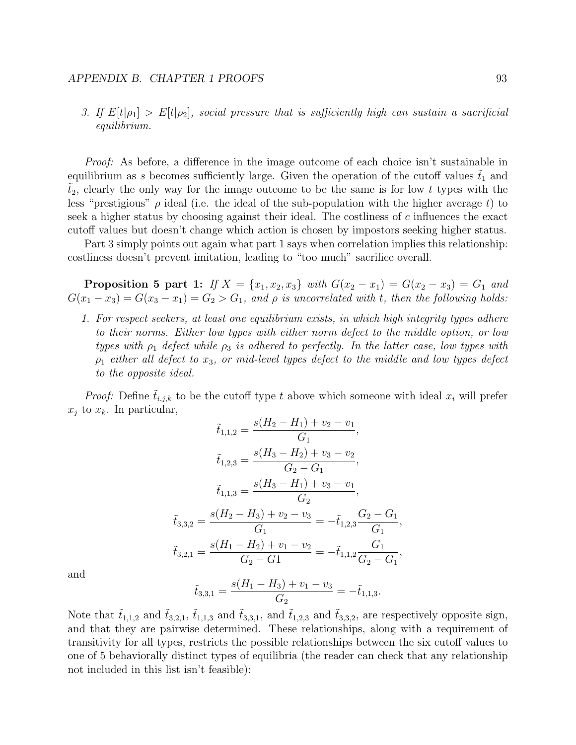3. *If $E[t|\rho_1] > E[t|\rho_2]$, social pressure that is sufficiently high can sustain a sacrificial equilibrium.*

*Proof:* As before, a difference in the image outcome of each choice isn't sustainable in equilibrium as $s$ becomes sufficiently large. Given the operation of the cutoff values $\tilde{t}_1$ and $\tilde{t}_2$, clearly the only way for the image outcome to be the same is for low $t$ types with the less "prestigious" $\rho$ ideal (i.e. the ideal of the sub-population with the higher average $t$) to seek a higher status by choosing against their ideal. The costliness of $c$ influences the exact cutoff values but doesn't change which action is chosen by impostors seeking higher status.

Part 3 simply points out again what part 1 says when correlation implies this relationship: costliness doesn't prevent imitation, leading to "too much" sacrifice overall.

**Proposition 5 part 1:** *If $X = \{x_1, x_2, x_3\}$ with $G(x_2 - x_1) = G(x_2 - x_3) = G_1$ and $G(x_1 - x_3) = G(x_3 - x_1) = G_2 > G_1$, and $\rho$ is uncorrelated with $t$, then the following holds:*

1. *For respect seekers, at least one equilibrium exists, in which high integrity types adhere to their norms. Either low types with either norm defect to the middle option, or low types with $\rho_1$ defect while $\rho_3$ is adhered to perfectly. In the latter case, low types with $\rho_1$ either all defect to $x_3$, or mid-level types defect to the middle and low types defect to the opposite ideal.*

*Proof:* Define $\tilde{t}_{i,j,k}$ to be the cutoff type $t$ above which someone with ideal $x_i$ will prefer $x_j$ to $x_k$. In particular,

$$\tilde{t}_{1,1,2} = \frac{s(H_2 - H_1) + v_2 - v_1}{G_1},$$

$$\tilde{t}_{1,2,3} = \frac{s(H_3 - H_2) + v_3 - v_2}{G_2 - G_1},$$

$$\tilde{t}_{1,1,3} = \frac{s(H_3 - H_1) + v_3 - v_1}{G_2},$$

$$\tilde{t}_{3,3,2} = \frac{s(H_2 - H_3) + v_2 - v_3}{G_1} = -\tilde{t}_{1,2,3}\frac{G_2 - G_1}{G_1},$$

$$\tilde{t}_{3,2,1} = \frac{s(H_1 - H_2) + v_1 - v_2}{G_2 - G1} = -\tilde{t}_{1,1,2}\frac{G_1}{G_2 - G_1},$$

and

$$\tilde{t}_{3,3,1} = \frac{s(H_1 - H_3) + v_1 - v_3}{G_2} = -\tilde{t}_{1,1,3}.$$

Note that $\tilde{t}_{1,1,2}$ and $\tilde{t}_{3,2,1}$, $\tilde{t}_{1,1,3}$ and $\tilde{t}_{3,3,1}$, and $\tilde{t}_{1,2,3}$ and $\tilde{t}_{3,3,2}$, are respectively opposite sign, and that they are pairwise determined. These relationships, along with a requirement of transitivity for all types, restricts the possible relationships between the six cutoff values to one of 5 behaviorally distinct types of equilibria (the reader can check that any relationship not included in this list isn't feasible):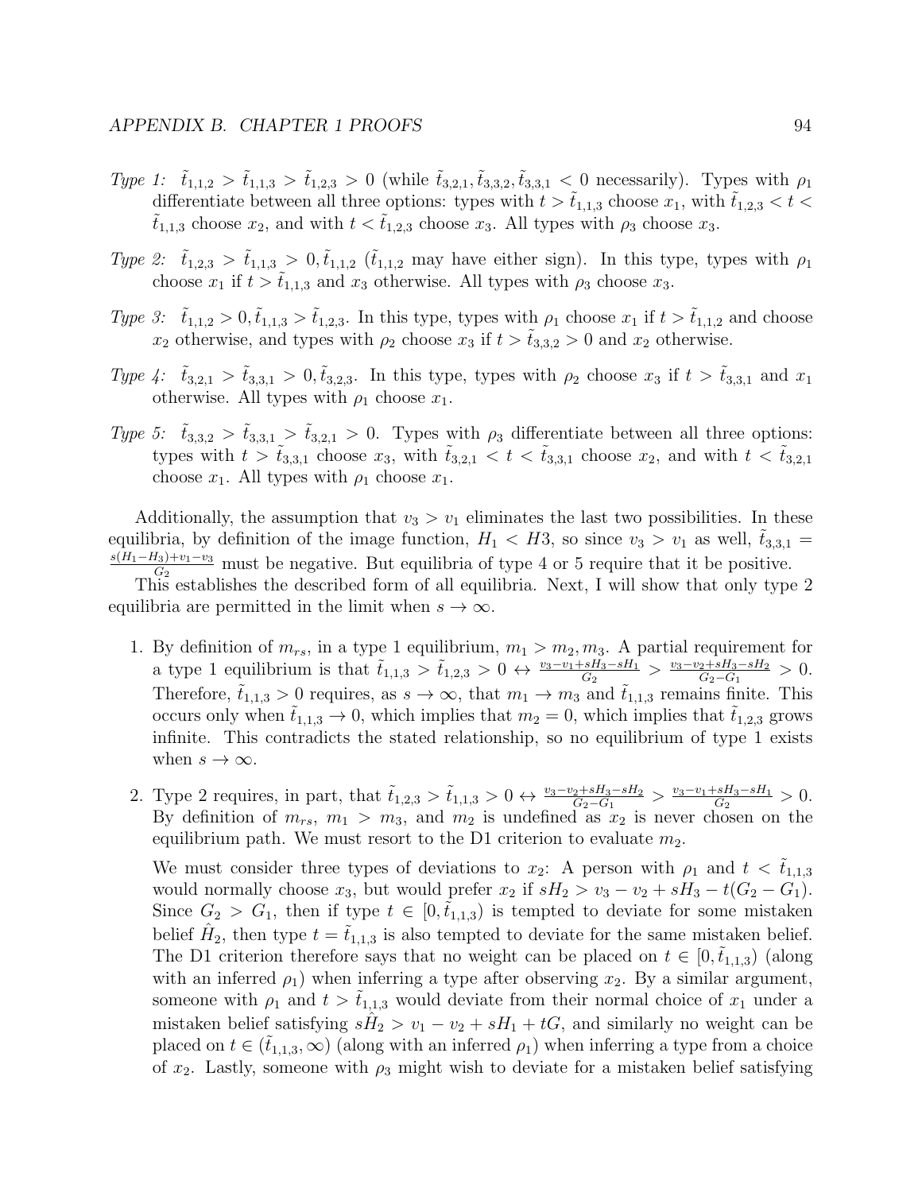*Type 1:* $\tilde{t}_{1,1,2} > \tilde{t}_{1,1,3} > \tilde{t}_{1,2,3} > 0$ (while $\tilde{t}_{3,2,1}, \tilde{t}_{3,3,2}, \tilde{t}_{3,3,1} < 0$ necessarily). Types with $\rho_1$ differentiate between all three options: types with $t > \tilde{t}_{1,1,3}$ choose $x_1$, with $\tilde{t}_{1,2,3} < t < \tilde{t}_{1,1,3}$ choose $x_2$, and with $t < \tilde{t}_{1,2,3}$ choose $x_3$. All types with $\rho_3$ choose $x_3$.

*Type 2:* $\tilde{t}_{1,2,3} > \tilde{t}_{1,1,3} > 0, \tilde{t}_{1,1,2}$ ($\tilde{t}_{1,1,2}$ may have either sign). In this type, types with $\rho_1$ choose $x_1$ if $t > \tilde{t}_{1,1,3}$ and $x_3$ otherwise. All types with $\rho_3$ choose $x_3$.

*Type 3:* $\tilde{t}_{1,1,2} > 0, \tilde{t}_{1,1,3} > \tilde{t}_{1,2,3}$. In this type, types with $\rho_1$ choose $x_1$ if $t > \tilde{t}_{1,1,2}$ and choose $x_2$ otherwise, and types with $\rho_2$ choose $x_3$ if $t > \tilde{t}_{3,3,2} > 0$ and $x_2$ otherwise.

*Type 4:* $\tilde{t}_{3,2,1} > \tilde{t}_{3,3,1} > 0, \tilde{t}_{3,2,3}$. In this type, types with $\rho_2$ choose $x_3$ if $t > \tilde{t}_{3,3,1}$ and $x_1$ otherwise. All types with $\rho_1$ choose $x_1$.

*Type 5:* $\tilde{t}_{3,3,2} > \tilde{t}_{3,3,1} > \tilde{t}_{3,2,1} > 0$. Types with $\rho_3$ differentiate between all three options: types with $t > \tilde{t}_{3,3,1}$ choose $x_3$, with $\tilde{t}_{3,2,1} < t < \tilde{t}_{3,3,1}$ choose $x_2$, and with $t < \tilde{t}_{3,2,1}$ choose $x_1$. All types with $\rho_1$ choose $x_1$.

Additionally, the assumption that $v_3 > v_1$ eliminates the last two possibilities. In these equilibria, by definition of the image function, $H_1 < H3$, so since $v_3 > v_1$ as well, $\tilde{t}_{3,3,1} = \frac{s(H_1-H_3)+v_1-v_3}{G_2}$ must be negative. But equilibria of type 4 or 5 require that it be positive.

This establishes the described form of all equilibria. Next, I will show that only type 2 equilibria are permitted in the limit when $s \to \infty$.

1. By definition of $m_{rs}$, in a type 1 equilibrium, $m_1 > m_2, m_3$. A partial requirement for a type 1 equilibrium is that $\tilde{t}_{1,1,3} > \tilde{t}_{1,2,3} > 0 \leftrightarrow \frac{v_3-v_1+sH_3-sH_1}{G_2} > \frac{v_3-v_2+sH_3-sH_2}{G_2-G_1} > 0$. Therefore, $\tilde{t}_{1,1,3} > 0$ requires, as $s \to \infty$, that $m_1 \to m_3$ and $\tilde{t}_{1,1,3}$ remains finite. This occurs only when $\tilde{t}_{1,1,3} \to 0$, which implies that $m_2 = 0$, which implies that $\tilde{t}_{1,2,3}$ grows infinite. This contradicts the stated relationship, so no equilibrium of type 1 exists when $s \to \infty$.

2. Type 2 requires, in part, that $\tilde{t}_{1,2,3} > \tilde{t}_{1,1,3} > 0 \leftrightarrow \frac{v_3-v_2+sH_3-sH_2}{G_2-G_1} > \frac{v_3-v_1+sH_3-sH_1}{G_2} > 0$. By definition of $m_{rs}$, $m_1 > m_3$, and $m_2$ is undefined as $x_2$ is never chosen on the equilibrium path. We must resort to the D1 criterion to evaluate $m_2$.

   We must consider three types of deviations to $x_2$: A person with $\rho_1$ and $t < \tilde{t}_{1,1,3}$ would normally choose $x_3$, but would prefer $x_2$ if $sH_2 > v_3 - v_2 + sH_3 - t(G_2 - G_1)$. Since $G_2 > G_1$, then if type $t \in [0, \tilde{t}_{1,1,3})$ is tempted to deviate for some mistaken belief $\hat{H}_2$, then type $t = \tilde{t}_{1,1,3}$ is also tempted to deviate for the same mistaken belief. The D1 criterion therefore says that no weight can be placed on $t \in [0, \tilde{t}_{1,1,3})$ (along with an inferred $\rho_1$) when inferring a type after observing $x_2$. By a similar argument, someone with $\rho_1$ and $t > \tilde{t}_{1,1,3}$ would deviate from their normal choice of $x_1$ under a mistaken belief satisfying $s\hat{H}_2 > v_1 - v_2 + sH_1 + tG$, and similarly no weight can be placed on $t \in (\tilde{t}_{1,1,3}, \infty)$ (along with an inferred $\rho_1$) when inferring a type from a choice of $x_2$. Lastly, someone with $\rho_3$ might wish to deviate for a mistaken belief satisfying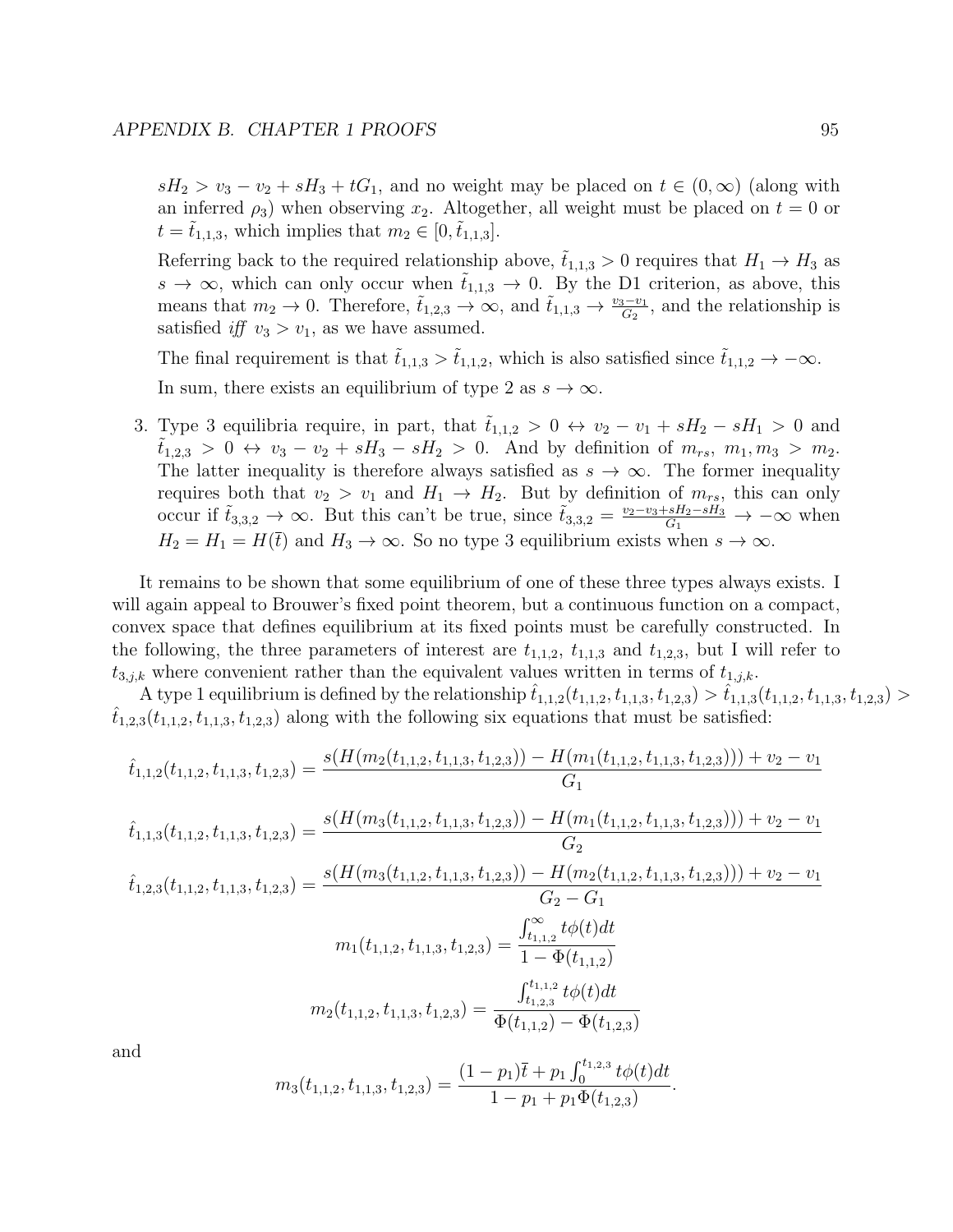$sH_2 > v_3 - v_2 + sH_3 + tG_1$, and no weight may be placed on $t \in (0, \infty)$ (along with an inferred $\rho_3$) when observing $x_2$. Altogether, all weight must be placed on $t = 0$ or $t = \tilde{t}_{1,1,3}$, which implies that $m_2 \in [0, \tilde{t}_{1,1,3}]$.

Referring back to the required relationship above, $\tilde{t}_{1,1,3} > 0$ requires that $H_1 \to H_3$ as $s \to \infty$, which can only occur when $\tilde{t}_{1,1,3} \to 0$. By the D1 criterion, as above, this means that $m_2 \to 0$. Therefore, $\tilde{t}_{1,2,3} \to \infty$, and $\tilde{t}_{1,1,3} \to \frac{v_3 - v_1}{G_2}$, and the relationship is satisfied *iff* $v_3 > v_1$, as we have assumed.

The final requirement is that $\tilde{t}_{1,1,3} > \tilde{t}_{1,1,2}$, which is also satisfied since $\tilde{t}_{1,1,2} \to -\infty$.

In sum, there exists an equilibrium of type 2 as $s \to \infty$.

3. Type 3 equilibria require, in part, that $\tilde{t}_{1,1,2} > 0 \leftrightarrow v_2 - v_1 + sH_2 - sH_1 > 0$ and $\tilde{t}_{1,2,3} > 0 \leftrightarrow v_3 - v_2 + sH_3 - sH_2 > 0$. And by definition of $m_{rs}$, $m_1, m_3 > m_2$. The latter inequality is therefore always satisfied as $s \to \infty$. The former inequality requires both that $v_2 > v_1$ and $H_1 \to H_2$. But by definition of $m_{rs}$, this can only occur if $\tilde{t}_{3,3,2} \to \infty$. But this can't be true, since $\tilde{t}_{3,3,2} = \frac{v_2 - v_3 + sH_2 - sH_3}{G_1} \to -\infty$ when $H_2 = H_1 = H(\bar{t})$ and $H_3 \to \infty$. So no type 3 equilibrium exists when $s \to \infty$.

It remains to be shown that some equilibrium of one of these three types always exists. I will again appeal to Brouwer's fixed point theorem, but a continuous function on a compact, convex space that defines equilibrium at its fixed points must be carefully constructed. In the following, the three parameters of interest are $t_{1,1,2}$, $t_{1,1,3}$ and $t_{1,2,3}$, but I will refer to $t_{3,j,k}$ where convenient rather than the equivalent values written in terms of $t_{1,j,k}$.

A type 1 equilibrium is defined by the relationship $\hat{t}_{1,1,2}(t_{1,1,2}, t_{1,1,3}, t_{1,2,3}) > \hat{t}_{1,1,3}(t_{1,1,2}, t_{1,1,3}, t_{1,2,3}) > \hat{t}_{1,2,3}(t_{1,1,2}, t_{1,1,3}, t_{1,2,3})$ along with the following six equations that must be satisfied:

$$\hat{t}_{1,1,2}(t_{1,1,2}, t_{1,1,3}, t_{1,2,3}) = \frac{s(H(m_2(t_{1,1,2}, t_{1,1,3}, t_{1,2,3})) - H(m_1(t_{1,1,2}, t_{1,1,3}, t_{1,2,3}))) + v_2 - v_1}{G_1}$$

$$\hat{t}_{1,1,3}(t_{1,1,2}, t_{1,1,3}, t_{1,2,3}) = \frac{s(H(m_3(t_{1,1,2}, t_{1,1,3}, t_{1,2,3})) - H(m_1(t_{1,1,2}, t_{1,1,3}, t_{1,2,3}))) + v_2 - v_1}{G_2}$$

$$\hat{t}_{1,2,3}(t_{1,1,2}, t_{1,1,3}, t_{1,2,3}) = \frac{s(H(m_3(t_{1,1,2}, t_{1,1,3}, t_{1,2,3})) - H(m_2(t_{1,1,2}, t_{1,1,3}, t_{1,2,3}))) + v_2 - v_1}{G_2 - G_1}$$

$$m_1(t_{1,1,2}, t_{1,1,3}, t_{1,2,3}) = \frac{\int_{t_{1,1,2}}^{\infty} t\phi(t)dt}{1 - \Phi(t_{1,1,2})}$$

$$m_2(t_{1,1,2}, t_{1,1,3}, t_{1,2,3}) = \frac{\int_{t_{1,2,3}}^{t_{1,1,2}} t\phi(t)dt}{\Phi(t_{1,1,2}) - \Phi(t_{1,2,3})}$$

and

$$m_3(t_{1,1,2}, t_{1,1,3}, t_{1,2,3}) = \frac{(1 - p_1)\bar{t} + p_1 \int_0^{t_{1,2,3}} t\phi(t)dt}{1 - p_1 + p_1\Phi(t_{1,2,3})}.$$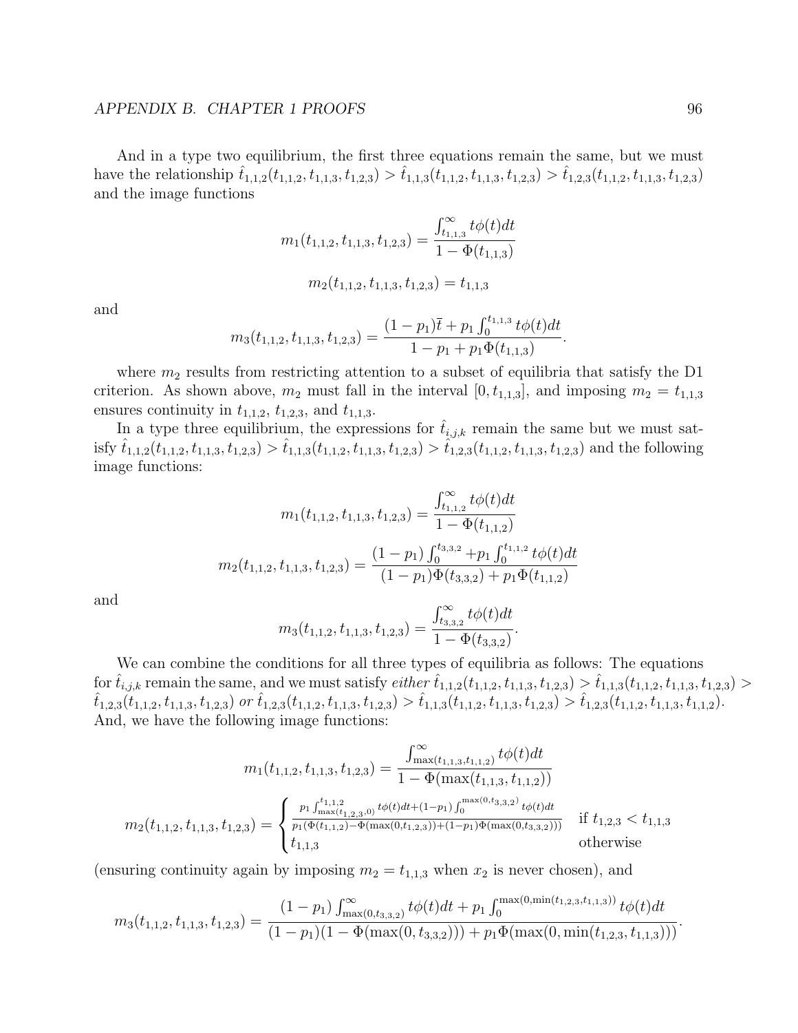And in a type two equilibrium, the first three equations remain the same, but we must have the relationship $\hat{t}_{1,1,2}(t_{1,1,2}, t_{1,1,3}, t_{1,2,3}) > \hat{t}_{1,1,3}(t_{1,1,2}, t_{1,1,3}, t_{1,2,3}) > \hat{t}_{1,2,3}(t_{1,1,2}, t_{1,1,3}, t_{1,2,3})$ and the image functions

$$m_1(t_{1,1,2}, t_{1,1,3}, t_{1,2,3}) = \frac{\int_{t_{1,1,3}}^{\infty} t\phi(t)dt}{1 - \Phi(t_{1,1,3})}$$

$$m_2(t_{1,1,2}, t_{1,1,3}, t_{1,2,3}) = t_{1,1,3}$$

and

$$m_3(t_{1,1,2}, t_{1,1,3}, t_{1,2,3}) = \frac{(1-p_1)\bar{t} + p_1 \int_0^{t_{1,1,3}} t\phi(t)dt}{1 - p_1 + p_1\Phi(t_{1,1,3})}.$$

where $m_2$ results from restricting attention to a subset of equilibria that satisfy the D1 criterion. As shown above, $m_2$ must fall in the interval $[0, t_{1,1,3}]$, and imposing $m_2 = t_{1,1,3}$ ensures continuity in $t_{1,1,2}$, $t_{1,2,3}$, and $t_{1,1,3}$.

In a type three equilibrium, the expressions for $\hat{t}_{i,j,k}$ remain the same but we must satisfy $\hat{t}_{1,1,2}(t_{1,1,2}, t_{1,1,3}, t_{1,2,3}) > \hat{t}_{1,1,3}(t_{1,1,2}, t_{1,1,3}, t_{1,2,3}) > \hat{t}_{1,2,3}(t_{1,1,2}, t_{1,1,3}, t_{1,2,3})$ and the following image functions:

$$m_1(t_{1,1,2}, t_{1,1,3}, t_{1,2,3}) = \frac{\int_{t_{1,1,2}}^{\infty} t\phi(t)dt}{1 - \Phi(t_{1,1,2})}$$

$$m_2(t_{1,1,2}, t_{1,1,3}, t_{1,2,3}) = \frac{(1-p_1)\int_0^{t_{3,3,2}} + p_1 \int_0^{t_{1,1,2}} t\phi(t)dt}{(1-p_1)\Phi(t_{3,3,2}) + p_1\Phi(t_{1,1,2})}$$

and

$$m_3(t_{1,1,2}, t_{1,1,3}, t_{1,2,3}) = \frac{\int_{t_{3,3,2}}^{\infty} t\phi(t)dt}{1 - \Phi(t_{3,3,2})}.$$

We can combine the conditions for all three types of equilibria as follows: The equations for $\hat{t}_{i,j,k}$ remain the same, and we must satisfy *either* $\hat{t}_{1,1,2}(t_{1,1,2}, t_{1,1,3}, t_{1,2,3}) > \hat{t}_{1,1,3}(t_{1,1,2}, t_{1,1,3}, t_{1,2,3}) > \hat{t}_{1,2,3}(t_{1,1,2}, t_{1,1,3}, t_{1,2,3})$ *or* $\hat{t}_{1,2,3}(t_{1,1,2}, t_{1,1,3}, t_{1,2,3}) > \hat{t}_{1,1,3}(t_{1,1,2}, t_{1,1,3}, t_{1,2,3}) > \hat{t}_{1,2,3}(t_{1,1,2}, t_{1,1,3}, t_{1,1,2})$. And, we have the following image functions:

$$m_1(t_{1,1,2}, t_{1,1,3}, t_{1,2,3}) = \frac{\int_{\max(t_{1,1,3}, t_{1,1,2})}^{\infty} t\phi(t)dt}{1 - \Phi(\max(t_{1,1,3}, t_{1,1,2}))}$$

$$m_2(t_{1,1,2}, t_{1,1,3}, t_{1,2,3}) = \begin{cases} \frac{p_1 \int_{\max(t_{1,2,3},0)}^{t_{1,1,2}} t\phi(t)dt + (1-p_1)\int_0^{\max(0,t_{3,3,2})} t\phi(t)dt}{p_1(\Phi(t_{1,1,2}) - \Phi(\max(0,t_{1,2,3})) + (1-p_1)\Phi(\max(0,t_{3,3,2})))} & \text{if } t_{1,2,3} < t_{1,1,3} \\ t_{1,1,3} & \text{otherwise} \end{cases}$$

(ensuring continuity again by imposing $m_2 = t_{1,1,3}$ when $x_2$ is never chosen), and

$$m_3(t_{1,1,2}, t_{1,1,3}, t_{1,2,3}) = \frac{(1-p_1)\int_{\max(0,t_{3,3,2})}^{\infty} t\phi(t)dt + p_1 \int_0^{\max(0,\min(t_{1,2,3},t_{1,1,3}))} t\phi(t)dt}{(1-p_1)(1 - \Phi(\max(0, t_{3,3,2}))) + p_1\Phi(\max(0, \min(t_{1,2,3}, t_{1,1,3})))}.$$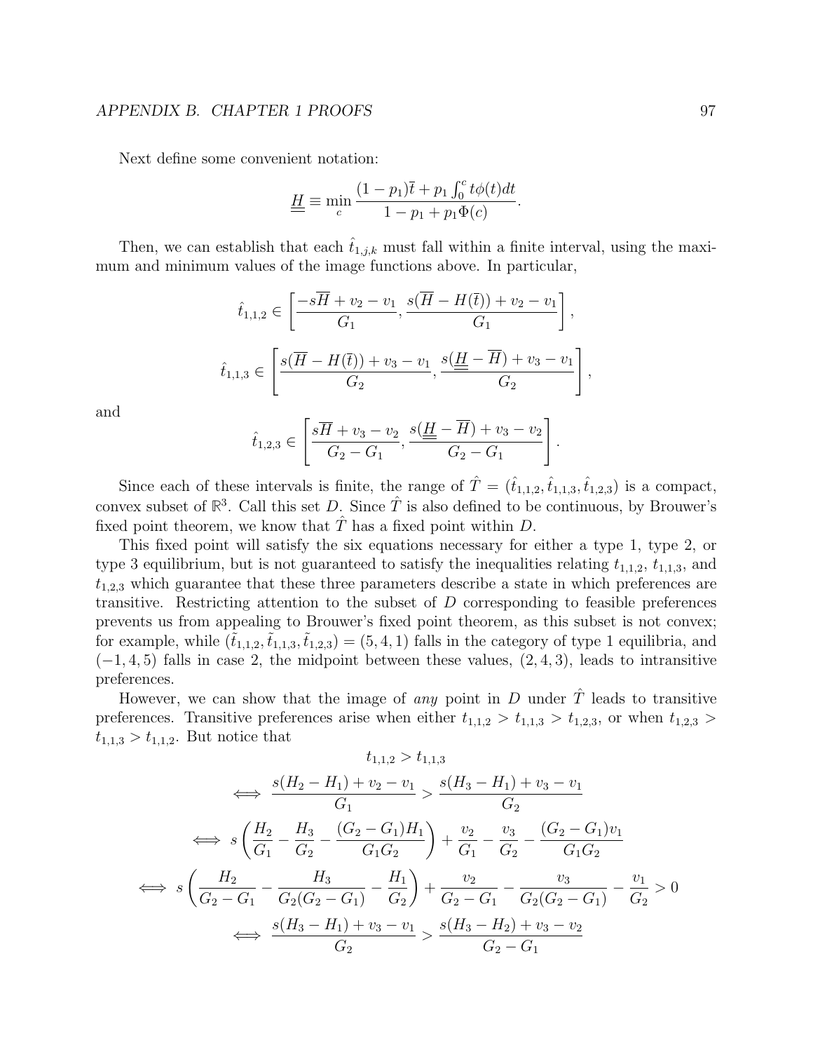Next define some convenient notation:

$$\underline{\underline{H}} \equiv \min_c \frac{(1-p_1)\bar{t} + p_1 \int_0^c t\phi(t)dt}{1 - p_1 + p_1\Phi(c)}.$$

Then, we can establish that each $\hat{t}_{1,j,k}$ must fall within a finite interval, using the maximum and minimum values of the image functions above. In particular,

$$\hat{t}_{1,1,2} \in \left[\frac{-s\overline{H} + v_2 - v_1}{G_1}, \frac{s(\overline{H} - H(\bar{t})) + v_2 - v_1}{G_1}\right],$$

$$\hat{t}_{1,1,3} \in \left[\frac{s(\overline{H} - H(\bar{t})) + v_3 - v_1}{G_2}, \frac{s(\underline{\underline{H}} - \overline{H}) + v_3 - v_1}{G_2}\right],$$

and

$$\hat{t}_{1,2,3} \in \left[\frac{s\overline{H} + v_3 - v_2}{G_2 - G_1}, \frac{s(\underline{\underline{H}} - \overline{H}) + v_3 - v_2}{G_2 - G_1}\right].$$

Since each of these intervals is finite, the range of $\hat{T} = (\hat{t}_{1,1,2}, \hat{t}_{1,1,3}, \hat{t}_{1,2,3})$ is a compact, convex subset of $\mathbb{R}^3$. Call this set $D$. Since $\hat{T}$ is also defined to be continuous, by Brouwer's fixed point theorem, we know that $\hat{T}$ has a fixed point within $D$.

This fixed point will satisfy the six equations necessary for either a type 1, type 2, or type 3 equilibrium, but is not guaranteed to satisfy the inequalities relating $t_{1,1,2}$, $t_{1,1,3}$, and $t_{1,2,3}$ which guarantee that these three parameters describe a state in which preferences are transitive. Restricting attention to the subset of $D$ corresponding to feasible preferences prevents us from appealing to Brouwer's fixed point theorem, as this subset is not convex; for example, while $(\tilde{t}_{1,1,2}, \tilde{t}_{1,1,3}, \tilde{t}_{1,2,3}) = (5, 4, 1)$ falls in the category of type 1 equilibria, and $(-1, 4, 5)$ falls in case 2, the midpoint between these values, $(2, 4, 3)$, leads to intransitive preferences.

However, we can show that the image of *any* point in $D$ under $\hat{T}$ leads to transitive preferences. Transitive preferences arise when either $t_{1,1,2} > t_{1,1,3} > t_{1,2,3}$, or when $t_{1,2,3} > t_{1,1,3} > t_{1,1,2}$. But notice that

$$t_{1,1,2} > t_{1,1,3}$$

$$\iff \frac{s(H_2 - H_1) + v_2 - v_1}{G_1} > \frac{s(H_3 - H_1) + v_3 - v_1}{G_2}$$

$$\iff s\left(\frac{H_2}{G_1} - \frac{H_3}{G_2} - \frac{(G_2 - G_1)H_1}{G_1 G_2}\right) + \frac{v_2}{G_1} - \frac{v_3}{G_2} - \frac{(G_2 - G_1)v_1}{G_1 G_2}$$

$$\iff s\left(\frac{H_2}{G_2 - G_1} - \frac{H_3}{G_2(G_2 - G_1)} - \frac{H_1}{G_2}\right) + \frac{v_2}{G_2 - G_1} - \frac{v_3}{G_2(G_2 - G_1)} - \frac{v_1}{G_2} > 0$$

$$\iff \frac{s(H_3 - H_1) + v_3 - v_1}{G_2} > \frac{s(H_3 - H_2) + v_3 - v_2}{G_2 - G_1}$$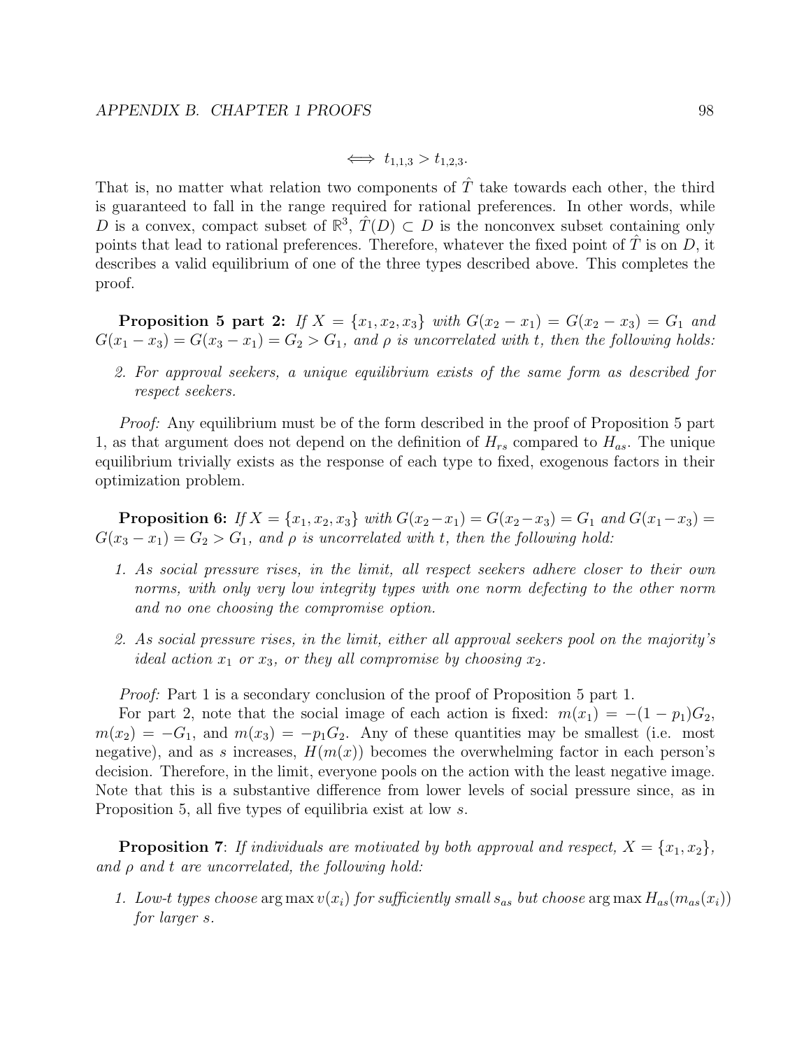$$\iff t_{1,1,3} > t_{1,2,3}.$$

That is, no matter what relation two components of $\hat{T}$ take towards each other, the third is guaranteed to fall in the range required for rational preferences. In other words, while $D$ is a convex, compact subset of $\mathbb{R}^3$, $\hat{T}(D) \subset D$ is the nonconvex subset containing only points that lead to rational preferences. Therefore, whatever the fixed point of $\hat{T}$ is on $D$, it describes a valid equilibrium of one of the three types described above. This completes the proof.

**Proposition 5 part 2:** *If $X = \{x_1, x_2, x_3\}$ with $G(x_2 - x_1) = G(x_2 - x_3) = G_1$ and $G(x_1 - x_3) = G(x_3 - x_1) = G_2 > G_1$, and $\rho$ is uncorrelated with $t$, then the following holds:*

2. *For approval seekers, a unique equilibrium exists of the same form as described for respect seekers.*

*Proof:* Any equilibrium must be of the form described in the proof of Proposition 5 part 1, as that argument does not depend on the definition of $H_{rs}$ compared to $H_{as}$. The unique equilibrium trivially exists as the response of each type to fixed, exogenous factors in their optimization problem.

**Proposition 6:** *If $X = \{x_1, x_2, x_3\}$ with $G(x_2 - x_1) = G(x_2 - x_3) = G_1$ and $G(x_1 - x_3) = G(x_3 - x_1) = G_2 > G_1$, and $\rho$ is uncorrelated with $t$, then the following hold:*

1. *As social pressure rises, in the limit, all respect seekers adhere closer to their own norms, with only very low integrity types with one norm defecting to the other norm and no one choosing the compromise option.*
2. *As social pressure rises, in the limit, either all approval seekers pool on the majority's ideal action $x_1$ or $x_3$, or they all compromise by choosing $x_2$.*

*Proof:* Part 1 is a secondary conclusion of the proof of Proposition 5 part 1.

For part 2, note that the social image of each action is fixed: $m(x_1) = -(1 - p_1)G_2$, $m(x_2) = -G_1$, and $m(x_3) = -p_1 G_2$. Any of these quantities may be smallest (i.e. most negative), and as $s$ increases, $H(m(x))$ becomes the overwhelming factor in each person's decision. Therefore, in the limit, everyone pools on the action with the least negative image. Note that this is a substantive difference from lower levels of social pressure since, as in Proposition 5, all five types of equilibria exist at low $s$.

**Proposition 7**: *If individuals are motivated by both approval and respect, $X = \{x_1, x_2\}$, and $\rho$ and $t$ are uncorrelated, the following hold:*

1. *Low-$t$ types choose $\arg\max v(x_i)$ for sufficiently small $s_{as}$ but choose $\arg\max H_{as}(m_{as}(x_i))$ for larger $s$.*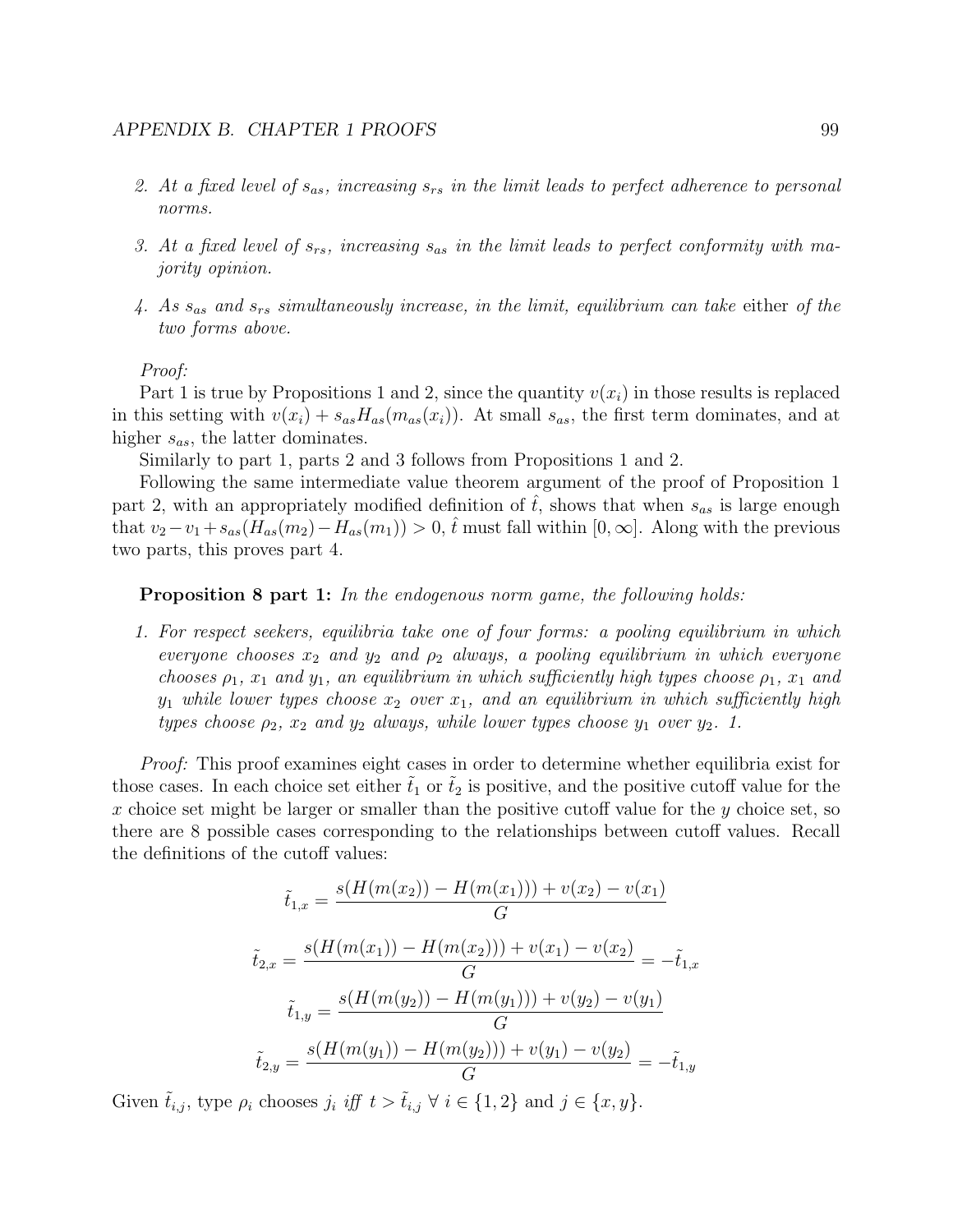2. *At a fixed level of $s_{as}$, increasing $s_{rs}$ in the limit leads to perfect adherence to personal norms.*

3. *At a fixed level of $s_{rs}$, increasing $s_{as}$ in the limit leads to perfect conformity with majority opinion.*

4. *As $s_{as}$ and $s_{rs}$ simultaneously increase, in the limit, equilibrium can take* either *of the two forms above.*

*Proof:*

Part 1 is true by Propositions 1 and 2, since the quantity $v(x_i)$ in those results is replaced in this setting with $v(x_i) + s_{as}H_{as}(m_{as}(x_i))$. At small $s_{as}$, the first term dominates, and at higher $s_{as}$, the latter dominates.

Similarly to part 1, parts 2 and 3 follows from Propositions 1 and 2.

Following the same intermediate value theorem argument of the proof of Proposition 1 part 2, with an appropriately modified definition of $\hat{t}$, shows that when $s_{as}$ is large enough that $v_2 - v_1 + s_{as}(H_{as}(m_2) - H_{as}(m_1)) > 0$, $\hat{t}$ must fall within $[0, \infty]$. Along with the previous two parts, this proves part 4.

**Proposition 8 part 1:** *In the endogenous norm game, the following holds:*

1. *For respect seekers, equilibria take one of four forms: a pooling equilibrium in which everyone chooses $x_2$ and $y_2$ and $\rho_2$ always, a pooling equilibrium in which everyone chooses $\rho_1$, $x_1$ and $y_1$, an equilibrium in which sufficiently high types choose $\rho_1$, $x_1$ and $y_1$ while lower types choose $x_2$ over $x_1$, and an equilibrium in which sufficiently high types choose $\rho_2$, $x_2$ and $y_2$ always, while lower types choose $y_1$ over $y_2$. 1.*

*Proof:* This proof examines eight cases in order to determine whether equilibria exist for those cases. In each choice set either $\tilde{t}_1$ or $\tilde{t}_2$ is positive, and the positive cutoff value for the $x$ choice set might be larger or smaller than the positive cutoff value for the $y$ choice set, so there are 8 possible cases corresponding to the relationships between cutoff values. Recall the definitions of the cutoff values:

$$\tilde{t}_{1,x} = \frac{s(H(m(x_2)) - H(m(x_1))) + v(x_2) - v(x_1)}{G}$$

$$\tilde{t}_{2,x} = \frac{s(H(m(x_1)) - H(m(x_2))) + v(x_1) - v(x_2)}{G} = -\tilde{t}_{1,x}$$

$$\tilde{t}_{1,y} = \frac{s(H(m(y_2)) - H(m(y_1))) + v(y_2) - v(y_1)}{G}$$

$$\tilde{t}_{2,y} = \frac{s(H(m(y_1)) - H(m(y_2))) + v(y_1) - v(y_2)}{G} = -\tilde{t}_{1,y}$$

Given $\tilde{t}_{i,j}$, type $\rho_i$ chooses $j_i$ *iff* $t > \tilde{t}_{i,j}$ $\forall$ $i \in \{1, 2\}$ and $j \in \{x, y\}$.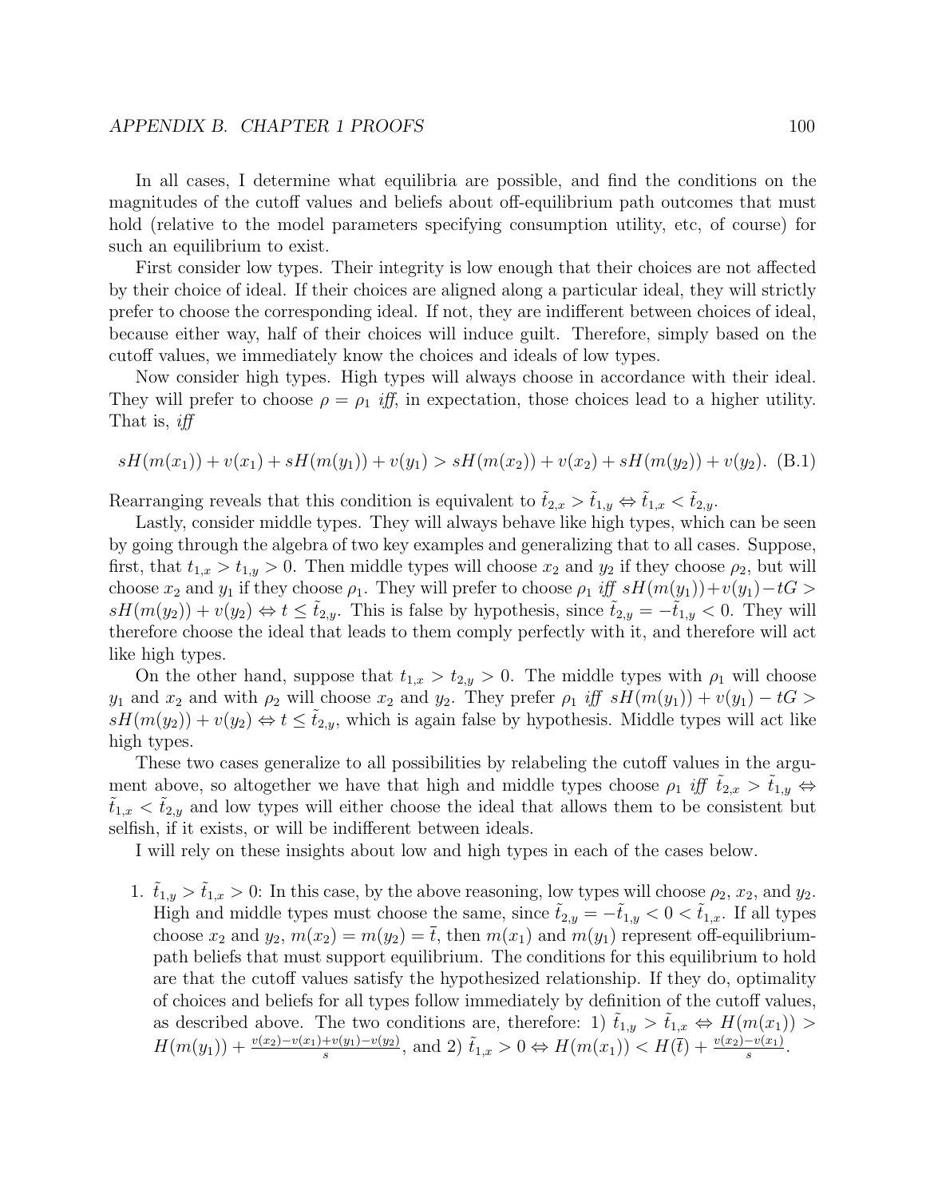In all cases, I determine what equilibria are possible, and find the conditions on the magnitudes of the cutoff values and beliefs about off-equilibrium path outcomes that must hold (relative to the model parameters specifying consumption utility, etc, of course) for such an equilibrium to exist.

First consider low types. Their integrity is low enough that their choices are not affected by their choice of ideal. If their choices are aligned along a particular ideal, they will strictly prefer to choose the corresponding ideal. If not, they are indifferent between choices of ideal, because either way, half of their choices will induce guilt. Therefore, simply based on the cutoff values, we immediately know the choices and ideals of low types.

Now consider high types. High types will always choose in accordance with their ideal. They will prefer to choose $\rho = \rho_1$ *iff*, in expectation, those choices lead to a higher utility. That is, *iff*

$$sH(m(x_1)) + v(x_1) + sH(m(y_1)) + v(y_1) > sH(m(x_2)) + v(x_2) + sH(m(y_2)) + v(y_2). \quad \text{(B.1)}$$

Rearranging reveals that this condition is equivalent to $\tilde{t}_{2,x} > \tilde{t}_{1,y} \Leftrightarrow \tilde{t}_{1,x} < \tilde{t}_{2,y}$.

Lastly, consider middle types. They will always behave like high types, which can be seen by going through the algebra of two key examples and generalizing that to all cases. Suppose, first, that $t_{1,x} > t_{1,y} > 0$. Then middle types will choose $x_2$ and $y_2$ if they choose $\rho_2$, but will choose $x_2$ and $y_1$ if they choose $\rho_1$. They will prefer to choose $\rho_1$ *iff* $sH(m(y_1)) + v(y_1) - tG > sH(m(y_2)) + v(y_2) \Leftrightarrow t \leq \tilde{t}_{2,y}$. This is false by hypothesis, since $\tilde{t}_{2,y} = -\tilde{t}_{1,y} < 0$. They will therefore choose the ideal that leads to them comply perfectly with it, and therefore will act like high types.

On the other hand, suppose that $t_{1,x} > t_{2,y} > 0$. The middle types with $\rho_1$ will choose $y_1$ and $x_2$ and with $\rho_2$ will choose $x_2$ and $y_2$. They prefer $\rho_1$ *iff* $sH(m(y_1)) + v(y_1) - tG > sH(m(y_2)) + v(y_2) \Leftrightarrow t \leq \tilde{t}_{2,y}$, which is again false by hypothesis. Middle types will act like high types.

These two cases generalize to all possibilities by relabeling the cutoff values in the argument above, so altogether we have that high and middle types choose $\rho_1$ *iff* $\tilde{t}_{2,x} > \tilde{t}_{1,y} \Leftrightarrow \tilde{t}_{1,x} < \tilde{t}_{2,y}$ and low types will either choose the ideal that allows them to be consistent but selfish, if it exists, or will be indifferent between ideals.

I will rely on these insights about low and high types in each of the cases below.

1. $\tilde{t}_{1,y} > \tilde{t}_{1,x} > 0$: In this case, by the above reasoning, low types will choose $\rho_2$, $x_2$, and $y_2$. High and middle types must choose the same, since $\tilde{t}_{2,y} = -\tilde{t}_{1,y} < 0 < \tilde{t}_{1,x}$. If all types choose $x_2$ and $y_2$, $m(x_2) = m(y_2) = \bar{t}$, then $m(x_1)$ and $m(y_1)$ represent off-equilibrium-path beliefs that must support equilibrium. The conditions for this equilibrium to hold are that the cutoff values satisfy the hypothesized relationship. If they do, optimality of choices and beliefs for all types follow immediately by definition of the cutoff values, as described above. The two conditions are, therefore: 1) $\tilde{t}_{1,y} > \tilde{t}_{1,x} \Leftrightarrow H(m(x_1)) > H(m(y_1)) + \frac{v(x_2) - v(x_1) + v(y_1) - v(y_2)}{s}$, and 2) $\tilde{t}_{1,x} > 0 \Leftrightarrow H(m(x_1)) < H(\bar{t}) + \frac{v(x_2) - v(x_1)}{s}$.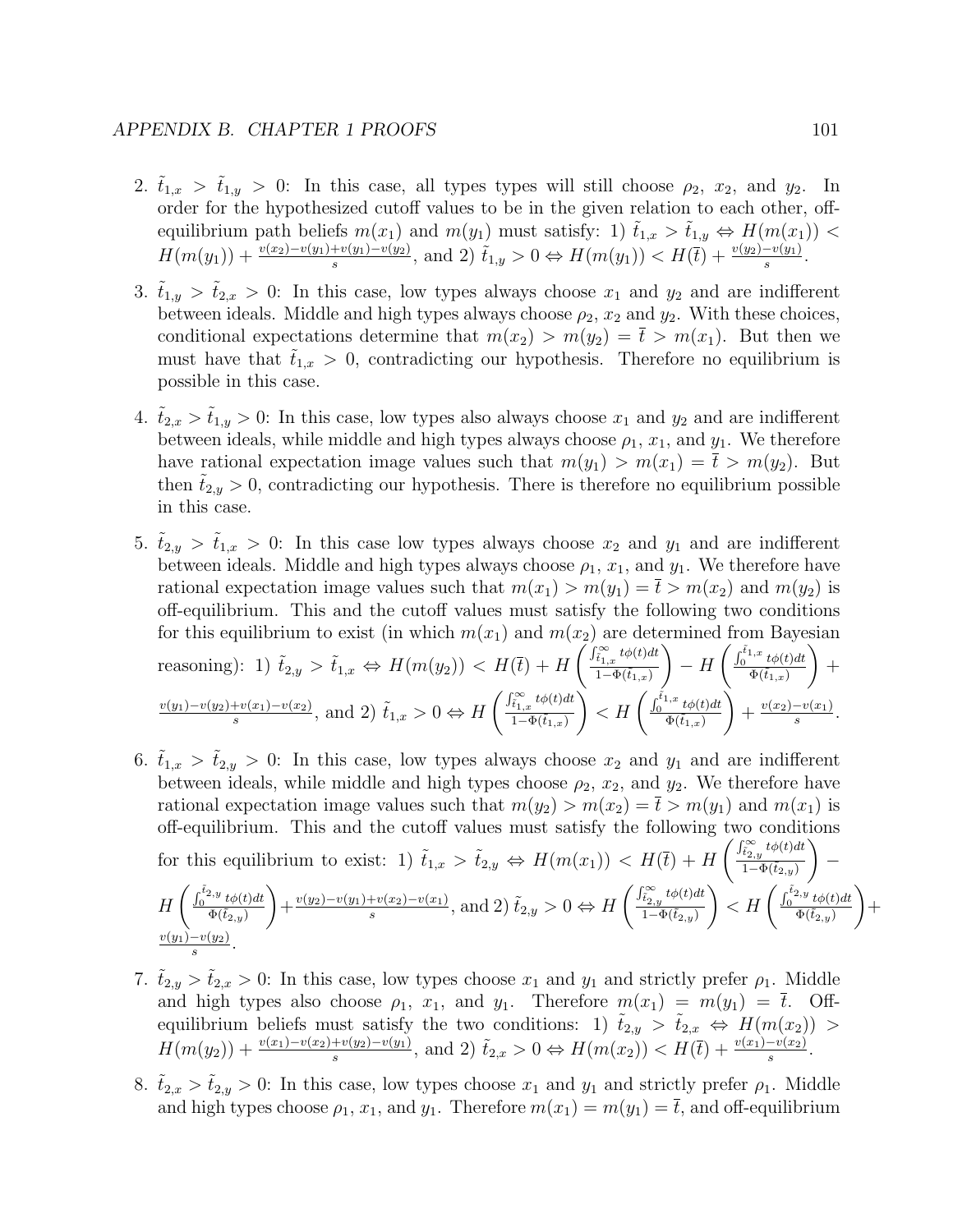2. $\tilde{t}_{1,x} > \tilde{t}_{1,y} > 0$: In this case, all types types will still choose $\rho_2$, $x_2$, and $y_2$. In order for the hypothesized cutoff values to be in the given relation to each other, off-equilibrium path beliefs $m(x_1)$ and $m(y_1)$ must satisfy: 1) $\tilde{t}_{1,x} > \tilde{t}_{1,y} \Leftrightarrow H(m(x_1)) < H(m(y_1)) + \frac{v(x_2)-v(y_1)+v(y_1)-v(y_2)}{s}$, and 2) $\tilde{t}_{1,y} > 0 \Leftrightarrow H(m(y_1)) < H(\bar{t}) + \frac{v(y_2)-v(y_1)}{s}$.

3. $\tilde{t}_{1,y} > \tilde{t}_{2,x} > 0$: In this case, low types always choose $x_1$ and $y_2$ and are indifferent between ideals. Middle and high types always choose $\rho_2$, $x_2$ and $y_2$. With these choices, conditional expectations determine that $m(x_2) > m(y_2) = \bar{t} > m(x_1)$. But then we must have that $\tilde{t}_{1,x} > 0$, contradicting our hypothesis. Therefore no equilibrium is possible in this case.

4. $\tilde{t}_{2,x} > \tilde{t}_{1,y} > 0$: In this case, low types also always choose $x_1$ and $y_2$ and are indifferent between ideals, while middle and high types always choose $\rho_1$, $x_1$, and $y_1$. We therefore have rational expectation image values such that $m(y_1) > m(x_1) = \bar{t} > m(y_2)$. But then $\tilde{t}_{2,y} > 0$, contradicting our hypothesis. There is therefore no equilibrium possible in this case.

5. $\tilde{t}_{2,y} > \tilde{t}_{1,x} > 0$: In this case low types always choose $x_2$ and $y_1$ and are indifferent between ideals. Middle and high types always choose $\rho_1$, $x_1$, and $y_1$. We therefore have rational expectation image values such that $m(x_1) > m(y_1) = \bar{t} > m(x_2)$ and $m(y_2)$ is off-equilibrium. This and the cutoff values must satisfy the following two conditions for this equilibrium to exist (in which $m(x_1)$ and $m(x_2)$ are determined from Bayesian reasoning): 1) $\tilde{t}_{2,y} > \tilde{t}_{1,x} \Leftrightarrow H(m(y_2)) < H(\bar{t}) + H\left(\frac{\int_{\tilde{t}_{1,x}}^{\infty} t\phi(t)dt}{1-\Phi(\tilde{t}_{1,x})}\right) - H\left(\frac{\int_{0}^{\tilde{t}_{1,x}} t\phi(t)dt}{\Phi(\tilde{t}_{1,x})}\right) + \frac{v(y_1)-v(y_2)+v(x_1)-v(x_2)}{s}$, and 2) $\tilde{t}_{1,x} > 0 \Leftrightarrow H\left(\frac{\int_{\tilde{t}_{1,x}}^{\infty} t\phi(t)dt}{1-\Phi(\tilde{t}_{1,x})}\right) < H\left(\frac{\int_{0}^{\tilde{t}_{1,x}} t\phi(t)dt}{\Phi(\tilde{t}_{1,x})}\right) + \frac{v(x_2)-v(x_1)}{s}$.

6. $\tilde{t}_{1,x} > \tilde{t}_{2,y} > 0$: In this case, low types always choose $x_2$ and $y_1$ and are indifferent between ideals, while middle and high types choose $\rho_2$, $x_2$, and $y_2$. We therefore have rational expectation image values such that $m(y_2) > m(x_2) = \bar{t} > m(y_1)$ and $m(x_1)$ is off-equilibrium. This and the cutoff values must satisfy the following two conditions for this equilibrium to exist: 1) $\tilde{t}_{1,x} > \tilde{t}_{2,y} \Leftrightarrow H(m(x_1)) < H(\bar{t}) + H\left(\frac{\int_{\tilde{t}_{2,y}}^{\infty} t\phi(t)dt}{1-\Phi(\tilde{t}_{2,y})}\right) - H\left(\frac{\int_{0}^{\tilde{t}_{2,y}} t\phi(t)dt}{\Phi(\tilde{t}_{2,y})}\right) + \frac{v(y_2)-v(y_1)+v(x_2)-v(x_1)}{s}$, and 2) $\tilde{t}_{2,y} > 0 \Leftrightarrow H\left(\frac{\int_{\tilde{t}_{2,y}}^{\infty} t\phi(t)dt}{1-\Phi(\tilde{t}_{2,y})}\right) < H\left(\frac{\int_{0}^{\tilde{t}_{2,y}} t\phi(t)dt}{\Phi(\tilde{t}_{2,y})}\right) + \frac{v(y_1)-v(y_2)}{s}$.

7. $\tilde{t}_{2,y} > \tilde{t}_{2,x} > 0$: In this case, low types choose $x_1$ and $y_1$ and strictly prefer $\rho_1$. Middle and high types also choose $\rho_1$, $x_1$, and $y_1$. Therefore $m(x_1) = m(y_1) = \bar{t}$. Off-equilibrium beliefs must satisfy the two conditions: 1) $\tilde{t}_{2,y} > \tilde{t}_{2,x} \Leftrightarrow H(m(x_2)) > H(m(y_2)) + \frac{v(x_1)-v(x_2)+v(y_2)-v(y_1)}{s}$, and 2) $\tilde{t}_{2,x} > 0 \Leftrightarrow H(m(x_2)) < H(\bar{t}) + \frac{v(x_1)-v(x_2)}{s}$.

8. $\tilde{t}_{2,x} > \tilde{t}_{2,y} > 0$: In this case, low types choose $x_1$ and $y_1$ and strictly prefer $\rho_1$. Middle and high types choose $\rho_1$, $x_1$, and $y_1$. Therefore $m(x_1) = m(y_1) = \bar{t}$, and off-equilibrium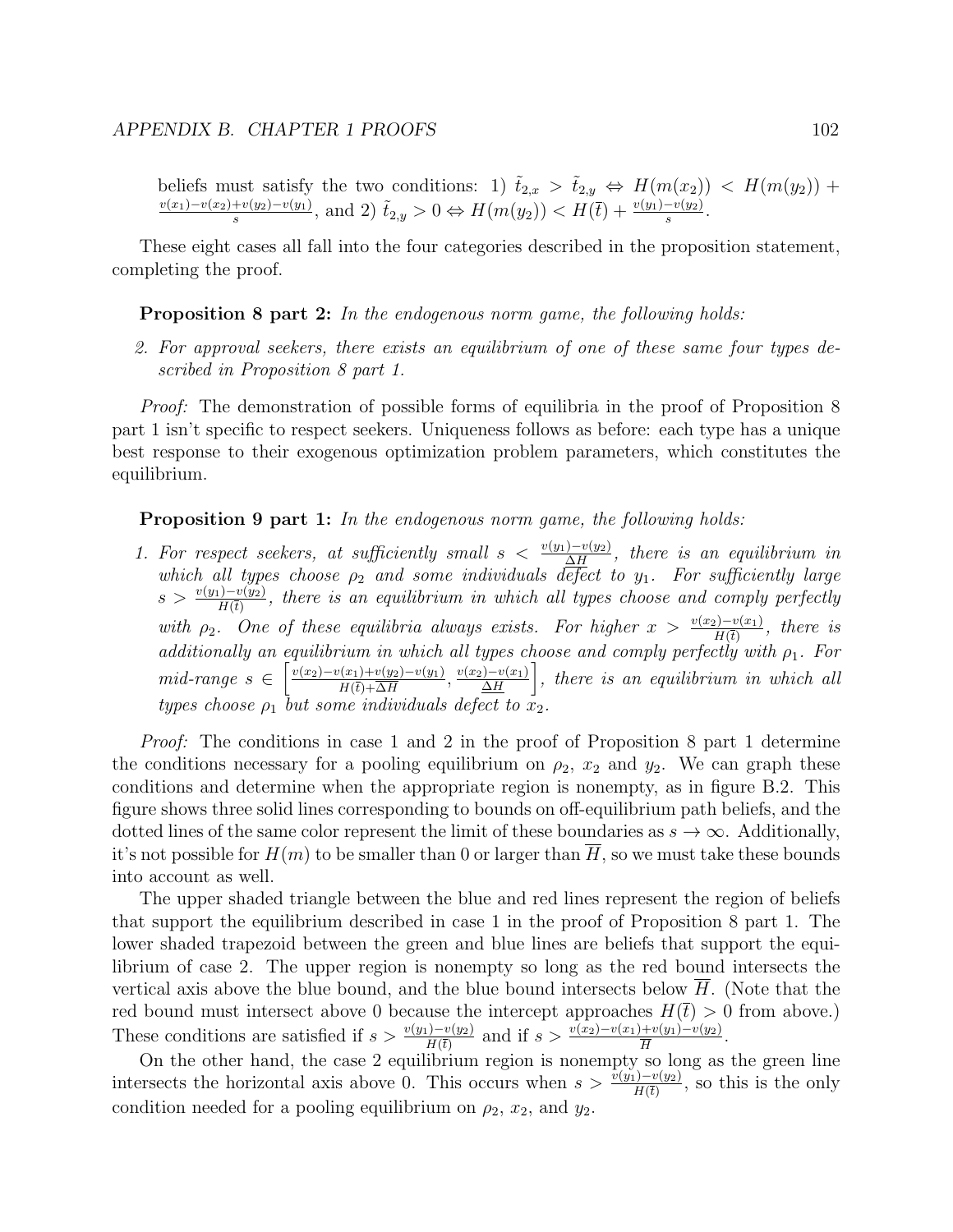beliefs must satisfy the two conditions: 1) $\tilde{t}_{2,x} > \tilde{t}_{2,y} \Leftrightarrow H(m(x_2)) < H(m(y_2)) + \frac{v(x_1)-v(x_2)+v(y_2)-v(y_1)}{s}$, and 2) $\tilde{t}_{2,y} > 0 \Leftrightarrow H(m(y_2)) < H(\bar{t}) + \frac{v(y_1)-v(y_2)}{s}$.

These eight cases all fall into the four categories described in the proposition statement, completing the proof.

**Proposition 8 part 2:** *In the endogenous norm game, the following holds:*

2. *For approval seekers, there exists an equilibrium of one of these same four types described in Proposition 8 part 1.*

*Proof:* The demonstration of possible forms of equilibria in the proof of Proposition 8 part 1 isn't specific to respect seekers. Uniqueness follows as before: each type has a unique best response to their exogenous optimization problem parameters, which constitutes the equilibrium.

**Proposition 9 part 1:** *In the endogenous norm game, the following holds:*

1. *For respect seekers, at sufficiently small $s < \frac{v(y_1)-v(y_2)}{\Delta H}$, there is an equilibrium in which all types choose $\rho_2$ and some individuals defect to $y_1$. For sufficiently large $s > \frac{v(y_1)-v(y_2)}{H(\bar{t})}$, there is an equilibrium in which all types choose and comply perfectly with $\rho_2$. One of these equilibria always exists. For higher $x > \frac{v(x_2)-v(x_1)}{H(\bar{t})}$, there is additionally an equilibrium in which all types choose and comply perfectly with $\rho_1$. For mid-range $s \in \left[\frac{v(x_2)-v(x_1)+v(y_2)-v(y_1)}{H(\bar{t})+\Delta H}, \frac{v(x_2)-v(x_1)}{\underline{\Delta H}}\right]$, there is an equilibrium in which all types choose $\rho_1$ but some individuals defect to $x_2$.*

*Proof:* The conditions in case 1 and 2 in the proof of Proposition 8 part 1 determine the conditions necessary for a pooling equilibrium on $\rho_2$, $x_2$ and $y_2$. We can graph these conditions and determine when the appropriate region is nonempty, as in figure B.2. This figure shows three solid lines corresponding to bounds on off-equilibrium path beliefs, and the dotted lines of the same color represent the limit of these boundaries as $s \to \infty$. Additionally, it's not possible for $H(m)$ to be smaller than 0 or larger than $\overline{H}$, so we must take these bounds into account as well.

The upper shaded triangle between the blue and red lines represent the region of beliefs that support the equilibrium described in case 1 in the proof of Proposition 8 part 1. The lower shaded trapezoid between the green and blue lines are beliefs that support the equilibrium of case 2. The upper region is nonempty so long as the red bound intersects the vertical axis above the blue bound, and the blue bound intersects below $\overline{H}$. (Note that the red bound must intersect above 0 because the intercept approaches $H(\bar{t}) > 0$ from above.) These conditions are satisfied if $s > \frac{v(y_1)-v(y_2)}{H(\bar{t})}$ and if $s > \frac{v(x_2)-v(x_1)+v(y_1)-v(y_2)}{\overline{H}}$.

On the other hand, the case 2 equilibrium region is nonempty so long as the green line intersects the horizontal axis above 0. This occurs when $s > \frac{v(y_1)-v(y_2)}{H(\bar{t})}$, so this is the only condition needed for a pooling equilibrium on $\rho_2$, $x_2$, and $y_2$.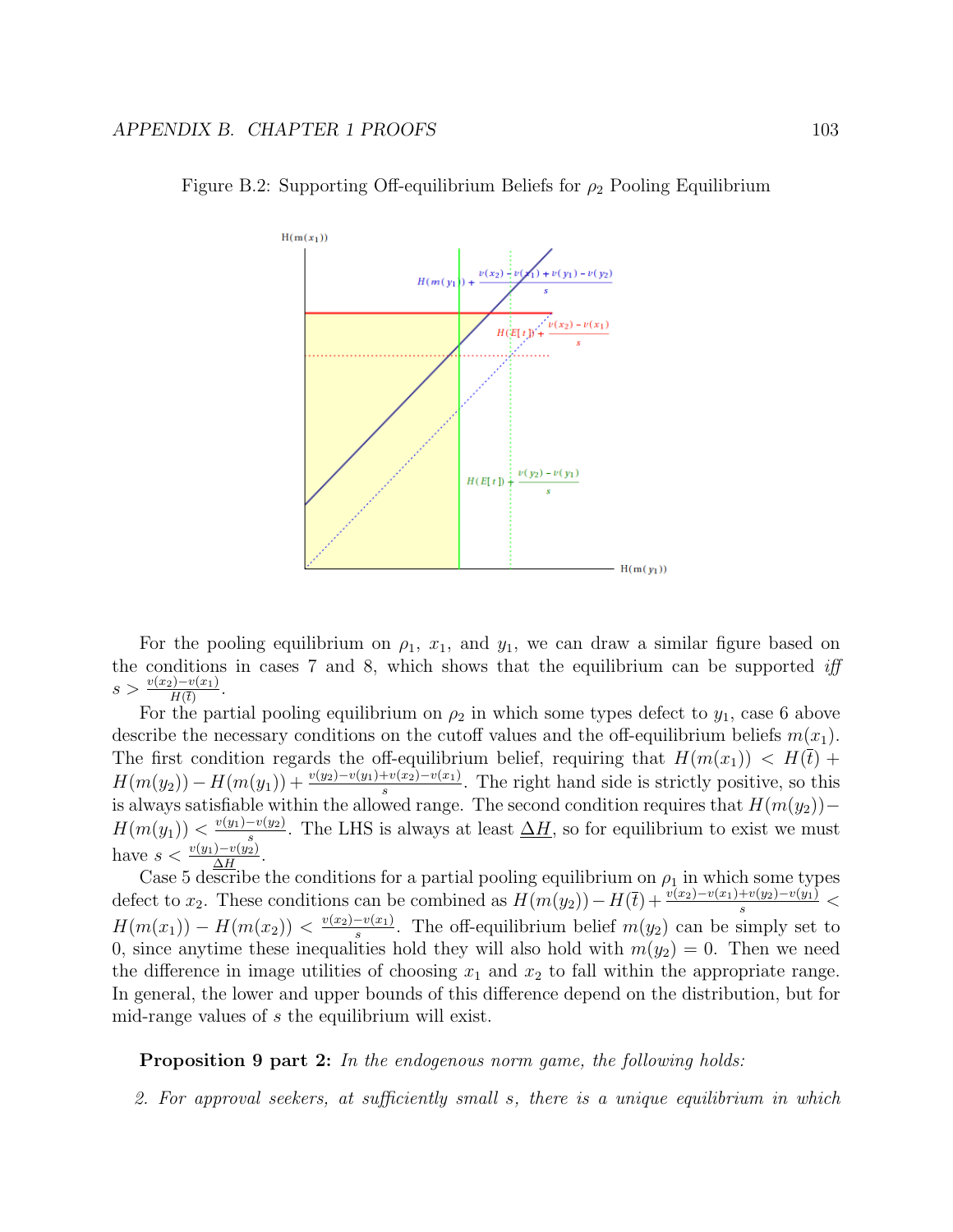Figure B.2: Supporting Off-equilibrium Beliefs for $\rho_2$ Pooling Equilibrium

For the pooling equilibrium on $\rho_1$, $x_1$, and $y_1$, we can draw a similar figure based on the conditions in cases 7 and 8, which shows that the equilibrium can be supported *iff* $s > \frac{v(x_2)-v(x_1)}{H(\bar{t})}$.

For the partial pooling equilibrium on $\rho_2$ in which some types defect to $y_1$, case 6 above describe the necessary conditions on the cutoff values and the off-equilibrium beliefs $m(x_1)$. The first condition regards the off-equilibrium belief, requiring that $H(m(x_1)) < H(\bar{t}) + H(m(y_2)) - H(m(y_1)) + \frac{v(y_2)-v(y_1)+v(x_2)-v(x_1)}{s}$. The right hand side is strictly positive, so this is always satisfiable within the allowed range. The second condition requires that $H(m(y_2)) - H(m(y_1)) < \frac{v(y_1)-v(y_2)}{s}$. The LHS is always at least $\underline{\Delta H}$, so for equilibrium to exist we must have $s < \frac{v(y_1)-v(y_2)}{\underline{\Delta H}}$.

Case 5 describe the conditions for a partial pooling equilibrium on $\rho_1$ in which some types defect to $x_2$. These conditions can be combined as $H(m(y_2)) - H(\bar{t}) + \frac{v(x_2)-v(x_1)+v(y_2)-v(y_1)}{s} < H(m(x_1)) - H(m(x_2)) < \frac{v(x_2)-v(x_1)}{s}$. The off-equilibrium belief $m(y_2)$ can be simply set to 0, since anytime these inequalities hold they will also hold with $m(y_2) = 0$. Then we need the difference in image utilities of choosing $x_1$ and $x_2$ to fall within the appropriate range. In general, the lower and upper bounds of this difference depend on the distribution, but for mid-range values of $s$ the equilibrium will exist.

**Proposition 9 part 2:** *In the endogenous norm game, the following holds:*

2. *For approval seekers, at sufficiently small $s$, there is a unique equilibrium in which*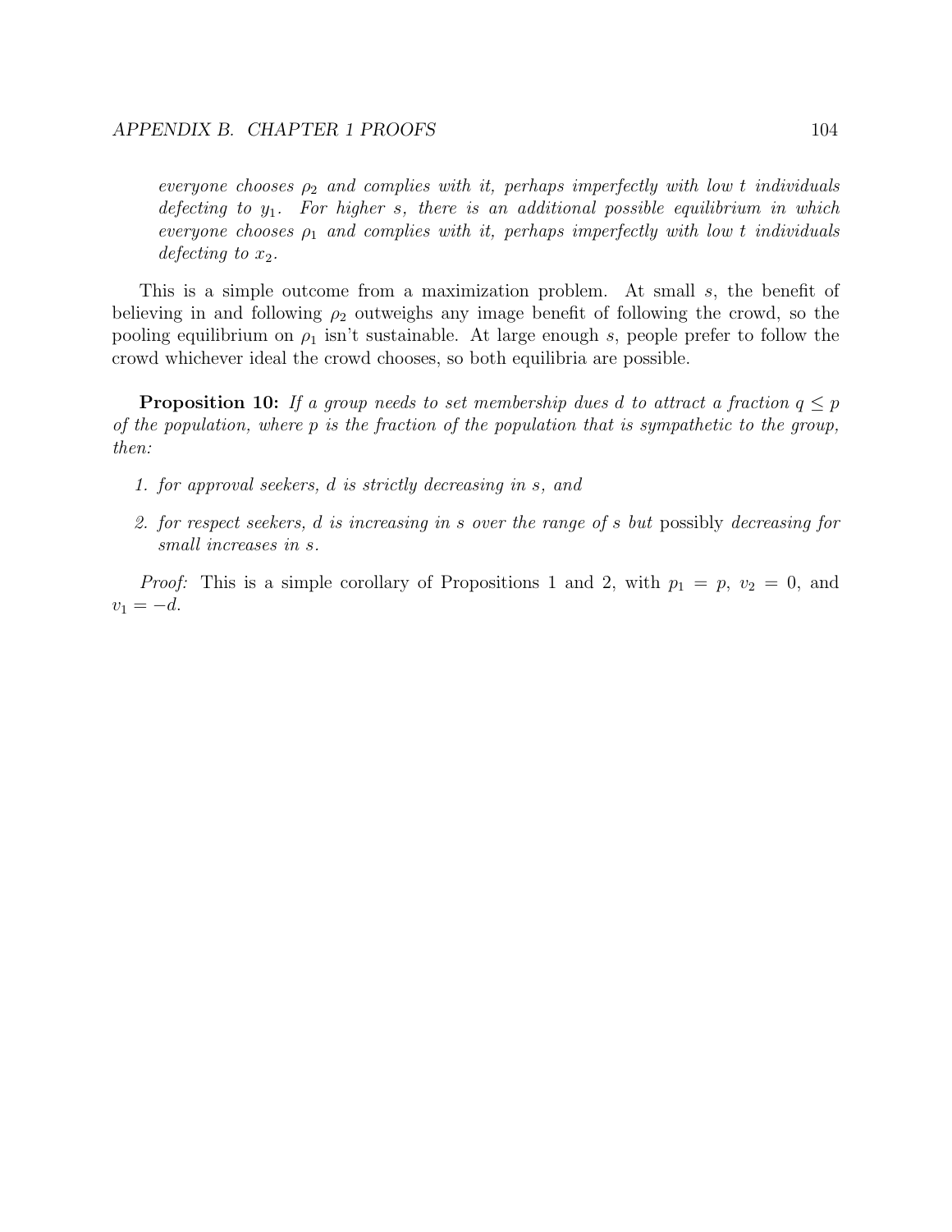*everyone chooses $\rho_2$ and complies with it, perhaps imperfectly with low $t$ individuals defecting to $y_1$. For higher $s$, there is an additional possible equilibrium in which everyone chooses $\rho_1$ and complies with it, perhaps imperfectly with low $t$ individuals defecting to $x_2$.*

This is a simple outcome from a maximization problem. At small $s$, the benefit of believing in and following $\rho_2$ outweighs any image benefit of following the crowd, so the pooling equilibrium on $\rho_1$ isn't sustainable. At large enough $s$, people prefer to follow the crowd whichever ideal the crowd chooses, so both equilibria are possible.

**Proposition 10:** *If a group needs to set membership dues $d$ to attract a fraction $q \leq p$ of the population, where $p$ is the fraction of the population that is sympathetic to the group, then:*

1. *for approval seekers, $d$ is strictly decreasing in $s$, and*
2. *for respect seekers, $d$ is increasing in $s$ over the range of $s$ but* possibly *decreasing for small increases in $s$.*

*Proof:* This is a simple corollary of Propositions 1 and 2, with $p_1 = p$, $v_2 = 0$, and $v_1 = -d$.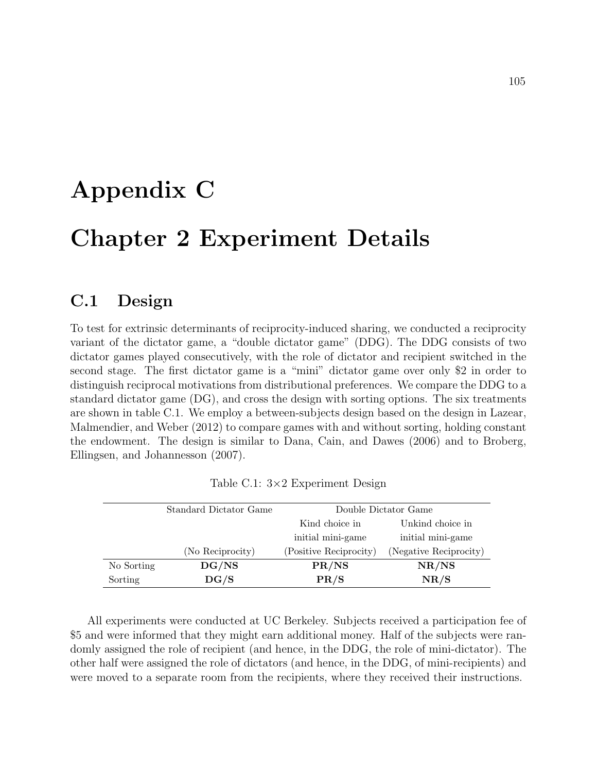# Appendix C

# Chapter 2 Experiment Details

## C.1 Design

To test for extrinsic determinants of reciprocity-induced sharing, we conducted a reciprocity variant of the dictator game, a "double dictator game" (DDG). The DDG consists of two dictator games played consecutively, with the role of dictator and recipient switched in the second stage. The first dictator game is a "mini" dictator game over only $2 in order to distinguish reciprocal motivations from distributional preferences. We compare the DDG to a standard dictator game (DG), and cross the design with sorting options. The six treatments are shown in table C.1. We employ a between-subjects design based on the design in Lazear, Malmendier, and Weber (2012) to compare games with and without sorting, holding constant the endowment. The design is similar to Dana, Cain, and Dawes (2006) and to Broberg, Ellingsen, and Johannesson (2007).

Table C.1: 3×2 Experiment Design

| | Standard Dictator Game | Double Dictator Game | |
|---|---|---|---|
| | | Kind choice in initial mini-game | Unkind choice in initial mini-game |
| | (No Reciprocity) | (Positive Reciprocity) | (Negative Reciprocity) |
| No Sorting | **DG/NS** | **PR/NS** | **NR/NS** |
| Sorting | **DG/S** | **PR/S** | **NR/S** |

All experiments were conducted at UC Berkeley. Subjects received a participation fee of $5 and were informed that they might earn additional money. Half of the subjects were randomly assigned the role of recipient (and hence, in the DDG, the role of mini-dictator). The other half were assigned the role of dictators (and hence, in the DDG, of mini-recipients) and were moved to a separate room from the recipients, where they received their instructions.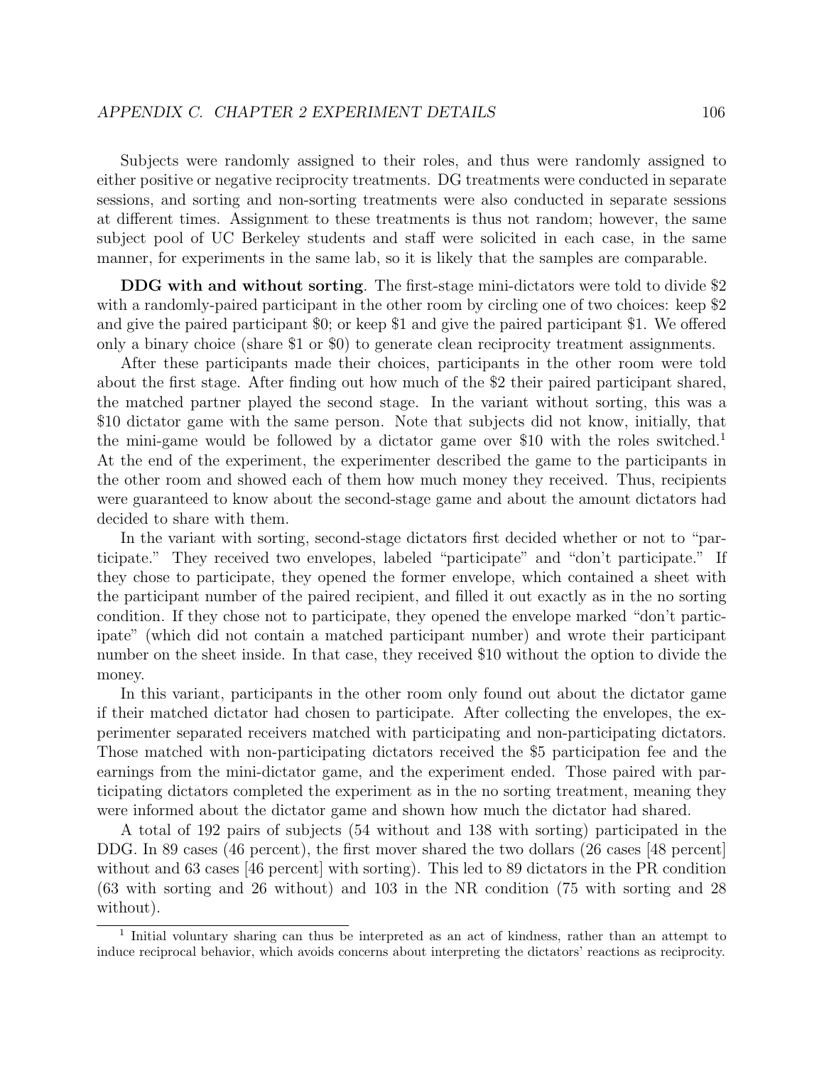Subjects were randomly assigned to their roles, and thus were randomly assigned to either positive or negative reciprocity treatments. DG treatments were conducted in separate sessions, and sorting and non-sorting treatments were also conducted in separate sessions at different times. Assignment to these treatments is thus not random; however, the same subject pool of UC Berkeley students and staff were solicited in each case, in the same manner, for experiments in the same lab, so it is likely that the samples are comparable.

**DDG with and without sorting**. The first-stage mini-dictators were told to divide $2 with a randomly-paired participant in the other room by circling one of two choices: keep $2 and give the paired participant $0; or keep $1 and give the paired participant $1. We offered only a binary choice (share $1 or $0) to generate clean reciprocity treatment assignments.

After these participants made their choices, participants in the other room were told about the first stage. After finding out how much of the $2 their paired participant shared, the matched partner played the second stage. In the variant without sorting, this was a $10 dictator game with the same person. Note that subjects did not know, initially, that the mini-game would be followed by a dictator game over $10 with the roles switched.[1] At the end of the experiment, the experimenter described the game to the participants in the other room and showed each of them how much money they received. Thus, recipients were guaranteed to know about the second-stage game and about the amount dictators had decided to share with them.

In the variant with sorting, second-stage dictators first decided whether or not to "participate." They received two envelopes, labeled "participate" and "don't participate." If they chose to participate, they opened the former envelope, which contained a sheet with the participant number of the paired recipient, and filled it out exactly as in the no sorting condition. If they chose not to participate, they opened the envelope marked "don't participate" (which did not contain a matched participant number) and wrote their participant number on the sheet inside. In that case, they received $10 without the option to divide the money.

In this variant, participants in the other room only found out about the dictator game if their matched dictator had chosen to participate. After collecting the envelopes, the experimenter separated receivers matched with participating and non-participating dictators. Those matched with non-participating dictators received the $5 participation fee and the earnings from the mini-dictator game, and the experiment ended. Those paired with participating dictators completed the experiment as in the no sorting treatment, meaning they were informed about the dictator game and shown how much the dictator had shared.

A total of 192 pairs of subjects (54 without and 138 with sorting) participated in the DDG. In 89 cases (46 percent), the first mover shared the two dollars (26 cases [48 percent] without and 63 cases [46 percent] with sorting). This led to 89 dictators in the PR condition (63 with sorting and 26 without) and 103 in the NR condition (75 with sorting and 28 without).

[1] Initial voluntary sharing can thus be interpreted as an act of kindness, rather than an attempt to induce reciprocal behavior, which avoids concerns about interpreting the dictators' reactions as reciprocity.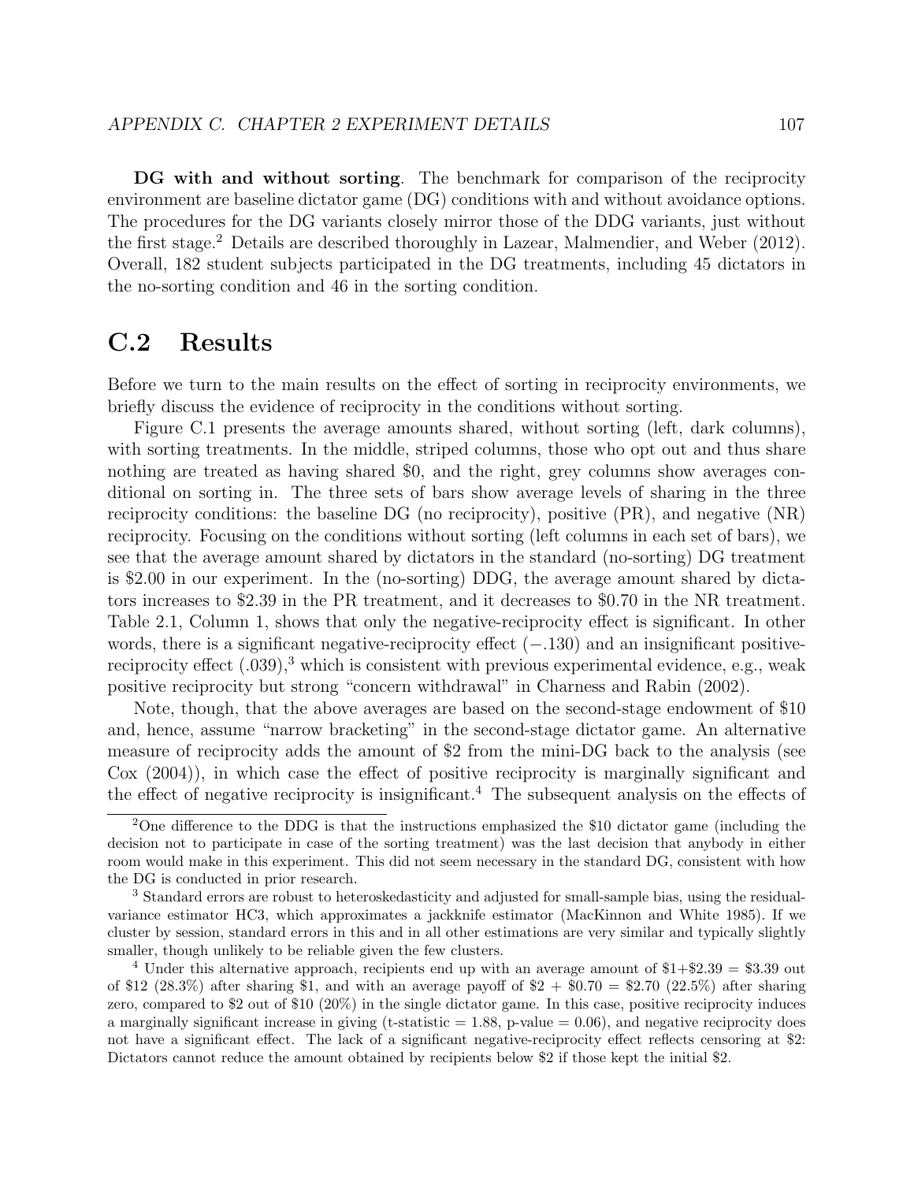**DG with and without sorting**. The benchmark for comparison of the reciprocity environment are baseline dictator game (DG) conditions with and without avoidance options. The procedures for the DG variants closely mirror those of the DDG variants, just without the first stage.[2] Details are described thoroughly in Lazear, Malmendier, and Weber (2012). Overall, 182 student subjects participated in the DG treatments, including 45 dictators in the no-sorting condition and 46 in the sorting condition.

## C.2 Results

Before we turn to the main results on the effect of sorting in reciprocity environments, we briefly discuss the evidence of reciprocity in the conditions without sorting.

Figure C.1 presents the average amounts shared, without sorting (left, dark columns), with sorting treatments. In the middle, striped columns, those who opt out and thus share nothing are treated as having shared $0, and the right, grey columns show averages conditional on sorting in. The three sets of bars show average levels of sharing in the three reciprocity conditions: the baseline DG (no reciprocity), positive (PR), and negative (NR) reciprocity. Focusing on the conditions without sorting (left columns in each set of bars), we see that the average amount shared by dictators in the standard (no-sorting) DG treatment is $2.00 in our experiment. In the (no-sorting) DDG, the average amount shared by dictators increases to $2.39 in the PR treatment, and it decreases to $0.70 in the NR treatment. Table 2.1, Column 1, shows that only the negative-reciprocity effect is significant. In other words, there is a significant negative-reciprocity effect ($-.130$) and an insignificant positive-reciprocity effect ($.039$),[3] which is consistent with previous experimental evidence, e.g., weak positive reciprocity but strong "concern withdrawal" in Charness and Rabin (2002).

Note, though, that the above averages are based on the second-stage endowment of $10 and, hence, assume "narrow bracketing" in the second-stage dictator game. An alternative measure of reciprocity adds the amount of $2 from the mini-DG back to the analysis (see Cox (2004)), in which case the effect of positive reciprocity is marginally significant and the effect of negative reciprocity is insignificant.[4] The subsequent analysis on the effects of

---

[2] One difference to the DDG is that the instructions emphasized the $10 dictator game (including the decision not to participate in case of the sorting treatment) was the last decision that anybody in either room would make in this experiment. This did not seem necessary in the standard DG, consistent with how the DG is conducted in prior research.

[3] Standard errors are robust to heteroskedasticity and adjusted for small-sample bias, using the residual-variance estimator HC3, which approximates a jackknife estimator (MacKinnon and White 1985). If we cluster by session, standard errors in this and in all other estimations are very similar and typically slightly smaller, though unlikely to be reliable given the few clusters.

[4] Under this alternative approach, recipients end up with an average amount of $1+$2.39 = $3.39 out of $12 (28.3%) after sharing $1, and with an average payoff of $2 + $0.70 = $2.70 (22.5%) after sharing zero, compared to $2 out of $10 (20%) in the single dictator game. In this case, positive reciprocity induces a marginally significant increase in giving (t-statistic = 1.88, p-value = 0.06), and negative reciprocity does not have a significant effect. The lack of a significant negative-reciprocity effect reflects censoring at $2: Dictators cannot reduce the amount obtained by recipients below $2 if those kept the initial $2.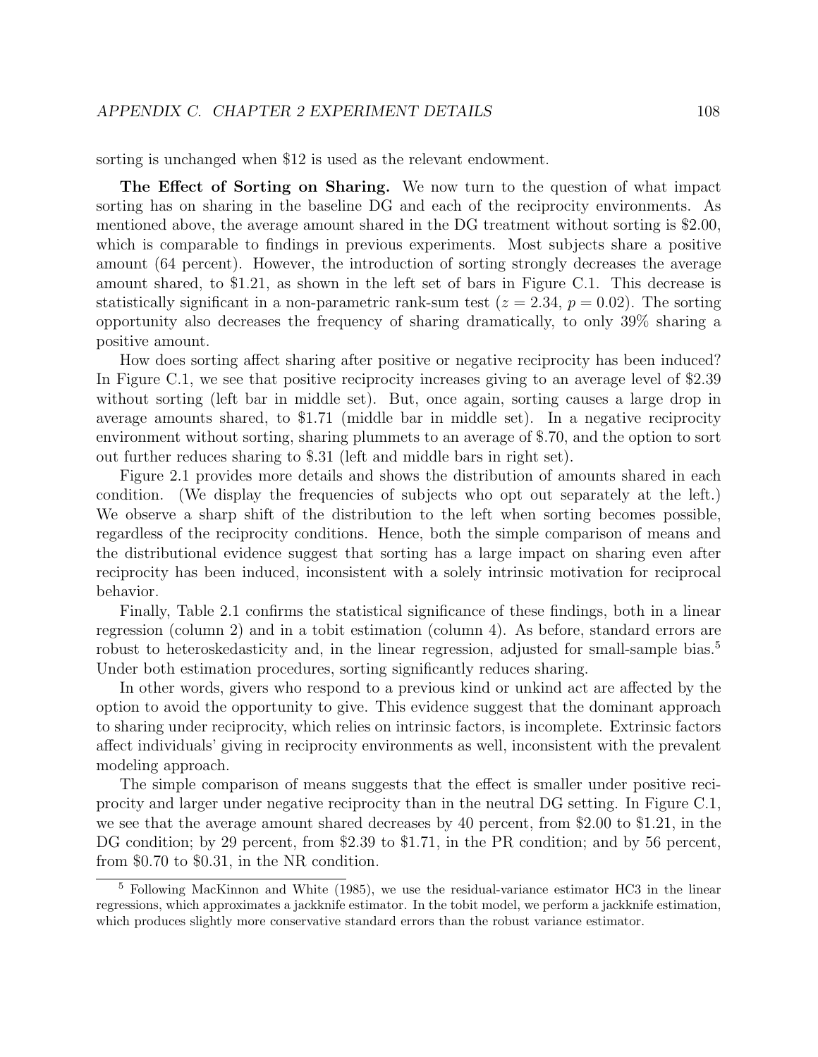sorting is unchanged when $12 is used as the relevant endowment.

**The Effect of Sorting on Sharing.** We now turn to the question of what impact sorting has on sharing in the baseline DG and each of the reciprocity environments. As mentioned above, the average amount shared in the DG treatment without sorting is $2.00, which is comparable to findings in previous experiments. Most subjects share a positive amount (64 percent). However, the introduction of sorting strongly decreases the average amount shared, to $1.21, as shown in the left set of bars in Figure C.1. This decrease is statistically significant in a non-parametric rank-sum test ($z = 2.34$, $p = 0.02$). The sorting opportunity also decreases the frequency of sharing dramatically, to only 39% sharing a positive amount.

How does sorting affect sharing after positive or negative reciprocity has been induced? In Figure C.1, we see that positive reciprocity increases giving to an average level of $2.39 without sorting (left bar in middle set). But, once again, sorting causes a large drop in average amounts shared, to $1.71 (middle bar in middle set). In a negative reciprocity environment without sorting, sharing plummets to an average of $.70, and the option to sort out further reduces sharing to $.31 (left and middle bars in right set).

Figure 2.1 provides more details and shows the distribution of amounts shared in each condition. (We display the frequencies of subjects who opt out separately at the left.) We observe a sharp shift of the distribution to the left when sorting becomes possible, regardless of the reciprocity conditions. Hence, both the simple comparison of means and the distributional evidence suggest that sorting has a large impact on sharing even after reciprocity has been induced, inconsistent with a solely intrinsic motivation for reciprocal behavior.

Finally, Table 2.1 confirms the statistical significance of these findings, both in a linear regression (column 2) and in a tobit estimation (column 4). As before, standard errors are robust to heteroskedasticity and, in the linear regression, adjusted for small-sample bias.[5] Under both estimation procedures, sorting significantly reduces sharing.

In other words, givers who respond to a previous kind or unkind act are affected by the option to avoid the opportunity to give. This evidence suggest that the dominant approach to sharing under reciprocity, which relies on intrinsic factors, is incomplete. Extrinsic factors affect individuals' giving in reciprocity environments as well, inconsistent with the prevalent modeling approach.

The simple comparison of means suggests that the effect is smaller under positive reciprocity and larger under negative reciprocity than in the neutral DG setting. In Figure C.1, we see that the average amount shared decreases by 40 percent, from $2.00 to $1.21, in the DG condition; by 29 percent, from $2.39 to $1.71, in the PR condition; and by 56 percent, from $0.70 to $0.31, in the NR condition.

[5] Following MacKinnon and White (1985), we use the residual-variance estimator HC3 in the linear regressions, which approximates a jackknife estimator. In the tobit model, we perform a jackknife estimation, which produces slightly more conservative standard errors than the robust variance estimator.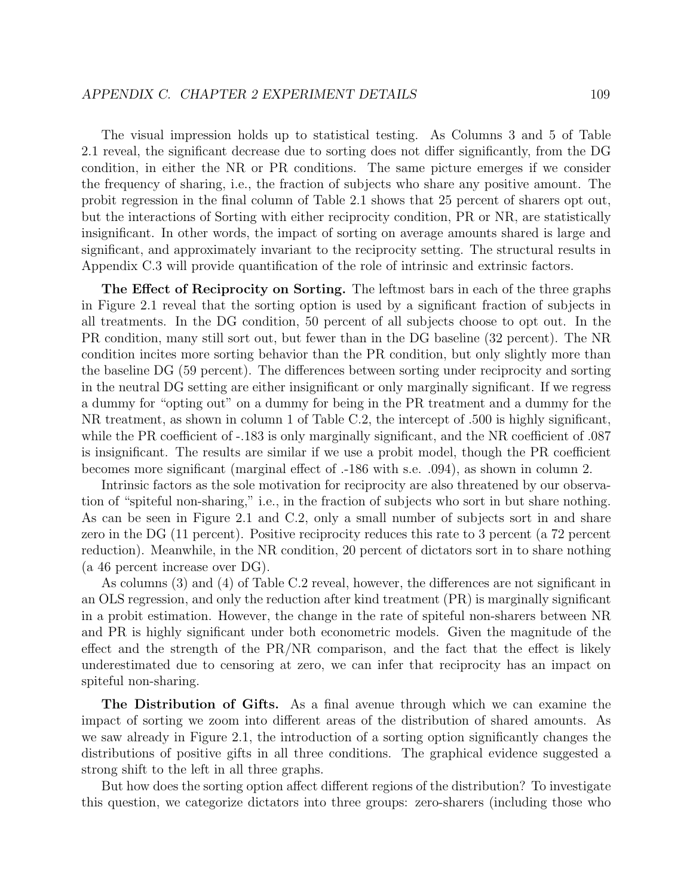The visual impression holds up to statistical testing. As Columns 3 and 5 of Table 2.1 reveal, the significant decrease due to sorting does not differ significantly, from the DG condition, in either the NR or PR conditions. The same picture emerges if we consider the frequency of sharing, i.e., the fraction of subjects who share any positive amount. The probit regression in the final column of Table 2.1 shows that 25 percent of sharers opt out, but the interactions of Sorting with either reciprocity condition, PR or NR, are statistically insignificant. In other words, the impact of sorting on average amounts shared is large and significant, and approximately invariant to the reciprocity setting. The structural results in Appendix C.3 will provide quantification of the role of intrinsic and extrinsic factors.

**The Effect of Reciprocity on Sorting.** The leftmost bars in each of the three graphs in Figure 2.1 reveal that the sorting option is used by a significant fraction of subjects in all treatments. In the DG condition, 50 percent of all subjects choose to opt out. In the PR condition, many still sort out, but fewer than in the DG baseline (32 percent). The NR condition incites more sorting behavior than the PR condition, but only slightly more than the baseline DG (59 percent). The differences between sorting under reciprocity and sorting in the neutral DG setting are either insignificant or only marginally significant. If we regress a dummy for "opting out" on a dummy for being in the PR treatment and a dummy for the NR treatment, as shown in column 1 of Table C.2, the intercept of .500 is highly significant, while the PR coefficient of -.183 is only marginally significant, and the NR coefficient of .087 is insignificant. The results are similar if we use a probit model, though the PR coefficient becomes more significant (marginal effect of .-186 with s.e. .094), as shown in column 2.

Intrinsic factors as the sole motivation for reciprocity are also threatened by our observation of "spiteful non-sharing," i.e., in the fraction of subjects who sort in but share nothing. As can be seen in Figure 2.1 and C.2, only a small number of subjects sort in and share zero in the DG (11 percent). Positive reciprocity reduces this rate to 3 percent (a 72 percent reduction). Meanwhile, in the NR condition, 20 percent of dictators sort in to share nothing (a 46 percent increase over DG).

As columns (3) and (4) of Table C.2 reveal, however, the differences are not significant in an OLS regression, and only the reduction after kind treatment (PR) is marginally significant in a probit estimation. However, the change in the rate of spiteful non-sharers between NR and PR is highly significant under both econometric models. Given the magnitude of the effect and the strength of the PR/NR comparison, and the fact that the effect is likely underestimated due to censoring at zero, we can infer that reciprocity has an impact on spiteful non-sharing.

**The Distribution of Gifts.** As a final avenue through which we can examine the impact of sorting we zoom into different areas of the distribution of shared amounts. As we saw already in Figure 2.1, the introduction of a sorting option significantly changes the distributions of positive gifts in all three conditions. The graphical evidence suggested a strong shift to the left in all three graphs.

But how does the sorting option affect different regions of the distribution? To investigate this question, we categorize dictators into three groups: zero-sharers (including those who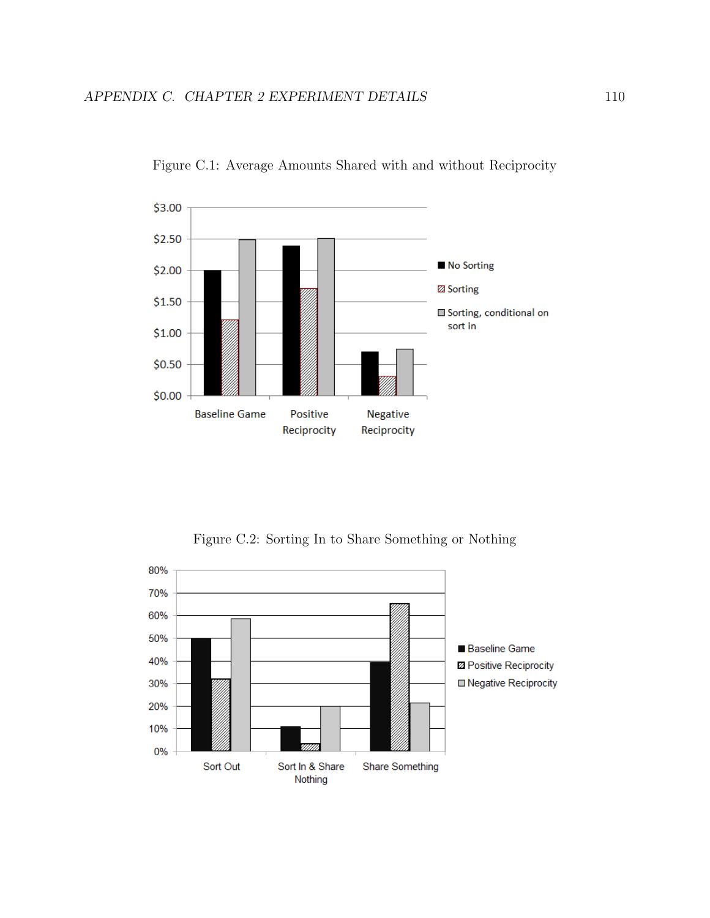Figure C.1: Average Amounts Shared with and without Reciprocity

Figure C.2: Sorting In to Share Something or Nothing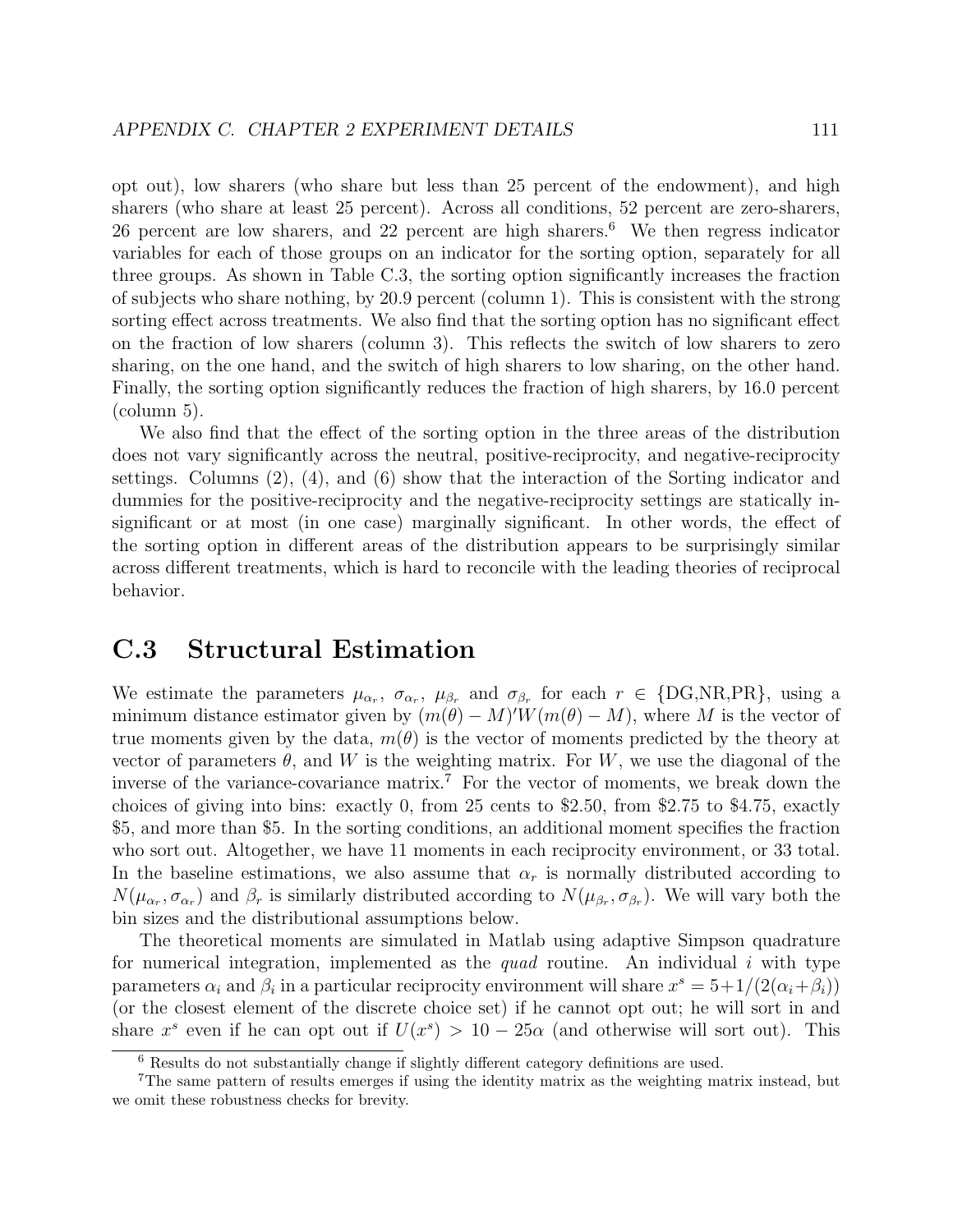opt out), low sharers (who share but less than 25 percent of the endowment), and high sharers (who share at least 25 percent). Across all conditions, 52 percent are zero-sharers, 26 percent are low sharers, and 22 percent are high sharers.[6] We then regress indicator variables for each of those groups on an indicator for the sorting option, separately for all three groups. As shown in Table C.3, the sorting option significantly increases the fraction of subjects who share nothing, by 20.9 percent (column 1). This is consistent with the strong sorting effect across treatments. We also find that the sorting option has no significant effect on the fraction of low sharers (column 3). This reflects the switch of low sharers to zero sharing, on the one hand, and the switch of high sharers to low sharing, on the other hand. Finally, the sorting option significantly reduces the fraction of high sharers, by 16.0 percent (column 5).

We also find that the effect of the sorting option in the three areas of the distribution does not vary significantly across the neutral, positive-reciprocity, and negative-reciprocity settings. Columns (2), (4), and (6) show that the interaction of the Sorting indicator and dummies for the positive-reciprocity and the negative-reciprocity settings are statically insignificant or at most (in one case) marginally significant. In other words, the effect of the sorting option in different areas of the distribution appears to be surprisingly similar across different treatments, which is hard to reconcile with the leading theories of reciprocal behavior.

## C.3 Structural Estimation

We estimate the parameters $\mu_{\alpha_r}$, $\sigma_{\alpha_r}$, $\mu_{\beta_r}$ and $\sigma_{\beta_r}$ for each $r \in \{\text{DG,NR,PR}\}$, using a minimum distance estimator given by $(m(\theta) - M)'W(m(\theta) - M)$, where $M$ is the vector of true moments given by the data, $m(\theta)$ is the vector of moments predicted by the theory at vector of parameters $\theta$, and $W$ is the weighting matrix. For $W$, we use the diagonal of the inverse of the variance-covariance matrix.[7] For the vector of moments, we break down the choices of giving into bins: exactly 0, from 25 cents to \$2.50, from \$2.75 to \$4.75, exactly \$5, and more than \$5. In the sorting conditions, an additional moment specifies the fraction who sort out. Altogether, we have 11 moments in each reciprocity environment, or 33 total. In the baseline estimations, we also assume that $\alpha_r$ is normally distributed according to $N(\mu_{\alpha_r}, \sigma_{\alpha_r})$ and $\beta_r$ is similarly distributed according to $N(\mu_{\beta_r}, \sigma_{\beta_r})$. We will vary both the bin sizes and the distributional assumptions below.

The theoretical moments are simulated in Matlab using adaptive Simpson quadrature for numerical integration, implemented as the *quad* routine. An individual $i$ with type parameters $\alpha_i$ and $\beta_i$ in a particular reciprocity environment will share $x^s = 5 + 1/(2(\alpha_i + \beta_i))$ (or the closest element of the discrete choice set) if he cannot opt out; he will sort in and share $x^s$ even if he can opt out if $U(x^s) > 10 - 25\alpha$ (and otherwise will sort out). This

[6] Results do not substantially change if slightly different category definitions are used.

[7] The same pattern of results emerges if using the identity matrix as the weighting matrix instead, but we omit these robustness checks for brevity.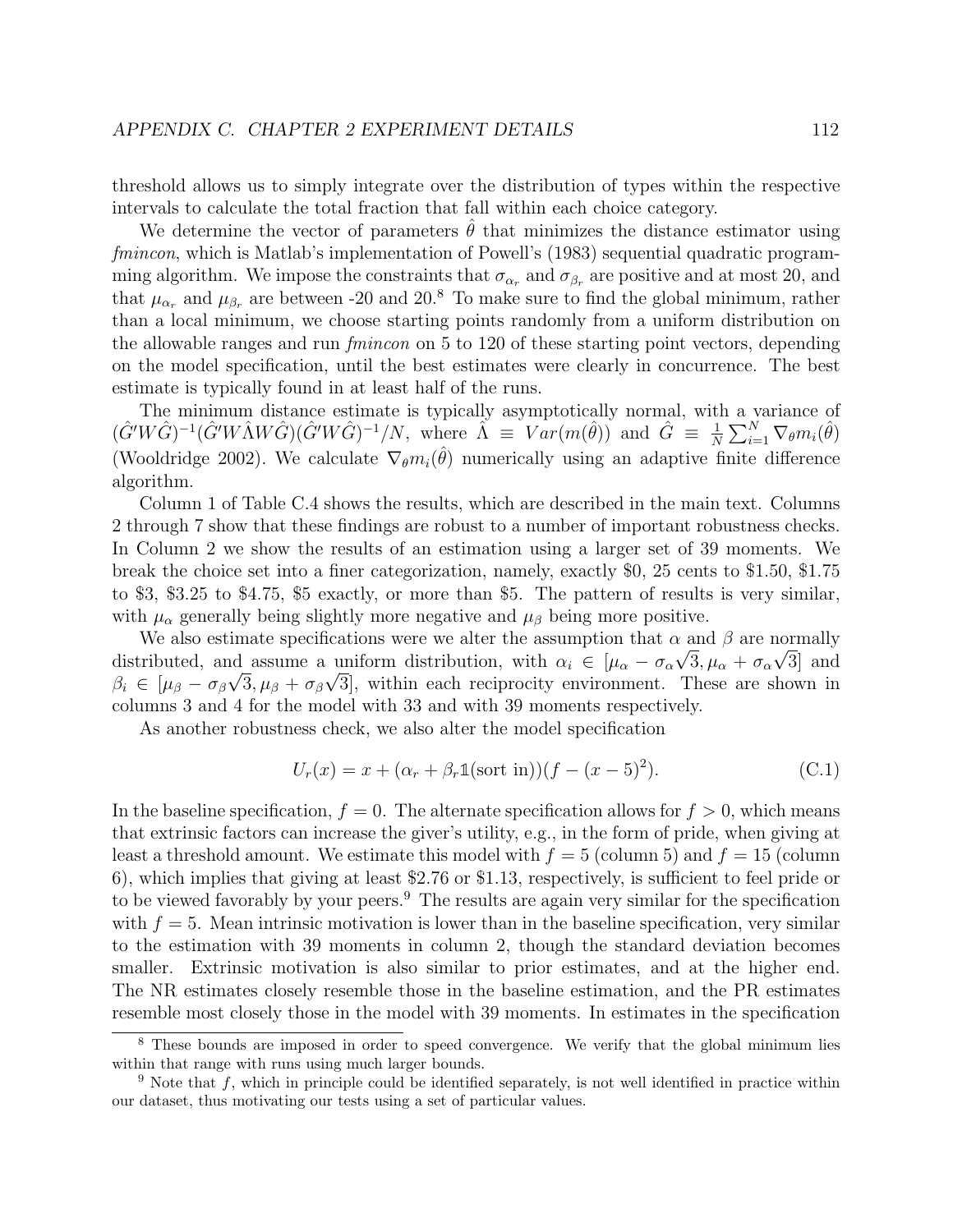threshold allows us to simply integrate over the distribution of types within the respective intervals to calculate the total fraction that fall within each choice category.

We determine the vector of parameters $\hat{\theta}$ that minimizes the distance estimator using *fmincon*, which is Matlab's implementation of Powell's (1983) sequential quadratic programming algorithm. We impose the constraints that $\sigma_{\alpha_r}$ and $\sigma_{\beta_r}$ are positive and at most 20, and that $\mu_{\alpha_r}$ and $\mu_{\beta_r}$ are between -20 and 20.[8] To make sure to find the global minimum, rather than a local minimum, we choose starting points randomly from a uniform distribution on the allowable ranges and run *fmincon* on 5 to 120 of these starting point vectors, depending on the model specification, until the best estimates were clearly in concurrence. The best estimate is typically found in at least half of the runs.

The minimum distance estimate is typically asymptotically normal, with a variance of $(\hat{G}'W\hat{G})^{-1}(\hat{G}'W\hat{\Lambda}W\hat{G})(\hat{G}'W\hat{G})^{-1}/N$, where $\hat{\Lambda} \equiv Var(m(\hat{\theta}))$ and $\hat{G} \equiv \frac{1}{N}\sum_{i=1}^{N} \nabla_{\theta} m_i(\hat{\theta})$ (Wooldridge 2002). We calculate $\nabla_{\theta} m_i(\hat{\theta})$ numerically using an adaptive finite difference algorithm.

Column 1 of Table C.4 shows the results, which are described in the main text. Columns 2 through 7 show that these findings are robust to a number of important robustness checks. In Column 2 we show the results of an estimation using a larger set of 39 moments. We break the choice set into a finer categorization, namely, exactly \$0, 25 cents to \$1.50, \$1.75 to \$3, \$3.25 to \$4.75, \$5 exactly, or more than \$5. The pattern of results is very similar, with $\mu_{\alpha}$ generally being slightly more negative and $\mu_{\beta}$ being more positive.

We also estimate specifications were we alter the assumption that $\alpha$ and $\beta$ are normally distributed, and assume a uniform distribution, with $\alpha_i \in [\mu_{\alpha} - \sigma_{\alpha}\sqrt{3}, \mu_{\alpha} + \sigma_{\alpha}\sqrt{3}]$ and $\beta_i \in [\mu_{\beta} - \sigma_{\beta}\sqrt{3}, \mu_{\beta} + \sigma_{\beta}\sqrt{3}]$, within each reciprocity environment. These are shown in columns 3 and 4 for the model with 33 and with 39 moments respectively.

As another robustness check, we also alter the model specification

$$U_r(x) = x + (\alpha_r + \beta_r \mathbb{1}(\text{sort in}))(f - (x-5)^2). \tag{C.1}$$

In the baseline specification, $f = 0$. The alternate specification allows for $f > 0$, which means that extrinsic factors can increase the giver's utility, e.g., in the form of pride, when giving at least a threshold amount. We estimate this model with $f = 5$ (column 5) and $f = 15$ (column 6), which implies that giving at least \$2.76 or \$1.13, respectively, is sufficient to feel pride or to be viewed favorably by your peers.[9] The results are again very similar for the specification with $f = 5$. Mean intrinsic motivation is lower than in the baseline specification, very similar to the estimation with 39 moments in column 2, though the standard deviation becomes smaller. Extrinsic motivation is also similar to prior estimates, and at the higher end. The NR estimates closely resemble those in the baseline estimation, and the PR estimates resemble most closely those in the model with 39 moments. In estimates in the specification

[8] These bounds are imposed in order to speed convergence. We verify that the global minimum lies within that range with runs using much larger bounds.

[9] Note that $f$, which in principle could be identified separately, is not well identified in practice within our dataset, thus motivating our tests using a set of particular values.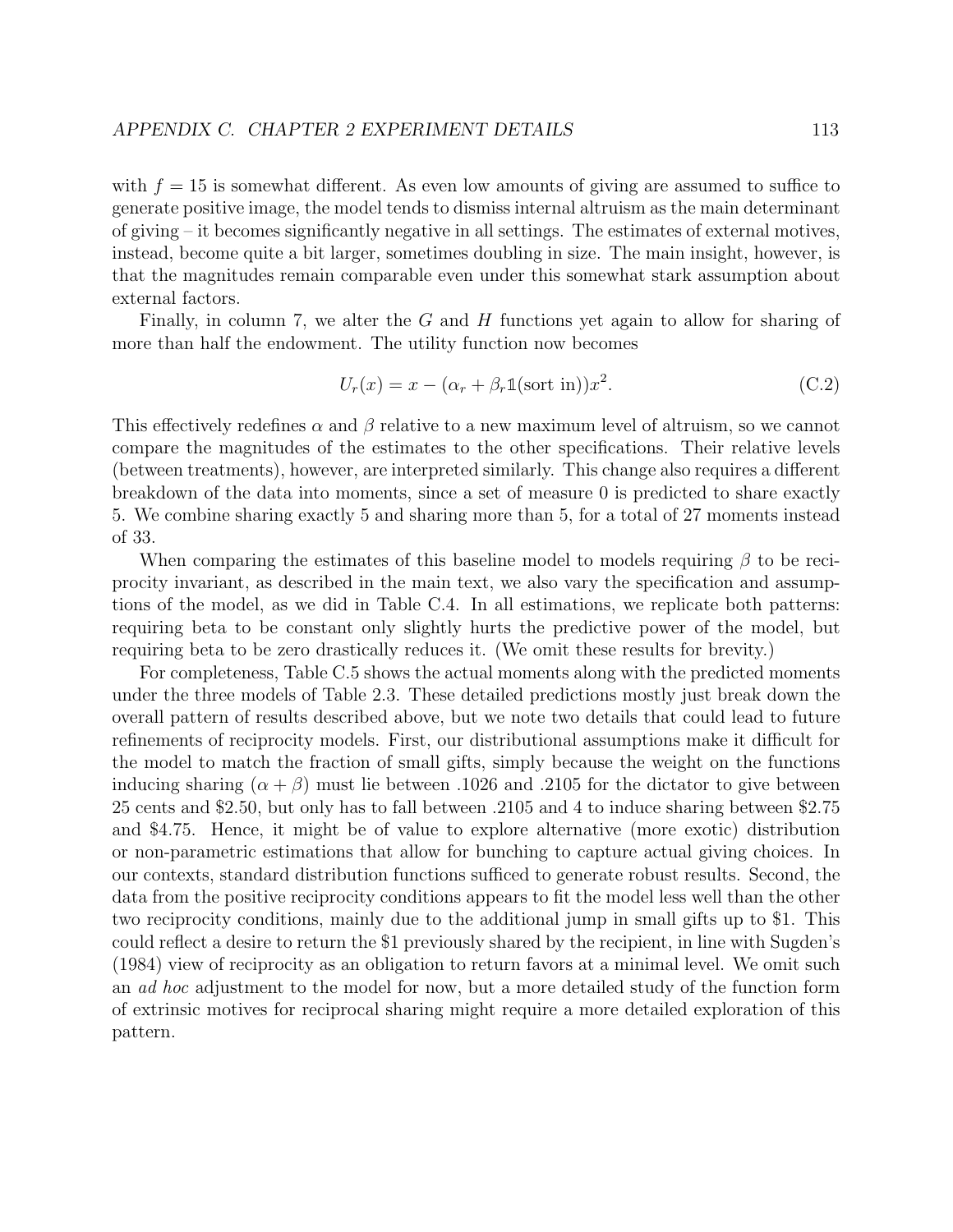with $f = 15$ is somewhat different. As even low amounts of giving are assumed to suffice to generate positive image, the model tends to dismiss internal altruism as the main determinant of giving – it becomes significantly negative in all settings. The estimates of external motives, instead, become quite a bit larger, sometimes doubling in size. The main insight, however, is that the magnitudes remain comparable even under this somewhat stark assumption about external factors.

Finally, in column 7, we alter the $G$ and $H$ functions yet again to allow for sharing of more than half the endowment. The utility function now becomes

$$U_r(x) = x - (\alpha_r + \beta_r \mathbb{1}(\text{sort in}))x^2. \tag{C.2}$$

This effectively redefines $\alpha$ and $\beta$ relative to a new maximum level of altruism, so we cannot compare the magnitudes of the estimates to the other specifications. Their relative levels (between treatments), however, are interpreted similarly. This change also requires a different breakdown of the data into moments, since a set of measure 0 is predicted to share exactly 5. We combine sharing exactly 5 and sharing more than 5, for a total of 27 moments instead of 33.

When comparing the estimates of this baseline model to models requiring $\beta$ to be reciprocity invariant, as described in the main text, we also vary the specification and assumptions of the model, as we did in Table C.4. In all estimations, we replicate both patterns: requiring beta to be constant only slightly hurts the predictive power of the model, but requiring beta to be zero drastically reduces it. (We omit these results for brevity.)

For completeness, Table C.5 shows the actual moments along with the predicted moments under the three models of Table 2.3. These detailed predictions mostly just break down the overall pattern of results described above, but we note two details that could lead to future refinements of reciprocity models. First, our distributional assumptions make it difficult for the model to match the fraction of small gifts, simply because the weight on the functions inducing sharing ($\alpha + \beta$) must lie between .1026 and .2105 for the dictator to give between 25 cents and \$2.50, but only has to fall between .2105 and 4 to induce sharing between \$2.75 and \$4.75. Hence, it might be of value to explore alternative (more exotic) distribution or non-parametric estimations that allow for bunching to capture actual giving choices. In our contexts, standard distribution functions sufficed to generate robust results. Second, the data from the positive reciprocity conditions appears to fit the model less well than the other two reciprocity conditions, mainly due to the additional jump in small gifts up to \$1. This could reflect a desire to return the \$1 previously shared by the recipient, in line with Sugden's (1984) view of reciprocity as an obligation to return favors at a minimal level. We omit such an *ad hoc* adjustment to the model for now, but a more detailed study of the function form of extrinsic motives for reciprocal sharing might require a more detailed exploration of this pattern.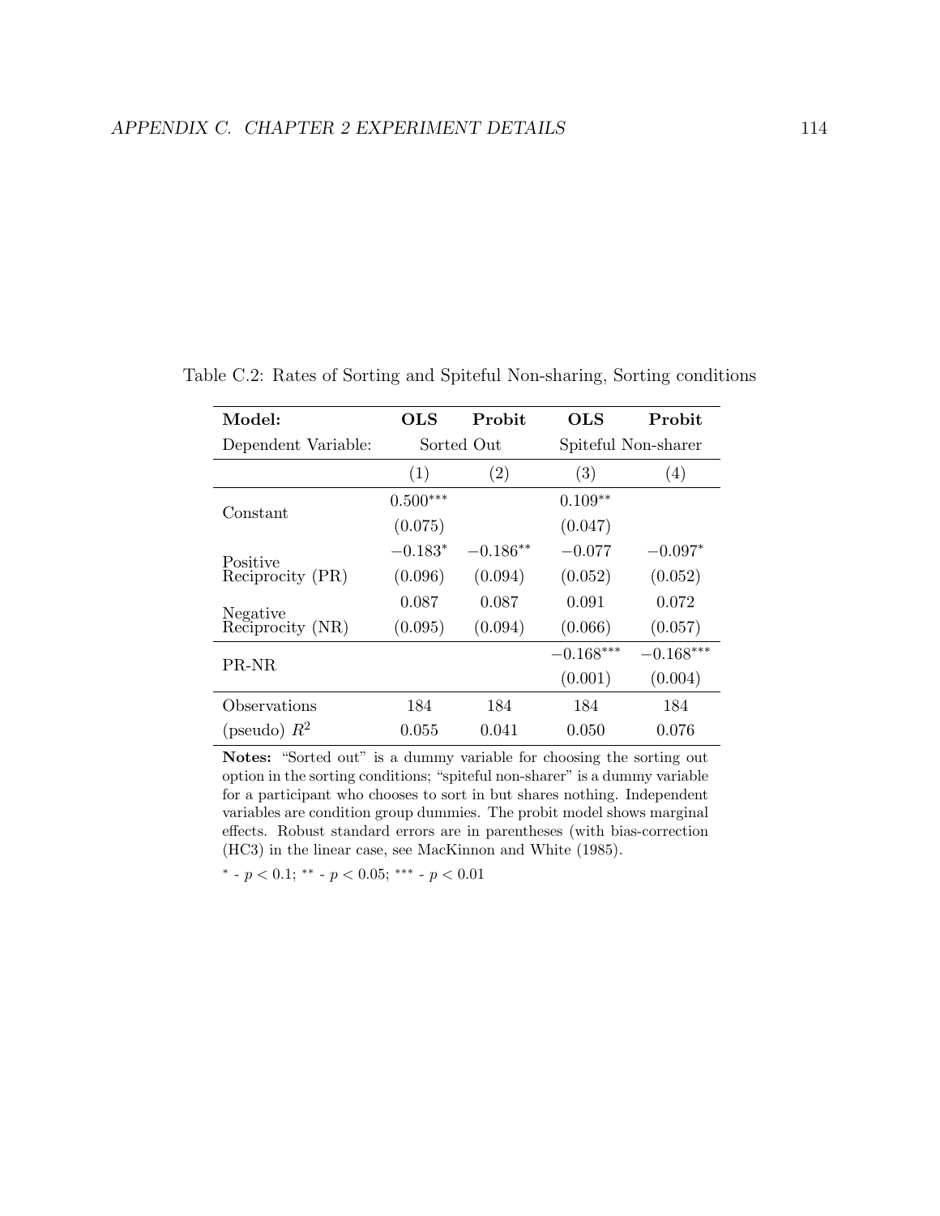Table C.2: Rates of Sorting and Spiteful Non-sharing, Sorting conditions

| **Model:** | **OLS** | **Probit** | **OLS** | **Probit** |
|---|---|---|---|---|
| Dependent Variable: | Sorted Out | | Spiteful Non-sharer | |
| | (1) | (2) | (3) | (4) |
| Constant | $0.500^{***}$ | | $0.109^{**}$ | |
| | (0.075) | | (0.047) | |
| Positive Reciprocity (PR) | $-0.183^{*}$ | $-0.186^{**}$ | $-0.077$ | $-0.097^{*}$ |
| | (0.096) | (0.094) | (0.052) | (0.052) |
| Negative Reciprocity (NR) | 0.087 | 0.087 | 0.091 | 0.072 |
| | (0.095) | (0.094) | (0.066) | (0.057) |
| PR-NR | | | $-0.168^{***}$ | $-0.168^{***}$ |
| | | | (0.001) | (0.004) |
| Observations | 184 | 184 | 184 | 184 |
| (pseudo) $R^2$ | 0.055 | 0.041 | 0.050 | 0.076 |

**Notes:** "Sorted out" is a dummy variable for choosing the sorting out option in the sorting conditions; "spiteful non-sharer" is a dummy variable for a participant who chooses to sort in but shares nothing. Independent variables are condition group dummies. The probit model shows marginal effects. Robust standard errors are in parentheses (with bias-correction (HC3) in the linear case, see MacKinnon and White (1985).

$^{*}$ - $p < 0.1$; $^{**}$ - $p < 0.05$; $^{***}$ - $p < 0.01$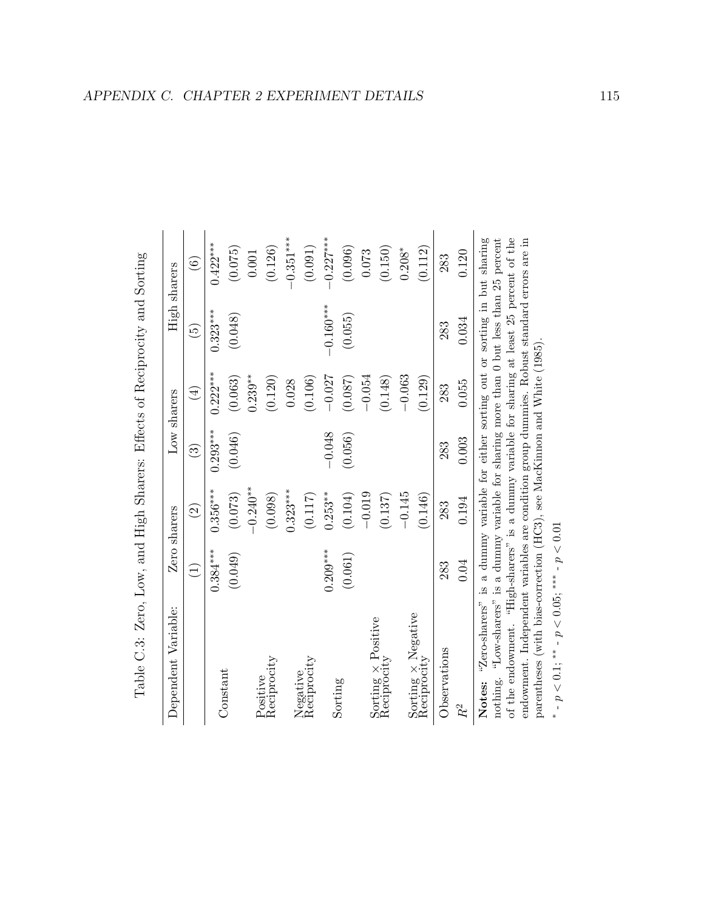Table C.3: Zero, Low, and High Sharers: Effects of Reciprocity and Sorting

| Dependent Variable: | Zero sharers | | Low sharers | | High sharers | |
|---|---|---|---|---|---|---|
| | (1) | (2) | (3) | (4) | (5) | (6) |
| Constant | 0.384*** | 0.356*** | 0.293*** | 0.222*** | 0.323*** | 0.422*** |
| | (0.049) | (0.073) | (0.046) | (0.063) | (0.048) | (0.075) |
| Positive Reciprocity | | −0.240** | | 0.239** | | 0.001 |
| | | (0.098) | | (0.120) | | (0.126) |
| Negative Reciprocity | | 0.323*** | | 0.028 | | −0.351*** |
| | | (0.117) | | (0.106) | | (0.091) |
| Sorting | 0.209*** | 0.253** | −0.048 | −0.027 | −0.160*** | −0.227*** |
| | (0.061) | (0.104) | (0.056) | (0.087) | (0.055) | (0.096) |
| Sorting × Positive Reciprocity | | −0.019 | | −0.054 | | 0.073 |
| | | (0.137) | | (0.148) | | (0.150) |
| Sorting × Negative Reciprocity | | −0.145 | | −0.063 | | 0.208* |
| | | (0.146) | | (0.129) | | (0.112) |
| Observations | 283 | 283 | 283 | 283 | 283 | 283 |
| $R^2$ | 0.04 | 0.194 | 0.003 | 0.055 | 0.034 | 0.120 |

**Notes:** "Zero-sharers" is a dummy variable for either sorting out or sorting in but sharing nothing. "Low-sharers" is a dummy variable for sharing more than 0 but less than 25 percent of the endowment. "High-sharers" is a dummy variable for sharing at least 25 percent of the endowment. Independent variables are condition group dummies. Robust standard errors are in parentheses (with bias-correction (HC3), see MacKinnon and White (1985).

\* - $p < 0.1$; \*\* - $p < 0.05$; \*\*\* - $p < 0.01$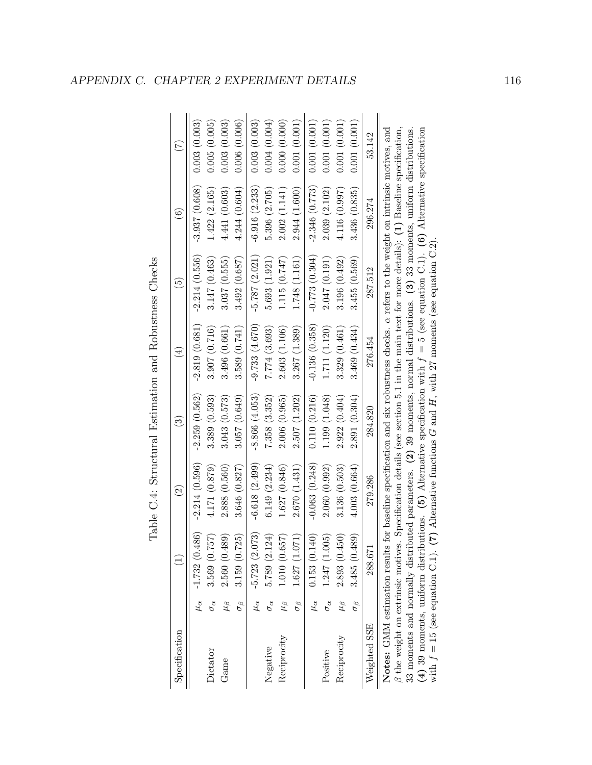Table C.4: Structural Estimation and Robustness Checks

| Specification | | (1) | (2) | (3) | (4) | (5) | (6) | (7) |
|---|---|---|---|---|---|---|---|---|
| | $\mu_\alpha$ | -1.732 (0.486) | -2.214 (0.596) | -2.259 (0.562) | -2.819 (0.681) | -2.214 (0.556) | -3.937 (0.608) | 0.003 (0.003) |
| Dictator | $\sigma_\alpha$ | 3.569 (0.757) | 4.171 (0.879) | 3.389 (0.593) | 3.907 (0.716) | 3.147 (0.463) | 1.422 (2.165) | 0.005 (0.005) |
| Game | $\mu_\beta$ | 2.560 (0.489) | 2.888 (0.560) | 3.043 (0.573) | 3.496 (0.661) | 3.037 (0.555) | 4.441 (0.603) | 0.003 (0.003) |
| | $\sigma_\beta$ | 3.159 (0.725) | 3.646 (0.827) | 3.057 (0.649) | 3.589 (0.741) | 3.492 (0.687) | 4.244 (0.604) | 0.006 (0.006) |
| | $\mu_\alpha$ | -5.723 (2.073) | -6.618 (2.499) | -8.866 (4.053) | -9.733 (4.670) | -5.787 (2.021) | -6.916 (2.233) | 0.003 (0.003) |
| Negative | $\sigma_\alpha$ | 5.789 (2.124) | 6.149 (2.234) | 7.358 (3.352) | 7.774 (3.693) | 5.693 (1.921) | 5.396 (2.705) | 0.004 (0.004) |
| Reciprocity | $\mu_\beta$ | 1.010 (0.657) | 1.627 (0.846) | 2.006 (0.965) | 2.603 (1.106) | 1.115 (0.747) | 2.002 (1.141) | 0.000 (0.000) |
| | $\sigma_\beta$ | 1.627 (1.071) | 2.670 (1.431) | 2.507 (1.202) | 3.267 (1.389) | 1.748 (1.161) | 2.944 (1.600) | 0.001 (0.001) |
| | $\mu_\alpha$ | 0.153 (0.140) | -0.063 (0.248) | 0.110 (0.216) | -0.136 (0.358) | -0.773 (0.304) | -2.346 (0.773) | 0.001 (0.001) |
| Positive | $\sigma_\alpha$ | 1.247 (1.005) | 2.060 (0.992) | 1.199 (1.048) | 1.711 (1.120) | 2.047 (0.191) | 2.039 (2.102) | 0.001 (0.001) |
| Reciprocity | $\mu_\beta$ | 2.893 (0.450) | 3.136 (0.503) | 2.922 (0.404) | 3.329 (0.461) | 3.196 (0.492) | 4.116 (0.997) | 0.001 (0.001) |
| | $\sigma_\beta$ | 3.485 (0.489) | 4.003 (0.664) | 2.891 (0.304) | 3.469 (0.434) | 3.455 (0.569) | 3.436 (0.835) | 0.001 (0.001) |
| Weighted SSE | | 288.671 | 279.286 | 284.820 | 276.454 | 287.512 | 296.274 | 53.142 |

**Notes:** GMM estimation results for baseline specification and six robustness checks. $\alpha$ refers to the weight on intrinsic motives, and $\beta$ the weight on extrinsic motives. Specification details (see section 5.1 in the main text for more details): **(1)** Baseline specification, 33 moments and normally distributed parameters. **(2)** 39 moments, normal distributions. **(3)** 33 moments, uniform distributions. **(4)** 39 moments, uniform distributions. **(5)** Alternative specification with $f = 5$ (see equation C.1). **(6)** Alternative specification with $f = 15$ (see equation C.1). **(7)** Alternative functions $G$ and $H$, with 27 moments (see equation C.2).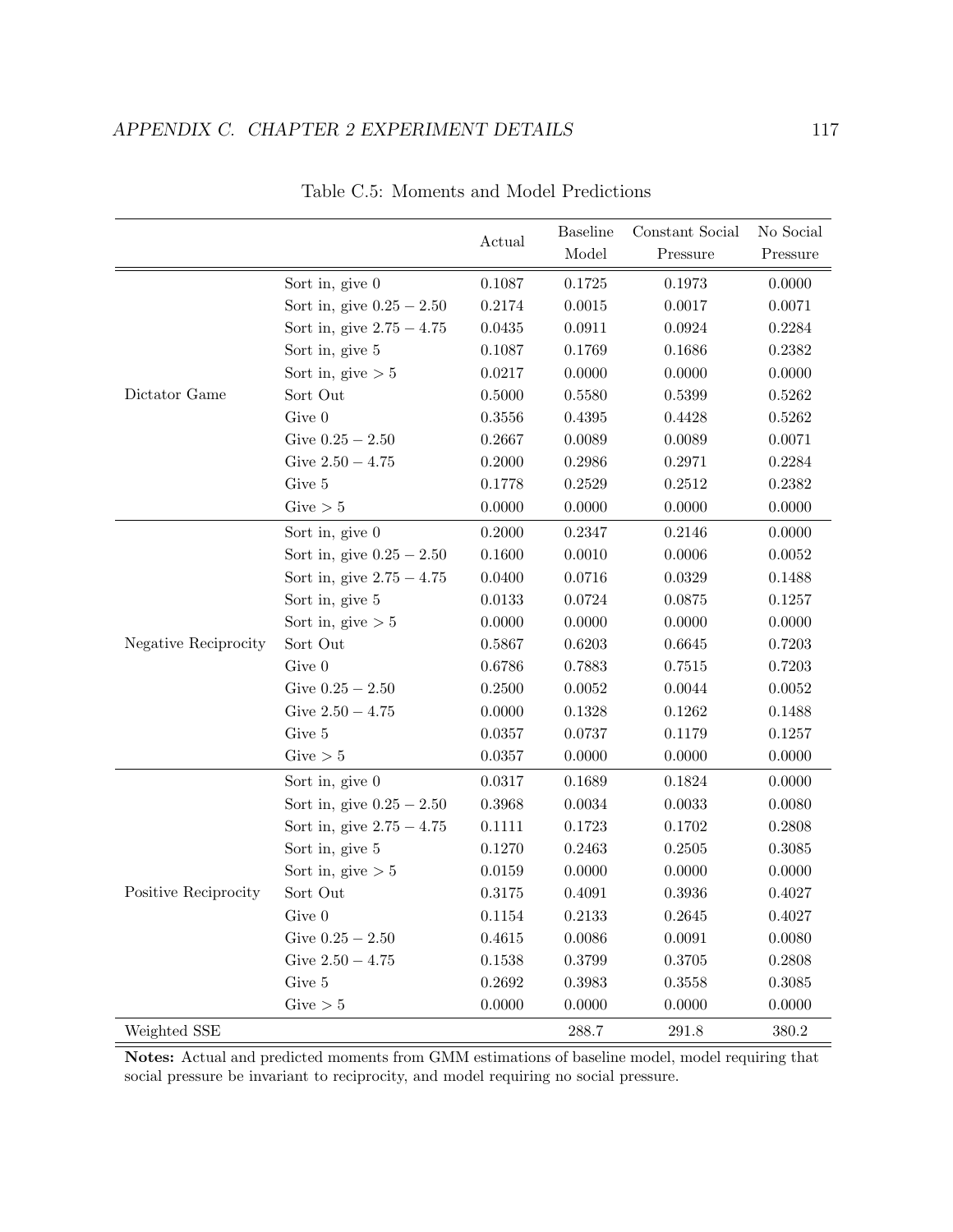Table C.5: Moments and Model Predictions

| | | Actual | Baseline Model | Constant Social Pressure | No Social Pressure |
|---|---|---|---|---|---|
| Dictator Game | Sort in, give 0 | 0.1087 | 0.1725 | 0.1973 | 0.0000 |
| | Sort in, give $0.25 - 2.50$ | 0.2174 | 0.0015 | 0.0017 | 0.0071 |
| | Sort in, give $2.75 - 4.75$ | 0.0435 | 0.0911 | 0.0924 | 0.2284 |
| | Sort in, give 5 | 0.1087 | 0.1769 | 0.1686 | 0.2382 |
| | Sort in, give $> 5$ | 0.0217 | 0.0000 | 0.0000 | 0.0000 |
| | Sort Out | 0.5000 | 0.5580 | 0.5399 | 0.5262 |
| | Give 0 | 0.3556 | 0.4395 | 0.4428 | 0.5262 |
| | Give $0.25 - 2.50$ | 0.2667 | 0.0089 | 0.0089 | 0.0071 |
| | Give $2.50 - 4.75$ | 0.2000 | 0.2986 | 0.2971 | 0.2284 |
| | Give 5 | 0.1778 | 0.2529 | 0.2512 | 0.2382 |
| | Give $> 5$ | 0.0000 | 0.0000 | 0.0000 | 0.0000 |
| Negative Reciprocity | Sort in, give 0 | 0.2000 | 0.2347 | 0.2146 | 0.0000 |
| | Sort in, give $0.25 - 2.50$ | 0.1600 | 0.0010 | 0.0006 | 0.0052 |
| | Sort in, give $2.75 - 4.75$ | 0.0400 | 0.0716 | 0.0329 | 0.1488 |
| | Sort in, give 5 | 0.0133 | 0.0724 | 0.0875 | 0.1257 |
| | Sort in, give $> 5$ | 0.0000 | 0.0000 | 0.0000 | 0.0000 |
| | Sort Out | 0.5867 | 0.6203 | 0.6645 | 0.7203 |
| | Give 0 | 0.6786 | 0.7883 | 0.7515 | 0.7203 |
| | Give $0.25 - 2.50$ | 0.2500 | 0.0052 | 0.0044 | 0.0052 |
| | Give $2.50 - 4.75$ | 0.0000 | 0.1328 | 0.1262 | 0.1488 |
| | Give 5 | 0.0357 | 0.0737 | 0.1179 | 0.1257 |
| | Give $> 5$ | 0.0357 | 0.0000 | 0.0000 | 0.0000 |
| Positive Reciprocity | Sort in, give 0 | 0.0317 | 0.1689 | 0.1824 | 0.0000 |
| | Sort in, give $0.25 - 2.50$ | 0.3968 | 0.0034 | 0.0033 | 0.0080 |
| | Sort in, give $2.75 - 4.75$ | 0.1111 | 0.1723 | 0.1702 | 0.2808 |
| | Sort in, give 5 | 0.1270 | 0.2463 | 0.2505 | 0.3085 |
| | Sort in, give $> 5$ | 0.0159 | 0.0000 | 0.0000 | 0.0000 |
| | Sort Out | 0.3175 | 0.4091 | 0.3936 | 0.4027 |
| | Give 0 | 0.1154 | 0.2133 | 0.2645 | 0.4027 |
| | Give $0.25 - 2.50$ | 0.4615 | 0.0086 | 0.0091 | 0.0080 |
| | Give $2.50 - 4.75$ | 0.1538 | 0.3799 | 0.3705 | 0.2808 |
| | Give 5 | 0.2692 | 0.3983 | 0.3558 | 0.3085 |
| | Give $> 5$ | 0.0000 | 0.0000 | 0.0000 | 0.0000 |
| Weighted SSE | | | 288.7 | 291.8 | 380.2 |

**Notes:** Actual and predicted moments from GMM estimations of baseline model, model requiring that social pressure be invariant to reciprocity, and model requiring no social pressure.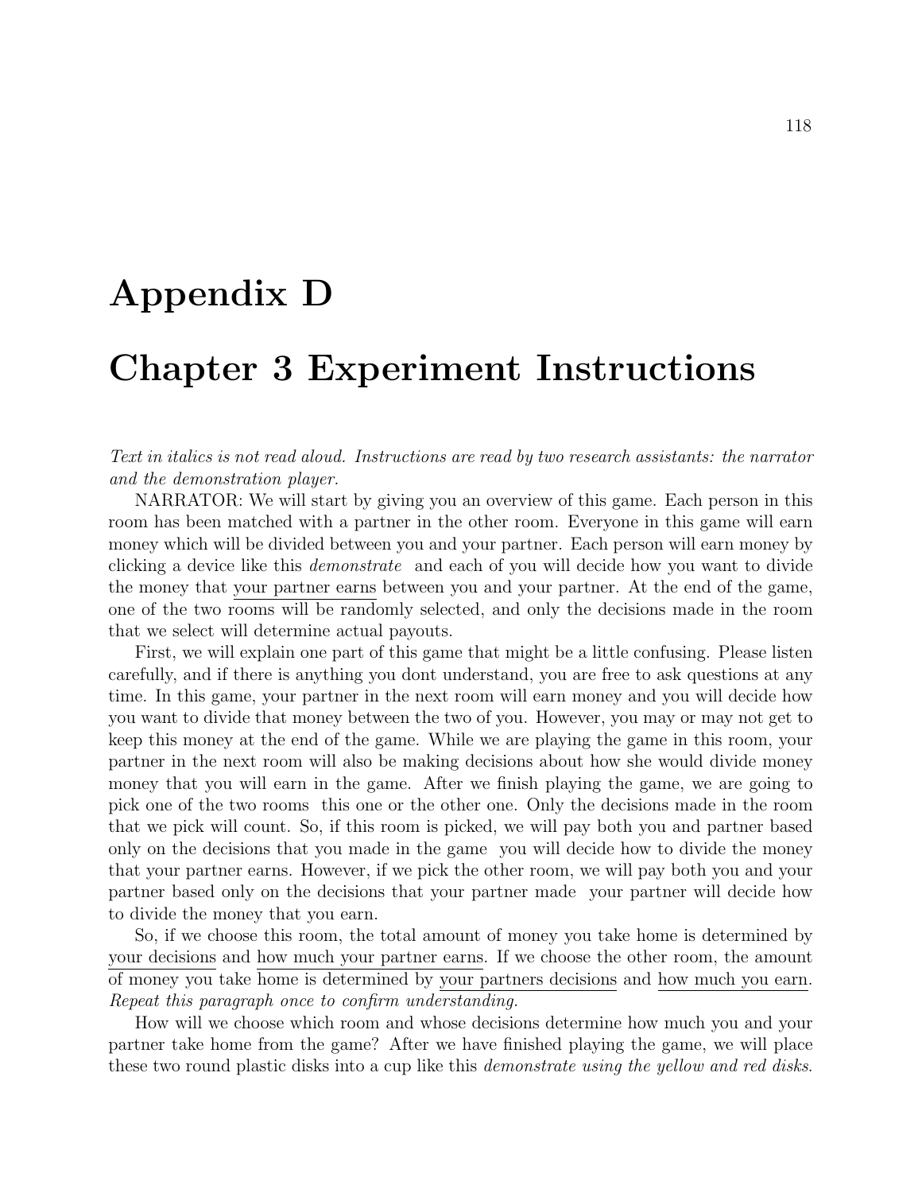# Appendix D

# Chapter 3 Experiment Instructions

*Text in italics is not read aloud. Instructions are read by two research assistants: the narrator and the demonstration player.*

NARRATOR: We will start by giving you an overview of this game. Each person in this room has been matched with a partner in the other room. Everyone in this game will earn money which will be divided between you and your partner. Each person will earn money by clicking a device like this *demonstrate* and each of you will decide how you want to divide the money that <u>your partner earns</u> between you and your partner. At the end of the game, one of the two rooms will be randomly selected, and only the decisions made in the room that we select will determine actual payouts.

First, we will explain one part of this game that might be a little confusing. Please listen carefully, and if there is anything you dont understand, you are free to ask questions at any time. In this game, your partner in the next room will earn money and you will decide how you want to divide that money between the two of you. However, you may or may not get to keep this money at the end of the game. While we are playing the game in this room, your partner in the next room will also be making decisions about how she would divide money money that you will earn in the game. After we finish playing the game, we are going to pick one of the two rooms this one or the other one. Only the decisions made in the room that we pick will count. So, if this room is picked, we will pay both you and partner based only on the decisions that you made in the game you will decide how to divide the money that your partner earns. However, if we pick the other room, we will pay both you and your partner based only on the decisions that your partner made your partner will decide how to divide the money that you earn.

So, if we choose this room, the total amount of money you take home is determined by <u>your decisions</u> and <u>how much your partner earns</u>. If we choose the other room, the amount of money you take home is determined by <u>your partners decisions</u> and <u>how much you earn</u>. *Repeat this paragraph once to confirm understanding.*

How will we choose which room and whose decisions determine how much you and your partner take home from the game? After we have finished playing the game, we will place these two round plastic disks into a cup like this *demonstrate using the yellow and red disks.*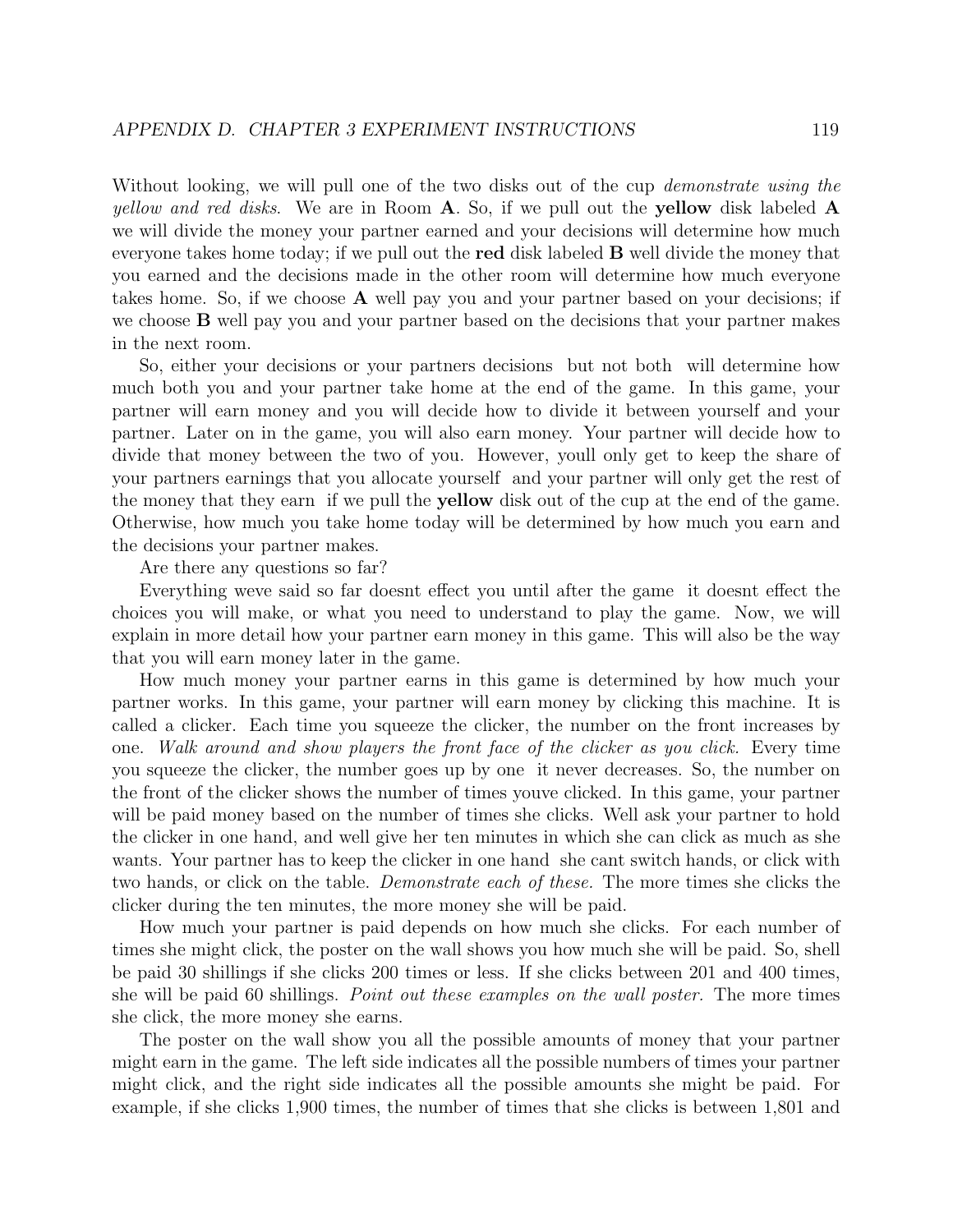Without looking, we will pull one of the two disks out of the cup *demonstrate using the yellow and red disks*. We are in Room **A**. So, if we pull out the **yellow** disk labeled **A** we will divide the money your partner earned and your decisions will determine how much everyone takes home today; if we pull out the **red** disk labeled **B** well divide the money that you earned and the decisions made in the other room will determine how much everyone takes home. So, if we choose **A** well pay you and your partner based on your decisions; if we choose **B** well pay you and your partner based on the decisions that your partner makes in the next room.

So, either your decisions or your partners decisions  but not both  will determine how much both you and your partner take home at the end of the game. In this game, your partner will earn money and you will decide how to divide it between yourself and your partner. Later on in the game, you will also earn money. Your partner will decide how to divide that money between the two of you. However, youll only get to keep the share of your partners earnings that you allocate yourself  and your partner will only get the rest of the money that they earn  if we pull the **yellow** disk out of the cup at the end of the game. Otherwise, how much you take home today will be determined by how much you earn and the decisions your partner makes.

Are there any questions so far?

Everything weve said so far doesnt effect you until after the game  it doesnt effect the choices you will make, or what you need to understand to play the game. Now, we will explain in more detail how your partner earn money in this game. This will also be the way that you will earn money later in the game.

How much money your partner earns in this game is determined by how much your partner works. In this game, your partner will earn money by clicking this machine. It is called a clicker. Each time you squeeze the clicker, the number on the front increases by one. *Walk around and show players the front face of the clicker as you click.* Every time you squeeze the clicker, the number goes up by one  it never decreases. So, the number on the front of the clicker shows the number of times youve clicked. In this game, your partner will be paid money based on the number of times she clicks. Well ask your partner to hold the clicker in one hand, and well give her ten minutes in which she can click as much as she wants. Your partner has to keep the clicker in one hand  she cant switch hands, or click with two hands, or click on the table. *Demonstrate each of these.* The more times she clicks the clicker during the ten minutes, the more money she will be paid.

How much your partner is paid depends on how much she clicks. For each number of times she might click, the poster on the wall shows you how much she will be paid. So, shell be paid 30 shillings if she clicks 200 times or less. If she clicks between 201 and 400 times, she will be paid 60 shillings. *Point out these examples on the wall poster.* The more times she click, the more money she earns.

The poster on the wall show you all the possible amounts of money that your partner might earn in the game. The left side indicates all the possible numbers of times your partner might click, and the right side indicates all the possible amounts she might be paid. For example, if she clicks 1,900 times, the number of times that she clicks is between 1,801 and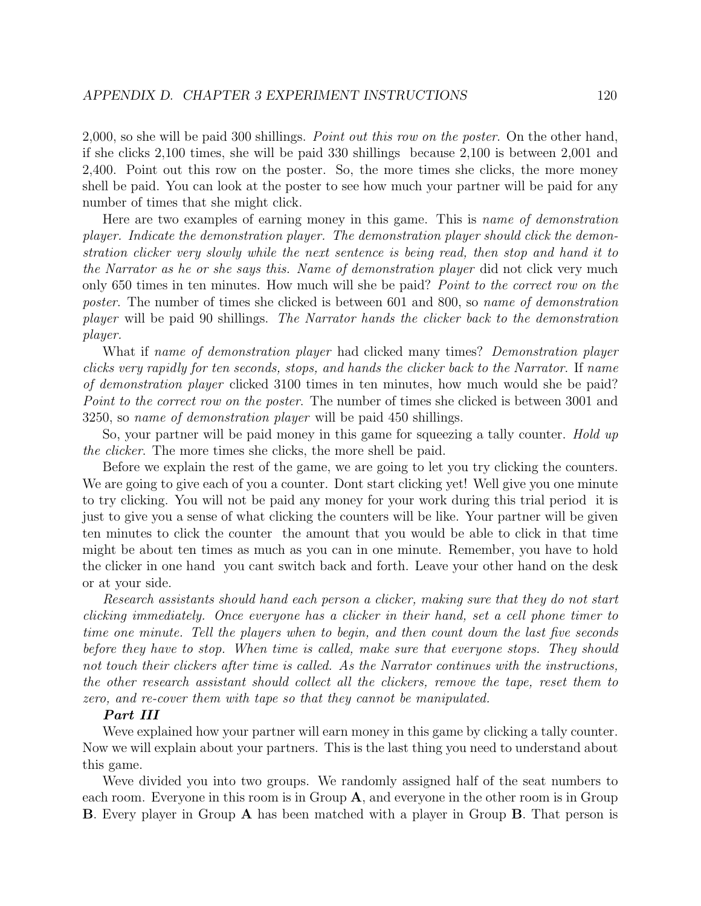2,000, so she will be paid 300 shillings. *Point out this row on the poster.* On the other hand, if she clicks 2,100 times, she will be paid 330 shillings because 2,100 is between 2,001 and 2,400. Point out this row on the poster. So, the more times she clicks, the more money shell be paid. You can look at the poster to see how much your partner will be paid for any number of times that she might click.

Here are two examples of earning money in this game. This is *name of demonstration player. Indicate the demonstration player. The demonstration player should click the demonstration clicker very slowly while the next sentence is being read, then stop and hand it to the Narrator as he or she says this. Name of demonstration player* did not click very much only 650 times in ten minutes. How much will she be paid? *Point to the correct row on the poster.* The number of times she clicked is between 601 and 800, so *name of demonstration player* will be paid 90 shillings. *The Narrator hands the clicker back to the demonstration player.*

What if *name of demonstration player* had clicked many times? *Demonstration player clicks very rapidly for ten seconds, stops, and hands the clicker back to the Narrator.* If *name of demonstration player* clicked 3100 times in ten minutes, how much would she be paid? *Point to the correct row on the poster.* The number of times she clicked is between 3001 and 3250, so *name of demonstration player* will be paid 450 shillings.

So, your partner will be paid money in this game for squeezing a tally counter. *Hold up the clicker.* The more times she clicks, the more shell be paid.

Before we explain the rest of the game, we are going to let you try clicking the counters. We are going to give each of you a counter. Dont start clicking yet! Well give you one minute to try clicking. You will not be paid any money for your work during this trial period it is just to give you a sense of what clicking the counters will be like. Your partner will be given ten minutes to click the counter the amount that you would be able to click in that time might be about ten times as much as you can in one minute. Remember, you have to hold the clicker in one hand you cant switch back and forth. Leave your other hand on the desk or at your side.

*Research assistants should hand each person a clicker, making sure that they do not start clicking immediately. Once everyone has a clicker in their hand, set a cell phone timer to time one minute. Tell the players when to begin, and then count down the last five seconds before they have to stop. When time is called, make sure that everyone stops. They should not touch their clickers after time is called. As the Narrator continues with the instructions, the other research assistant should collect all the clickers, remove the tape, reset them to zero, and re-cover them with tape so that they cannot be manipulated.*

***Part III***

Weve explained how your partner will earn money in this game by clicking a tally counter. Now we will explain about your partners. This is the last thing you need to understand about this game.

Weve divided you into two groups. We randomly assigned half of the seat numbers to each room. Everyone in this room is in Group **A**, and everyone in the other room is in Group **B**. Every player in Group **A** has been matched with a player in Group **B**. That person is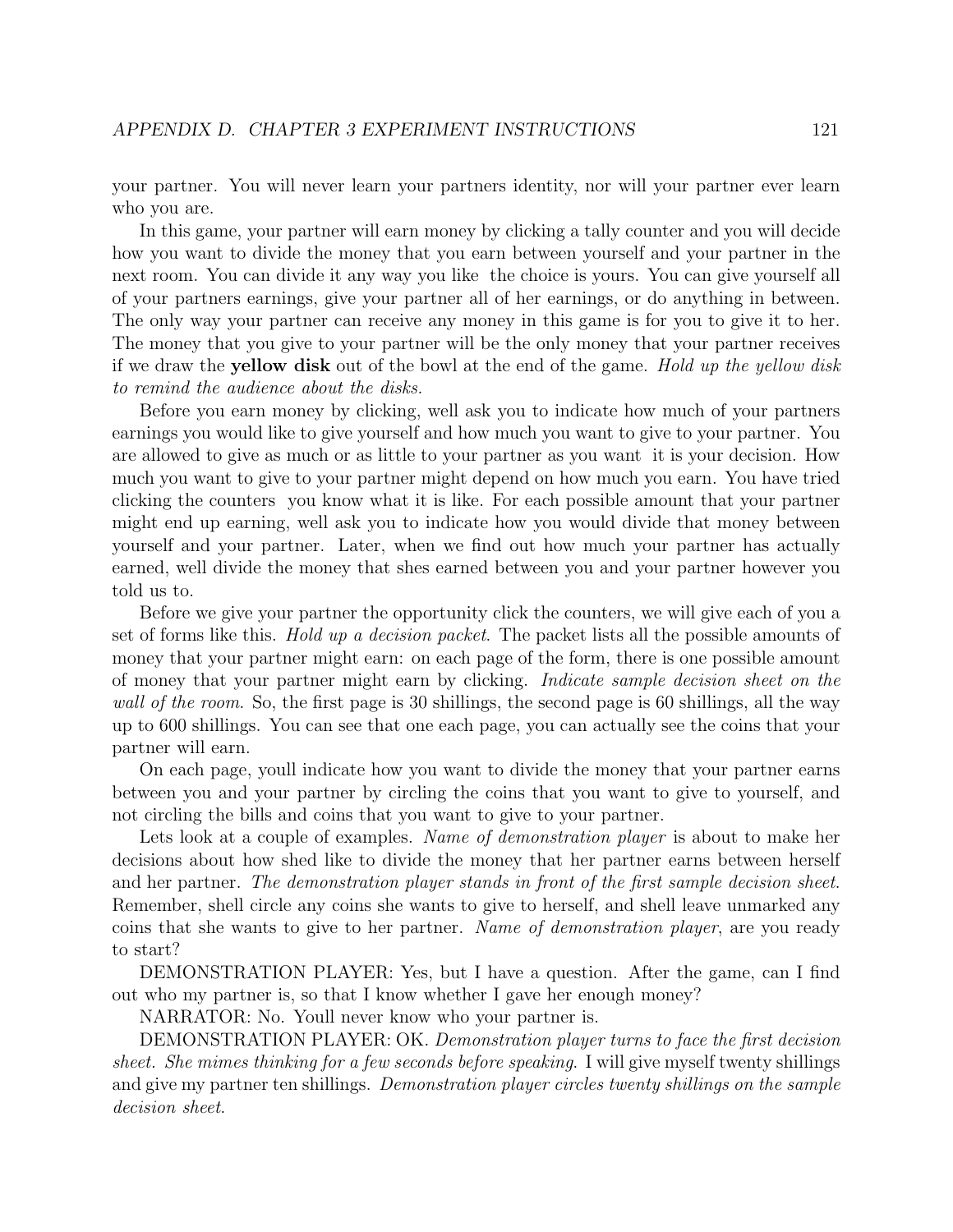your partner. You will never learn your partners identity, nor will your partner ever learn who you are.

In this game, your partner will earn money by clicking a tally counter and you will decide how you want to divide the money that you earn between yourself and your partner in the next room. You can divide it any way you like the choice is yours. You can give yourself all of your partners earnings, give your partner all of her earnings, or do anything in between. The only way your partner can receive any money in this game is for you to give it to her. The money that you give to your partner will be the only money that your partner receives if we draw the **yellow disk** out of the bowl at the end of the game. *Hold up the yellow disk to remind the audience about the disks.*

Before you earn money by clicking, well ask you to indicate how much of your partners earnings you would like to give yourself and how much you want to give to your partner. You are allowed to give as much or as little to your partner as you want it is your decision. How much you want to give to your partner might depend on how much you earn. You have tried clicking the counters you know what it is like. For each possible amount that your partner might end up earning, well ask you to indicate how you would divide that money between yourself and your partner. Later, when we find out how much your partner has actually earned, well divide the money that shes earned between you and your partner however you told us to.

Before we give your partner the opportunity click the counters, we will give each of you a set of forms like this. *Hold up a decision packet.* The packet lists all the possible amounts of money that your partner might earn: on each page of the form, there is one possible amount of money that your partner might earn by clicking. *Indicate sample decision sheet on the wall of the room.* So, the first page is 30 shillings, the second page is 60 shillings, all the way up to 600 shillings. You can see that one each page, you can actually see the coins that your partner will earn.

On each page, youll indicate how you want to divide the money that your partner earns between you and your partner by circling the coins that you want to give to yourself, and not circling the bills and coins that you want to give to your partner.

Lets look at a couple of examples. *Name of demonstration player* is about to make her decisions about how shed like to divide the money that her partner earns between herself and her partner. *The demonstration player stands in front of the first sample decision sheet.* Remember, shell circle any coins she wants to give to herself, and shell leave unmarked any coins that she wants to give to her partner. *Name of demonstration player*, are you ready to start?

DEMONSTRATION PLAYER: Yes, but I have a question. After the game, can I find out who my partner is, so that I know whether I gave her enough money?

NARRATOR: No. Youll never know who your partner is.

DEMONSTRATION PLAYER: OK. *Demonstration player turns to face the first decision sheet. She mimes thinking for a few seconds before speaking.* I will give myself twenty shillings and give my partner ten shillings. *Demonstration player circles twenty shillings on the sample decision sheet.*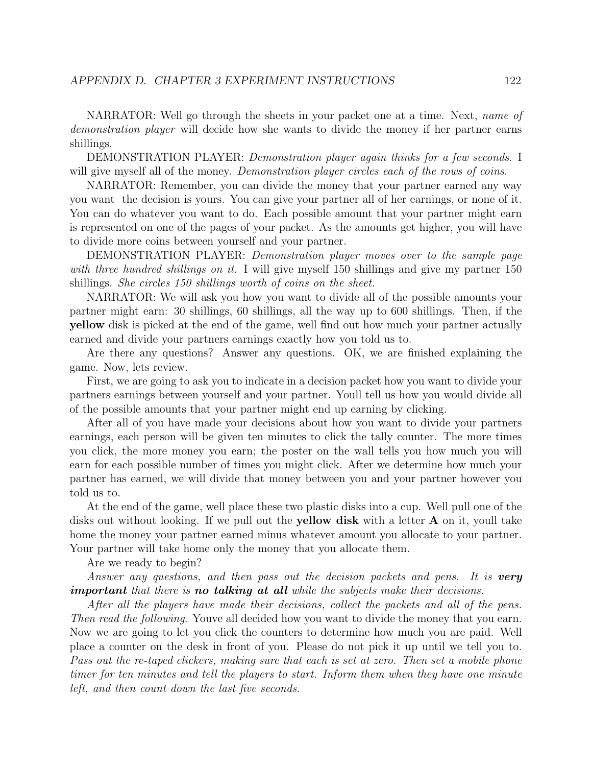NARRATOR: Well go through the sheets in your packet one at a time. Next, *name of demonstration player* will decide how she wants to divide the money if her partner earns shillings.

DEMONSTRATION PLAYER: *Demonstration player again thinks for a few seconds*. I will give myself all of the money. *Demonstration player circles each of the rows of coins*.

NARRATOR: Remember, you can divide the money that your partner earned any way you want  the decision is yours. You can give your partner all of her earnings, or none of it. You can do whatever you want to do. Each possible amount that your partner might earn is represented on one of the pages of your packet. As the amounts get higher, you will have to divide more coins between yourself and your partner.

DEMONSTRATION PLAYER: *Demonstration player moves over to the sample page with three hundred shillings on it*. I will give myself 150 shillings and give my partner 150 shillings. *She circles 150 shillings worth of coins on the sheet.*

NARRATOR: We will ask you how you want to divide all of the possible amounts your partner might earn: 30 shillings, 60 shillings, all the way up to 600 shillings. Then, if the **yellow** disk is picked at the end of the game, well find out how much your partner actually earned and divide your partners earnings exactly how you told us to.

Are there any questions? Answer any questions. OK, we are finished explaining the game. Now, lets review.

First, we are going to ask you to indicate in a decision packet how you want to divide your partners earnings between yourself and your partner. Youll tell us how you would divide all of the possible amounts that your partner might end up earning by clicking.

After all of you have made your decisions about how you want to divide your partners earnings, each person will be given ten minutes to click the tally counter. The more times you click, the more money you earn; the poster on the wall tells you how much you will earn for each possible number of times you might click. After we determine how much your partner has earned, we will divide that money between you and your partner however you told us to.

At the end of the game, well place these two plastic disks into a cup. Well pull one of the disks out without looking. If we pull out the **yellow disk** with a letter **A** on it, youll take home the money your partner earned minus whatever amount you allocate to your partner. Your partner will take home only the money that you allocate them.

Are we ready to begin?

*Answer any questions, and then pass out the decision packets and pens. It is* ***very important*** *that there is* ***no talking at all*** *while the subjects make their decisions.*

*After all the players have made their decisions, collect the packets and all of the pens. Then read the following.* Youve all decided how you want to divide the money that you earn. Now we are going to let you click the counters to determine how much you are paid. Well place a counter on the desk in front of you. Please do not pick it up until we tell you to. *Pass out the re-taped clickers, making sure that each is set at zero. Then set a mobile phone timer for ten minutes and tell the players to start. Inform them when they have one minute left, and then count down the last five seconds.*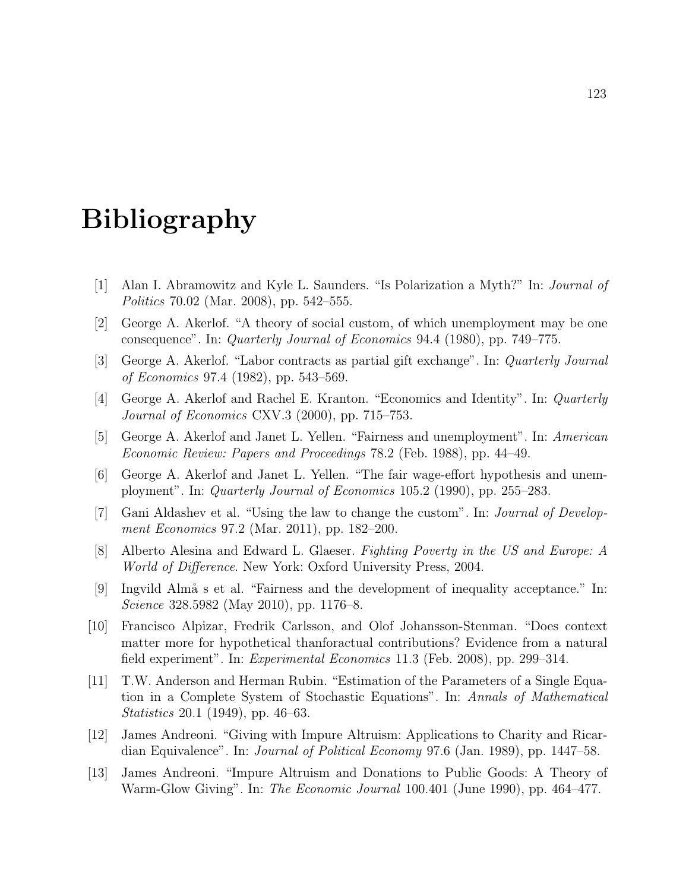# Bibliography

[1] Alan I. Abramowitz and Kyle L. Saunders. "Is Polarization a Myth?" In: *Journal of Politics* 70.02 (Mar. 2008), pp. 542–555.

[2] George A. Akerlof. "A theory of social custom, of which unemployment may be one consequence". In: *Quarterly Journal of Economics* 94.4 (1980), pp. 749–775.

[3] George A. Akerlof. "Labor contracts as partial gift exchange". In: *Quarterly Journal of Economics* 97.4 (1982), pp. 543–569.

[4] George A. Akerlof and Rachel E. Kranton. "Economics and Identity". In: *Quarterly Journal of Economics* CXV.3 (2000), pp. 715–753.

[5] George A. Akerlof and Janet L. Yellen. "Fairness and unemployment". In: *American Economic Review: Papers and Proceedings* 78.2 (Feb. 1988), pp. 44–49.

[6] George A. Akerlof and Janet L. Yellen. "The fair wage-effort hypothesis and unemployment". In: *Quarterly Journal of Economics* 105.2 (1990), pp. 255–283.

[7] Gani Aldashev et al. "Using the law to change the custom". In: *Journal of Development Economics* 97.2 (Mar. 2011), pp. 182–200.

[8] Alberto Alesina and Edward L. Glaeser. *Fighting Poverty in the US and Europe: A World of Difference*. New York: Oxford University Press, 2004.

[9] Ingvild Almå s et al. "Fairness and the development of inequality acceptance." In: *Science* 328.5982 (May 2010), pp. 1176–8.

[10] Francisco Alpizar, Fredrik Carlsson, and Olof Johansson-Stenman. "Does context matter more for hypothetical thanforactual contributions? Evidence from a natural field experiment". In: *Experimental Economics* 11.3 (Feb. 2008), pp. 299–314.

[11] T.W. Anderson and Herman Rubin. "Estimation of the Parameters of a Single Equation in a Complete System of Stochastic Equations". In: *Annals of Mathematical Statistics* 20.1 (1949), pp. 46–63.

[12] James Andreoni. "Giving with Impure Altruism: Applications to Charity and Ricardian Equivalence". In: *Journal of Political Economy* 97.6 (Jan. 1989), pp. 1447–58.

[13] James Andreoni. "Impure Altruism and Donations to Public Goods: A Theory of Warm-Glow Giving". In: *The Economic Journal* 100.401 (June 1990), pp. 464–477.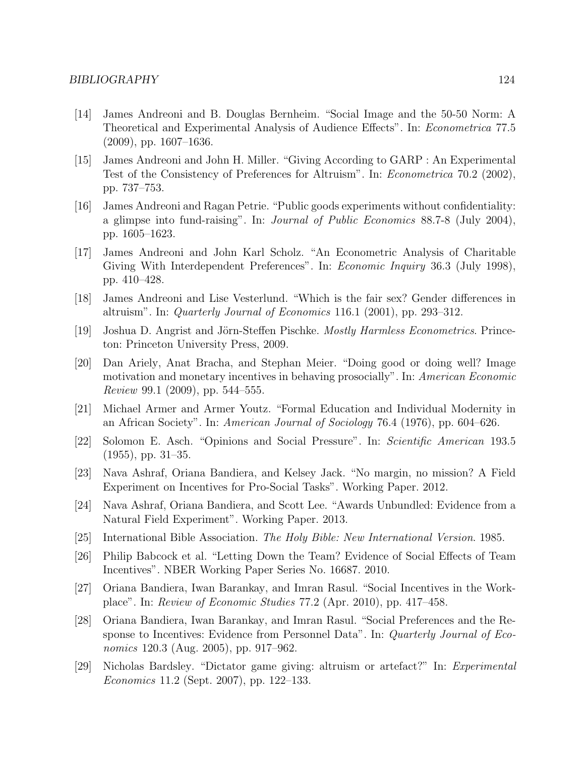[14] James Andreoni and B. Douglas Bernheim. "Social Image and the 50-50 Norm: A Theoretical and Experimental Analysis of Audience Effects". In: *Econometrica* 77.5 (2009), pp. 1607–1636.

[15] James Andreoni and John H. Miller. "Giving According to GARP : An Experimental Test of the Consistency of Preferences for Altruism". In: *Econometrica* 70.2 (2002), pp. 737–753.

[16] James Andreoni and Ragan Petrie. "Public goods experiments without confidentiality: a glimpse into fund-raising". In: *Journal of Public Economics* 88.7-8 (July 2004), pp. 1605–1623.

[17] James Andreoni and John Karl Scholz. "An Econometric Analysis of Charitable Giving With Interdependent Preferences". In: *Economic Inquiry* 36.3 (July 1998), pp. 410–428.

[18] James Andreoni and Lise Vesterlund. "Which is the fair sex? Gender differences in altruism". In: *Quarterly Journal of Economics* 116.1 (2001), pp. 293–312.

[19] Joshua D. Angrist and Jörn-Steffen Pischke. *Mostly Harmless Econometrics*. Princeton: Princeton University Press, 2009.

[20] Dan Ariely, Anat Bracha, and Stephan Meier. "Doing good or doing well? Image motivation and monetary incentives in behaving prosocially". In: *American Economic Review* 99.1 (2009), pp. 544–555.

[21] Michael Armer and Armer Youtz. "Formal Education and Individual Modernity in an African Society". In: *American Journal of Sociology* 76.4 (1976), pp. 604–626.

[22] Solomon E. Asch. "Opinions and Social Pressure". In: *Scientific American* 193.5 (1955), pp. 31–35.

[23] Nava Ashraf, Oriana Bandiera, and Kelsey Jack. "No margin, no mission? A Field Experiment on Incentives for Pro-Social Tasks". Working Paper. 2012.

[24] Nava Ashraf, Oriana Bandiera, and Scott Lee. "Awards Unbundled: Evidence from a Natural Field Experiment". Working Paper. 2013.

[25] International Bible Association. *The Holy Bible: New International Version*. 1985.

[26] Philip Babcock et al. "Letting Down the Team? Evidence of Social Effects of Team Incentives". NBER Working Paper Series No. 16687. 2010.

[27] Oriana Bandiera, Iwan Barankay, and Imran Rasul. "Social Incentives in the Workplace". In: *Review of Economic Studies* 77.2 (Apr. 2010), pp. 417–458.

[28] Oriana Bandiera, Iwan Barankay, and Imran Rasul. "Social Preferences and the Response to Incentives: Evidence from Personnel Data". In: *Quarterly Journal of Economics* 120.3 (Aug. 2005), pp. 917–962.

[29] Nicholas Bardsley. "Dictator game giving: altruism or artefact?" In: *Experimental Economics* 11.2 (Sept. 2007), pp. 122–133.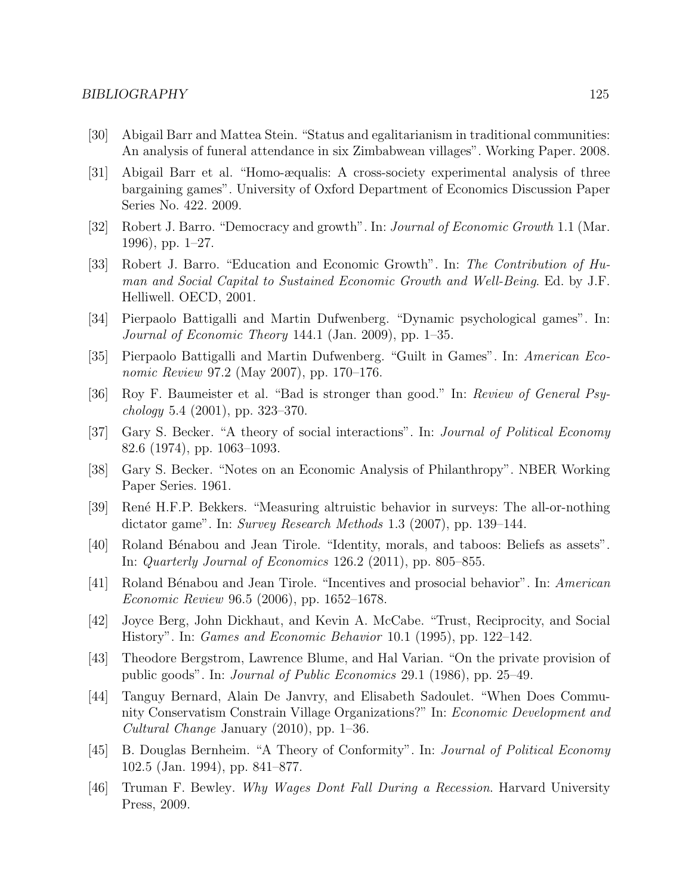[30] Abigail Barr and Mattea Stein. "Status and egalitarianism in traditional communities: An analysis of funeral attendance in six Zimbabwean villages". Working Paper. 2008.

[31] Abigail Barr et al. "Homo-æqualis: A cross-society experimental analysis of three bargaining games". University of Oxford Department of Economics Discussion Paper Series No. 422. 2009.

[32] Robert J. Barro. "Democracy and growth". In: *Journal of Economic Growth* 1.1 (Mar. 1996), pp. 1–27.

[33] Robert J. Barro. "Education and Economic Growth". In: *The Contribution of Human and Social Capital to Sustained Economic Growth and Well-Being*. Ed. by J.F. Helliwell. OECD, 2001.

[34] Pierpaolo Battigalli and Martin Dufwenberg. "Dynamic psychological games". In: *Journal of Economic Theory* 144.1 (Jan. 2009), pp. 1–35.

[35] Pierpaolo Battigalli and Martin Dufwenberg. "Guilt in Games". In: *American Economic Review* 97.2 (May 2007), pp. 170–176.

[36] Roy F. Baumeister et al. "Bad is stronger than good." In: *Review of General Psychology* 5.4 (2001), pp. 323–370.

[37] Gary S. Becker. "A theory of social interactions". In: *Journal of Political Economy* 82.6 (1974), pp. 1063–1093.

[38] Gary S. Becker. "Notes on an Economic Analysis of Philanthropy". NBER Working Paper Series. 1961.

[39] René H.F.P. Bekkers. "Measuring altruistic behavior in surveys: The all-or-nothing dictator game". In: *Survey Research Methods* 1.3 (2007), pp. 139–144.

[40] Roland Bénabou and Jean Tirole. "Identity, morals, and taboos: Beliefs as assets". In: *Quarterly Journal of Economics* 126.2 (2011), pp. 805–855.

[41] Roland Bénabou and Jean Tirole. "Incentives and prosocial behavior". In: *American Economic Review* 96.5 (2006), pp. 1652–1678.

[42] Joyce Berg, John Dickhaut, and Kevin A. McCabe. "Trust, Reciprocity, and Social History". In: *Games and Economic Behavior* 10.1 (1995), pp. 122–142.

[43] Theodore Bergstrom, Lawrence Blume, and Hal Varian. "On the private provision of public goods". In: *Journal of Public Economics* 29.1 (1986), pp. 25–49.

[44] Tanguy Bernard, Alain De Janvry, and Elisabeth Sadoulet. "When Does Community Conservatism Constrain Village Organizations?" In: *Economic Development and Cultural Change* January (2010), pp. 1–36.

[45] B. Douglas Bernheim. "A Theory of Conformity". In: *Journal of Political Economy* 102.5 (Jan. 1994), pp. 841–877.

[46] Truman F. Bewley. *Why Wages Dont Fall During a Recession*. Harvard University Press, 2009.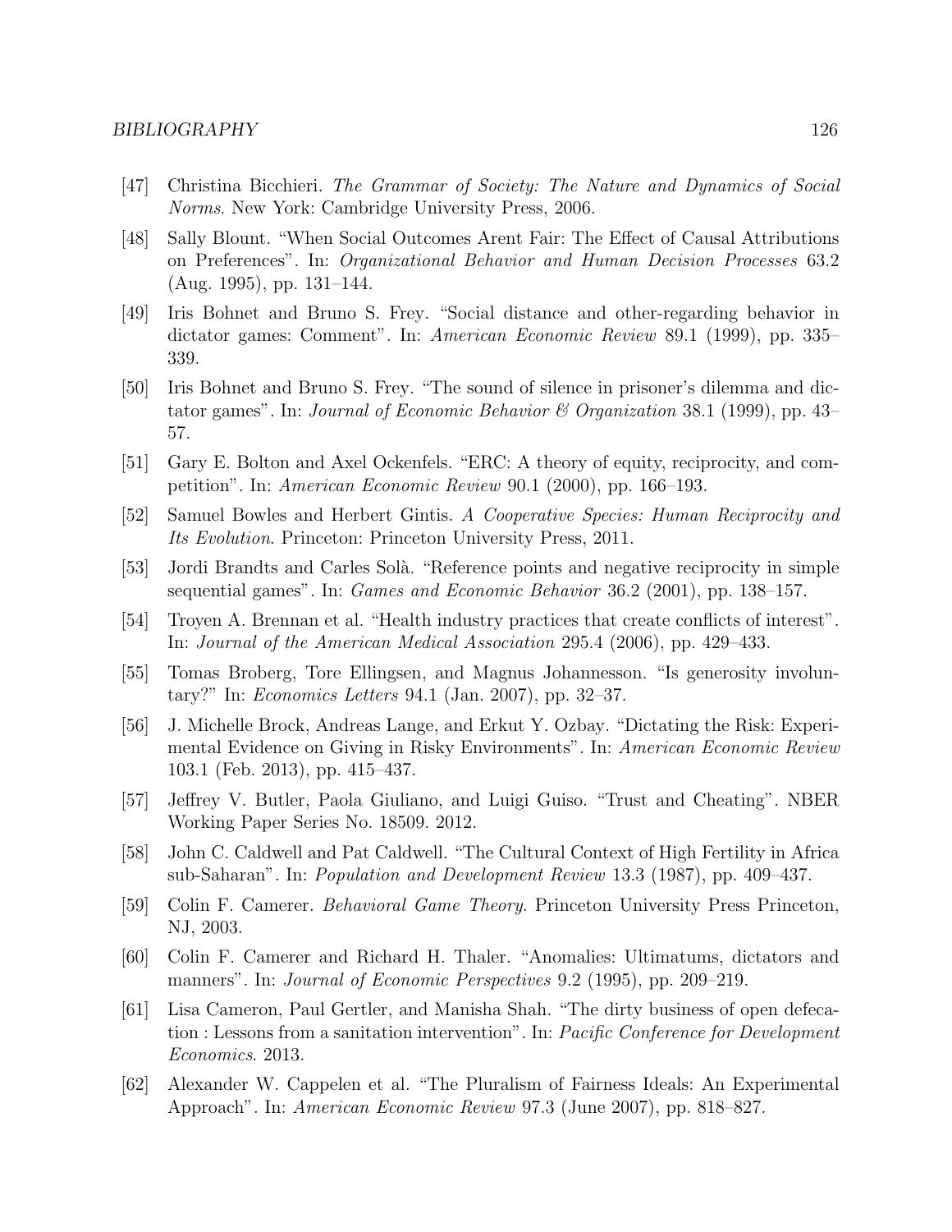[47] Christina Bicchieri. *The Grammar of Society: The Nature and Dynamics of Social Norms*. New York: Cambridge University Press, 2006.

[48] Sally Blount. "When Social Outcomes Arent Fair: The Effect of Causal Attributions on Preferences". In: *Organizational Behavior and Human Decision Processes* 63.2 (Aug. 1995), pp. 131–144.

[49] Iris Bohnet and Bruno S. Frey. "Social distance and other-regarding behavior in dictator games: Comment". In: *American Economic Review* 89.1 (1999), pp. 335–339.

[50] Iris Bohnet and Bruno S. Frey. "The sound of silence in prisoner's dilemma and dictator games". In: *Journal of Economic Behavior & Organization* 38.1 (1999), pp. 43–57.

[51] Gary E. Bolton and Axel Ockenfels. "ERC: A theory of equity, reciprocity, and competition". In: *American Economic Review* 90.1 (2000), pp. 166–193.

[52] Samuel Bowles and Herbert Gintis. *A Cooperative Species: Human Reciprocity and Its Evolution*. Princeton: Princeton University Press, 2011.

[53] Jordi Brandts and Carles Solà. "Reference points and negative reciprocity in simple sequential games". In: *Games and Economic Behavior* 36.2 (2001), pp. 138–157.

[54] Troyen A. Brennan et al. "Health industry practices that create conflicts of interest". In: *Journal of the American Medical Association* 295.4 (2006), pp. 429–433.

[55] Tomas Broberg, Tore Ellingsen, and Magnus Johannesson. "Is generosity involuntary?" In: *Economics Letters* 94.1 (Jan. 2007), pp. 32–37.

[56] J. Michelle Brock, Andreas Lange, and Erkut Y. Ozbay. "Dictating the Risk: Experimental Evidence on Giving in Risky Environments". In: *American Economic Review* 103.1 (Feb. 2013), pp. 415–437.

[57] Jeffrey V. Butler, Paola Giuliano, and Luigi Guiso. "Trust and Cheating". NBER Working Paper Series No. 18509. 2012.

[58] John C. Caldwell and Pat Caldwell. "The Cultural Context of High Fertility in Africa sub-Saharan". In: *Population and Development Review* 13.3 (1987), pp. 409–437.

[59] Colin F. Camerer. *Behavioral Game Theory*. Princeton University Press Princeton, NJ, 2003.

[60] Colin F. Camerer and Richard H. Thaler. "Anomalies: Ultimatums, dictators and manners". In: *Journal of Economic Perspectives* 9.2 (1995), pp. 209–219.

[61] Lisa Cameron, Paul Gertler, and Manisha Shah. "The dirty business of open defecation : Lessons from a sanitation intervention". In: *Pacific Conference for Development Economics*. 2013.

[62] Alexander W. Cappelen et al. "The Pluralism of Fairness Ideals: An Experimental Approach". In: *American Economic Review* 97.3 (June 2007), pp. 818–827.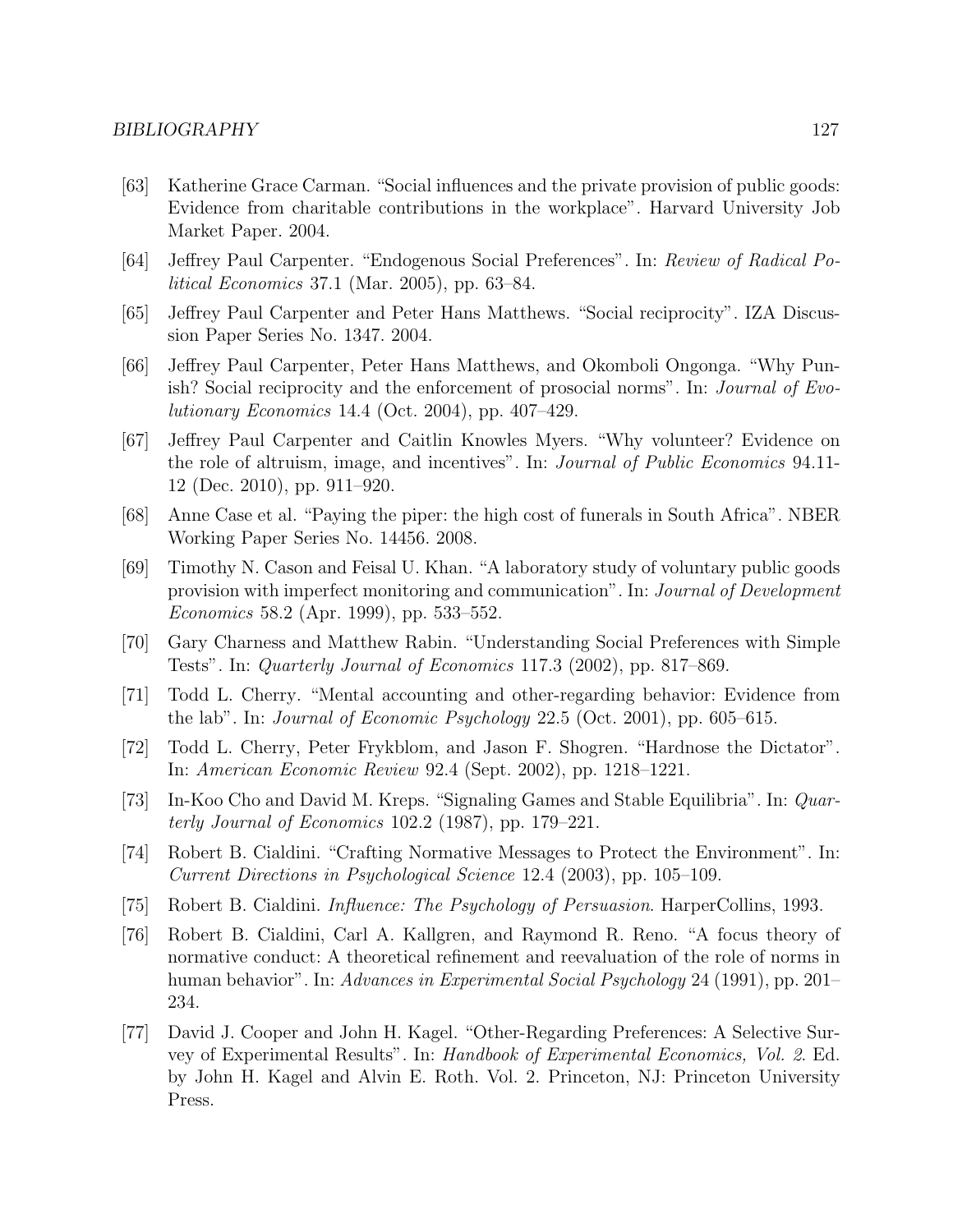[63] Katherine Grace Carman. "Social influences and the private provision of public goods: Evidence from charitable contributions in the workplace". Harvard University Job Market Paper. 2004.

[64] Jeffrey Paul Carpenter. "Endogenous Social Preferences". In: *Review of Radical Political Economics* 37.1 (Mar. 2005), pp. 63–84.

[65] Jeffrey Paul Carpenter and Peter Hans Matthews. "Social reciprocity". IZA Discussion Paper Series No. 1347. 2004.

[66] Jeffrey Paul Carpenter, Peter Hans Matthews, and Okomboli Ongonga. "Why Punish? Social reciprocity and the enforcement of prosocial norms". In: *Journal of Evolutionary Economics* 14.4 (Oct. 2004), pp. 407–429.

[67] Jeffrey Paul Carpenter and Caitlin Knowles Myers. "Why volunteer? Evidence on the role of altruism, image, and incentives". In: *Journal of Public Economics* 94.11-12 (Dec. 2010), pp. 911–920.

[68] Anne Case et al. "Paying the piper: the high cost of funerals in South Africa". NBER Working Paper Series No. 14456. 2008.

[69] Timothy N. Cason and Feisal U. Khan. "A laboratory study of voluntary public goods provision with imperfect monitoring and communication". In: *Journal of Development Economics* 58.2 (Apr. 1999), pp. 533–552.

[70] Gary Charness and Matthew Rabin. "Understanding Social Preferences with Simple Tests". In: *Quarterly Journal of Economics* 117.3 (2002), pp. 817–869.

[71] Todd L. Cherry. "Mental accounting and other-regarding behavior: Evidence from the lab". In: *Journal of Economic Psychology* 22.5 (Oct. 2001), pp. 605–615.

[72] Todd L. Cherry, Peter Frykblom, and Jason F. Shogren. "Hardnose the Dictator". In: *American Economic Review* 92.4 (Sept. 2002), pp. 1218–1221.

[73] In-Koo Cho and David M. Kreps. "Signaling Games and Stable Equilibria". In: *Quarterly Journal of Economics* 102.2 (1987), pp. 179–221.

[74] Robert B. Cialdini. "Crafting Normative Messages to Protect the Environment". In: *Current Directions in Psychological Science* 12.4 (2003), pp. 105–109.

[75] Robert B. Cialdini. *Influence: The Psychology of Persuasion*. HarperCollins, 1993.

[76] Robert B. Cialdini, Carl A. Kallgren, and Raymond R. Reno. "A focus theory of normative conduct: A theoretical refinement and reevaluation of the role of norms in human behavior". In: *Advances in Experimental Social Psychology* 24 (1991), pp. 201–234.

[77] David J. Cooper and John H. Kagel. "Other-Regarding Preferences: A Selective Survey of Experimental Results". In: *Handbook of Experimental Economics, Vol. 2*. Ed. by John H. Kagel and Alvin E. Roth. Vol. 2. Princeton, NJ: Princeton University Press.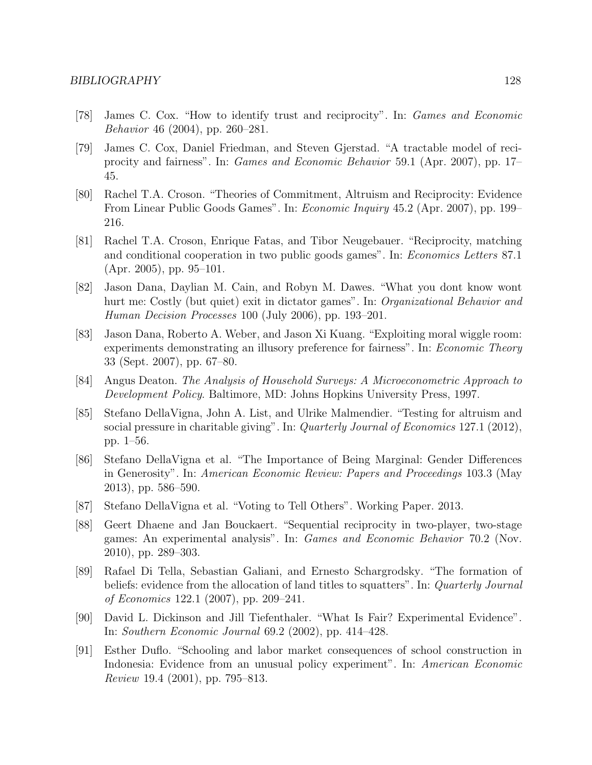[78] James C. Cox. "How to identify trust and reciprocity". In: *Games and Economic Behavior* 46 (2004), pp. 260–281.

[79] James C. Cox, Daniel Friedman, and Steven Gjerstad. "A tractable model of reciprocity and fairness". In: *Games and Economic Behavior* 59.1 (Apr. 2007), pp. 17–45.

[80] Rachel T.A. Croson. "Theories of Commitment, Altruism and Reciprocity: Evidence From Linear Public Goods Games". In: *Economic Inquiry* 45.2 (Apr. 2007), pp. 199–216.

[81] Rachel T.A. Croson, Enrique Fatas, and Tibor Neugebauer. "Reciprocity, matching and conditional cooperation in two public goods games". In: *Economics Letters* 87.1 (Apr. 2005), pp. 95–101.

[82] Jason Dana, Daylian M. Cain, and Robyn M. Dawes. "What you dont know wont hurt me: Costly (but quiet) exit in dictator games". In: *Organizational Behavior and Human Decision Processes* 100 (July 2006), pp. 193–201.

[83] Jason Dana, Roberto A. Weber, and Jason Xi Kuang. "Exploiting moral wiggle room: experiments demonstrating an illusory preference for fairness". In: *Economic Theory* 33 (Sept. 2007), pp. 67–80.

[84] Angus Deaton. *The Analysis of Household Surveys: A Microeconometric Approach to Development Policy*. Baltimore, MD: Johns Hopkins University Press, 1997.

[85] Stefano DellaVigna, John A. List, and Ulrike Malmendier. "Testing for altruism and social pressure in charitable giving". In: *Quarterly Journal of Economics* 127.1 (2012), pp. 1–56.

[86] Stefano DellaVigna et al. "The Importance of Being Marginal: Gender Differences in Generosity". In: *American Economic Review: Papers and Proceedings* 103.3 (May 2013), pp. 586–590.

[87] Stefano DellaVigna et al. "Voting to Tell Others". Working Paper. 2013.

[88] Geert Dhaene and Jan Bouckaert. "Sequential reciprocity in two-player, two-stage games: An experimental analysis". In: *Games and Economic Behavior* 70.2 (Nov. 2010), pp. 289–303.

[89] Rafael Di Tella, Sebastian Galiani, and Ernesto Schargrodsky. "The formation of beliefs: evidence from the allocation of land titles to squatters". In: *Quarterly Journal of Economics* 122.1 (2007), pp. 209–241.

[90] David L. Dickinson and Jill Tiefenthaler. "What Is Fair? Experimental Evidence". In: *Southern Economic Journal* 69.2 (2002), pp. 414–428.

[91] Esther Duflo. "Schooling and labor market consequences of school construction in Indonesia: Evidence from an unusual policy experiment". In: *American Economic Review* 19.4 (2001), pp. 795–813.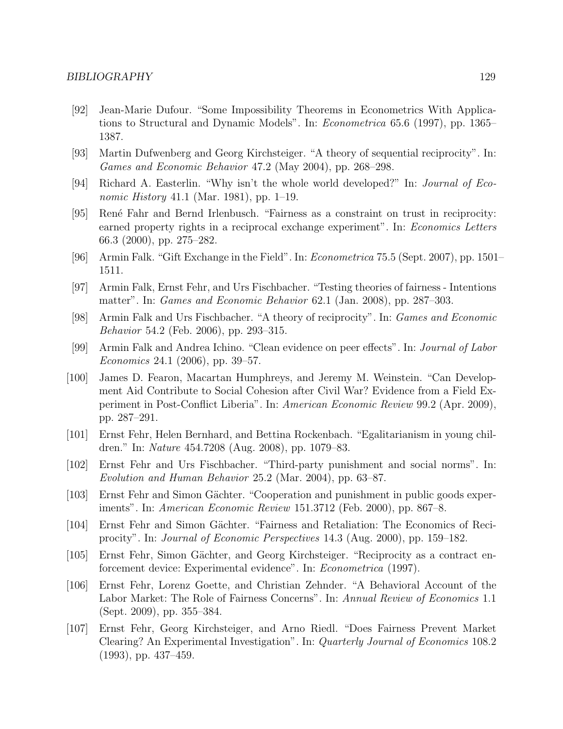[92] Jean-Marie Dufour. "Some Impossibility Theorems in Econometrics With Applications to Structural and Dynamic Models". In: *Econometrica* 65.6 (1997), pp. 1365–1387.

[93] Martin Dufwenberg and Georg Kirchsteiger. "A theory of sequential reciprocity". In: *Games and Economic Behavior* 47.2 (May 2004), pp. 268–298.

[94] Richard A. Easterlin. "Why isn't the whole world developed?" In: *Journal of Economic History* 41.1 (Mar. 1981), pp. 1–19.

[95] René Fahr and Bernd Irlenbusch. "Fairness as a constraint on trust in reciprocity: earned property rights in a reciprocal exchange experiment". In: *Economics Letters* 66.3 (2000), pp. 275–282.

[96] Armin Falk. "Gift Exchange in the Field". In: *Econometrica* 75.5 (Sept. 2007), pp. 1501–1511.

[97] Armin Falk, Ernst Fehr, and Urs Fischbacher. "Testing theories of fairness - Intentions matter". In: *Games and Economic Behavior* 62.1 (Jan. 2008), pp. 287–303.

[98] Armin Falk and Urs Fischbacher. "A theory of reciprocity". In: *Games and Economic Behavior* 54.2 (Feb. 2006), pp. 293–315.

[99] Armin Falk and Andrea Ichino. "Clean evidence on peer effects". In: *Journal of Labor Economics* 24.1 (2006), pp. 39–57.

[100] James D. Fearon, Macartan Humphreys, and Jeremy M. Weinstein. "Can Development Aid Contribute to Social Cohesion after Civil War? Evidence from a Field Experiment in Post-Conflict Liberia". In: *American Economic Review* 99.2 (Apr. 2009), pp. 287–291.

[101] Ernst Fehr, Helen Bernhard, and Bettina Rockenbach. "Egalitarianism in young children." In: *Nature* 454.7208 (Aug. 2008), pp. 1079–83.

[102] Ernst Fehr and Urs Fischbacher. "Third-party punishment and social norms". In: *Evolution and Human Behavior* 25.2 (Mar. 2004), pp. 63–87.

[103] Ernst Fehr and Simon Gächter. "Cooperation and punishment in public goods experiments". In: *American Economic Review* 151.3712 (Feb. 2000), pp. 867–8.

[104] Ernst Fehr and Simon Gächter. "Fairness and Retaliation: The Economics of Reciprocity". In: *Journal of Economic Perspectives* 14.3 (Aug. 2000), pp. 159–182.

[105] Ernst Fehr, Simon Gächter, and Georg Kirchsteiger. "Reciprocity as a contract enforcement device: Experimental evidence". In: *Econometrica* (1997).

[106] Ernst Fehr, Lorenz Goette, and Christian Zehnder. "A Behavioral Account of the Labor Market: The Role of Fairness Concerns". In: *Annual Review of Economics* 1.1 (Sept. 2009), pp. 355–384.

[107] Ernst Fehr, Georg Kirchsteiger, and Arno Riedl. "Does Fairness Prevent Market Clearing? An Experimental Investigation". In: *Quarterly Journal of Economics* 108.2 (1993), pp. 437–459.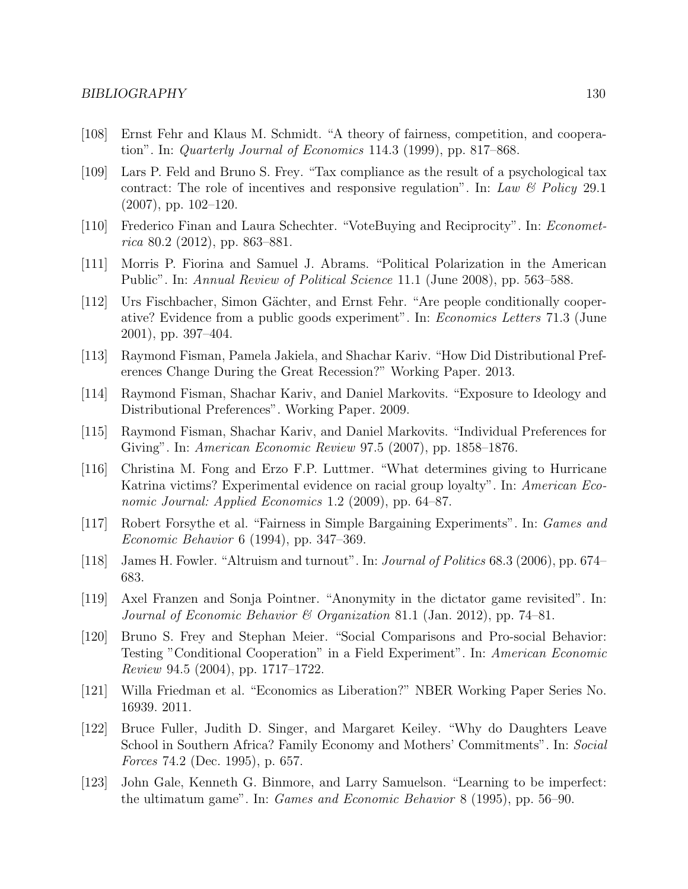[108] Ernst Fehr and Klaus M. Schmidt. "A theory of fairness, competition, and cooperation". In: *Quarterly Journal of Economics* 114.3 (1999), pp. 817–868.

[109] Lars P. Feld and Bruno S. Frey. "Tax compliance as the result of a psychological tax contract: The role of incentives and responsive regulation". In: *Law & Policy* 29.1 (2007), pp. 102–120.

[110] Frederico Finan and Laura Schechter. "VoteBuying and Reciprocity". In: *Econometrica* 80.2 (2012), pp. 863–881.

[111] Morris P. Fiorina and Samuel J. Abrams. "Political Polarization in the American Public". In: *Annual Review of Political Science* 11.1 (June 2008), pp. 563–588.

[112] Urs Fischbacher, Simon Gächter, and Ernst Fehr. "Are people conditionally cooperative? Evidence from a public goods experiment". In: *Economics Letters* 71.3 (June 2001), pp. 397–404.

[113] Raymond Fisman, Pamela Jakiela, and Shachar Kariv. "How Did Distributional Preferences Change During the Great Recession?" Working Paper. 2013.

[114] Raymond Fisman, Shachar Kariv, and Daniel Markovits. "Exposure to Ideology and Distributional Preferences". Working Paper. 2009.

[115] Raymond Fisman, Shachar Kariv, and Daniel Markovits. "Individual Preferences for Giving". In: *American Economic Review* 97.5 (2007), pp. 1858–1876.

[116] Christina M. Fong and Erzo F.P. Luttmer. "What determines giving to Hurricane Katrina victims? Experimental evidence on racial group loyalty". In: *American Economic Journal: Applied Economics* 1.2 (2009), pp. 64–87.

[117] Robert Forsythe et al. "Fairness in Simple Bargaining Experiments". In: *Games and Economic Behavior* 6 (1994), pp. 347–369.

[118] James H. Fowler. "Altruism and turnout". In: *Journal of Politics* 68.3 (2006), pp. 674–683.

[119] Axel Franzen and Sonja Pointner. "Anonymity in the dictator game revisited". In: *Journal of Economic Behavior & Organization* 81.1 (Jan. 2012), pp. 74–81.

[120] Bruno S. Frey and Stephan Meier. "Social Comparisons and Pro-social Behavior: Testing "Conditional Cooperation" in a Field Experiment". In: *American Economic Review* 94.5 (2004), pp. 1717–1722.

[121] Willa Friedman et al. "Economics as Liberation?" NBER Working Paper Series No. 16939. 2011.

[122] Bruce Fuller, Judith D. Singer, and Margaret Keiley. "Why do Daughters Leave School in Southern Africa? Family Economy and Mothers' Commitments". In: *Social Forces* 74.2 (Dec. 1995), p. 657.

[123] John Gale, Kenneth G. Binmore, and Larry Samuelson. "Learning to be imperfect: the ultimatum game". In: *Games and Economic Behavior* 8 (1995), pp. 56–90.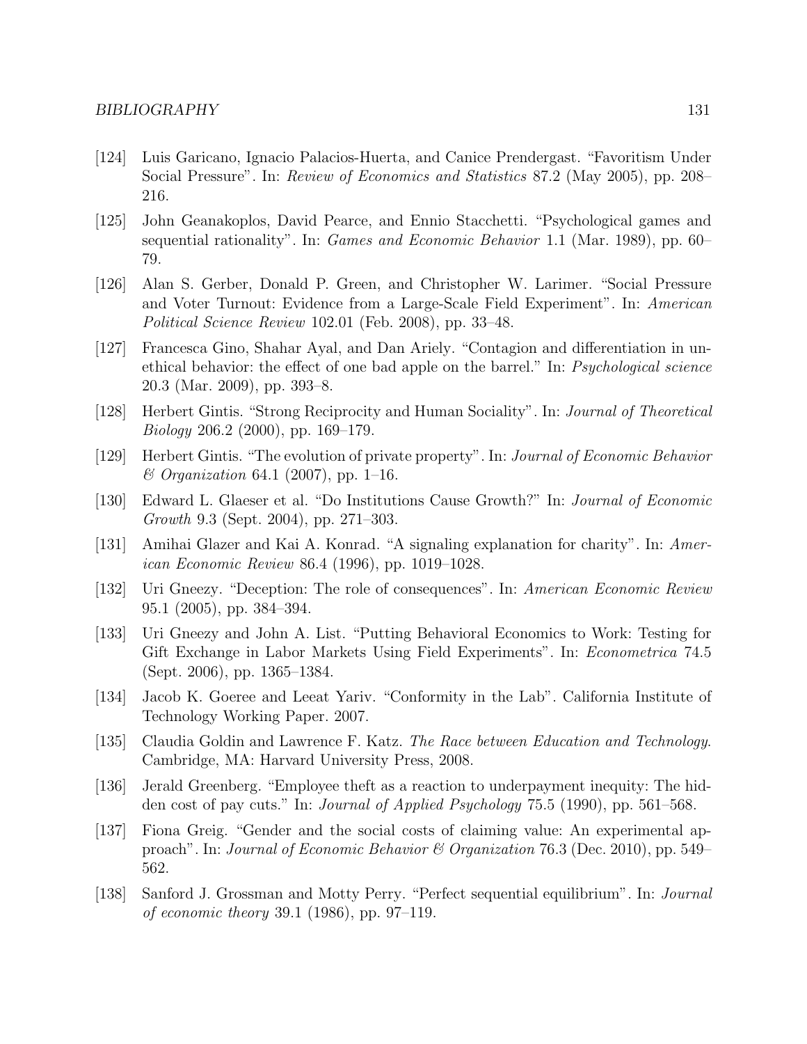[124] Luis Garicano, Ignacio Palacios-Huerta, and Canice Prendergast. "Favoritism Under Social Pressure". In: *Review of Economics and Statistics* 87.2 (May 2005), pp. 208–216.

[125] John Geanakoplos, David Pearce, and Ennio Stacchetti. "Psychological games and sequential rationality". In: *Games and Economic Behavior* 1.1 (Mar. 1989), pp. 60–79.

[126] Alan S. Gerber, Donald P. Green, and Christopher W. Larimer. "Social Pressure and Voter Turnout: Evidence from a Large-Scale Field Experiment". In: *American Political Science Review* 102.01 (Feb. 2008), pp. 33–48.

[127] Francesca Gino, Shahar Ayal, and Dan Ariely. "Contagion and differentiation in unethical behavior: the effect of one bad apple on the barrel." In: *Psychological science* 20.3 (Mar. 2009), pp. 393–8.

[128] Herbert Gintis. "Strong Reciprocity and Human Sociality". In: *Journal of Theoretical Biology* 206.2 (2000), pp. 169–179.

[129] Herbert Gintis. "The evolution of private property". In: *Journal of Economic Behavior & Organization* 64.1 (2007), pp. 1–16.

[130] Edward L. Glaeser et al. "Do Institutions Cause Growth?" In: *Journal of Economic Growth* 9.3 (Sept. 2004), pp. 271–303.

[131] Amihai Glazer and Kai A. Konrad. "A signaling explanation for charity". In: *American Economic Review* 86.4 (1996), pp. 1019–1028.

[132] Uri Gneezy. "Deception: The role of consequences". In: *American Economic Review* 95.1 (2005), pp. 384–394.

[133] Uri Gneezy and John A. List. "Putting Behavioral Economics to Work: Testing for Gift Exchange in Labor Markets Using Field Experiments". In: *Econometrica* 74.5 (Sept. 2006), pp. 1365–1384.

[134] Jacob K. Goeree and Leeat Yariv. "Conformity in the Lab". California Institute of Technology Working Paper. 2007.

[135] Claudia Goldin and Lawrence F. Katz. *The Race between Education and Technology.* Cambridge, MA: Harvard University Press, 2008.

[136] Jerald Greenberg. "Employee theft as a reaction to underpayment inequity: The hidden cost of pay cuts." In: *Journal of Applied Psychology* 75.5 (1990), pp. 561–568.

[137] Fiona Greig. "Gender and the social costs of claiming value: An experimental approach". In: *Journal of Economic Behavior & Organization* 76.3 (Dec. 2010), pp. 549–562.

[138] Sanford J. Grossman and Motty Perry. "Perfect sequential equilibrium". In: *Journal of economic theory* 39.1 (1986), pp. 97–119.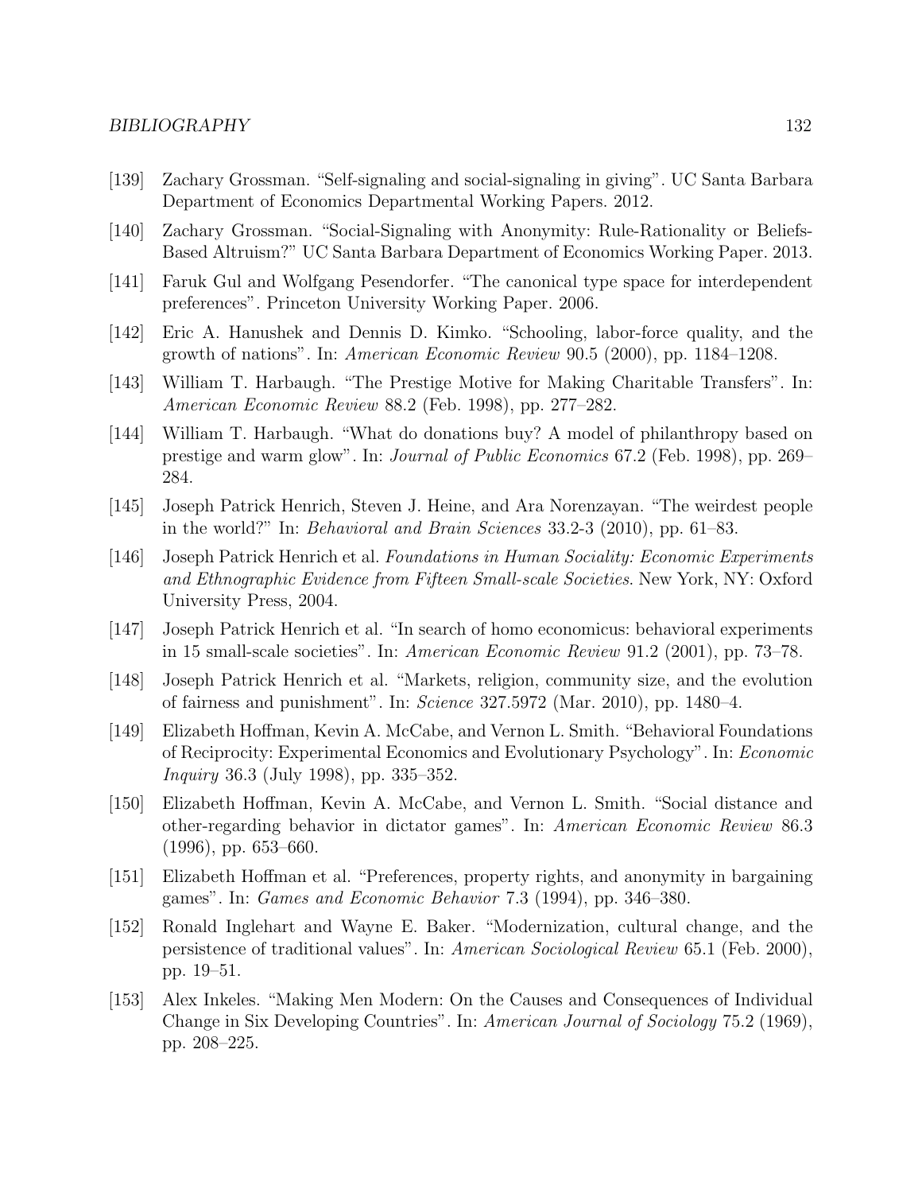[139] Zachary Grossman. "Self-signaling and social-signaling in giving". UC Santa Barbara Department of Economics Departmental Working Papers. 2012.

[140] Zachary Grossman. "Social-Signaling with Anonymity: Rule-Rationality or Beliefs-Based Altruism?" UC Santa Barbara Department of Economics Working Paper. 2013.

[141] Faruk Gul and Wolfgang Pesendorfer. "The canonical type space for interdependent preferences". Princeton University Working Paper. 2006.

[142] Eric A. Hanushek and Dennis D. Kimko. "Schooling, labor-force quality, and the growth of nations". In: *American Economic Review* 90.5 (2000), pp. 1184–1208.

[143] William T. Harbaugh. "The Prestige Motive for Making Charitable Transfers". In: *American Economic Review* 88.2 (Feb. 1998), pp. 277–282.

[144] William T. Harbaugh. "What do donations buy? A model of philanthropy based on prestige and warm glow". In: *Journal of Public Economics* 67.2 (Feb. 1998), pp. 269–284.

[145] Joseph Patrick Henrich, Steven J. Heine, and Ara Norenzayan. "The weirdest people in the world?" In: *Behavioral and Brain Sciences* 33.2-3 (2010), pp. 61–83.

[146] Joseph Patrick Henrich et al. *Foundations in Human Sociality: Economic Experiments and Ethnographic Evidence from Fifteen Small-scale Societies*. New York, NY: Oxford University Press, 2004.

[147] Joseph Patrick Henrich et al. "In search of homo economicus: behavioral experiments in 15 small-scale societies". In: *American Economic Review* 91.2 (2001), pp. 73–78.

[148] Joseph Patrick Henrich et al. "Markets, religion, community size, and the evolution of fairness and punishment". In: *Science* 327.5972 (Mar. 2010), pp. 1480–4.

[149] Elizabeth Hoffman, Kevin A. McCabe, and Vernon L. Smith. "Behavioral Foundations of Reciprocity: Experimental Economics and Evolutionary Psychology". In: *Economic Inquiry* 36.3 (July 1998), pp. 335–352.

[150] Elizabeth Hoffman, Kevin A. McCabe, and Vernon L. Smith. "Social distance and other-regarding behavior in dictator games". In: *American Economic Review* 86.3 (1996), pp. 653–660.

[151] Elizabeth Hoffman et al. "Preferences, property rights, and anonymity in bargaining games". In: *Games and Economic Behavior* 7.3 (1994), pp. 346–380.

[152] Ronald Inglehart and Wayne E. Baker. "Modernization, cultural change, and the persistence of traditional values". In: *American Sociological Review* 65.1 (Feb. 2000), pp. 19–51.

[153] Alex Inkeles. "Making Men Modern: On the Causes and Consequences of Individual Change in Six Developing Countries". In: *American Journal of Sociology* 75.2 (1969), pp. 208–225.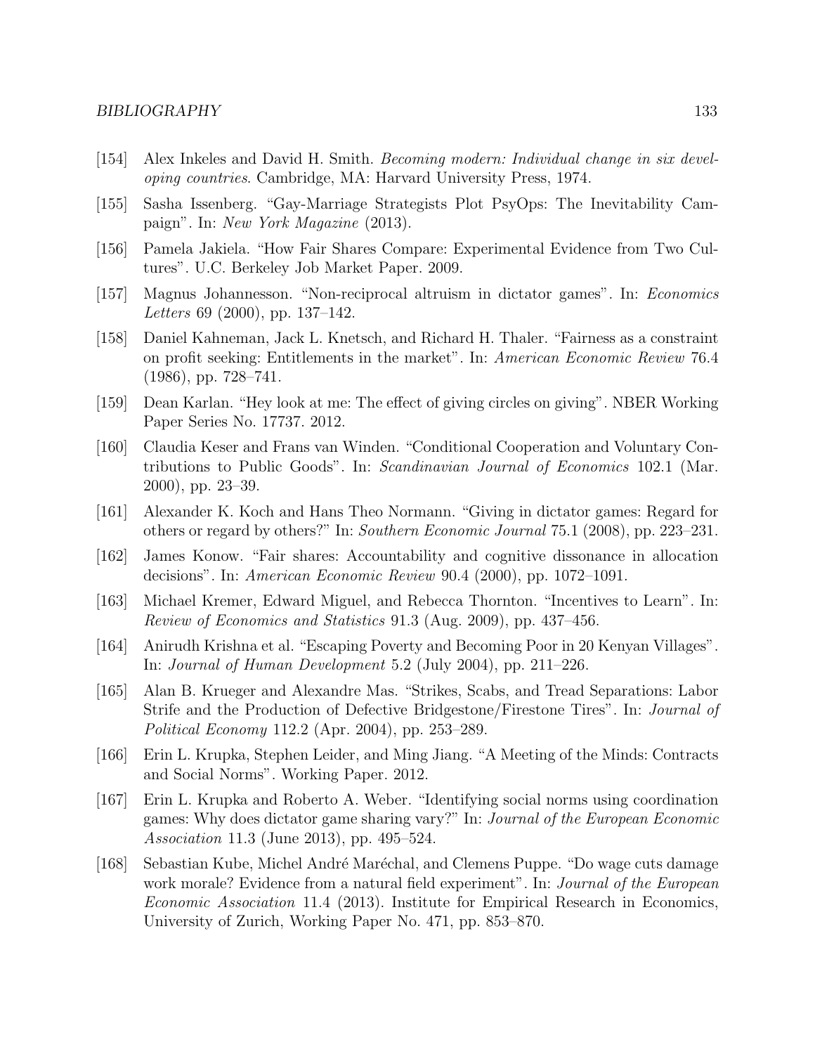[154] Alex Inkeles and David H. Smith. *Becoming modern: Individual change in six developing countries*. Cambridge, MA: Harvard University Press, 1974.

[155] Sasha Issenberg. "Gay-Marriage Strategists Plot PsyOps: The Inevitability Campaign". In: *New York Magazine* (2013).

[156] Pamela Jakiela. "How Fair Shares Compare: Experimental Evidence from Two Cultures". U.C. Berkeley Job Market Paper. 2009.

[157] Magnus Johannesson. "Non-reciprocal altruism in dictator games". In: *Economics Letters* 69 (2000), pp. 137–142.

[158] Daniel Kahneman, Jack L. Knetsch, and Richard H. Thaler. "Fairness as a constraint on profit seeking: Entitlements in the market". In: *American Economic Review* 76.4 (1986), pp. 728–741.

[159] Dean Karlan. "Hey look at me: The effect of giving circles on giving". NBER Working Paper Series No. 17737. 2012.

[160] Claudia Keser and Frans van Winden. "Conditional Cooperation and Voluntary Contributions to Public Goods". In: *Scandinavian Journal of Economics* 102.1 (Mar. 2000), pp. 23–39.

[161] Alexander K. Koch and Hans Theo Normann. "Giving in dictator games: Regard for others or regard by others?" In: *Southern Economic Journal* 75.1 (2008), pp. 223–231.

[162] James Konow. "Fair shares: Accountability and cognitive dissonance in allocation decisions". In: *American Economic Review* 90.4 (2000), pp. 1072–1091.

[163] Michael Kremer, Edward Miguel, and Rebecca Thornton. "Incentives to Learn". In: *Review of Economics and Statistics* 91.3 (Aug. 2009), pp. 437–456.

[164] Anirudh Krishna et al. "Escaping Poverty and Becoming Poor in 20 Kenyan Villages". In: *Journal of Human Development* 5.2 (July 2004), pp. 211–226.

[165] Alan B. Krueger and Alexandre Mas. "Strikes, Scabs, and Tread Separations: Labor Strife and the Production of Defective Bridgestone/Firestone Tires". In: *Journal of Political Economy* 112.2 (Apr. 2004), pp. 253–289.

[166] Erin L. Krupka, Stephen Leider, and Ming Jiang. "A Meeting of the Minds: Contracts and Social Norms". Working Paper. 2012.

[167] Erin L. Krupka and Roberto A. Weber. "Identifying social norms using coordination games: Why does dictator game sharing vary?" In: *Journal of the European Economic Association* 11.3 (June 2013), pp. 495–524.

[168] Sebastian Kube, Michel André Maréchal, and Clemens Puppe. "Do wage cuts damage work morale? Evidence from a natural field experiment". In: *Journal of the European Economic Association* 11.4 (2013). Institute for Empirical Research in Economics, University of Zurich, Working Paper No. 471, pp. 853–870.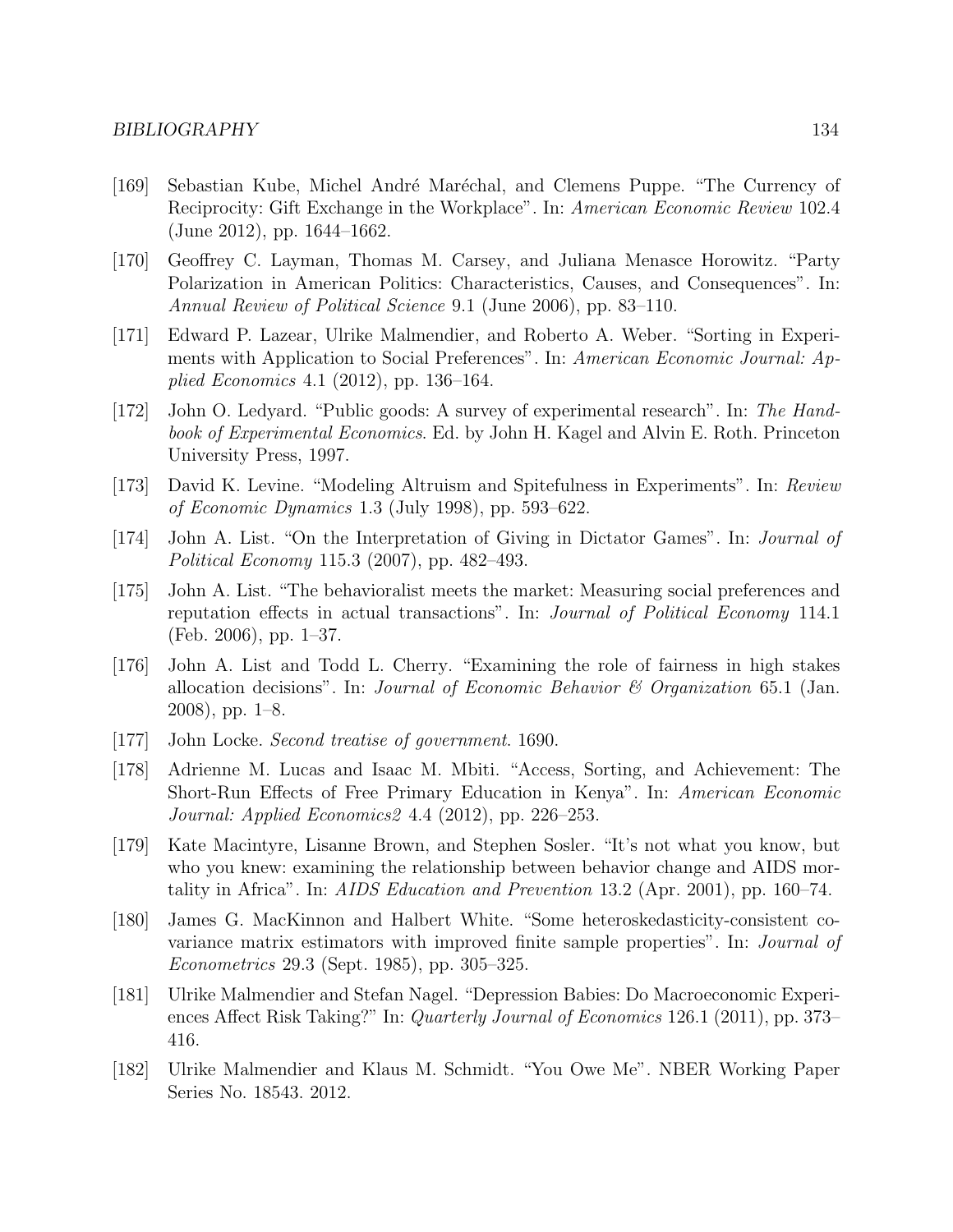[169] Sebastian Kube, Michel André Maréchal, and Clemens Puppe. "The Currency of Reciprocity: Gift Exchange in the Workplace". In: *American Economic Review* 102.4 (June 2012), pp. 1644–1662.

[170] Geoffrey C. Layman, Thomas M. Carsey, and Juliana Menasce Horowitz. "Party Polarization in American Politics: Characteristics, Causes, and Consequences". In: *Annual Review of Political Science* 9.1 (June 2006), pp. 83–110.

[171] Edward P. Lazear, Ulrike Malmendier, and Roberto A. Weber. "Sorting in Experiments with Application to Social Preferences". In: *American Economic Journal: Applied Economics* 4.1 (2012), pp. 136–164.

[172] John O. Ledyard. "Public goods: A survey of experimental research". In: *The Handbook of Experimental Economics*. Ed. by John H. Kagel and Alvin E. Roth. Princeton University Press, 1997.

[173] David K. Levine. "Modeling Altruism and Spitefulness in Experiments". In: *Review of Economic Dynamics* 1.3 (July 1998), pp. 593–622.

[174] John A. List. "On the Interpretation of Giving in Dictator Games". In: *Journal of Political Economy* 115.3 (2007), pp. 482–493.

[175] John A. List. "The behavioralist meets the market: Measuring social preferences and reputation effects in actual transactions". In: *Journal of Political Economy* 114.1 (Feb. 2006), pp. 1–37.

[176] John A. List and Todd L. Cherry. "Examining the role of fairness in high stakes allocation decisions". In: *Journal of Economic Behavior & Organization* 65.1 (Jan. 2008), pp. 1–8.

[177] John Locke. *Second treatise of government*. 1690.

[178] Adrienne M. Lucas and Isaac M. Mbiti. "Access, Sorting, and Achievement: The Short-Run Effects of Free Primary Education in Kenya". In: *American Economic Journal: Applied Economics2* 4.4 (2012), pp. 226–253.

[179] Kate Macintyre, Lisanne Brown, and Stephen Sosler. "It's not what you know, but who you knew: examining the relationship between behavior change and AIDS mortality in Africa". In: *AIDS Education and Prevention* 13.2 (Apr. 2001), pp. 160–74.

[180] James G. MacKinnon and Halbert White. "Some heteroskedasticity-consistent covariance matrix estimators with improved finite sample properties". In: *Journal of Econometrics* 29.3 (Sept. 1985), pp. 305–325.

[181] Ulrike Malmendier and Stefan Nagel. "Depression Babies: Do Macroeconomic Experiences Affect Risk Taking?" In: *Quarterly Journal of Economics* 126.1 (2011), pp. 373–416.

[182] Ulrike Malmendier and Klaus M. Schmidt. "You Owe Me". NBER Working Paper Series No. 18543. 2012.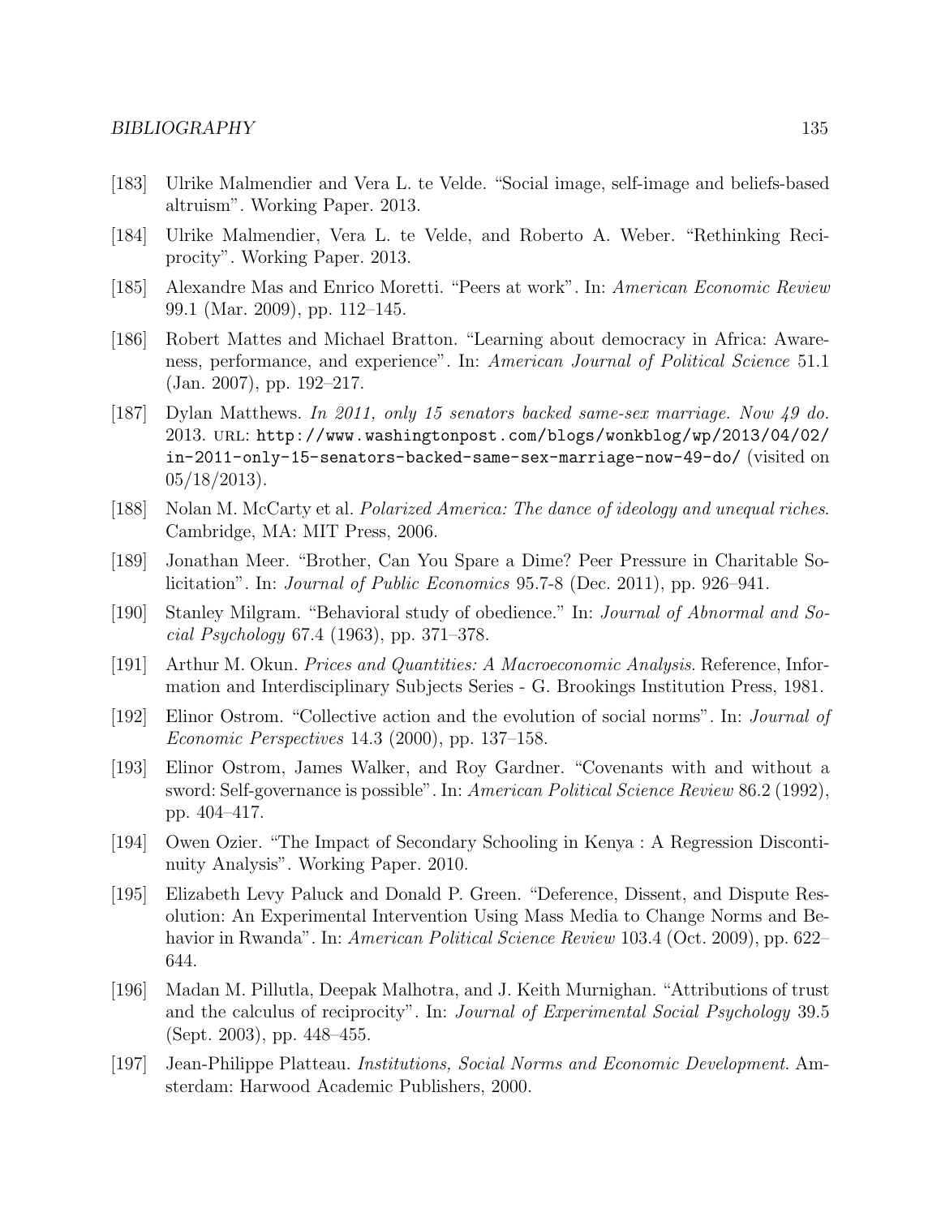[183] Ulrike Malmendier and Vera L. te Velde. "Social image, self-image and beliefs-based altruism". Working Paper. 2013.

[184] Ulrike Malmendier, Vera L. te Velde, and Roberto A. Weber. "Rethinking Reciprocity". Working Paper. 2013.

[185] Alexandre Mas and Enrico Moretti. "Peers at work". In: *American Economic Review* 99.1 (Mar. 2009), pp. 112–145.

[186] Robert Mattes and Michael Bratton. "Learning about democracy in Africa: Awareness, performance, and experience". In: *American Journal of Political Science* 51.1 (Jan. 2007), pp. 192–217.

[187] Dylan Matthews. *In 2011, only 15 senators backed same-sex marriage. Now 49 do.* 2013. URL: `http://www.washingtonpost.com/blogs/wonkblog/wp/2013/04/02/in-2011-only-15-senators-backed-same-sex-marriage-now-49-do/` (visited on 05/18/2013).

[188] Nolan M. McCarty et al. *Polarized America: The dance of ideology and unequal riches*. Cambridge, MA: MIT Press, 2006.

[189] Jonathan Meer. "Brother, Can You Spare a Dime? Peer Pressure in Charitable Solicitation". In: *Journal of Public Economics* 95.7-8 (Dec. 2011), pp. 926–941.

[190] Stanley Milgram. "Behavioral study of obedience." In: *Journal of Abnormal and Social Psychology* 67.4 (1963), pp. 371–378.

[191] Arthur M. Okun. *Prices and Quantities: A Macroeconomic Analysis*. Reference, Information and Interdisciplinary Subjects Series - G. Brookings Institution Press, 1981.

[192] Elinor Ostrom. "Collective action and the evolution of social norms". In: *Journal of Economic Perspectives* 14.3 (2000), pp. 137–158.

[193] Elinor Ostrom, James Walker, and Roy Gardner. "Covenants with and without a sword: Self-governance is possible". In: *American Political Science Review* 86.2 (1992), pp. 404–417.

[194] Owen Ozier. "The Impact of Secondary Schooling in Kenya : A Regression Discontinuity Analysis". Working Paper. 2010.

[195] Elizabeth Levy Paluck and Donald P. Green. "Deference, Dissent, and Dispute Resolution: An Experimental Intervention Using Mass Media to Change Norms and Behavior in Rwanda". In: *American Political Science Review* 103.4 (Oct. 2009), pp. 622–644.

[196] Madan M. Pillutla, Deepak Malhotra, and J. Keith Murnighan. "Attributions of trust and the calculus of reciprocity". In: *Journal of Experimental Social Psychology* 39.5 (Sept. 2003), pp. 448–455.

[197] Jean-Philippe Platteau. *Institutions, Social Norms and Economic Development*. Amsterdam: Harwood Academic Publishers, 2000.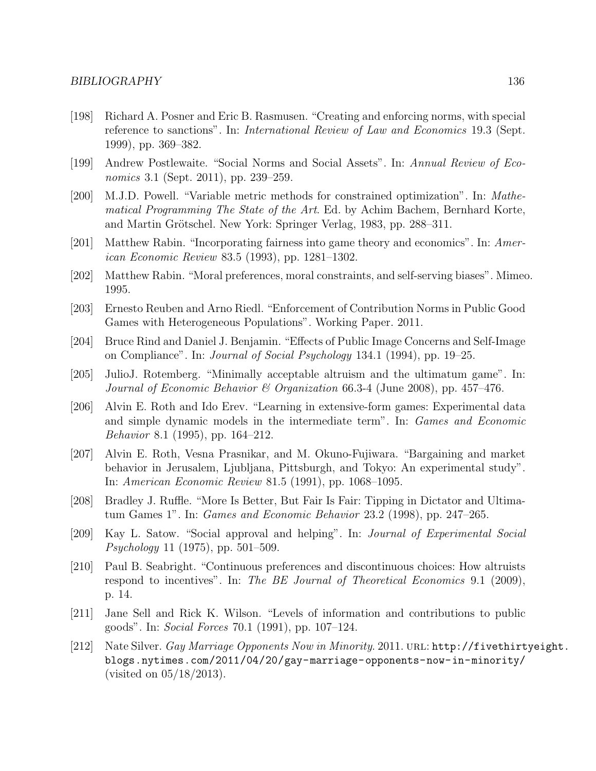[198] Richard A. Posner and Eric B. Rasmusen. "Creating and enforcing norms, with special reference to sanctions". In: *International Review of Law and Economics* 19.3 (Sept. 1999), pp. 369–382.

[199] Andrew Postlewaite. "Social Norms and Social Assets". In: *Annual Review of Economics* 3.1 (Sept. 2011), pp. 239–259.

[200] M.J.D. Powell. "Variable metric methods for constrained optimization". In: *Mathematical Programming The State of the Art*. Ed. by Achim Bachem, Bernhard Korte, and Martin Grötschel. New York: Springer Verlag, 1983, pp. 288–311.

[201] Matthew Rabin. "Incorporating fairness into game theory and economics". In: *American Economic Review* 83.5 (1993), pp. 1281–1302.

[202] Matthew Rabin. "Moral preferences, moral constraints, and self-serving biases". Mimeo. 1995.

[203] Ernesto Reuben and Arno Riedl. "Enforcement of Contribution Norms in Public Good Games with Heterogeneous Populations". Working Paper. 2011.

[204] Bruce Rind and Daniel J. Benjamin. "Effects of Public Image Concerns and Self-Image on Compliance". In: *Journal of Social Psychology* 134.1 (1994), pp. 19–25.

[205] JulioJ. Rotemberg. "Minimally acceptable altruism and the ultimatum game". In: *Journal of Economic Behavior & Organization* 66.3-4 (June 2008), pp. 457–476.

[206] Alvin E. Roth and Ido Erev. "Learning in extensive-form games: Experimental data and simple dynamic models in the intermediate term". In: *Games and Economic Behavior* 8.1 (1995), pp. 164–212.

[207] Alvin E. Roth, Vesna Prasnikar, and M. Okuno-Fujiwara. "Bargaining and market behavior in Jerusalem, Ljubljana, Pittsburgh, and Tokyo: An experimental study". In: *American Economic Review* 81.5 (1991), pp. 1068–1095.

[208] Bradley J. Ruffle. "More Is Better, But Fair Is Fair: Tipping in Dictator and Ultimatum Games 1". In: *Games and Economic Behavior* 23.2 (1998), pp. 247–265.

[209] Kay L. Satow. "Social approval and helping". In: *Journal of Experimental Social Psychology* 11 (1975), pp. 501–509.

[210] Paul B. Seabright. "Continuous preferences and discontinuous choices: How altruists respond to incentives". In: *The BE Journal of Theoretical Economics* 9.1 (2009), p. 14.

[211] Jane Sell and Rick K. Wilson. "Levels of information and contributions to public goods". In: *Social Forces* 70.1 (1991), pp. 107–124.

[212] Nate Silver. *Gay Marriage Opponents Now in Minority*. 2011. URL: http://fivethirtyeight.blogs.nytimes.com/2011/04/20/gay-marriage-opponents-now-in-minority/ (visited on 05/18/2013).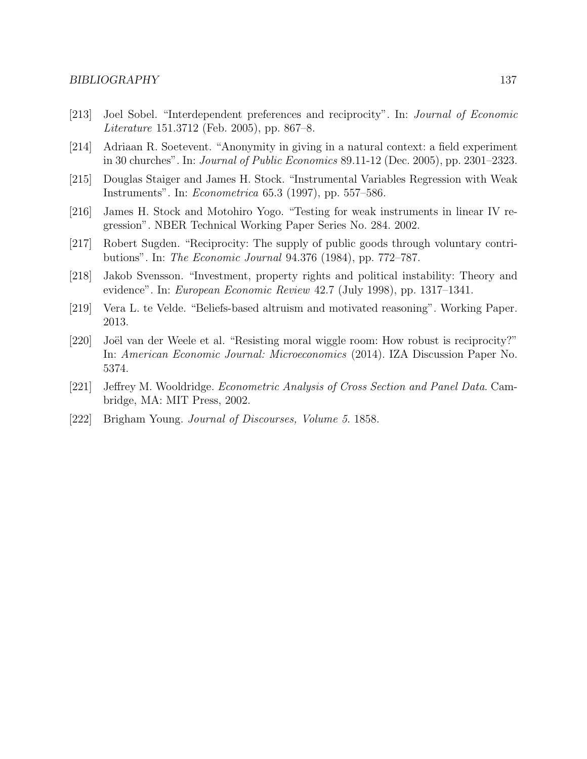[213] Joel Sobel. "Interdependent preferences and reciprocity". In: *Journal of Economic Literature* 151.3712 (Feb. 2005), pp. 867–8.

[214] Adriaan R. Soetevent. "Anonymity in giving in a natural context: a field experiment in 30 churches". In: *Journal of Public Economics* 89.11-12 (Dec. 2005), pp. 2301–2323.

[215] Douglas Staiger and James H. Stock. "Instrumental Variables Regression with Weak Instruments". In: *Econometrica* 65.3 (1997), pp. 557–586.

[216] James H. Stock and Motohiro Yogo. "Testing for weak instruments in linear IV regression". NBER Technical Working Paper Series No. 284. 2002.

[217] Robert Sugden. "Reciprocity: The supply of public goods through voluntary contributions". In: *The Economic Journal* 94.376 (1984), pp. 772–787.

[218] Jakob Svensson. "Investment, property rights and political instability: Theory and evidence". In: *European Economic Review* 42.7 (July 1998), pp. 1317–1341.

[219] Vera L. te Velde. "Beliefs-based altruism and motivated reasoning". Working Paper. 2013.

[220] Joël van der Weele et al. "Resisting moral wiggle room: How robust is reciprocity?" In: *American Economic Journal: Microeconomics* (2014). IZA Discussion Paper No. 5374.

[221] Jeffrey M. Wooldridge. *Econometric Analysis of Cross Section and Panel Data*. Cambridge, MA: MIT Press, 2002.

[222] Brigham Young. *Journal of Discourses, Volume 5*. 1858.